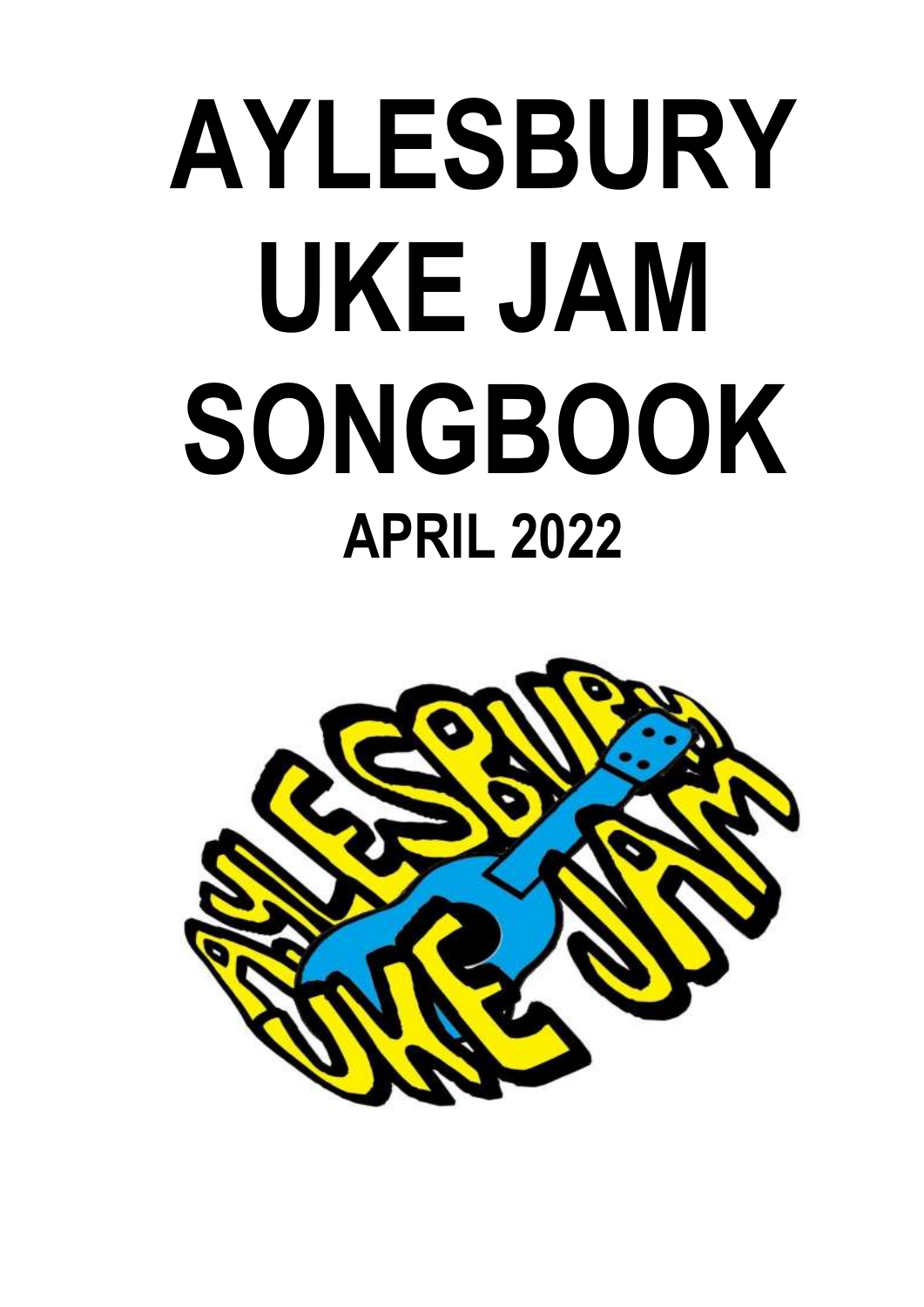# AYLESBURY UKE JAM SONGBOOK

## APRIL 2022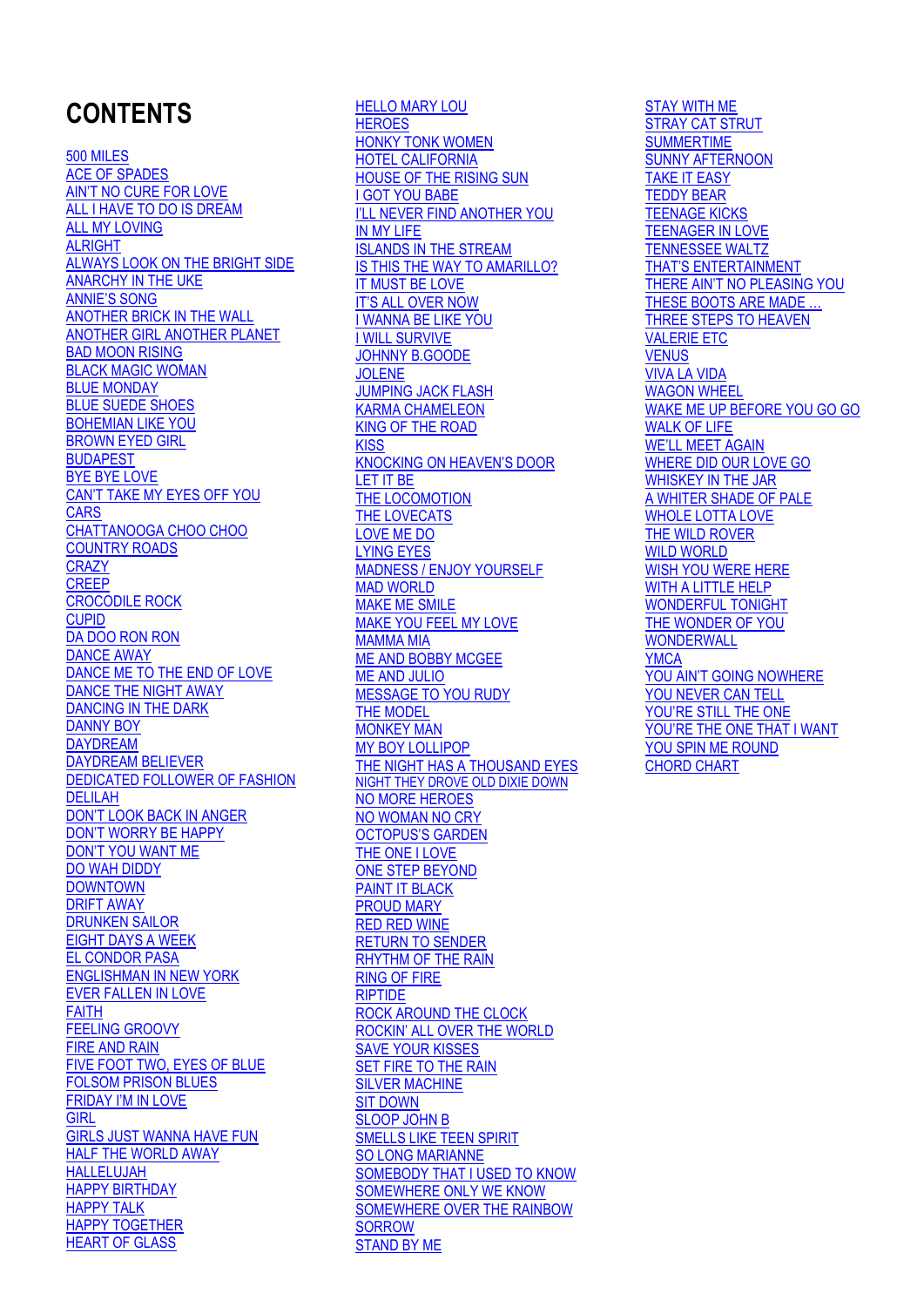# CONTENTS

500 MILES
ACE OF SPADES
AIN'T NO CURE FOR LOVE
ALL I HAVE TO DO IS DREAM
ALL MY LOVING
ALRIGHT
ALWAYS LOOK ON THE BRIGHT SIDE
ANARCHY IN THE UKE
ANNIE'S SONG
ANOTHER BRICK IN THE WALL
ANOTHER GIRL ANOTHER PLANET
BAD MOON RISING
BLACK MAGIC WOMAN
BLUE MONDAY
BLUE SUEDE SHOES
BOHEMIAN LIKE YOU
BROWN EYED GIRL
BUDAPEST
BYE BYE LOVE
CAN'T TAKE MY EYES OFF YOU
CARS
CHATTANOOGA CHOO CHOO
COUNTRY ROADS
CRAZY
CREEP
CROCODILE ROCK
CUPID
DA DOO RON RON
DANCE AWAY
DANCE ME TO THE END OF LOVE
DANCE THE NIGHT AWAY
DANCING IN THE DARK
DANNY BOY
DAYDREAM
DAYDREAM BELIEVER
DEDICATED FOLLOWER OF FASHION
DELILAH
DON'T LOOK BACK IN ANGER
DON'T WORRY BE HAPPY
DON'T YOU WANT ME
DO WAH DIDDY
DOWNTOWN
DRIFT AWAY
DRUNKEN SAILOR
EIGHT DAYS A WEEK
EL CONDOR PASA
ENGLISHMAN IN NEW YORK
EVER FALLEN IN LOVE
FAITH
FEELING GROOVY
FIRE AND RAIN
FIVE FOOT TWO, EYES OF BLUE
FOLSOM PRISON BLUES
FRIDAY I'M IN LOVE
GIRL
GIRLS JUST WANNA HAVE FUN
HALF THE WORLD AWAY
HALLELUJAH
HAPPY BIRTHDAY
HAPPY TALK
HAPPY TOGETHER
HEART OF GLASS
HELLO MARY LOU
HEROES
HONKY TONK WOMEN
HOTEL CALIFORNIA
HOUSE OF THE RISING SUN
I GOT YOU BABE
I'LL NEVER FIND ANOTHER YOU
IN MY LIFE
ISLANDS IN THE STREAM
IS THIS THE WAY TO AMARILLO?
IT MUST BE LOVE
IT'S ALL OVER NOW
I WANNA BE LIKE YOU
I WILL SURVIVE
JOHNNY B.GOODE
JOLENE
JUMPING JACK FLASH
KARMA CHAMELEON
KING OF THE ROAD
KISS
KNOCKING ON HEAVEN'S DOOR
LET IT BE
THE LOCOMOTION
THE LOVECATS
LOVE ME DO
LYING EYES
MADNESS / ENJOY YOURSELF
MAD WORLD
MAKE ME SMILE
MAKE YOU FEEL MY LOVE
MAMMA MIA
ME AND BOBBY MCGEE
ME AND JULIO
MESSAGE TO YOU RUDY
THE MODEL
MONKEY MAN
MY BOY LOLLIPOP
THE NIGHT HAS A THOUSAND EYES
NIGHT THEY DROVE OLD DIXIE DOWN
NO MORE HEROES
NO WOMAN NO CRY
OCTOPUS'S GARDEN
THE ONE I LOVE
ONE STEP BEYOND
PAINT IT BLACK
PROUD MARY
RED RED WINE
RETURN TO SENDER
RHYTHM OF THE RAIN
RING OF FIRE
RIPTIDE
ROCK AROUND THE CLOCK
ROCKIN' ALL OVER THE WORLD
SAVE YOUR KISSES
SET FIRE TO THE RAIN
SILVER MACHINE
SIT DOWN
SLOOP JOHN B
SMELLS LIKE TEEN SPIRIT
SO LONG MARIANNE
SOMEBODY THAT I USED TO KNOW
SOMEWHERE ONLY WE KNOW
SOMEWHERE OVER THE RAINBOW
SORROW
STAND BY ME
STAY WITH ME
STRAY CAT STRUT
SUMMERTIME
SUNNY AFTERNOON
TAKE IT EASY
TEDDY BEAR
TEENAGE KICKS
TEENAGER IN LOVE
TENNESSEE WALTZ
THAT'S ENTERTAINMENT
THERE AIN'T NO PLEASING YOU
THESE BOOTS ARE MADE …
THREE STEPS TO HEAVEN
VALERIE ETC
VENUS
VIVA LA VIDA
WAGON WHEEL
WAKE ME UP BEFORE YOU GO GO
WALK OF LIFE
WE'LL MEET AGAIN
WHERE DID OUR LOVE GO
WHISKEY IN THE JAR
A WHITER SHADE OF PALE
WHOLE LOTTA LOVE
THE WILD ROVER
WILD WORLD
WISH YOU WERE HERE
WITH A LITTLE HELP
WONDERFUL TONIGHT
THE WONDER OF YOU
WONDERWALL
YMCA
YOU AIN'T GOING NOWHERE
YOU NEVER CAN TELL
YOU'RE STILL THE ONE
YOU'RE THE ONE THAT I WANT
YOU SPIN ME ROUND
CHORD CHART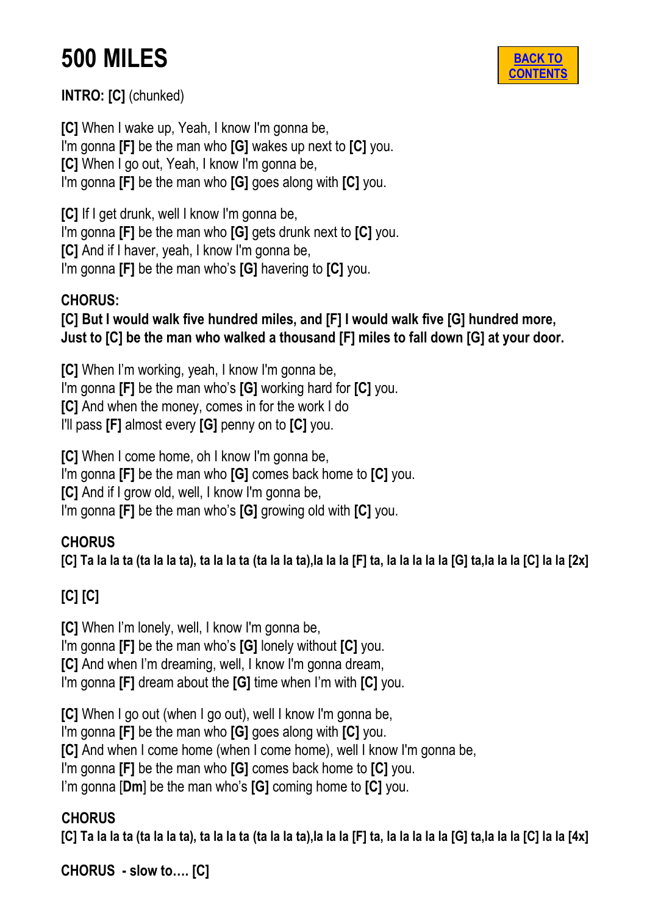# 500 MILES

BACK TO CONTENTS

**INTRO: [C]** (chunked)

**[C]** When I wake up, Yeah, I know I'm gonna be,
I'm gonna **[F]** be the man who **[G]** wakes up next to **[C]** you.
**[C]** When I go out, Yeah, I know I'm gonna be,
I'm gonna **[F]** be the man who **[G]** goes along with **[C]** you.

**[C]** If I get drunk, well I know I'm gonna be,
I'm gonna **[F]** be the man who **[G]** gets drunk next to **[C]** you.
**[C]** And if I haver, yeah, I know I'm gonna be,
I'm gonna **[F]** be the man who's **[G]** havering to **[C]** you.

**CHORUS:**
**[C] But I would walk five hundred miles, and [F] I would walk five [G] hundred more,**
**Just to [C] be the man who walked a thousand [F] miles to fall down [G] at your door.**

**[C]** When I'm working, yeah, I know I'm gonna be,
I'm gonna **[F]** be the man who's **[G]** working hard for **[C]** you.
**[C]** And when the money, comes in for the work I do
I'll pass **[F]** almost every **[G]** penny on to **[C]** you.

**[C]** When I come home, oh I know I'm gonna be,
I'm gonna **[F]** be the man who **[G]** comes back home to **[C]** you.
**[C]** And if I grow old, well, I know I'm gonna be,
I'm gonna **[F]** be the man who's **[G]** growing old with **[C]** you.

**CHORUS**
**[C] Ta la la ta (ta la la ta), ta la la ta (ta la la ta),la la la [F] ta, la la la la la [G] ta,la la la [C] la la [2x]**

**[C] [C]**

**[C]** When I'm lonely, well, I know I'm gonna be,
I'm gonna **[F]** be the man who's **[G]** lonely without **[C]** you.
**[C]** And when I'm dreaming, well, I know I'm gonna dream,
I'm gonna **[F]** dream about the **[G]** time when I'm with **[C]** you.

**[C]** When I go out (when I go out), well I know I'm gonna be,
I'm gonna **[F]** be the man who **[G]** goes along with **[C]** you.
**[C]** And when I come home (when I come home), well I know I'm gonna be,
I'm gonna **[F]** be the man who **[G]** comes back home to **[C]** you.
I'm gonna [**Dm**] be the man who's **[G]** coming home to **[C]** you.

**CHORUS**
**[C] Ta la la ta (ta la la ta), ta la la ta (ta la la ta),la la la [F] ta, la la la la la [G] ta,la la la [C] la la [4x]**

**CHORUS - slow to…. [C]**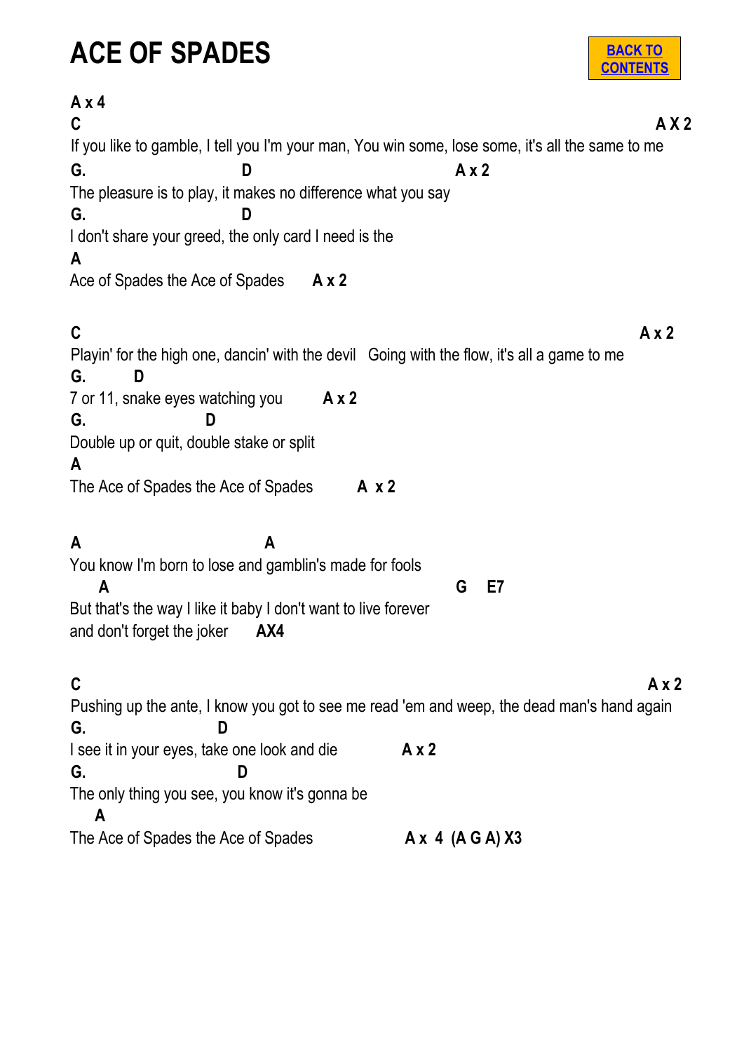# ACE OF SPADES

BACK TO CONTENTS

**A x 4**

**C** **A X 2**
If you like to gamble, I tell you I'm your man, You win some, lose some, it's all the same to me

**G.** **D** **A x 2**
The pleasure is to play, it makes no difference what you say

**G.** **D**
I don't share your greed, the only card I need is the

**A**
Ace of Spades the Ace of Spades **A x 2**

**C** **A x 2**
Playin' for the high one, dancin' with the devil Going with the flow, it's all a game to me

**G.** **D**
7 or 11, snake eyes watching you **A x 2**

**G.** **D**
Double up or quit, double stake or split

**A**
The Ace of Spades the Ace of Spades **A x 2**

**A** **A**
You know I'm born to lose and gamblin's made for fools

**A** **G** **E7**
But that's the way I like it baby I don't want to live forever
and don't forget the joker **AX4**

**C** **A x 2**
Pushing up the ante, I know you got to see me read 'em and weep, the dead man's hand again

**G.** **D**
I see it in your eyes, take one look and die **A x 2**

**G.** **D**
The only thing you see, you know it's gonna be

**A**
The Ace of Spades the Ace of Spades **A x 4 (A G A) X3**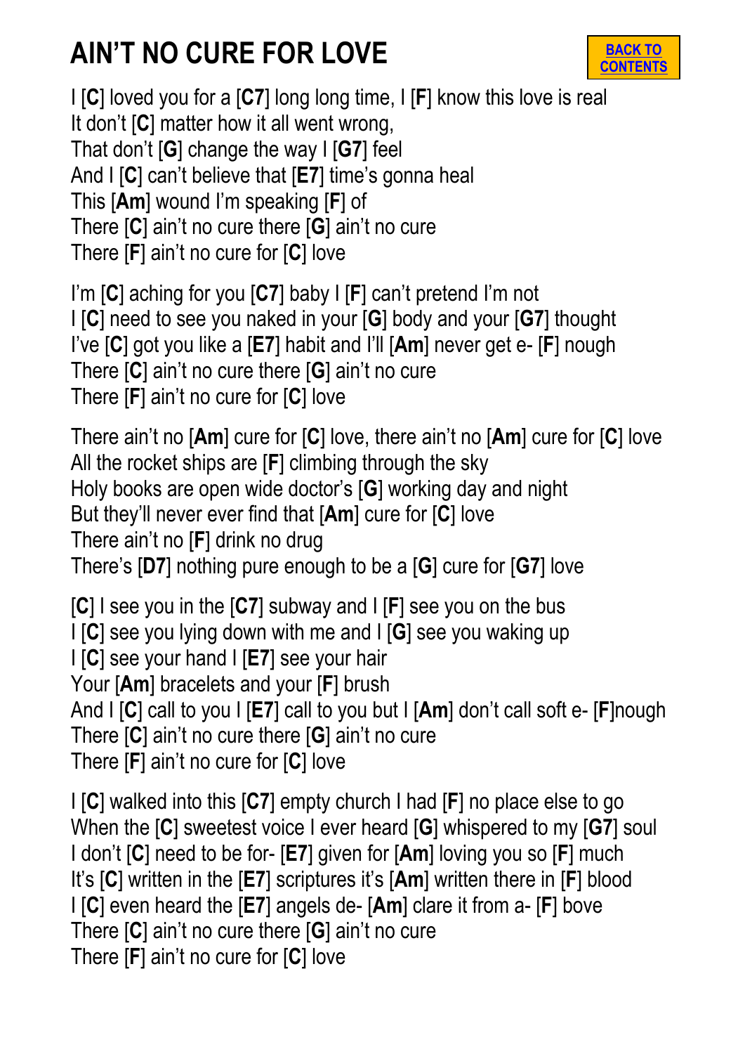# AIN'T NO CURE FOR LOVE

BACK TO CONTENTS

I [**C**] loved you for a [**C7**] long long time, I [**F**] know this love is real
It don't [**C**] matter how it all went wrong,
That don't [**G**] change the way I [**G7**] feel
And I [**C**] can't believe that [**E7**] time's gonna heal
This [**Am**] wound I'm speaking [**F**] of
There [**C**] ain't no cure there [**G**] ain't no cure
There [**F**] ain't no cure for [**C**] love

I'm [**C**] aching for you [**C7**] baby I [**F**] can't pretend I'm not
I [**C**] need to see you naked in your [**G**] body and your [**G7**] thought
I've [**C**] got you like a [**E7**] habit and I'll [**Am**] never get e- [**F**] nough
There [**C**] ain't no cure there [**G**] ain't no cure
There [**F**] ain't no cure for [**C**] love

There ain't no [**Am**] cure for [**C**] love, there ain't no [**Am**] cure for [**C**] love
All the rocket ships are [**F**] climbing through the sky
Holy books are open wide doctor's [**G**] working day and night
But they'll never ever find that [**Am**] cure for [**C**] love
There ain't no [**F**] drink no drug
There's [**D7**] nothing pure enough to be a [**G**] cure for [**G7**] love

[**C**] I see you in the [**C7**] subway and I [**F**] see you on the bus
I [**C**] see you lying down with me and I [**G**] see you waking up
I [**C**] see your hand I [**E7**] see your hair
Your [**Am**] bracelets and your [**F**] brush
And I [**C**] call to you I [**E7**] call to you but I [**Am**] don't call soft e- [**F**]nough
There [**C**] ain't no cure there [**G**] ain't no cure
There [**F**] ain't no cure for [**C**] love

I [**C**] walked into this [**C7**] empty church I had [**F**] no place else to go
When the [**C**] sweetest voice I ever heard [**G**] whispered to my [**G7**] soul
I don't [**C**] need to be for- [**E7**] given for [**Am**] loving you so [**F**] much
It's [**C**] written in the [**E7**] scriptures it's [**Am**] written there in [**F**] blood
I [**C**] even heard the [**E7**] angels de- [**Am**] clare it from a- [**F**] bove
There [**C**] ain't no cure there [**G**] ain't no cure
There [**F**] ain't no cure for [**C**] love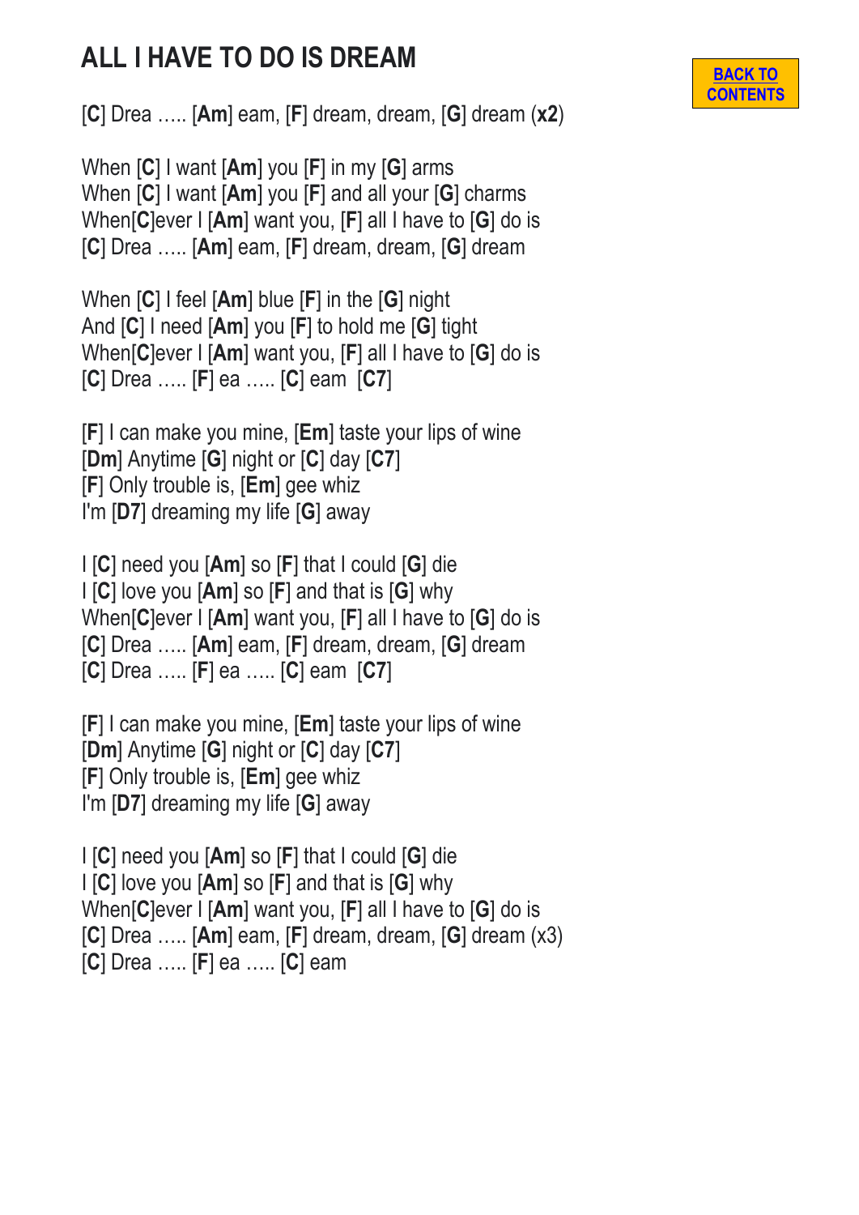# ALL I HAVE TO DO IS DREAM

BACK TO CONTENTS

[**C**] Drea ….. [**Am**] eam, [**F**] dream, dream, [**G**] dream (**x2**)

When [**C**] I want [**Am**] you [**F**] in my [**G**] arms
When [**C**] I want [**Am**] you [**F**] and all your [**G**] charms
When[**C**]ever I [**Am**] want you, [**F**] all I have to [**G**] do is
[**C**] Drea ….. [**Am**] eam, [**F**] dream, dream, [**G**] dream

When [**C**] I feel [**Am**] blue [**F**] in the [**G**] night
And [**C**] I need [**Am**] you [**F**] to hold me [**G**] tight
When[**C**]ever I [**Am**] want you, [**F**] all I have to [**G**] do is
[**C**] Drea ….. [**F**] ea ….. [**C**] eam [**C7**]

[**F**] I can make you mine, [**Em**] taste your lips of wine
[**Dm**] Anytime [**G**] night or [**C**] day [**C7**]
[**F**] Only trouble is, [**Em**] gee whiz
I'm [**D7**] dreaming my life [**G**] away

I [**C**] need you [**Am**] so [**F**] that I could [**G**] die
I [**C**] love you [**Am**] so [**F**] and that is [**G**] why
When[**C**]ever I [**Am**] want you, [**F**] all I have to [**G**] do is
[**C**] Drea ….. [**Am**] eam, [**F**] dream, dream, [**G**] dream
[**C**] Drea ….. [**F**] ea ….. [**C**] eam [**C7**]

[**F**] I can make you mine, [**Em**] taste your lips of wine
[**Dm**] Anytime [**G**] night or [**C**] day [**C7**]
[**F**] Only trouble is, [**Em**] gee whiz
I'm [**D7**] dreaming my life [**G**] away

I [**C**] need you [**Am**] so [**F**] that I could [**G**] die
I [**C**] love you [**Am**] so [**F**] and that is [**G**] why
When[**C**]ever I [**Am**] want you, [**F**] all I have to [**G**] do is
[**C**] Drea ….. [**Am**] eam, [**F**] dream, dream, [**G**] dream (x3)
[**C**] Drea ….. [**F**] ea ….. [**C**] eam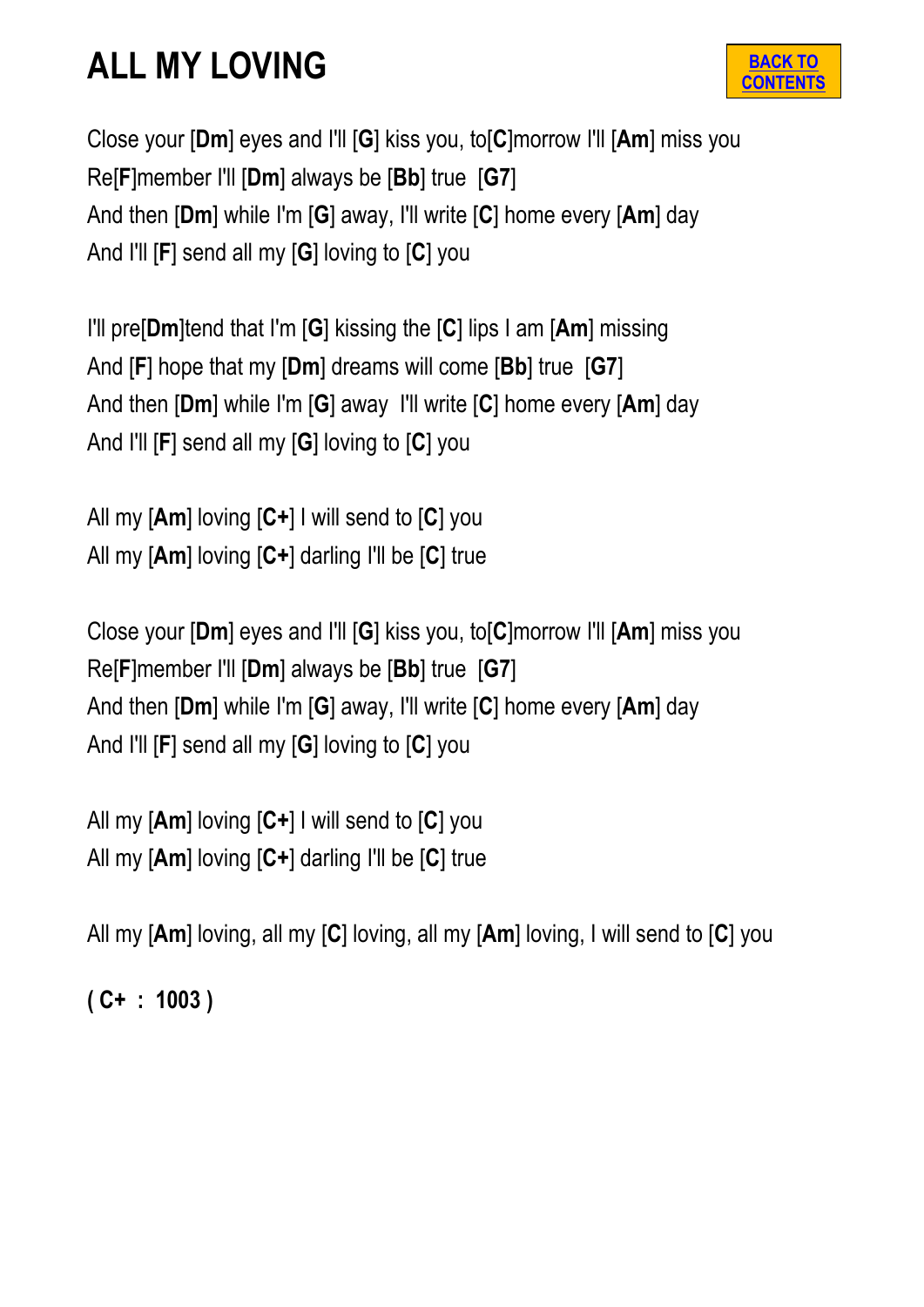# ALL MY LOVING

BACK TO CONTENTS

Close your [**Dm**] eyes and I'll [**G**] kiss you, to[**C**]morrow I'll [**Am**] miss you
Re[**F**]member I'll [**Dm**] always be [**Bb**] true [**G7**]
And then [**Dm**] while I'm [**G**] away, I'll write [**C**] home every [**Am**] day
And I'll [**F**] send all my [**G**] loving to [**C**] you

I'll pre[**Dm**]tend that I'm [**G**] kissing the [**C**] lips I am [**Am**] missing
And [**F**] hope that my [**Dm**] dreams will come [**Bb**] true [**G7**]
And then [**Dm**] while I'm [**G**] away I'll write [**C**] home every [**Am**] day
And I'll [**F**] send all my [**G**] loving to [**C**] you

All my [**Am**] loving [**C+**] I will send to [**C**] you
All my [**Am**] loving [**C+**] darling I'll be [**C**] true

Close your [**Dm**] eyes and I'll [**G**] kiss you, to[**C**]morrow I'll [**Am**] miss you
Re[**F**]member I'll [**Dm**] always be [**Bb**] true [**G7**]
And then [**Dm**] while I'm [**G**] away, I'll write [**C**] home every [**Am**] day
And I'll [**F**] send all my [**G**] loving to [**C**] you

All my [**Am**] loving [**C+**] I will send to [**C**] you
All my [**Am**] loving [**C+**] darling I'll be [**C**] true

All my [**Am**] loving, all my [**C**] loving, all my [**Am**] loving, I will send to [**C**] you

**( C+ : 1003 )**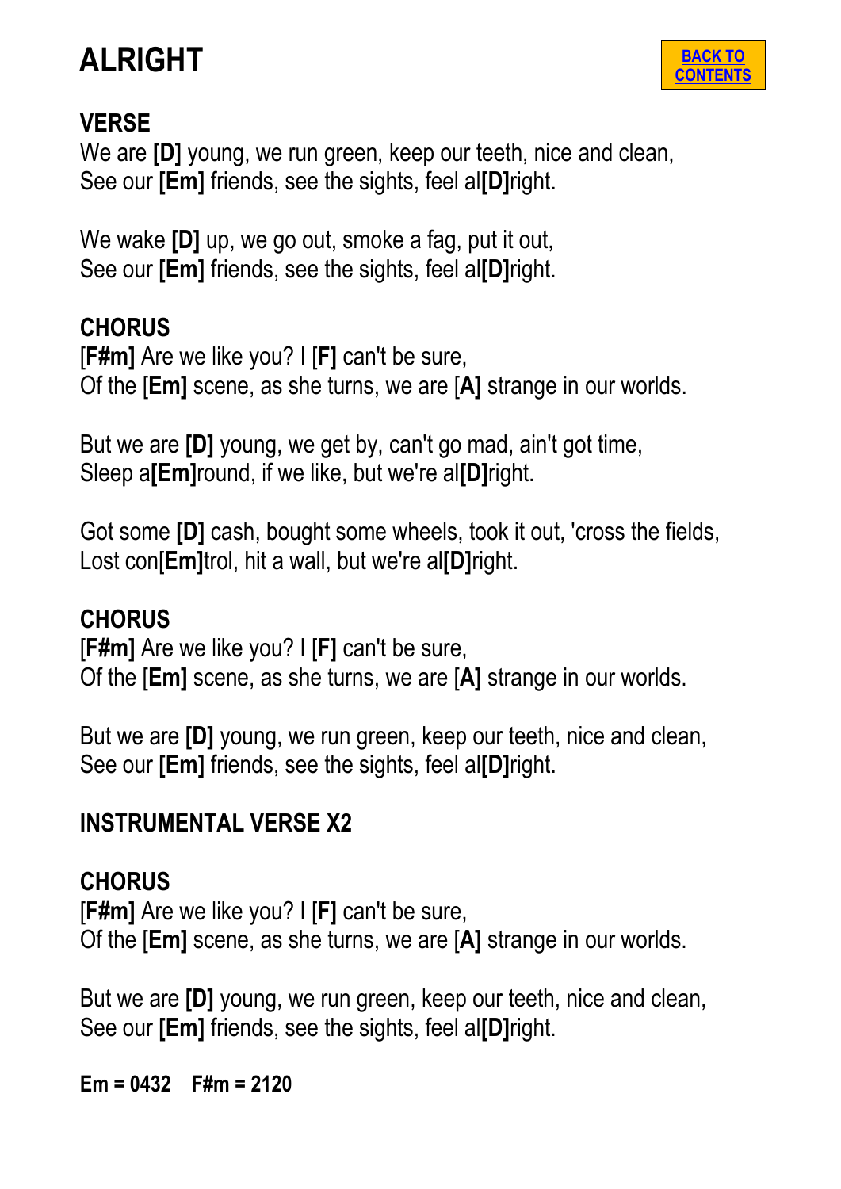# ALRIGHT

BACK TO CONTENTS

## VERSE

We are **[D]** young, we run green, keep our teeth, nice and clean,
See our **[Em]** friends, see the sights, feel al**[D]**right.

We wake **[D]** up, we go out, smoke a fag, put it out,
See our **[Em]** friends, see the sights, feel al**[D]**right.

## CHORUS

[**F#m]** Are we like you? I [**F]** can't be sure,
Of the [**Em]** scene, as she turns, we are [**A]** strange in our worlds.

But we are **[D]** young, we get by, can't go mad, ain't got time,
Sleep a**[Em]**round, if we like, but we're al**[D]**right.

Got some **[D]** cash, bought some wheels, took it out, 'cross the fields,
Lost con[**Em]**trol, hit a wall, but we're al**[D]**right.

## CHORUS

[**F#m]** Are we like you? I [**F]** can't be sure,
Of the [**Em]** scene, as she turns, we are [**A]** strange in our worlds.

But we are **[D]** young, we run green, keep our teeth, nice and clean,
See our **[Em]** friends, see the sights, feel al**[D]**right.

## INSTRUMENTAL VERSE X2

## CHORUS

[**F#m]** Are we like you? I [**F]** can't be sure,
Of the [**Em]** scene, as she turns, we are [**A]** strange in our worlds.

But we are **[D]** young, we run green, keep our teeth, nice and clean,
See our **[Em]** friends, see the sights, feel al**[D]**right.

**Em = 0432 F#m = 2120**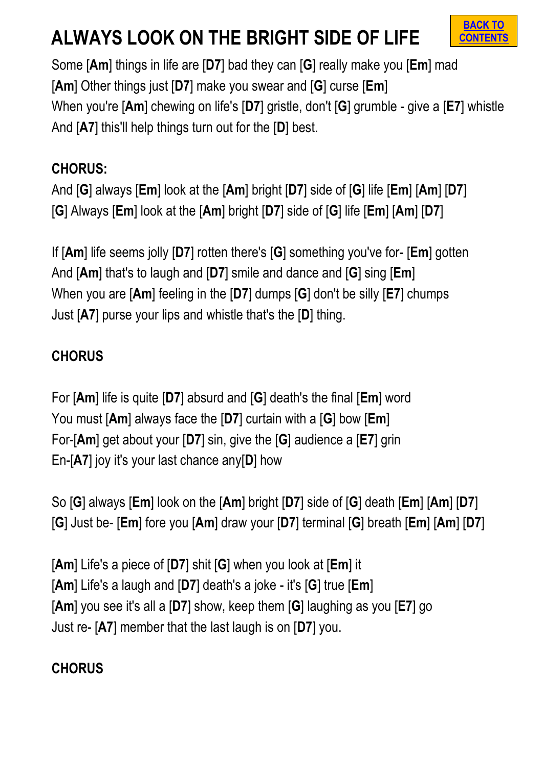# ALWAYS LOOK ON THE BRIGHT SIDE OF LIFE

BACK TO CONTENTS

Some [**Am**] things in life are [**D7**] bad they can [**G**] really make you [**Em**] mad
[**Am**] Other things just [**D7**] make you swear and [**G**] curse [**Em**]
When you're [**Am**] chewing on life's [**D7**] gristle, don't [**G**] grumble - give a [**E7**] whistle
And [**A7**] this'll help things turn out for the [**D**] best.

**CHORUS:**
And [**G**] always [**Em**] look at the [**Am**] bright [**D7**] side of [**G**] life [**Em**] [**Am**] [**D7**]
[**G**] Always [**Em**] look at the [**Am**] bright [**D7**] side of [**G**] life [**Em**] [**Am**] [**D7**]

If [**Am**] life seems jolly [**D7**] rotten there's [**G**] something you've for- [**Em**] gotten
And [**Am**] that's to laugh and [**D7**] smile and dance and [**G**] sing [**Em**]
When you are [**Am**] feeling in the [**D7**] dumps [**G**] don't be silly [**E7**] chumps
Just [**A7**] purse your lips and whistle that's the [**D**] thing.

**CHORUS**

For [**Am**] life is quite [**D7**] absurd and [**G**] death's the final [**Em**] word
You must [**Am**] always face the [**D7**] curtain with a [**G**] bow [**Em**]
For-[**Am**] get about your [**D7**] sin, give the [**G**] audience a [**E7**] grin
En-[**A7**] joy it's your last chance any[**D**] how

So [**G**] always [**Em**] look on the [**Am**] bright [**D7**] side of [**G**] death [**Em**] [**Am**] [**D7**]
[**G**] Just be- [**Em**] fore you [**Am**] draw your [**D7**] terminal [**G**] breath [**Em**] [**Am**] [**D7**]

[**Am**] Life's a piece of [**D7**] shit [**G**] when you look at [**Em**] it
[**Am**] Life's a laugh and [**D7**] death's a joke - it's [**G**] true [**Em**]
[**Am**] you see it's all a [**D7**] show, keep them [**G**] laughing as you [**E7**] go
Just re- [**A7**] member that the last laugh is on [**D7**] you.

**CHORUS**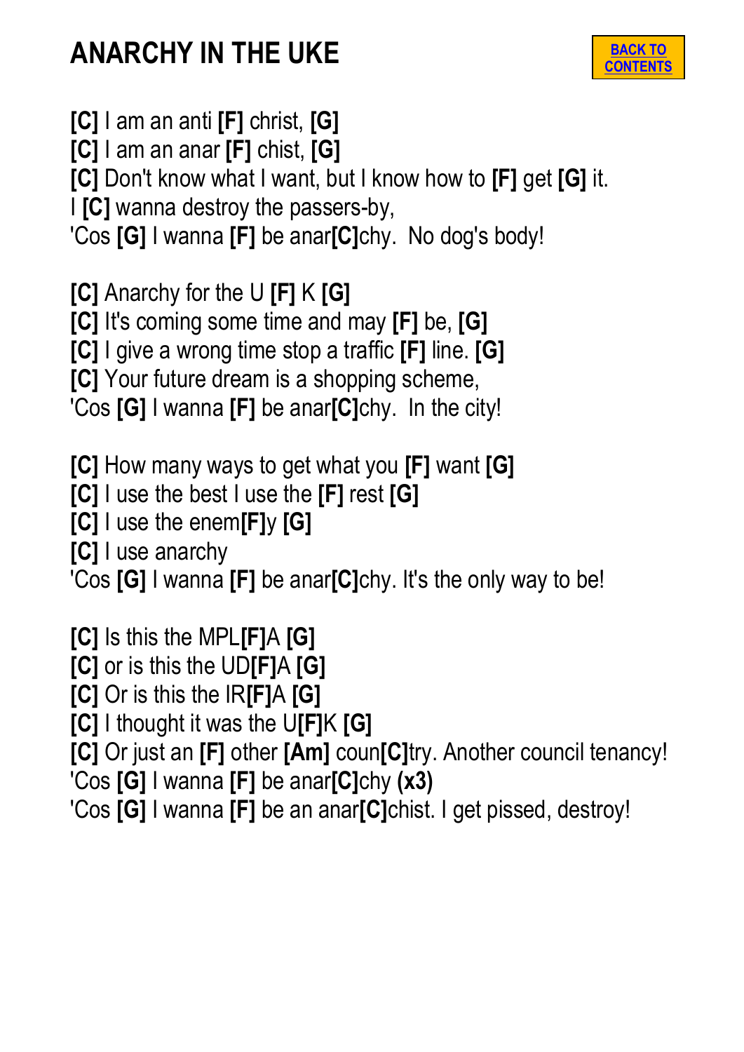# ANARCHY IN THE UKE

BACK TO CONTENTS

**[C]** I am an anti **[F]** christ, **[G]**
**[C]** I am an anar **[F]** chist, **[G]**
**[C]** Don't know what I want, but I know how to **[F]** get **[G]** it.
I **[C]** wanna destroy the passers-by,
'Cos **[G]** I wanna **[F]** be anar**[C]**chy. No dog's body!

**[C]** Anarchy for the U **[F]** K **[G]**
**[C]** It's coming some time and may **[F]** be, **[G]**
**[C]** I give a wrong time stop a traffic **[F]** line. **[G]**
**[C]** Your future dream is a shopping scheme,
'Cos **[G]** I wanna **[F]** be anar**[C]**chy. In the city!

**[C]** How many ways to get what you **[F]** want **[G]**
**[C]** I use the best I use the **[F]** rest **[G]**
**[C]** I use the enem**[F]**y **[G]**
**[C]** I use anarchy
'Cos **[G]** I wanna **[F]** be anar**[C]**chy. It's the only way to be!

**[C]** Is this the MPL**[F]**A **[G]**
**[C]** or is this the UD**[F]**A **[G]**
**[C]** Or is this the IR**[F]**A **[G]**
**[C]** I thought it was the U**[F]**K **[G]**
**[C]** Or just an **[F]** other **[Am]** coun**[C]**try. Another council tenancy!
'Cos **[G]** I wanna **[F]** be anar**[C]**chy **(x3)**
'Cos **[G]** I wanna **[F]** be an anar**[C]**chist. I get pissed, destroy!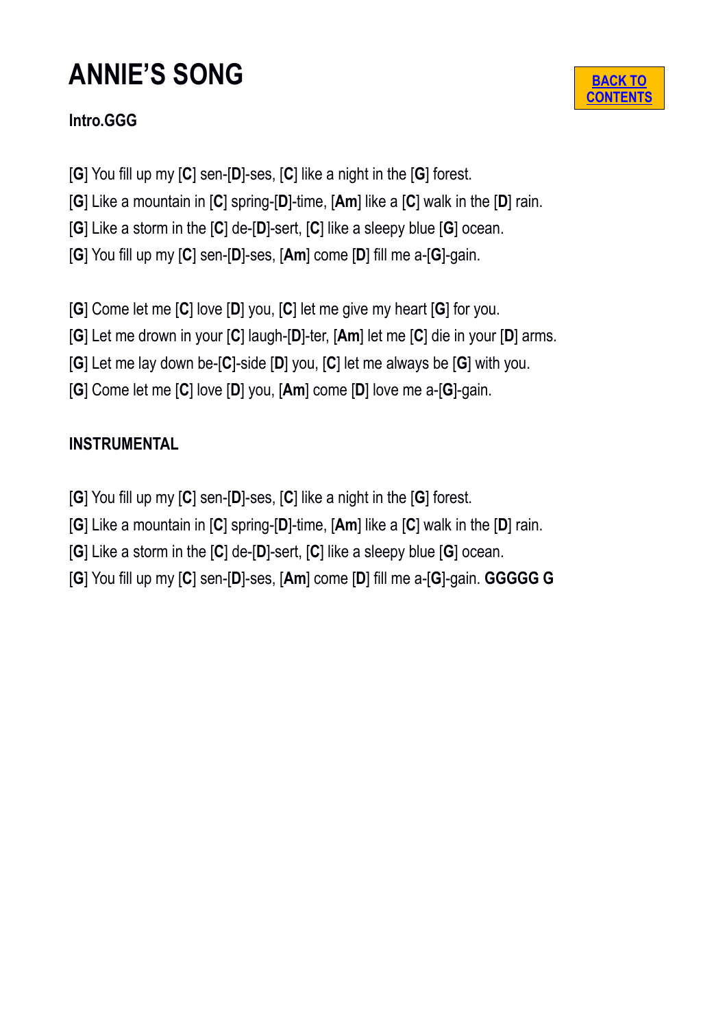# ANNIE'S SONG

[BACK TO CONTENTS]

**Intro.GGG**

[**G**] You fill up my [**C**] sen-[**D**]-ses, [**C**] like a night in the [**G**] forest.
[**G**] Like a mountain in [**C**] spring-[**D**]-time, [**Am**] like a [**C**] walk in the [**D**] rain.
[**G**] Like a storm in the [**C**] de-[**D**]-sert, [**C**] like a sleepy blue [**G**] ocean.
[**G**] You fill up my [**C**] sen-[**D**]-ses, [**Am**] come [**D**] fill me a-[**G**]-gain.

[**G**] Come let me [**C**] love [**D**] you, [**C**] let me give my heart [**G**] for you.
[**G**] Let me drown in your [**C**] laugh-[**D**]-ter, [**Am**] let me [**C**] die in your [**D**] arms.
[**G**] Let me lay down be-[**C**]-side [**D**] you, [**C**] let me always be [**G**] with you.
[**G**] Come let me [**C**] love [**D**] you, [**Am**] come [**D**] love me a-[**G**]-gain.

**INSTRUMENTAL**

[**G**] You fill up my [**C**] sen-[**D**]-ses, [**C**] like a night in the [**G**] forest.
[**G**] Like a mountain in [**C**] spring-[**D**]-time, [**Am**] like a [**C**] walk in the [**D**] rain.
[**G**] Like a storm in the [**C**] de-[**D**]-sert, [**C**] like a sleepy blue [**G**] ocean.
[**G**] You fill up my [**C**] sen-[**D**]-ses, [**Am**] come [**D**] fill me a-[**G**]-gain. **GGGGG G**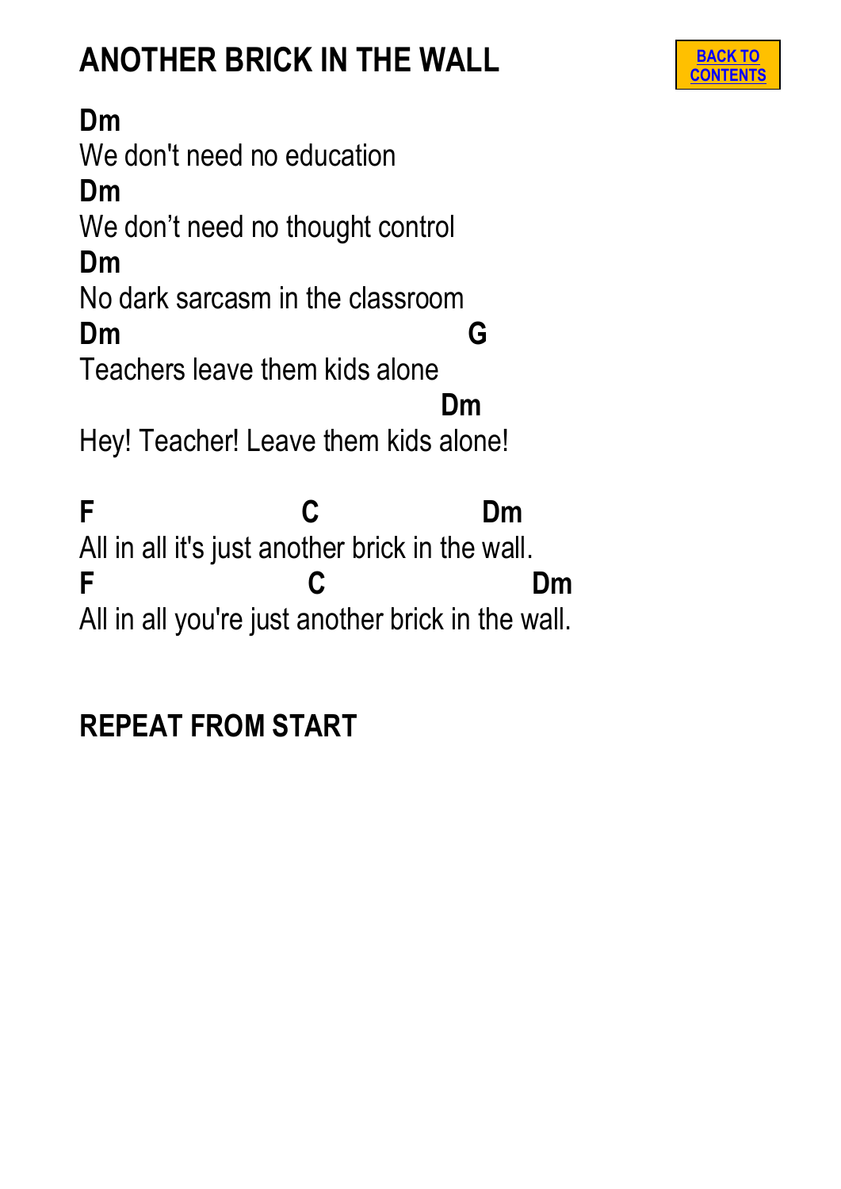# ANOTHER BRICK IN THE WALL

[BACK TO CONTENTS]

```
Dm
We don't need no education
Dm
We don't need no thought control
Dm
No dark sarcasm in the classroom
Dm                                   G
Teachers leave them kids alone
                                  Dm
Hey! Teacher! Leave them kids alone!

F                    C                Dm
All in all it's just another brick in the wall.
F                    C                    Dm
All in all you're just another brick in the wall.
```

**REPEAT FROM START**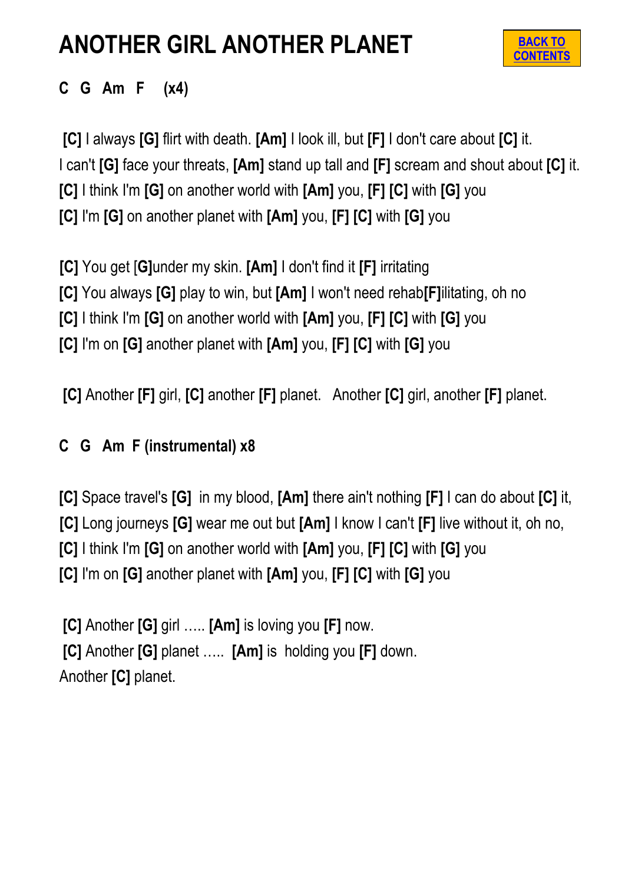# ANOTHER GIRL ANOTHER PLANET

BACK TO CONTENTS

**C G Am F (x4)**

**[C]** I always **[G]** flirt with death. **[Am]** I look ill, but **[F]** I don't care about **[C]** it.
I can't **[G]** face your threats, **[Am]** stand up tall and **[F]** scream and shout about **[C]** it.
**[C]** I think I'm **[G]** on another world with **[Am]** you, **[F]** **[C]** with **[G]** you
**[C]** I'm **[G]** on another planet with **[Am]** you, **[F]** **[C]** with **[G]** you

**[C]** You get [**G]**under my skin. **[Am]** I don't find it **[F]** irritating
**[C]** You always **[G]** play to win, but **[Am]** I won't need rehab**[F]**ilitating, oh no
**[C]** I think I'm **[G]** on another world with **[Am]** you, **[F]** **[C]** with **[G]** you
**[C]** I'm on **[G]** another planet with **[Am]** you, **[F]** **[C]** with **[G]** you

**[C]** Another **[F]** girl, **[C]** another **[F]** planet. Another **[C]** girl, another **[F]** planet.

**C G Am F (instrumental) x8**

**[C]** Space travel's **[G]** in my blood, **[Am]** there ain't nothing **[F]** I can do about **[C]** it,
**[C]** Long journeys **[G]** wear me out but **[Am]** I know I can't **[F]** live without it, oh no,
**[C]** I think I'm **[G]** on another world with **[Am]** you, **[F]** **[C]** with **[G]** you
**[C]** I'm on **[G]** another planet with **[Am]** you, **[F]** **[C]** with **[G]** you

**[C]** Another **[G]** girl ….. **[Am]** is loving you **[F]** now.
**[C]** Another **[G]** planet ….. **[Am]** is holding you **[F]** down.
Another **[C]** planet.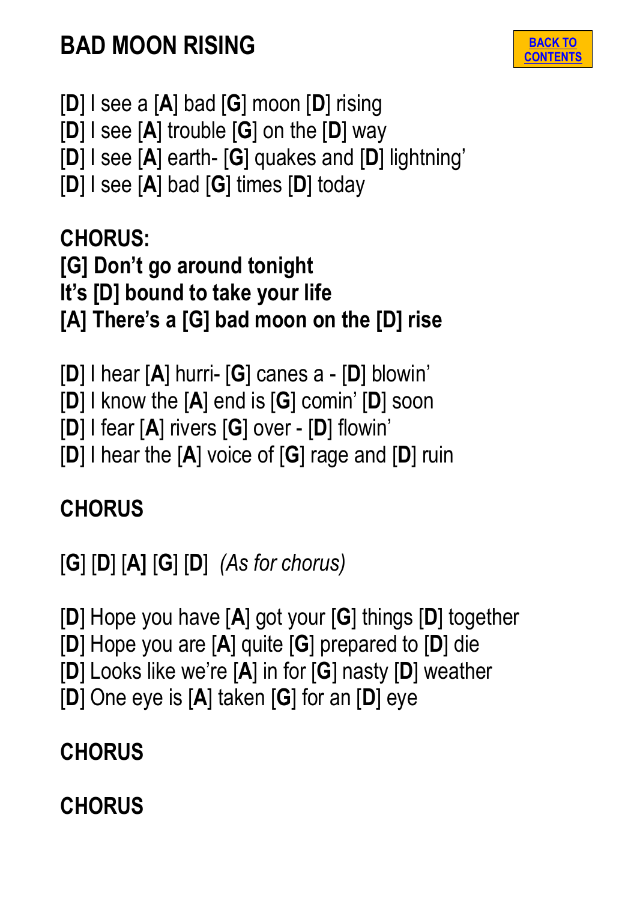# BAD MOON RISING

BACK TO CONTENTS

[**D**] I see a [**A**] bad [**G**] moon [**D**] rising
[**D**] I see [**A**] trouble [**G**] on the [**D**] way
[**D**] I see [**A**] earth- [**G**] quakes and [**D**] lightning'
[**D**] I see [**A**] bad [**G**] times [**D**] today

**CHORUS:**
**[G] Don't go around tonight**
**It's [D] bound to take your life**
**[A] There's a [G] bad moon on the [D] rise**

[**D**] I hear [**A**] hurri- [**G**] canes a - [**D**] blowin'
[**D**] I know the [**A**] end is [**G**] comin' [**D**] soon
[**D**] I fear [**A**] rivers [**G**] over - [**D**] flowin'
[**D**] I hear the [**A**] voice of [**G**] rage and [**D**] ruin

**CHORUS**

[**G**] [**D**] [**A**] [**G**] [**D**] *(As for chorus)*

[**D**] Hope you have [**A**] got your [**G**] things [**D**] together
[**D**] Hope you are [**A**] quite [**G**] prepared to [**D**] die
[**D**] Looks like we're [**A**] in for [**G**] nasty [**D**] weather
[**D**] One eye is [**A**] taken [**G**] for an [**D**] eye

**CHORUS**

**CHORUS**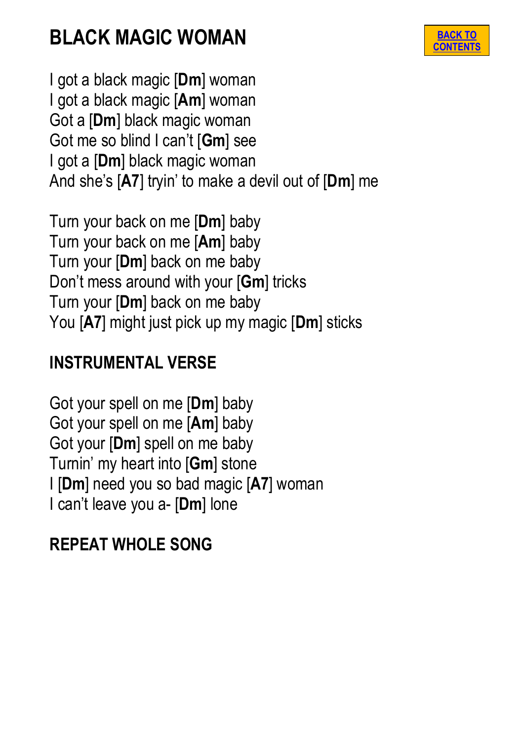# BLACK MAGIC WOMAN

BACK TO CONTENTS

I got a black magic [**Dm**] woman
I got a black magic [**Am**] woman
Got a [**Dm**] black magic woman
Got me so blind I can't [**Gm**] see
I got a [**Dm**] black magic woman
And she's [**A7**] tryin' to make a devil out of [**Dm**] me

Turn your back on me [**Dm**] baby
Turn your back on me [**Am**] baby
Turn your [**Dm**] back on me baby
Don't mess around with your [**Gm**] tricks
Turn your [**Dm**] back on me baby
You [**A7**] might just pick up my magic [**Dm**] sticks

## INSTRUMENTAL VERSE

Got your spell on me [**Dm**] baby
Got your spell on me [**Am**] baby
Got your [**Dm**] spell on me baby
Turnin' my heart into [**Gm**] stone
I [**Dm**] need you so bad magic [**A7**] woman
I can't leave you a- [**Dm**] lone

## REPEAT WHOLE SONG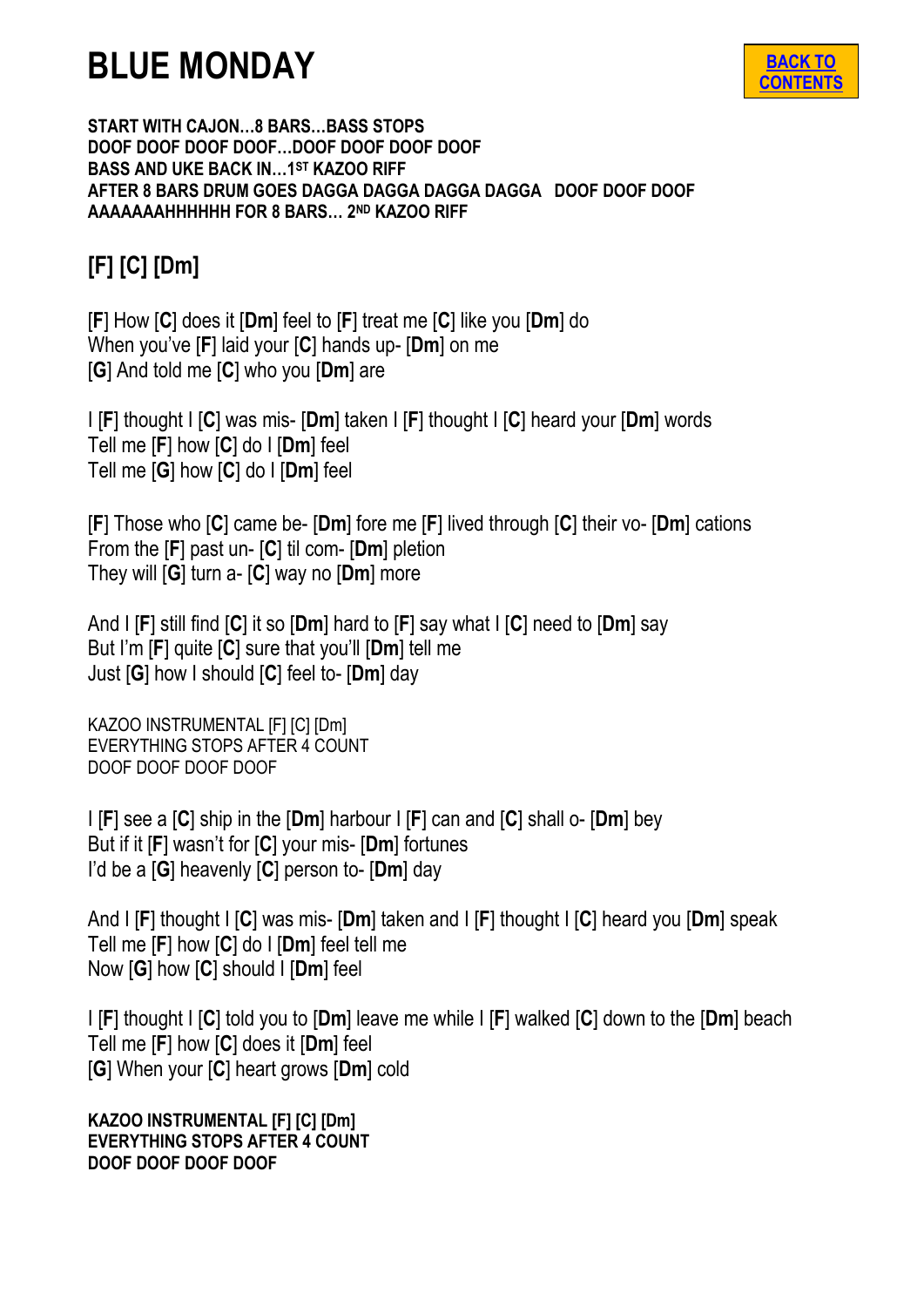# BLUE MONDAY

BACK TO CONTENTS

**START WITH CAJON…8 BARS…BASS STOPS**
**DOOF DOOF DOOF DOOF…DOOF DOOF DOOF DOOF**
**BASS AND UKE BACK IN…1ST KAZOO RIFF**
**AFTER 8 BARS DRUM GOES DAGGA DAGGA DAGGA DAGGA DOOF DOOF DOOF**
**AAAAAAAHHHHHH FOR 8 BARS… 2ND KAZOO RIFF**

## [F] [C] [Dm]

[**F**] How [**C**] does it [**Dm**] feel to [**F**] treat me [**C**] like you [**Dm**] do
When you've [**F**] laid your [**C**] hands up- [**Dm**] on me
[**G**] And told me [**C**] who you [**Dm**] are

I [**F**] thought I [**C**] was mis- [**Dm**] taken I [**F**] thought I [**C**] heard your [**Dm**] words
Tell me [**F**] how [**C**] do I [**Dm**] feel
Tell me [**G**] how [**C**] do I [**Dm**] feel

[**F**] Those who [**C**] came be- [**Dm**] fore me [**F**] lived through [**C**] their vo- [**Dm**] cations
From the [**F**] past un- [**C**] til com- [**Dm**] pletion
They will [**G**] turn a- [**C**] way no [**Dm**] more

And I [**F**] still find [**C**] it so [**Dm**] hard to [**F**] say what I [**C**] need to [**Dm**] say
But I'm [**F**] quite [**C**] sure that you'll [**Dm**] tell me
Just [**G**] how I should [**C**] feel to- [**Dm**] day

KAZOO INSTRUMENTAL [F] [C] [Dm]
EVERYTHING STOPS AFTER 4 COUNT
DOOF DOOF DOOF DOOF

I [**F**] see a [**C**] ship in the [**Dm**] harbour I [**F**] can and [**C**] shall o- [**Dm**] bey
But if it [**F**] wasn't for [**C**] your mis- [**Dm**] fortunes
I'd be a [**G**] heavenly [**C**] person to- [**Dm**] day

And I [**F**] thought I [**C**] was mis- [**Dm**] taken and I [**F**] thought I [**C**] heard you [**Dm**] speak
Tell me [**F**] how [**C**] do I [**Dm**] feel tell me
Now [**G**] how [**C**] should I [**Dm**] feel

I [**F**] thought I [**C**] told you to [**Dm**] leave me while I [**F**] walked [**C**] down to the [**Dm**] beach
Tell me [**F**] how [**C**] does it [**Dm**] feel
[**G**] When your [**C**] heart grows [**Dm**] cold

**KAZOO INSTRUMENTAL [F] [C] [Dm]**
**EVERYTHING STOPS AFTER 4 COUNT**
**DOOF DOOF DOOF DOOF**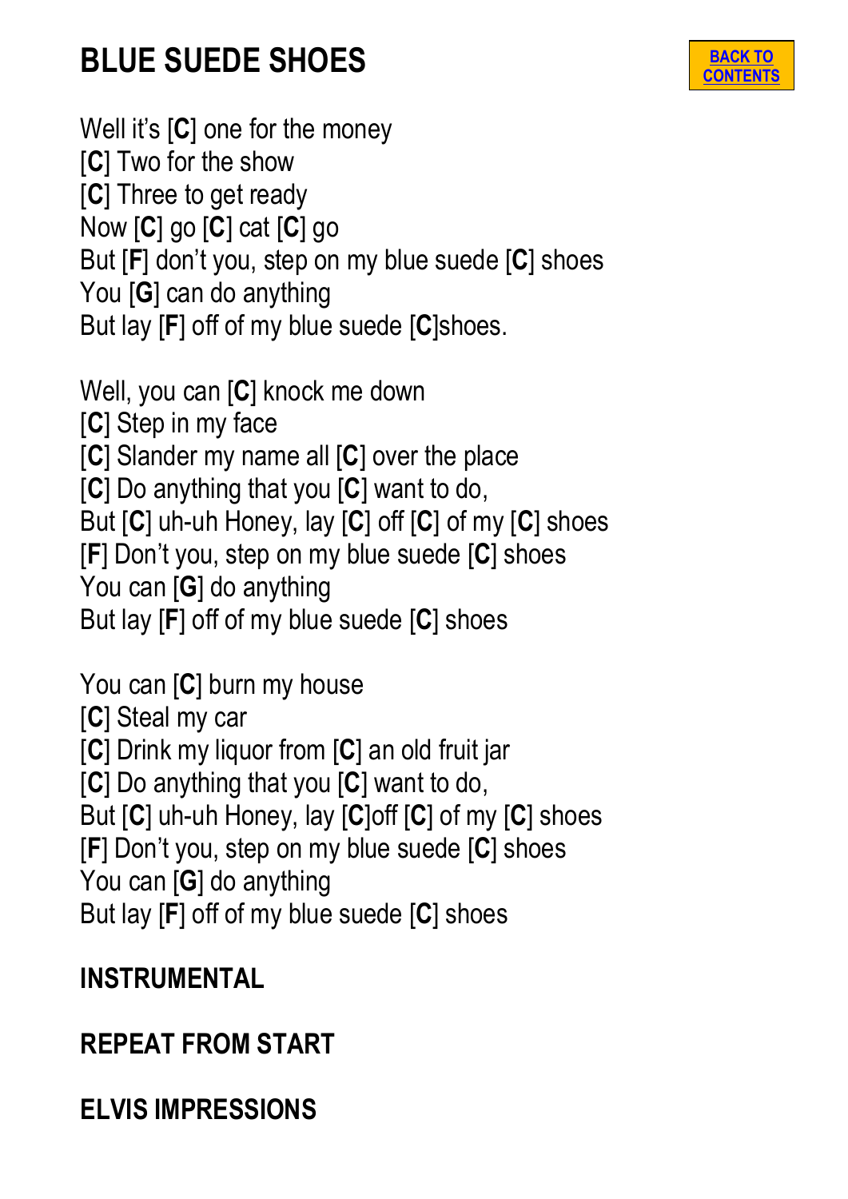# BLUE SUEDE SHOES

BACK TO CONTENTS

Well it's [**C**] one for the money
[**C**] Two for the show
[**C**] Three to get ready
Now [**C**] go [**C**] cat [**C**] go
But [**F**] don't you, step on my blue suede [**C**] shoes
You [**G**] can do anything
But lay [**F**] off of my blue suede [**C**]shoes.

Well, you can [**C**] knock me down
[**C**] Step in my face
[**C**] Slander my name all [**C**] over the place
[**C**] Do anything that you [**C**] want to do,
But [**C**] uh-uh Honey, lay [**C**] off [**C**] of my [**C**] shoes
[**F**] Don't you, step on my blue suede [**C**] shoes
You can [**G**] do anything
But lay [**F**] off of my blue suede [**C**] shoes

You can [**C**] burn my house
[**C**] Steal my car
[**C**] Drink my liquor from [**C**] an old fruit jar
[**C**] Do anything that you [**C**] want to do,
But [**C**] uh-uh Honey, lay [**C**]off [**C**] of my [**C**] shoes
[**F**] Don't you, step on my blue suede [**C**] shoes
You can [**G**] do anything
But lay [**F**] off of my blue suede [**C**] shoes

**INSTRUMENTAL**

**REPEAT FROM START**

**ELVIS IMPRESSIONS**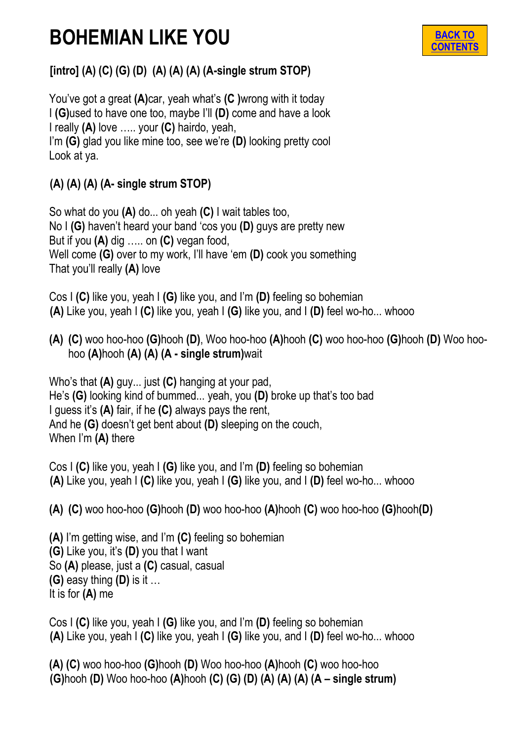# BOHEMIAN LIKE YOU

BACK TO CONTENTS

**[intro] (A) (C) (G) (D)  (A) (A) (A) (A-single strum STOP)**

You've got a great **(A)**car, yeah what's **(C )**wrong with it today
I **(G)**used to have one too, maybe I'll **(D)** come and have a look
I really **(A)** love ….. your **(C)** hairdo, yeah,
I'm **(G)** glad you like mine too, see we're **(D)** looking pretty cool
Look at ya.

**(A) (A) (A) (A- single strum STOP)**

So what do you **(A)** do... oh yeah **(C)** I wait tables too,
No I **(G)** haven't heard your band 'cos you **(D)** guys are pretty new
But if you **(A)** dig ….. on **(C)** vegan food,
Well come **(G)** over to my work, I'll have 'em **(D)** cook you something
That you'll really **(A)** love

Cos I **(C)** like you, yeah I **(G)** like you, and I'm **(D)** feeling so bohemian
**(A)** Like you, yeah I **(C)** like you, yeah I **(G)** like you, and I **(D)** feel wo-ho... whooo

**(A)  (C)** woo hoo-hoo **(G)**hooh **(D)**, Woo hoo-hoo **(A)**hooh **(C)** woo hoo-hoo **(G)**hooh **(D)** Woo hoo-hoo **(A)**hooh **(A) (A) (A - single strum)**wait

Who's that **(A)** guy... just **(C)** hanging at your pad,
He's **(G)** looking kind of bummed... yeah, you **(D)** broke up that's too bad
I guess it's **(A)** fair, if he **(C)** always pays the rent,
And he **(G)** doesn't get bent about **(D)** sleeping on the couch,
When I'm **(A)** there

Cos I **(C)** like you, yeah I **(G)** like you, and I'm **(D)** feeling so bohemian
**(A)** Like you, yeah I **(C)** like you, yeah I **(G)** like you, and I **(D)** feel wo-ho... whooo

**(A)  (C)** woo hoo-hoo **(G)**hooh **(D)** woo hoo-hoo **(A)**hooh **(C)** woo hoo-hoo **(G)**hooh**(D)**

**(A)** I'm getting wise, and I'm **(C)** feeling so bohemian
**(G)** Like you, it's **(D)** you that I want
So **(A)** please, just a **(C)** casual, casual
**(G)** easy thing **(D)** is it …
It is for **(A)** me

Cos I **(C)** like you, yeah I **(G)** like you, and I'm **(D)** feeling so bohemian
**(A)** Like you, yeah I **(C)** like you, yeah I **(G)** like you, and I **(D)** feel wo-ho... whooo

**(A) (C)** woo hoo-hoo **(G)**hooh **(D)** Woo hoo-hoo **(A)**hooh **(C)** woo hoo-hoo
**(G)**hooh **(D)** Woo hoo-hoo **(A)**hooh **(C) (G) (D) (A) (A) (A) (A – single strum)**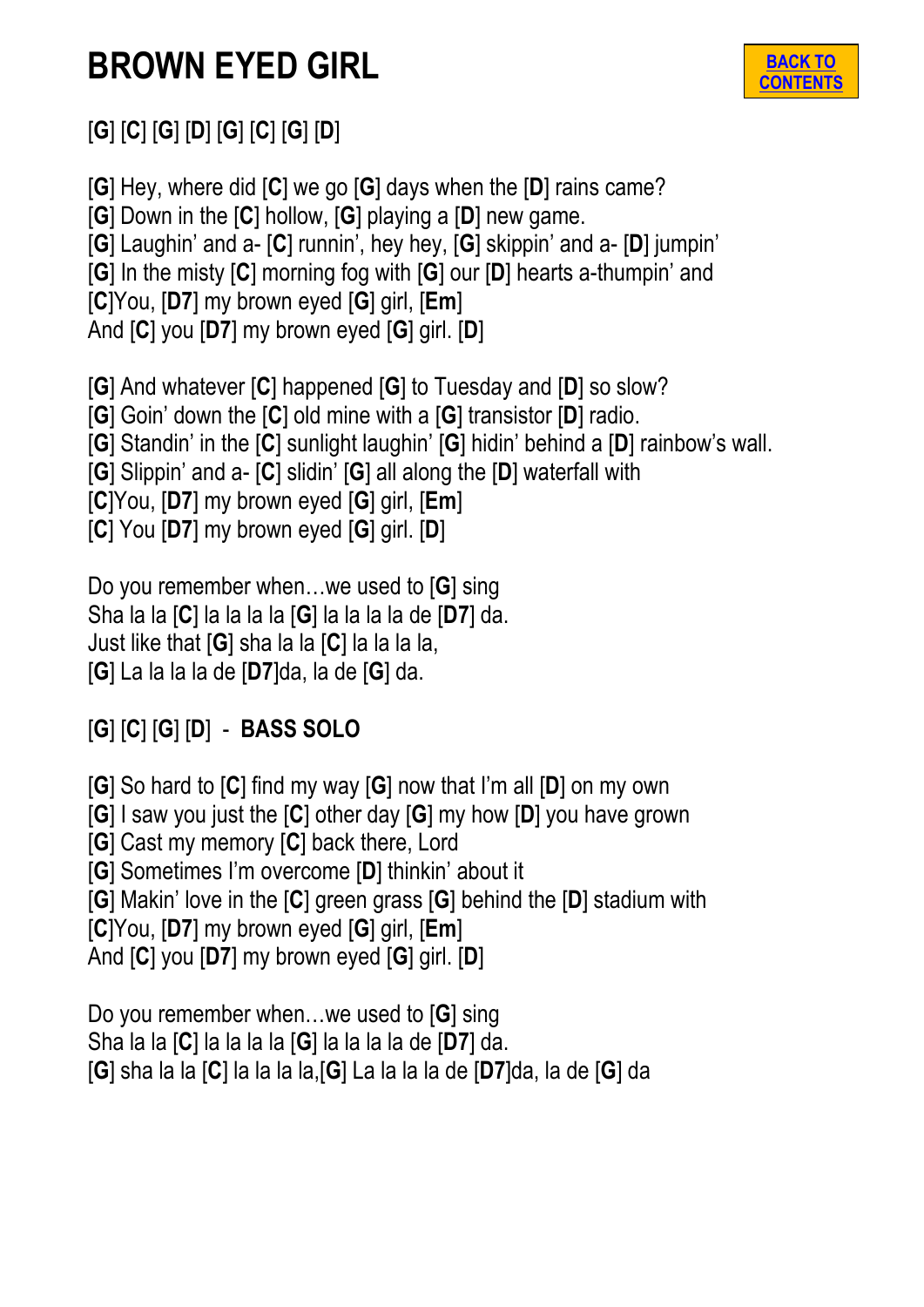# BROWN EYED GIRL

BACK TO CONTENTS

[**G**] [**C**] [**G**] [**D**] [**G**] [**C**] [**G**] [**D**]

[**G**] Hey, where did [**C**] we go [**G**] days when the [**D**] rains came?
[**G**] Down in the [**C**] hollow, [**G**] playing a [**D**] new game.
[**G**] Laughin' and a- [**C**] runnin', hey hey, [**G**] skippin' and a- [**D**] jumpin'
[**G**] In the misty [**C**] morning fog with [**G**] our [**D**] hearts a-thumpin' and
[**C**]You, [**D7**] my brown eyed [**G**] girl, [**Em**]
And [**C**] you [**D7**] my brown eyed [**G**] girl. [**D**]

[**G**] And whatever [**C**] happened [**G**] to Tuesday and [**D**] so slow?
[**G**] Goin' down the [**C**] old mine with a [**G**] transistor [**D**] radio.
[**G**] Standin' in the [**C**] sunlight laughin' [**G**] hidin' behind a [**D**] rainbow's wall.
[**G**] Slippin' and a- [**C**] slidin' [**G**] all along the [**D**] waterfall with
[**C**]You, [**D7**] my brown eyed [**G**] girl, [**Em**]
[**C**] You [**D7**] my brown eyed [**G**] girl. [**D**]

Do you remember when…we used to [**G**] sing
Sha la la [**C**] la la la la [**G**] la la la la de [**D7**] da.
Just like that [**G**] sha la la [**C**] la la la la,
[**G**] La la la la de [**D7**]da, la de [**G**] da.

[**G**] [**C**] [**G**] [**D**] - **BASS SOLO**

[**G**] So hard to [**C**] find my way [**G**] now that I'm all [**D**] on my own
[**G**] I saw you just the [**C**] other day [**G**] my how [**D**] you have grown
[**G**] Cast my memory [**C**] back there, Lord
[**G**] Sometimes I'm overcome [**D**] thinkin' about it
[**G**] Makin' love in the [**C**] green grass [**G**] behind the [**D**] stadium with
[**C**]You, [**D7**] my brown eyed [**G**] girl, [**Em**]
And [**C**] you [**D7**] my brown eyed [**G**] girl. [**D**]

Do you remember when…we used to [**G**] sing
Sha la la [**C**] la la la la [**G**] la la la la de [**D7**] da.
[**G**] sha la la [**C**] la la la la,[**G**] La la la la de [**D7**]da, la de [**G**] da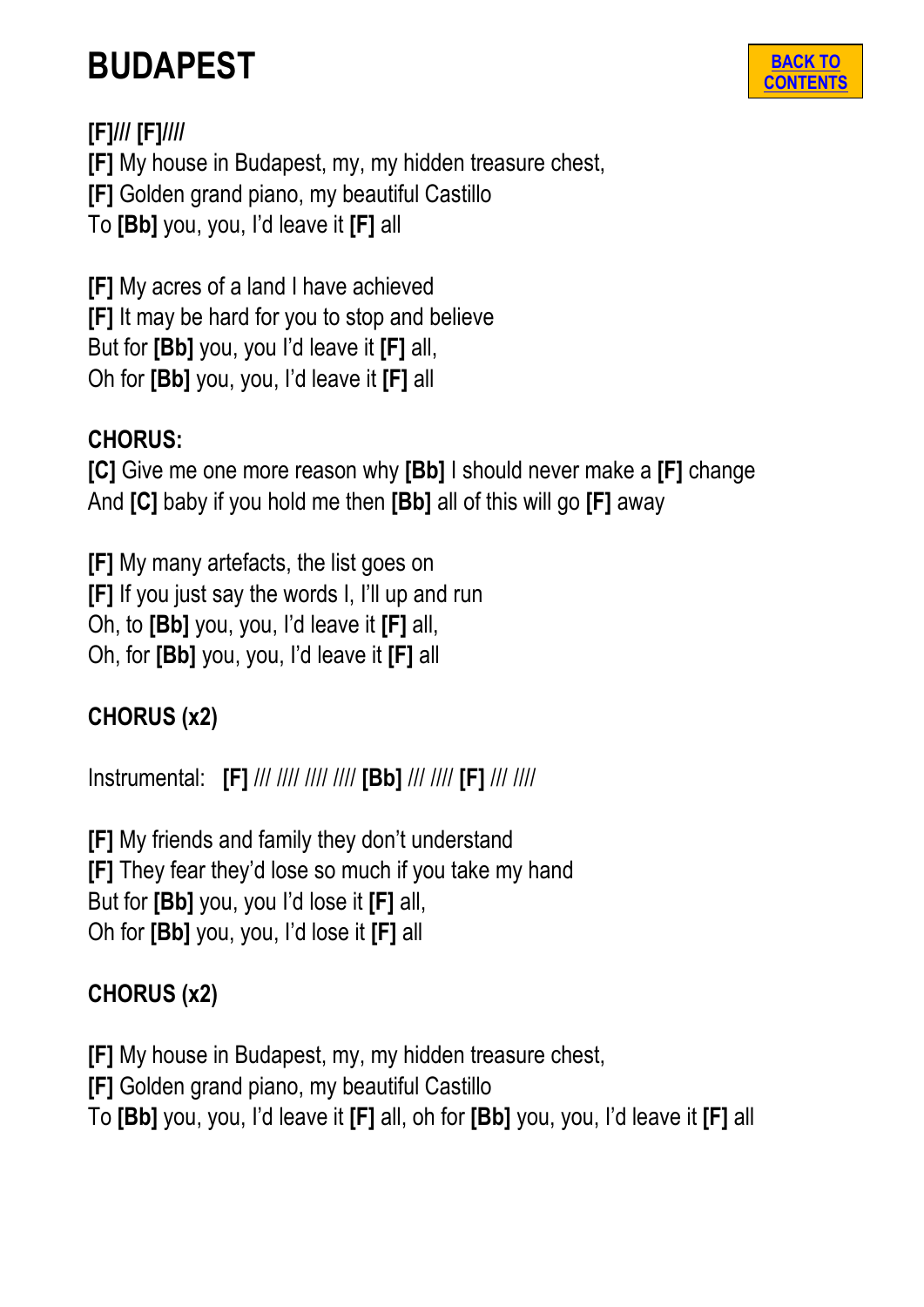# BUDAPEST

BACK TO CONTENTS

**[F]**/// **[F]**////
**[F]** My house in Budapest, my, my hidden treasure chest,
**[F]** Golden grand piano, my beautiful Castillo
To **[Bb]** you, you, I'd leave it **[F]** all

**[F]** My acres of a land I have achieved
**[F]** It may be hard for you to stop and believe
But for **[Bb]** you, you I'd leave it **[F]** all,
Oh for **[Bb]** you, you, I'd leave it **[F]** all

**CHORUS:**
**[C]** Give me one more reason why **[Bb]** I should never make a **[F]** change
And **[C]** baby if you hold me then **[Bb]** all of this will go **[F]** away

**[F]** My many artefacts, the list goes on
**[F]** If you just say the words I, I'll up and run
Oh, to **[Bb]** you, you, I'd leave it **[F]** all,
Oh, for **[Bb]** you, you, I'd leave it **[F]** all

**CHORUS (x2)**

Instrumental: **[F]** /// //// //// //// **[Bb]** /// //// **[F]** /// ////

**[F]** My friends and family they don't understand
**[F]** They fear they'd lose so much if you take my hand
But for **[Bb]** you, you I'd lose it **[F]** all,
Oh for **[Bb]** you, you, I'd lose it **[F]** all

**CHORUS (x2)**

**[F]** My house in Budapest, my, my hidden treasure chest,
**[F]** Golden grand piano, my beautiful Castillo
To **[Bb]** you, you, I'd leave it **[F]** all, oh for **[Bb]** you, you, I'd leave it **[F]** all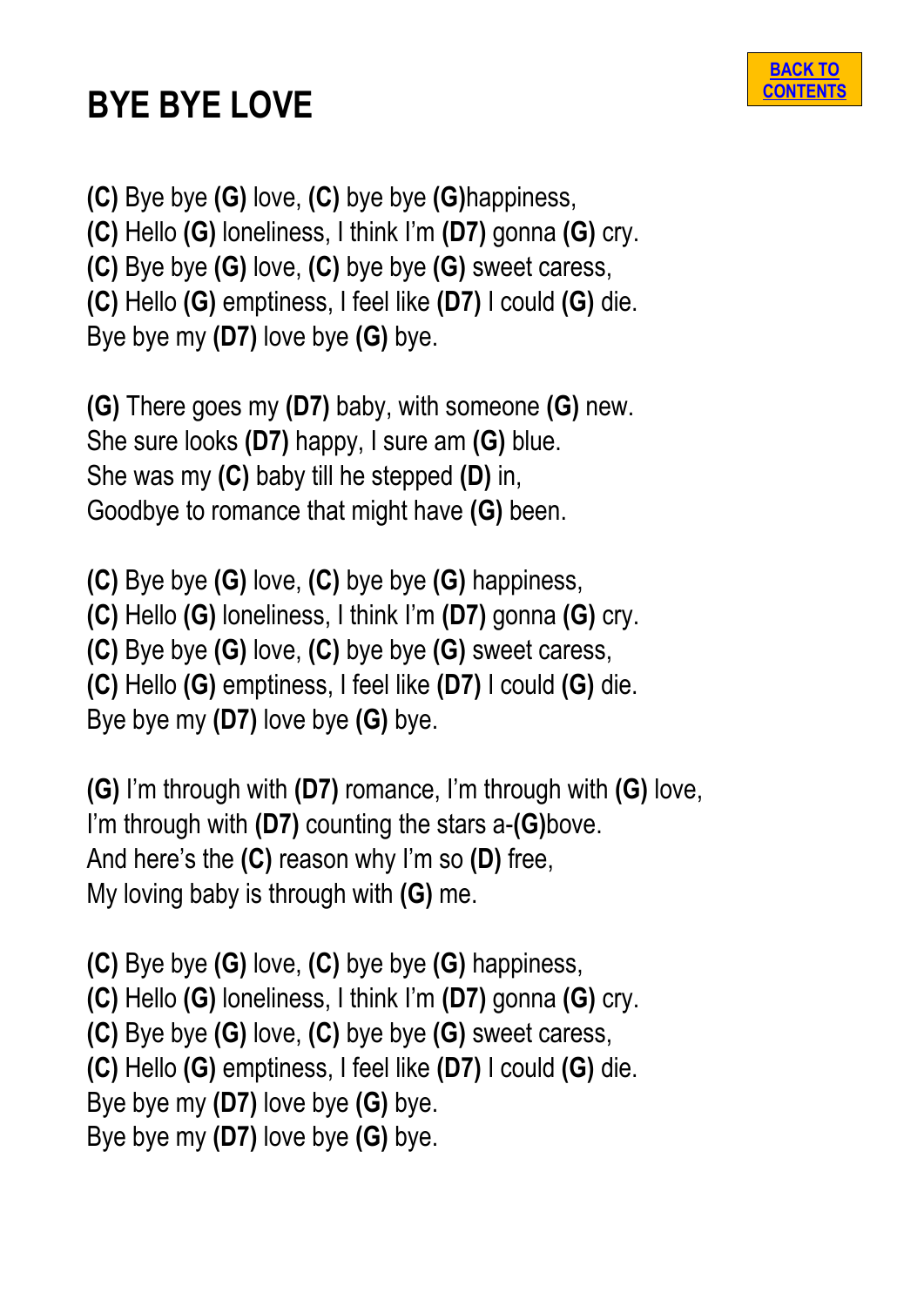# BYE BYE LOVE

[BACK TO CONTENTS]

**(C)** Bye bye **(G)** love, **(C)** bye bye **(G)**happiness,
**(C)** Hello **(G)** loneliness, I think I'm **(D7)** gonna **(G)** cry.
**(C)** Bye bye **(G)** love, **(C)** bye bye **(G)** sweet caress,
**(C)** Hello **(G)** emptiness, I feel like **(D7)** I could **(G)** die.
Bye bye my **(D7)** love bye **(G)** bye.

**(G)** There goes my **(D7)** baby, with someone **(G)** new.
She sure looks **(D7)** happy, I sure am **(G)** blue.
She was my **(C)** baby till he stepped **(D)** in,
Goodbye to romance that might have **(G)** been.

**(C)** Bye bye **(G)** love, **(C)** bye bye **(G)** happiness,
**(C)** Hello **(G)** loneliness, I think I'm **(D7)** gonna **(G)** cry.
**(C)** Bye bye **(G)** love, **(C)** bye bye **(G)** sweet caress,
**(C)** Hello **(G)** emptiness, I feel like **(D7)** I could **(G)** die.
Bye bye my **(D7)** love bye **(G)** bye.

**(G)** I'm through with **(D7)** romance, I'm through with **(G)** love,
I'm through with **(D7)** counting the stars a-**(G)**bove.
And here's the **(C)** reason why I'm so **(D)** free,
My loving baby is through with **(G)** me.

**(C)** Bye bye **(G)** love, **(C)** bye bye **(G)** happiness,
**(C)** Hello **(G)** loneliness, I think I'm **(D7)** gonna **(G)** cry.
**(C)** Bye bye **(G)** love, **(C)** bye bye **(G)** sweet caress,
**(C)** Hello **(G)** emptiness, I feel like **(D7)** I could **(G)** die.
Bye bye my **(D7)** love bye **(G)** bye.
Bye bye my **(D7)** love bye **(G)** bye.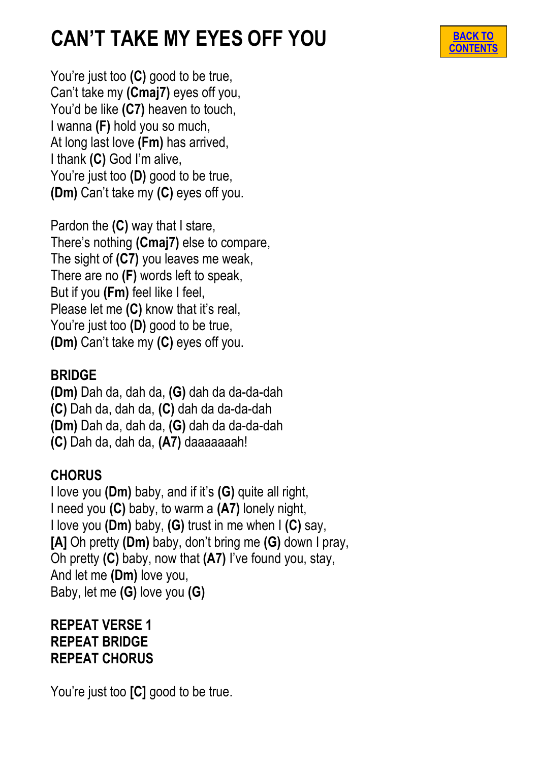# CAN'T TAKE MY EYES OFF YOU

[BACK TO CONTENTS]

You're just too **(C)** good to be true,
Can't take my **(Cmaj7)** eyes off you,
You'd be like **(C7)** heaven to touch,
I wanna **(F)** hold you so much,
At long last love **(Fm)** has arrived,
I thank **(C)** God I'm alive,
You're just too **(D)** good to be true,
**(Dm)** Can't take my **(C)** eyes off you.

Pardon the **(C)** way that I stare,
There's nothing **(Cmaj7)** else to compare,
The sight of **(C7)** you leaves me weak,
There are no **(F)** words left to speak,
But if you **(Fm)** feel like I feel,
Please let me **(C)** know that it's real,
You're just too **(D)** good to be true,
**(Dm)** Can't take my **(C)** eyes off you.

**BRIDGE**
**(Dm)** Dah da, dah da, **(G)** dah da da-da-dah
**(C)** Dah da, dah da, **(C)** dah da da-da-dah
**(Dm)** Dah da, dah da, **(G)** dah da da-da-dah
**(C)** Dah da, dah da, **(A7)** daaaaaaah!

**CHORUS**
I love you **(Dm)** baby, and if it's **(G)** quite all right,
I need you **(C)** baby, to warm a **(A7)** lonely night,
I love you **(Dm)** baby, **(G)** trust in me when I **(C)** say,
**[A]** Oh pretty **(Dm)** baby, don't bring me **(G)** down I pray,
Oh pretty **(C)** baby, now that **(A7)** I've found you, stay,
And let me **(Dm)** love you,
Baby, let me **(G)** love you **(G)**

**REPEAT VERSE 1**
**REPEAT BRIDGE**
**REPEAT CHORUS**

You're just too **[C]** good to be true.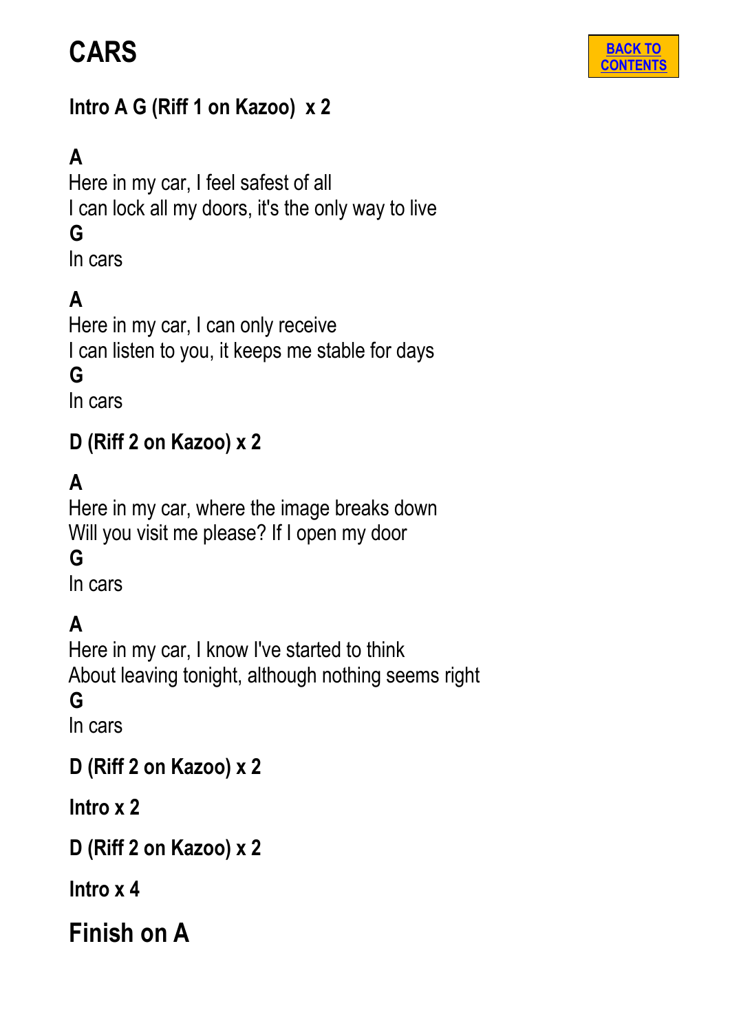# CARS

[BACK TO CONTENTS]

**Intro A G (Riff 1 on Kazoo) x 2**

**A**
Here in my car, I feel safest of all
I can lock all my doors, it's the only way to live
**G**
In cars

**A**
Here in my car, I can only receive
I can listen to you, it keeps me stable for days
**G**
In cars

**D (Riff 2 on Kazoo) x 2**

**A**
Here in my car, where the image breaks down
Will you visit me please? If I open my door
**G**
In cars

**A**
Here in my car, I know I've started to think
About leaving tonight, although nothing seems right
**G**
In cars

**D (Riff 2 on Kazoo) x 2**

**Intro x 2**

**D (Riff 2 on Kazoo) x 2**

**Intro x 4**

## Finish on A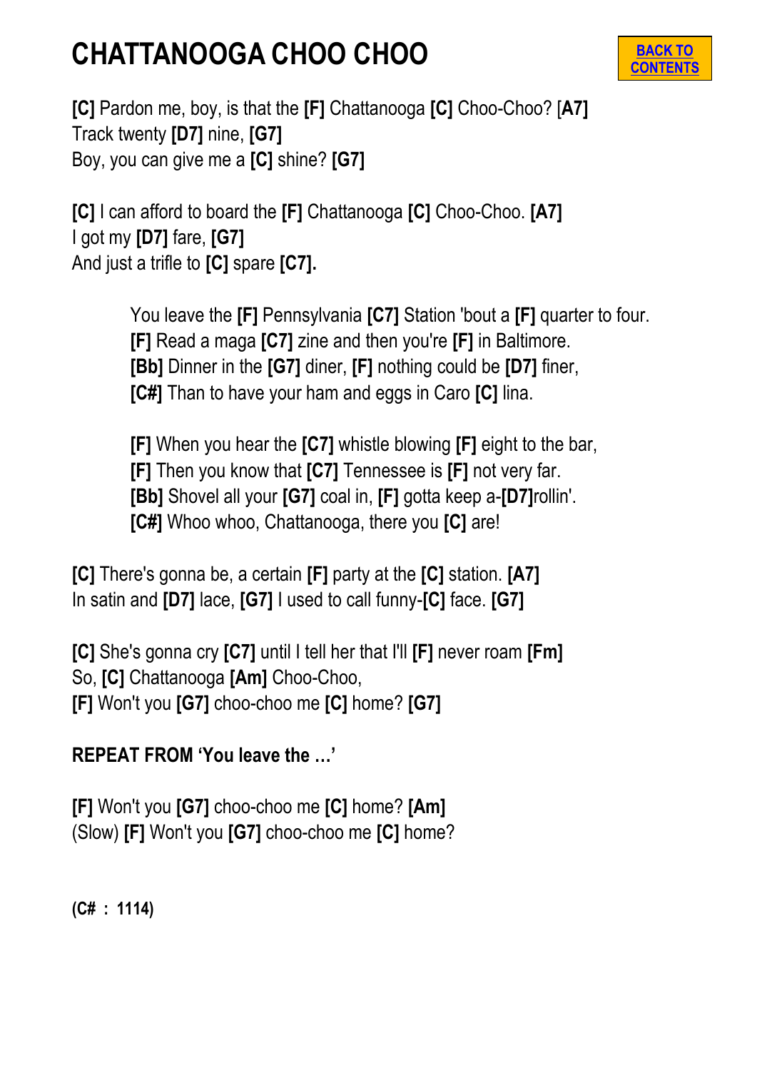# CHATTANOOGA CHOO CHOO

BACK TO CONTENTS

**[C]** Pardon me, boy, is that the **[F]** Chattanooga **[C]** Choo-Choo? **[A7]**
Track twenty **[D7]** nine, **[G7]**
Boy, you can give me a **[C]** shine? **[G7]**

**[C]** I can afford to board the **[F]** Chattanooga **[C]** Choo-Choo. **[A7]**
I got my **[D7]** fare, **[G7]**
And just a trifle to **[C]** spare **[C7].**

> You leave the **[F]** Pennsylvania **[C7]** Station 'bout a **[F]** quarter to four.
> **[F]** Read a maga **[C7]** zine and then you're **[F]** in Baltimore.
> **[Bb]** Dinner in the **[G7]** diner, **[F]** nothing could be **[D7]** finer,
> **[C#]** Than to have your ham and eggs in Caro **[C]** lina.
>
> **[F]** When you hear the **[C7]** whistle blowing **[F]** eight to the bar,
> **[F]** Then you know that **[C7]** Tennessee is **[F]** not very far.
> **[Bb]** Shovel all your **[G7]** coal in, **[F]** gotta keep a-**[D7]**rollin'.
> **[C#]** Whoo whoo, Chattanooga, there you **[C]** are!

**[C]** There's gonna be, a certain **[F]** party at the **[C]** station. **[A7]**
In satin and **[D7]** lace, **[G7]** I used to call funny-**[C]** face. **[G7]**

**[C]** She's gonna cry **[C7]** until I tell her that I'll **[F]** never roam **[Fm]**
So, **[C]** Chattanooga **[Am]** Choo-Choo,
**[F]** Won't you **[G7]** choo-choo me **[C]** home? **[G7]**

**REPEAT FROM 'You leave the …'**

**[F]** Won't you **[G7]** choo-choo me **[C]** home? **[Am]**
(Slow) **[F]** Won't you **[G7]** choo-choo me **[C]** home?

**(C# : 1114)**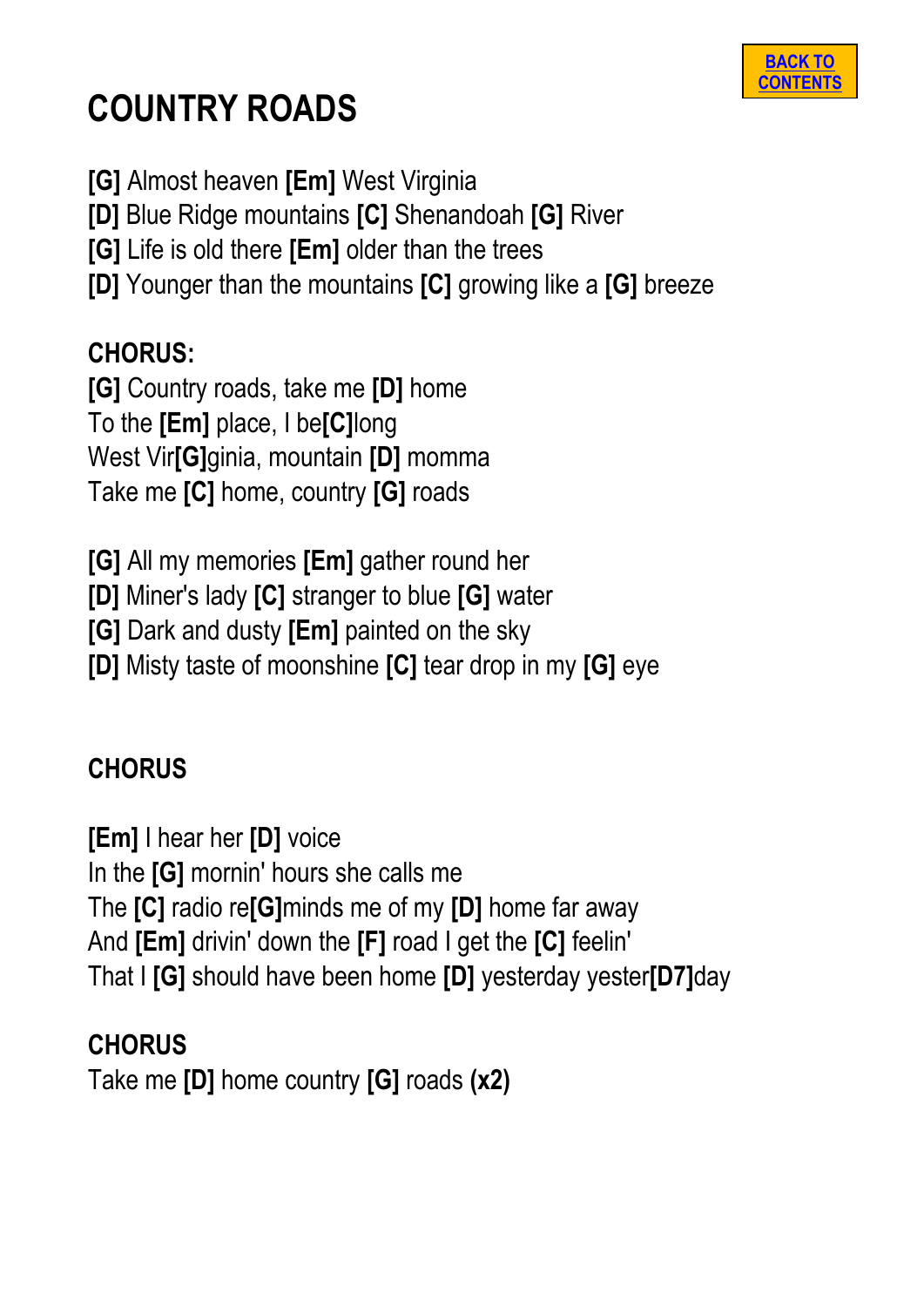# COUNTRY ROADS

**[G]** Almost heaven **[Em]** West Virginia
**[D]** Blue Ridge mountains **[C]** Shenandoah **[G]** River
**[G]** Life is old there **[Em]** older than the trees
**[D]** Younger than the mountains **[C]** growing like a **[G]** breeze

**CHORUS:**
**[G]** Country roads, take me **[D]** home
To the **[Em]** place, I be**[C]**long
West Vir**[G]**ginia, mountain **[D]** momma
Take me **[C]** home, country **[G]** roads

**[G]** All my memories **[Em]** gather round her
**[D]** Miner's lady **[C]** stranger to blue **[G]** water
**[G]** Dark and dusty **[Em]** painted on the sky
**[D]** Misty taste of moonshine **[C]** tear drop in my **[G]** eye

**CHORUS**

**[Em]** I hear her **[D]** voice
In the **[G]** mornin' hours she calls me
The **[C]** radio re**[G]**minds me of my **[D]** home far away
And **[Em]** drivin' down the **[F]** road I get the **[C]** feelin'
That I **[G]** should have been home **[D]** yesterday yester**[D7]**day

**CHORUS**
Take me **[D]** home country **[G]** roads **(x2)**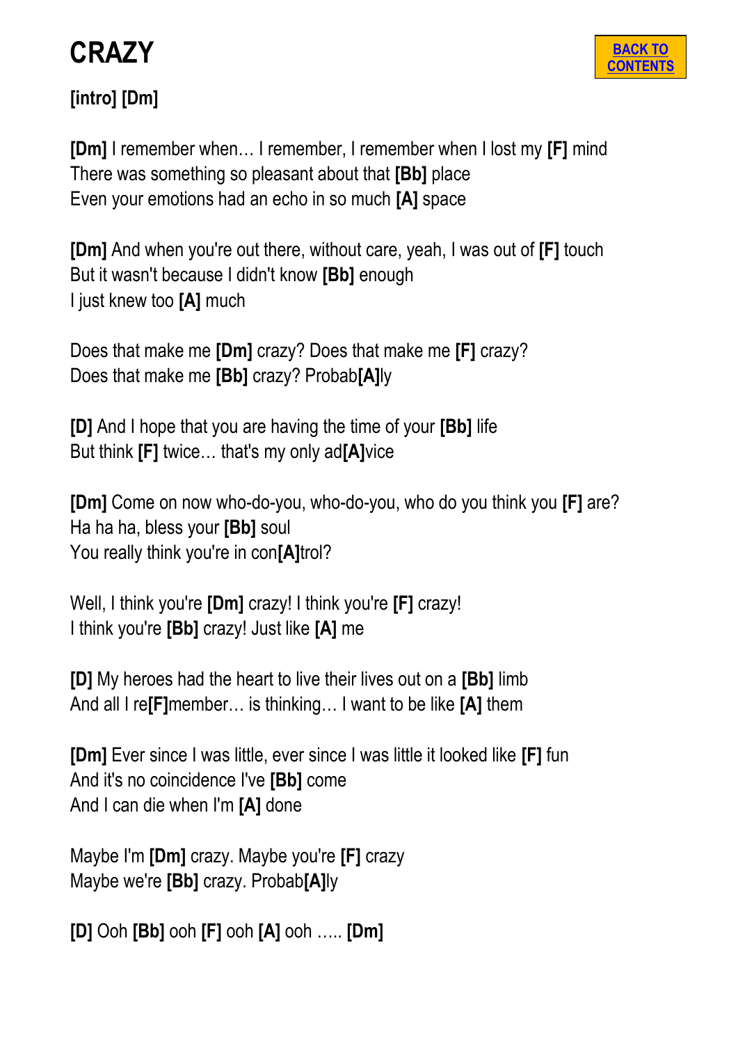# CRAZY

BACK TO CONTENTS

**[intro] [Dm]**

**[Dm]** I remember when… I remember, I remember when I lost my **[F]** mind
There was something so pleasant about that **[Bb]** place
Even your emotions had an echo in so much **[A]** space

**[Dm]** And when you're out there, without care, yeah, I was out of **[F]** touch
But it wasn't because I didn't know **[Bb]** enough
I just knew too **[A]** much

Does that make me **[Dm]** crazy? Does that make me **[F]** crazy?
Does that make me **[Bb]** crazy? Probab**[A]**ly

**[D]** And I hope that you are having the time of your **[Bb]** life
But think **[F]** twice… that's my only ad**[A]**vice

**[Dm]** Come on now who-do-you, who-do-you, who do you think you **[F]** are?
Ha ha ha, bless your **[Bb]** soul
You really think you're in con**[A]**trol?

Well, I think you're **[Dm]** crazy! I think you're **[F]** crazy!
I think you're **[Bb]** crazy! Just like **[A]** me

**[D]** My heroes had the heart to live their lives out on a **[Bb]** limb
And all I re**[F]**member… is thinking… I want to be like **[A]** them

**[Dm]** Ever since I was little, ever since I was little it looked like **[F]** fun
And it's no coincidence I've **[Bb]** come
And I can die when I'm **[A]** done

Maybe I'm **[Dm]** crazy. Maybe you're **[F]** crazy
Maybe we're **[Bb]** crazy. Probab**[A]**ly

**[D]** Ooh **[Bb]** ooh **[F]** ooh **[A]** ooh ….. **[Dm]**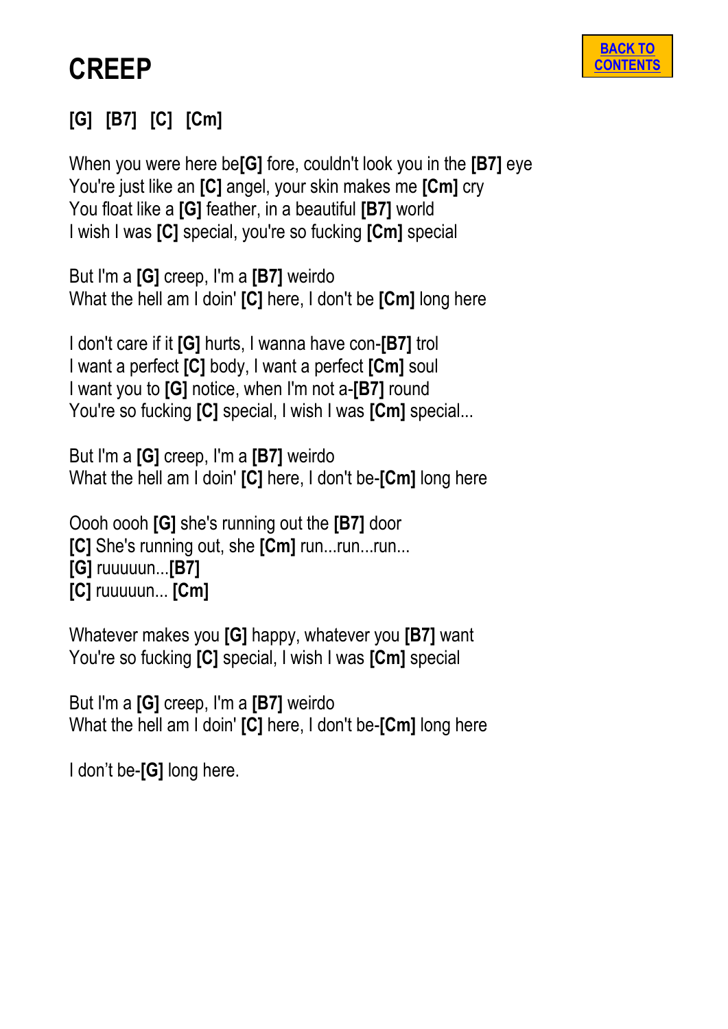# CREEP

BACK TO CONTENTS

**[G] [B7] [C] [Cm]**

When you were here be**[G]** fore, couldn't look you in the **[B7]** eye
You're just like an **[C]** angel, your skin makes me **[Cm]** cry
You float like a **[G]** feather, in a beautiful **[B7]** world
I wish I was **[C]** special, you're so fucking **[Cm]** special

But I'm a **[G]** creep, I'm a **[B7]** weirdo
What the hell am I doin' **[C]** here, I don't be **[Cm]** long here

I don't care if it **[G]** hurts, I wanna have con-**[B7]** trol
I want a perfect **[C]** body, I want a perfect **[Cm]** soul
I want you to **[G]** notice, when I'm not a-**[B7]** round
You're so fucking **[C]** special, I wish I was **[Cm]** special...

But I'm a **[G]** creep, I'm a **[B7]** weirdo
What the hell am I doin' **[C]** here, I don't be-**[Cm]** long here

Oooh oooh **[G]** she's running out the **[B7]** door
**[C]** She's running out, she **[Cm]** run...run...run...
**[G]** ruuuuun...**[B7]**
**[C]** ruuuuun... **[Cm]**

Whatever makes you **[G]** happy, whatever you **[B7]** want
You're so fucking **[C]** special, I wish I was **[Cm]** special

But I'm a **[G]** creep, I'm a **[B7]** weirdo
What the hell am I doin' **[C]** here, I don't be-**[Cm]** long here

I don't be-**[G]** long here.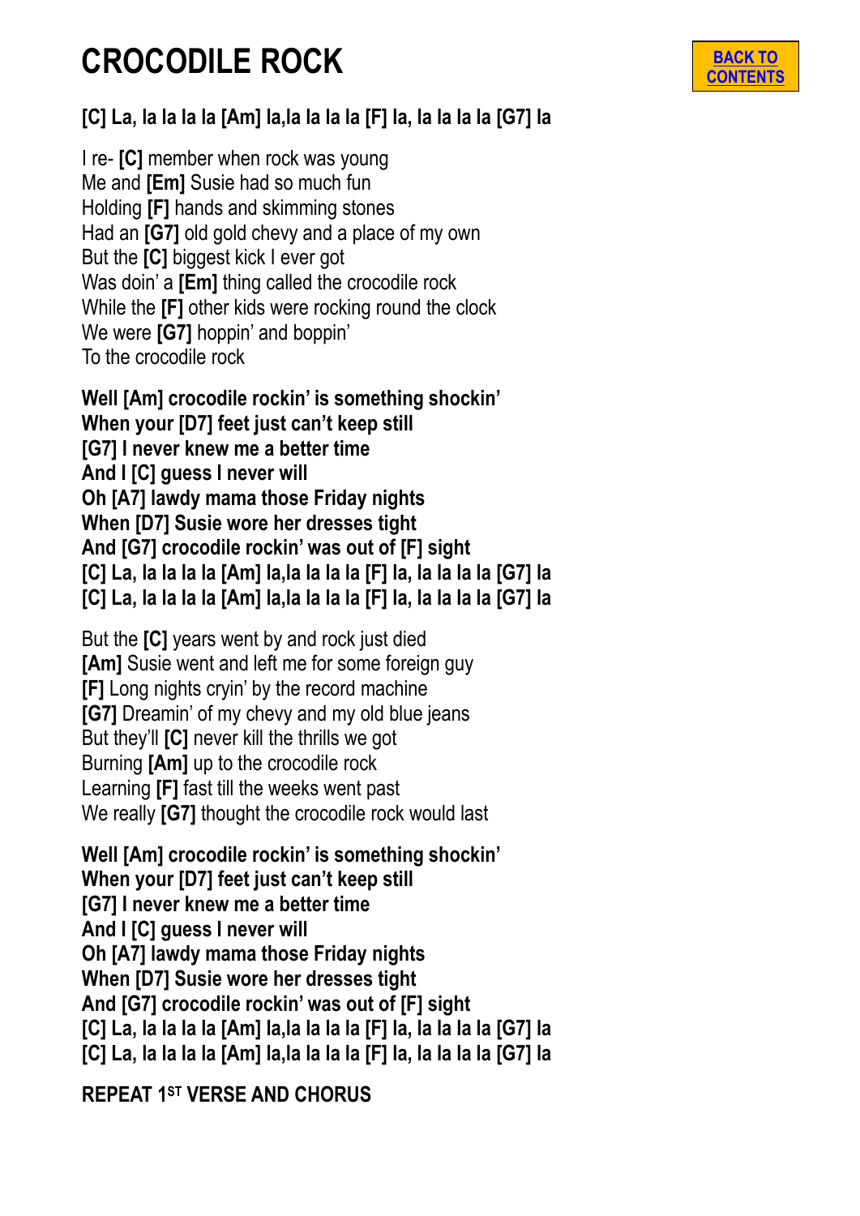# CROCODILE ROCK

BACK TO CONTENTS

**[C] La, la la la la [Am] la,la la la la [F] la, la la la la [G7] la**

I re- **[C]** member when rock was young
Me and **[Em]** Susie had so much fun
Holding **[F]** hands and skimming stones
Had an **[G7]** old gold chevy and a place of my own
But the **[C]** biggest kick I ever got
Was doin' a **[Em]** thing called the crocodile rock
While the **[F]** other kids were rocking round the clock
We were **[G7]** hoppin' and boppin'
To the crocodile rock

**Well [Am] crocodile rockin' is something shockin'**
**When your [D7] feet just can't keep still**
**[G7] I never knew me a better time**
**And I [C] guess I never will**
**Oh [A7] lawdy mama those Friday nights**
**When [D7] Susie wore her dresses tight**
**And [G7] crocodile rockin' was out of [F] sight**
**[C] La, la la la la [Am] la,la la la la [F] la, la la la la [G7] la**
**[C] La, la la la la [Am] la,la la la la [F] la, la la la la [G7] la**

But the **[C]** years went by and rock just died
**[Am]** Susie went and left me for some foreign guy
**[F]** Long nights cryin' by the record machine
**[G7]** Dreamin' of my chevy and my old blue jeans
But they'll **[C]** never kill the thrills we got
Burning **[Am]** up to the crocodile rock
Learning **[F]** fast till the weeks went past
We really **[G7]** thought the crocodile rock would last

**Well [Am] crocodile rockin' is something shockin'**
**When your [D7] feet just can't keep still**
**[G7] I never knew me a better time**
**And I [C] guess I never will**
**Oh [A7] lawdy mama those Friday nights**
**When [D7] Susie wore her dresses tight**
**And [G7] crocodile rockin' was out of [F] sight**
**[C] La, la la la la [Am] la,la la la la [F] la, la la la la [G7] la**
**[C] La, la la la la [Am] la,la la la la [F] la, la la la la [G7] la**

**REPEAT 1ST VERSE AND CHORUS**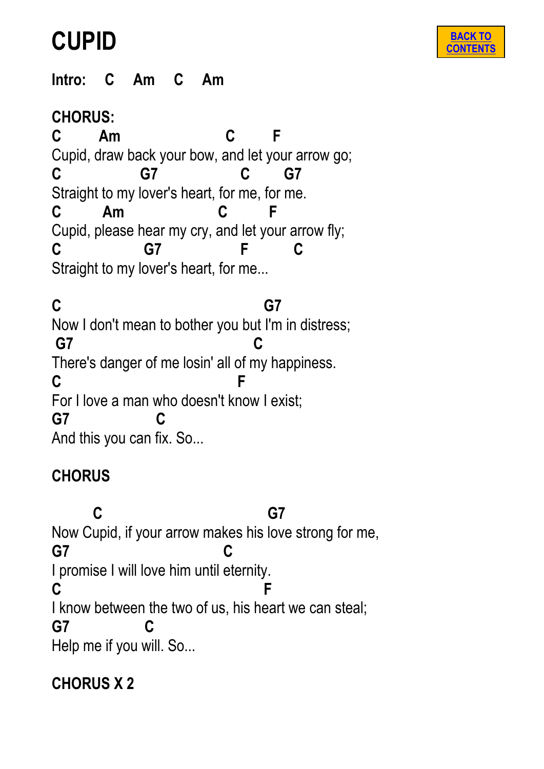# CUPID

[BACK TO CONTENTS]

**Intro: C Am C Am**

**CHORUS:**

```
C        Am                      C        F
Cupid, draw back your bow, and let your arrow go;
C                 G7                C        G7
Straight to my lover's heart, for me, for me.
C         Am                      C        F
Cupid, please hear my cry, and let your arrow fly;
C                  G7                  F          C
Straight to my lover's heart, for me...
```

```
C                                              G7
Now I don't mean to bother you but I'm in distress;
 G7                                          C
There's danger of me losin' all of my happiness.
C                                         F
For I love a man who doesn't know I exist;
G7                      C
And this you can fix. So...
```

**CHORUS**

```
         C                                      G7
Now Cupid, if your arrow makes his love strong for me,
G7                                      C
I promise I will love him until eternity.
C                                                 F
I know between the two of us, his heart we can steal;
G7                   C
Help me if you will. So...
```

**CHORUS X 2**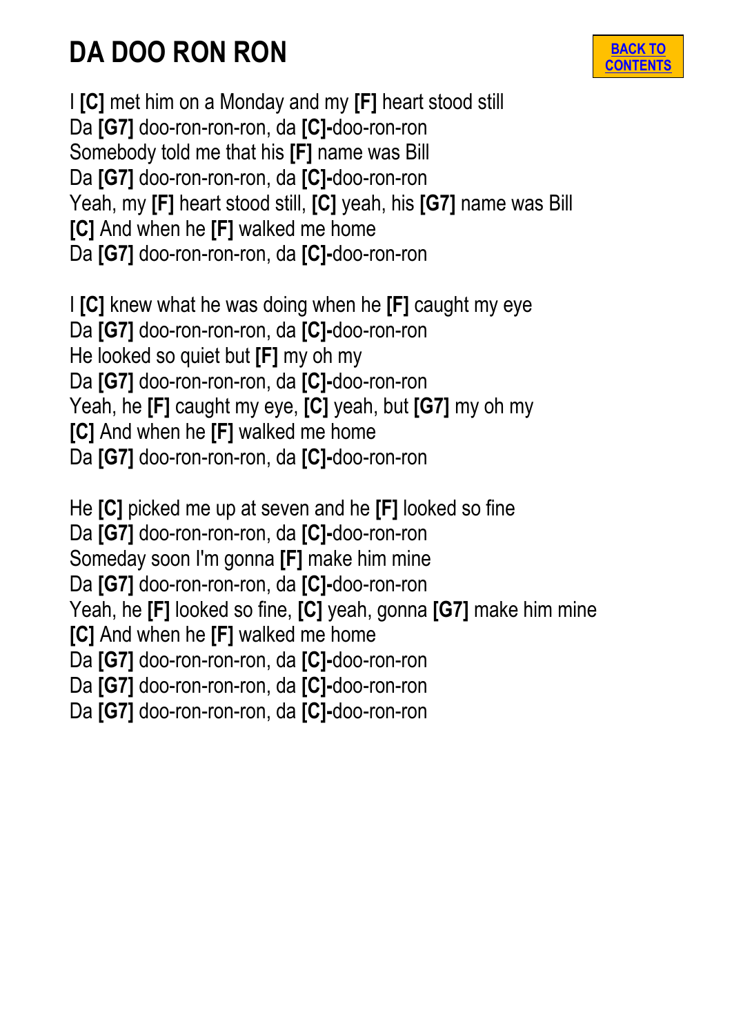# DA DOO RON RON

BACK TO CONTENTS

I **[C]** met him on a Monday and my **[F]** heart stood still
Da **[G7]** doo-ron-ron-ron, da **[C]-**doo-ron-ron
Somebody told me that his **[F]** name was Bill
Da **[G7]** doo-ron-ron-ron, da **[C]-**doo-ron-ron
Yeah, my **[F]** heart stood still, **[C]** yeah, his **[G7]** name was Bill
**[C]** And when he **[F]** walked me home
Da **[G7]** doo-ron-ron-ron, da **[C]-**doo-ron-ron

I **[C]** knew what he was doing when he **[F]** caught my eye
Da **[G7]** doo-ron-ron-ron, da **[C]-**doo-ron-ron
He looked so quiet but **[F]** my oh my
Da **[G7]** doo-ron-ron-ron, da **[C]-**doo-ron-ron
Yeah, he **[F]** caught my eye, **[C]** yeah, but **[G7]** my oh my
**[C]** And when he **[F]** walked me home
Da **[G7]** doo-ron-ron-ron, da **[C]-**doo-ron-ron

He **[C]** picked me up at seven and he **[F]** looked so fine
Da **[G7]** doo-ron-ron-ron, da **[C]-**doo-ron-ron
Someday soon I'm gonna **[F]** make him mine
Da **[G7]** doo-ron-ron-ron, da **[C]-**doo-ron-ron
Yeah, he **[F]** looked so fine, **[C]** yeah, gonna **[G7]** make him mine
**[C]** And when he **[F]** walked me home
Da **[G7]** doo-ron-ron-ron, da **[C]-**doo-ron-ron
Da **[G7]** doo-ron-ron-ron, da **[C]-**doo-ron-ron
Da **[G7]** doo-ron-ron-ron, da **[C]-**doo-ron-ron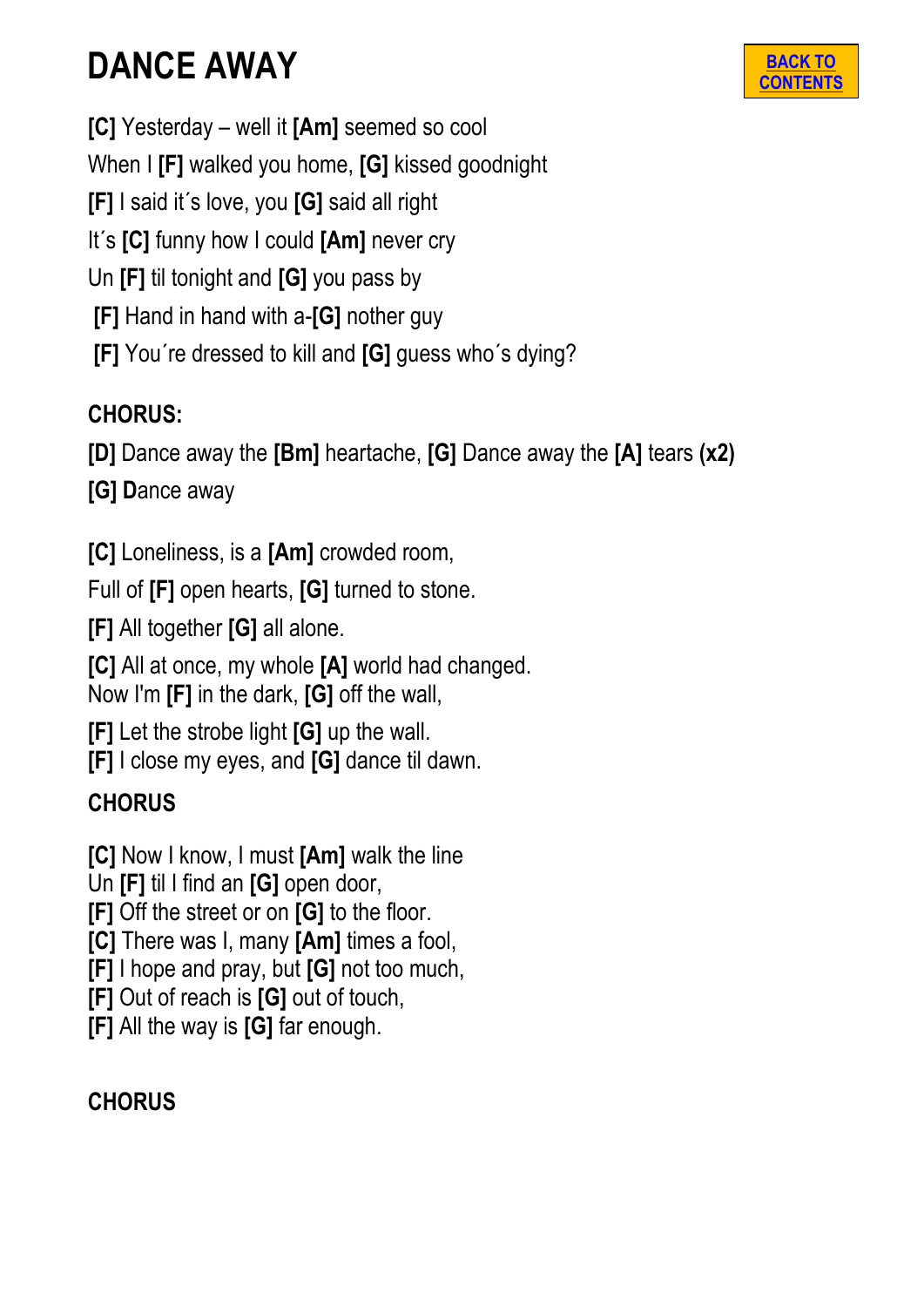# DANCE AWAY

BACK TO CONTENTS

**[C]** Yesterday – well it **[Am]** seemed so cool
When I **[F]** walked you home, **[G]** kissed goodnight
**[F]** I said it´s love, you **[G]** said all right
It´s **[C]** funny how I could **[Am]** never cry
Un **[F]** til tonight and **[G]** you pass by
**[F]** Hand in hand with a-**[G]** nother guy
**[F]** You´re dressed to kill and **[G]** guess who´s dying?

**CHORUS:**

**[D]** Dance away the **[Bm]** heartache, **[G]** Dance away the **[A]** tears **(x2)**
**[G]** Dance away

**[C]** Loneliness, is a **[Am]** crowded room,
Full of **[F]** open hearts, **[G]** turned to stone.
**[F]** All together **[G]** all alone.
**[C]** All at once, my whole **[A]** world had changed.
Now I'm **[F]** in the dark, **[G]** off the wall,
**[F]** Let the strobe light **[G]** up the wall.
**[F]** I close my eyes, and **[G]** dance til dawn.

**CHORUS**

**[C]** Now I know, I must **[Am]** walk the line
Un **[F]** til I find an **[G]** open door,
**[F]** Off the street or on **[G]** to the floor.
**[C]** There was I, many **[Am]** times a fool,
**[F]** I hope and pray, but **[G]** not too much,
**[F]** Out of reach is **[G]** out of touch,
**[F]** All the way is **[G]** far enough.

**CHORUS**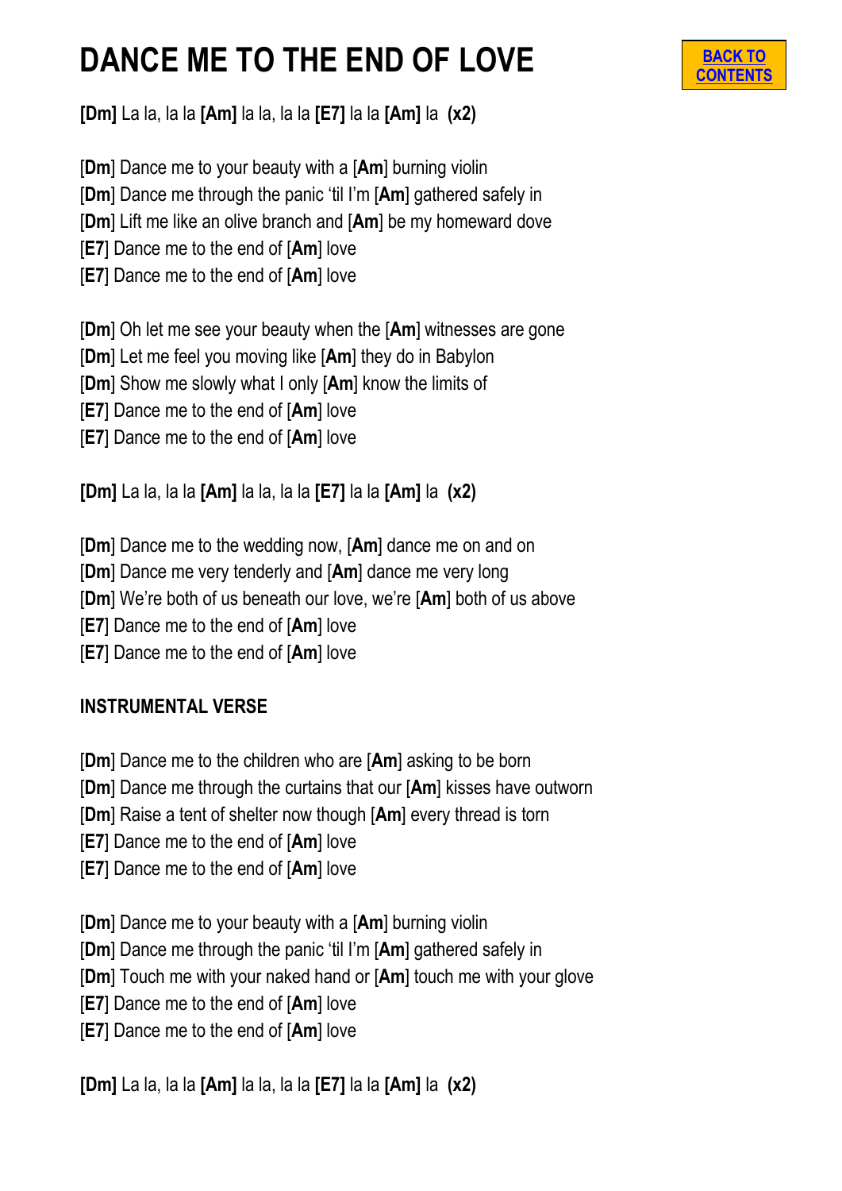# DANCE ME TO THE END OF LOVE

BACK TO CONTENTS

**[Dm]** La la, la la **[Am]** la la, la la **[E7]** la la **[Am]** la **(x2)**

[**Dm**] Dance me to your beauty with a [**Am**] burning violin
[**Dm**] Dance me through the panic 'til I'm [**Am**] gathered safely in
[**Dm**] Lift me like an olive branch and [**Am**] be my homeward dove
[**E7**] Dance me to the end of [**Am**] love
[**E7**] Dance me to the end of [**Am**] love

[**Dm**] Oh let me see your beauty when the [**Am**] witnesses are gone
[**Dm**] Let me feel you moving like [**Am**] they do in Babylon
[**Dm**] Show me slowly what I only [**Am**] know the limits of
[**E7**] Dance me to the end of [**Am**] love
[**E7**] Dance me to the end of [**Am**] love

**[Dm]** La la, la la **[Am]** la la, la la **[E7]** la la **[Am]** la **(x2)**

[**Dm**] Dance me to the wedding now, [**Am**] dance me on and on
[**Dm**] Dance me very tenderly and [**Am**] dance me very long
[**Dm**] We're both of us beneath our love, we're [**Am**] both of us above
[**E7**] Dance me to the end of [**Am**] love
[**E7**] Dance me to the end of [**Am**] love

**INSTRUMENTAL VERSE**

[**Dm**] Dance me to the children who are [**Am**] asking to be born
[**Dm**] Dance me through the curtains that our [**Am**] kisses have outworn
[**Dm**] Raise a tent of shelter now though [**Am**] every thread is torn
[**E7**] Dance me to the end of [**Am**] love
[**E7**] Dance me to the end of [**Am**] love

[**Dm**] Dance me to your beauty with a [**Am**] burning violin
[**Dm**] Dance me through the panic 'til I'm [**Am**] gathered safely in
[**Dm**] Touch me with your naked hand or [**Am**] touch me with your glove
[**E7**] Dance me to the end of [**Am**] love
[**E7**] Dance me to the end of [**Am**] love

**[Dm]** La la, la la **[Am]** la la, la la **[E7]** la la **[Am]** la **(x2)**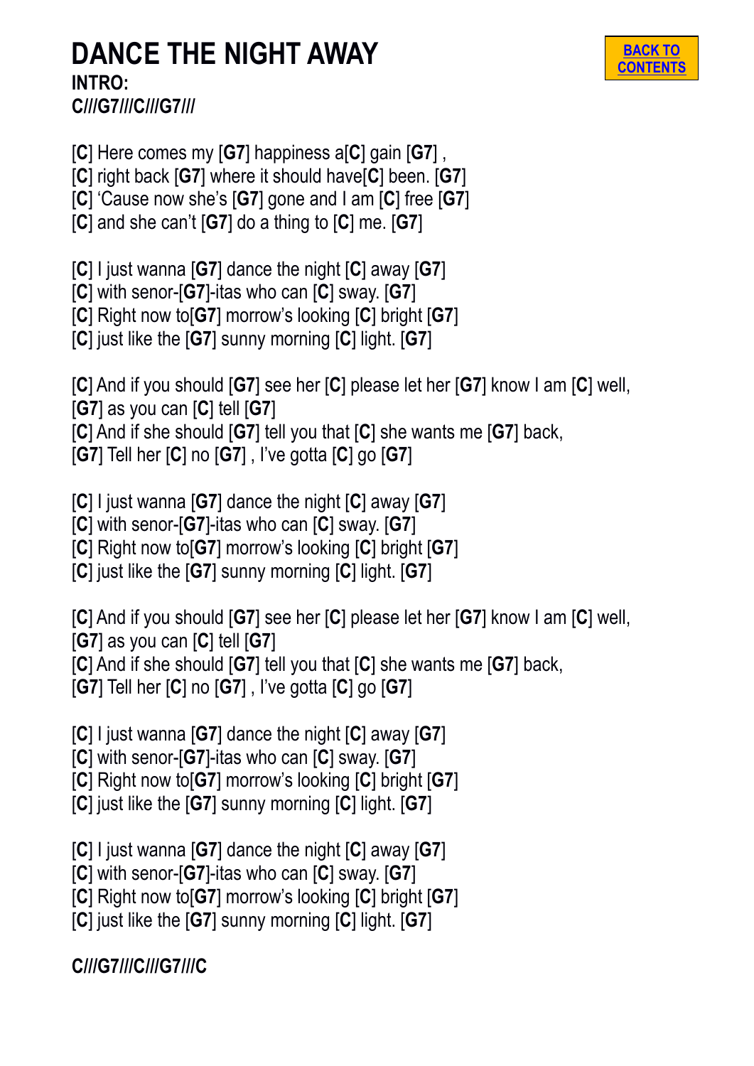# DANCE THE NIGHT AWAY

**INTRO:**
**C///G7///C///G7///**

[**C**] Here comes my [**G7**] happiness a[**C**] gain [**G7**] ,
[**C**] right back [**G7**] where it should have[**C**] been. [**G7**]
[**C**] 'Cause now she's [**G7**] gone and I am [**C**] free [**G7**]
[**C**] and she can't [**G7**] do a thing to [**C**] me. [**G7**]

[**C**] I just wanna [**G7**] dance the night [**C**] away [**G7**]
[**C**] with senor-[**G7**]-itas who can [**C**] sway. [**G7**]
[**C**] Right now to[**G7**] morrow's looking [**C**] bright [**G7**]
[**C**] just like the [**G7**] sunny morning [**C**] light. [**G7**]

[**C**] And if you should [**G7**] see her [**C**] please let her [**G7**] know I am [**C**] well,
[**G7**] as you can [**C**] tell [**G7**]
[**C**] And if she should [**G7**] tell you that [**C**] she wants me [**G7**] back,
[**G7**] Tell her [**C**] no [**G7**] , I've gotta [**C**] go [**G7**]

[**C**] I just wanna [**G7**] dance the night [**C**] away [**G7**]
[**C**] with senor-[**G7**]-itas who can [**C**] sway. [**G7**]
[**C**] Right now to[**G7**] morrow's looking [**C**] bright [**G7**]
[**C**] just like the [**G7**] sunny morning [**C**] light. [**G7**]

[**C**] And if you should [**G7**] see her [**C**] please let her [**G7**] know I am [**C**] well,
[**G7**] as you can [**C**] tell [**G7**]
[**C**] And if she should [**G7**] tell you that [**C**] she wants me [**G7**] back,
[**G7**] Tell her [**C**] no [**G7**] , I've gotta [**C**] go [**G7**]

[**C**] I just wanna [**G7**] dance the night [**C**] away [**G7**]
[**C**] with senor-[**G7**]-itas who can [**C**] sway. [**G7**]
[**C**] Right now to[**G7**] morrow's looking [**C**] bright [**G7**]
[**C**] just like the [**G7**] sunny morning [**C**] light. [**G7**]

[**C**] I just wanna [**G7**] dance the night [**C**] away [**G7**]
[**C**] with senor-[**G7**]-itas who can [**C**] sway. [**G7**]
[**C**] Right now to[**G7**] morrow's looking [**C**] bright [**G7**]
[**C**] just like the [**G7**] sunny morning [**C**] light. [**G7**]

**C///G7///C///G7///C**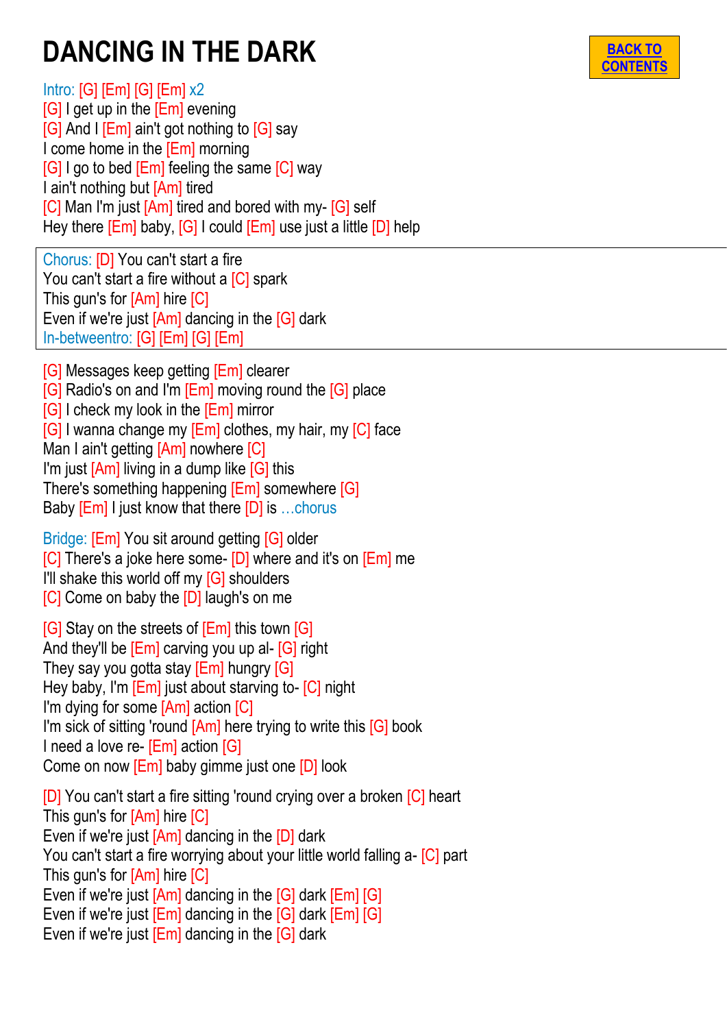# DANCING IN THE DARK

[BACK TO CONTENTS]

Intro: [G] [Em] [G] [Em] x2
[G] I get up in the [Em] evening
[G] And I [Em] ain't got nothing to [G] say
I come home in the [Em] morning
[G] I go to bed [Em] feeling the same [C] way
I ain't nothing but [Am] tired
[C] Man I'm just [Am] tired and bored with my- [G] self
Hey there [Em] baby, [G] I could [Em] use just a little [D] help

Chorus: [D] You can't start a fire
You can't start a fire without a [C] spark
This gun's for [Am] hire [C]
Even if we're just [Am] dancing in the [G] dark
In-betweentro: [G] [Em] [G] [Em]

[G] Messages keep getting [Em] clearer
[G] Radio's on and I'm [Em] moving round the [G] place
[G] I check my look in the [Em] mirror
[G] I wanna change my [Em] clothes, my hair, my [C] face
Man I ain't getting [Am] nowhere [C]
I'm just [Am] living in a dump like [G] this
There's something happening [Em] somewhere [G]
Baby [Em] I just know that there [D] is …chorus

Bridge: [Em] You sit around getting [G] older
[C] There's a joke here some- [D] where and it's on [Em] me
I'll shake this world off my [G] shoulders
[C] Come on baby the [D] laugh's on me

[G] Stay on the streets of [Em] this town [G]
And they'll be [Em] carving you up al- [G] right
They say you gotta stay [Em] hungry [G]
Hey baby, I'm [Em] just about starving to- [C] night
I'm dying for some [Am] action [C]
I'm sick of sitting 'round [Am] here trying to write this [G] book
I need a love re- [Em] action [G]
Come on now [Em] baby gimme just one [D] look

[D] You can't start a fire sitting 'round crying over a broken [C] heart
This gun's for [Am] hire [C]
Even if we're just [Am] dancing in the [D] dark
You can't start a fire worrying about your little world falling a- [C] part
This gun's for [Am] hire [C]
Even if we're just [Am] dancing in the [G] dark [Em] [G]
Even if we're just [Em] dancing in the [G] dark [Em] [G]
Even if we're just [Em] dancing in the [G] dark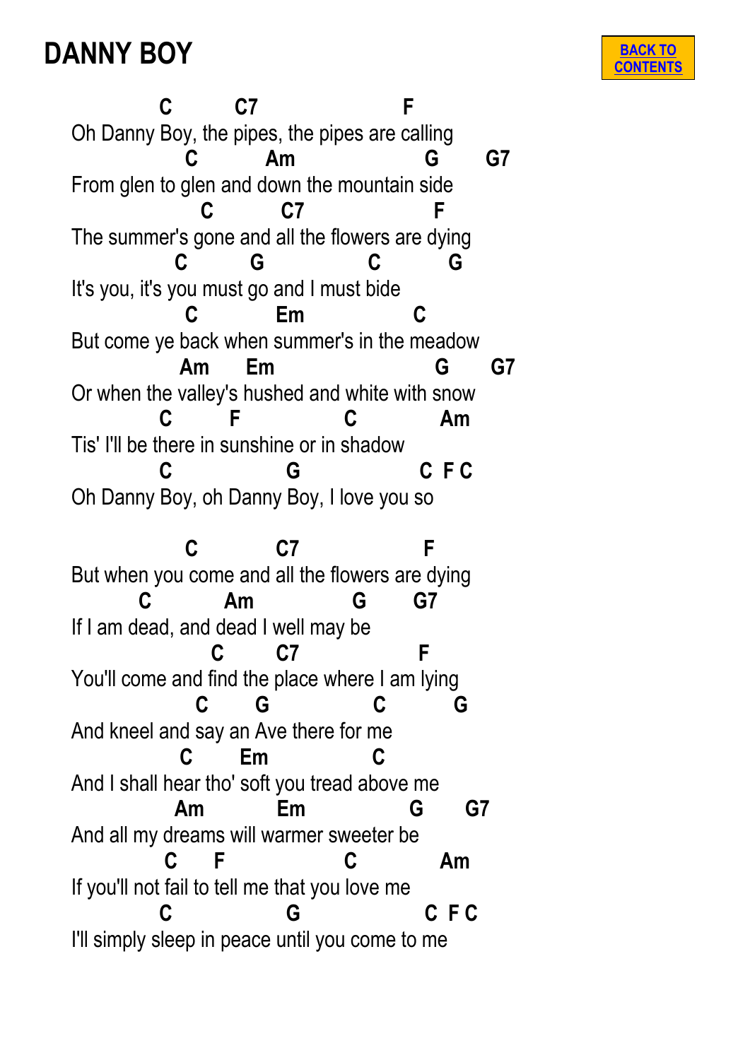# DANNY BOY

BACK TO CONTENTS

```
           C         C7                    F
Oh Danny Boy, the pipes, the pipes are calling
             C          Am                 G       G7
From glen to glen and down the mountain side
                 C          C7                F
The summer's gone and all the flowers are dying
            C         G              C         G
It's you, it's you must go and I must bide
             C            Em               C
But come ye back when summer's in the meadow
            Am      Em                     G       G7
Or when the valley's hushed and white with snow
           C        F             C            Am
Tis' I'll be there in sunshine or in shadow
           C                G                C  F C
Oh Danny Boy, oh Danny Boy, I love you so

             C            C7                F
But when you come and all the flowers are dying
        C           Am              G       G7
If I am dead, and dead I well may be
                  C        C7               F
You'll come and find the place where I am lying
              C       G              C          G
And kneel and say an Ave there for me
             C       Em              C
And I shall hear tho' soft you tread above me
            Am           Em              G       G7
And all my dreams will warmer sweeter be
            C      F                C            Am
If you'll not fail to tell me that you love me
           C                G                 C  F C
I'll simply sleep in peace until you come to me
```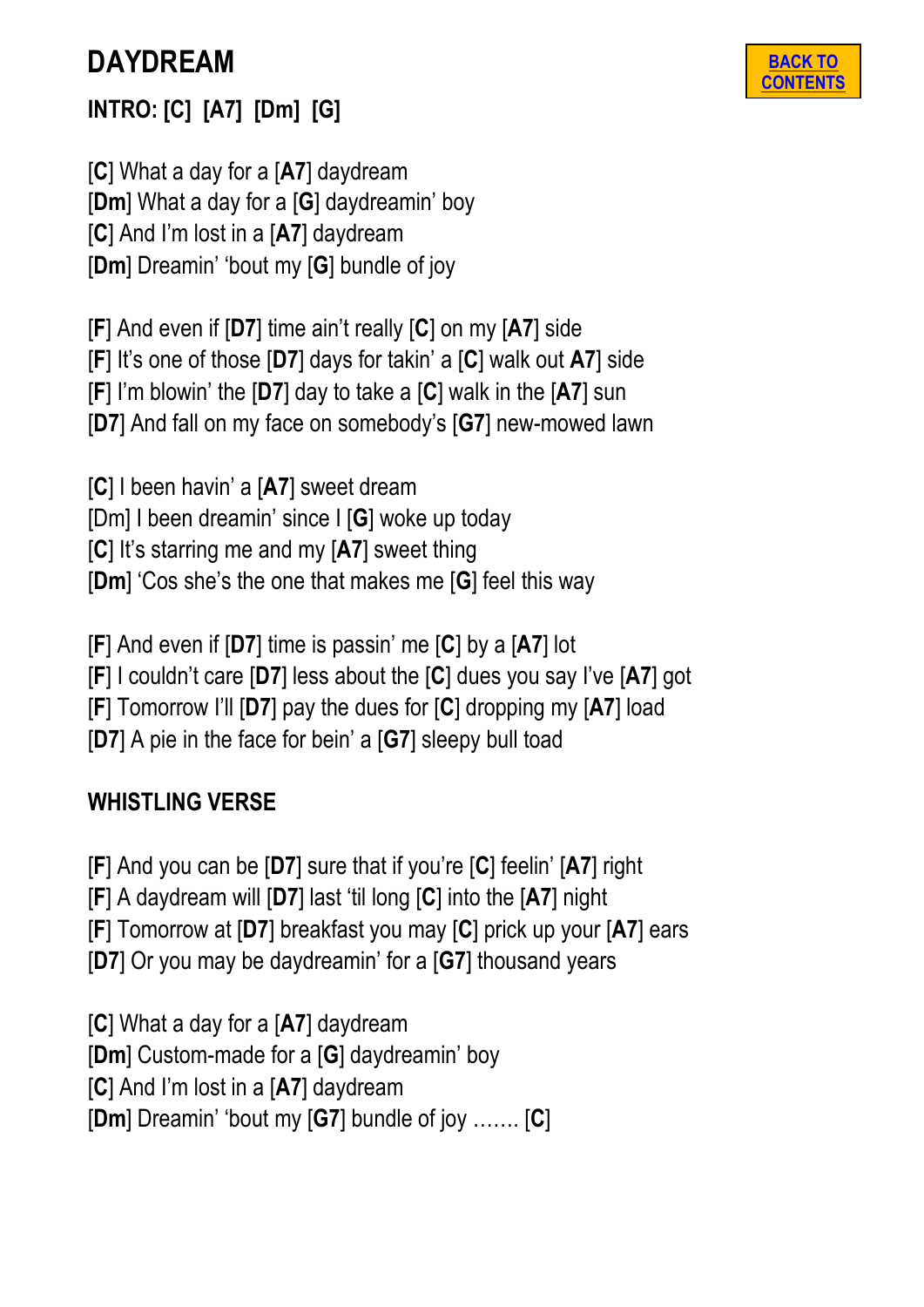# DAYDREAM

BACK TO CONTENTS

**INTRO: [C] [A7] [Dm] [G]**

[**C**] What a day for a [**A7**] daydream
[**Dm**] What a day for a [**G**] daydreamin' boy
[**C**] And I'm lost in a [**A7**] daydream
[**Dm**] Dreamin' 'bout my [**G**] bundle of joy

[**F**] And even if [**D7**] time ain't really [**C**] on my [**A7**] side
[**F**] It's one of those [**D7**] days for takin' a [**C**] walk out **A7**] side
[**F**] I'm blowin' the [**D7**] day to take a [**C**] walk in the [**A7**] sun
[**D7**] And fall on my face on somebody's [**G7**] new-mowed lawn

[**C**] I been havin' a [**A7**] sweet dream
[Dm] I been dreamin' since I [**G**] woke up today
[**C**] It's starring me and my [**A7**] sweet thing
[**Dm**] 'Cos she's the one that makes me [**G**] feel this way

[**F**] And even if [**D7**] time is passin' me [**C**] by a [**A7**] lot
[**F**] I couldn't care [**D7**] less about the [**C**] dues you say I've [**A7**] got
[**F**] Tomorrow I'll [**D7**] pay the dues for [**C**] dropping my [**A7**] load
[**D7**] A pie in the face for bein' a [**G7**] sleepy bull toad

**WHISTLING VERSE**

[**F**] And you can be [**D7**] sure that if you're [**C**] feelin' [**A7**] right
[**F**] A daydream will [**D7**] last 'til long [**C**] into the [**A7**] night
[**F**] Tomorrow at [**D7**] breakfast you may [**C**] prick up your [**A7**] ears
[**D7**] Or you may be daydreamin' for a [**G7**] thousand years

[**C**] What a day for a [**A7**] daydream
[**Dm**] Custom-made for a [**G**] daydreamin' boy
[**C**] And I'm lost in a [**A7**] daydream
[**Dm**] Dreamin' 'bout my [**G7**] bundle of joy ……. [**C**]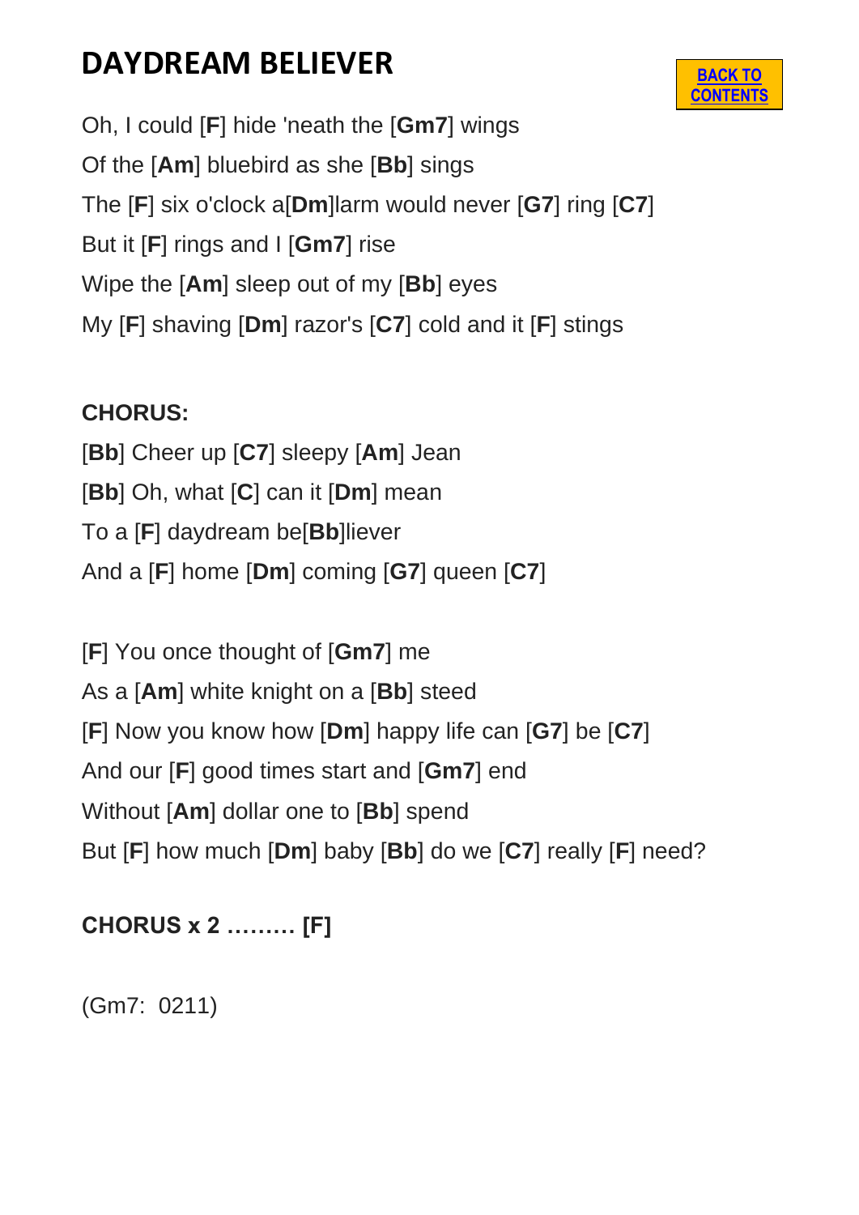# DAYDREAM BELIEVER

BACK TO CONTENTS

Oh, I could [**F**] hide 'neath the [**Gm7**] wings
Of the [**Am**] bluebird as she [**Bb**] sings
The [**F**] six o'clock a[**Dm**]larm would never [**G7**] ring [**C7**]
But it [**F**] rings and I [**Gm7**] rise
Wipe the [**Am**] sleep out of my [**Bb**] eyes
My [**F**] shaving [**Dm**] razor's [**C7**] cold and it [**F**] stings

**CHORUS:**
[**Bb**] Cheer up [**C7**] sleepy [**Am**] Jean
[**Bb**] Oh, what [**C**] can it [**Dm**] mean
To a [**F**] daydream be[**Bb**]liever
And a [**F**] home [**Dm**] coming [**G7**] queen [**C7**]

[**F**] You once thought of [**Gm7**] me
As a [**Am**] white knight on a [**Bb**] steed
[**F**] Now you know how [**Dm**] happy life can [**G7**] be [**C7**]
And our [**F**] good times start and [**Gm7**] end
Without [**Am**] dollar one to [**Bb**] spend
But [**F**] how much [**Dm**] baby [**Bb**] do we [**C7**] really [**F**] need?

**CHORUS x 2 ……… [F]**

(Gm7: 0211)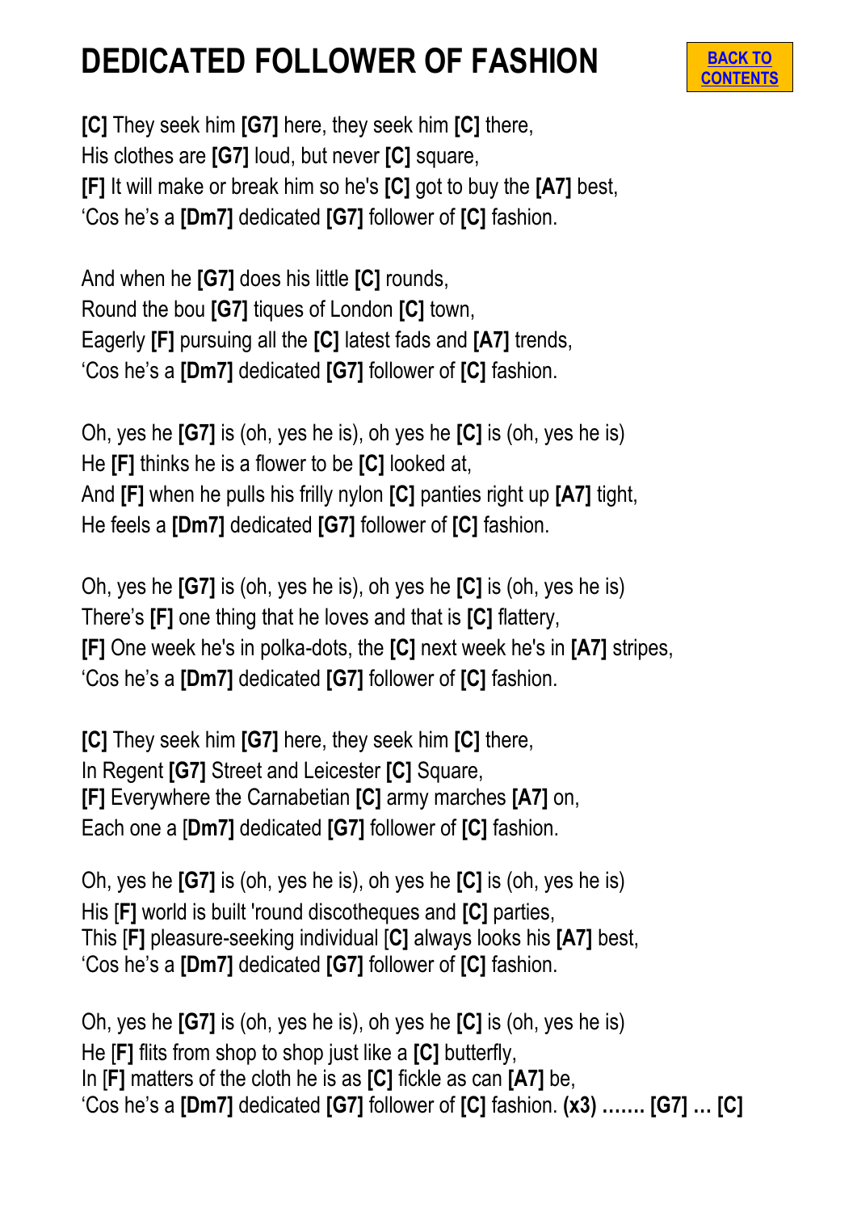# DEDICATED FOLLOWER OF FASHION

BACK TO CONTENTS

**[C]** They seek him **[G7]** here, they seek him **[C]** there,
His clothes are **[G7]** loud, but never **[C]** square,
**[F]** It will make or break him so he's **[C]** got to buy the **[A7]** best,
'Cos he's a **[Dm7]** dedicated **[G7]** follower of **[C]** fashion.

And when he **[G7]** does his little **[C]** rounds,
Round the bou **[G7]** tiques of London **[C]** town,
Eagerly **[F]** pursuing all the **[C]** latest fads and **[A7]** trends,
'Cos he's a **[Dm7]** dedicated **[G7]** follower of **[C]** fashion.

Oh, yes he **[G7]** is (oh, yes he is), oh yes he **[C]** is (oh, yes he is)
He **[F]** thinks he is a flower to be **[C]** looked at,
And **[F]** when he pulls his frilly nylon **[C]** panties right up **[A7]** tight,
He feels a **[Dm7]** dedicated **[G7]** follower of **[C]** fashion.

Oh, yes he **[G7]** is (oh, yes he is), oh yes he **[C]** is (oh, yes he is)
There's **[F]** one thing that he loves and that is **[C]** flattery,
**[F]** One week he's in polka-dots, the **[C]** next week he's in **[A7]** stripes,
'Cos he's a **[Dm7]** dedicated **[G7]** follower of **[C]** fashion.

**[C]** They seek him **[G7]** here, they seek him **[C]** there,
In Regent **[G7]** Street and Leicester **[C]** Square,
**[F]** Everywhere the Carnabetian **[C]** army marches **[A7]** on,
Each one a [**Dm7]** dedicated **[G7]** follower of **[C]** fashion.

Oh, yes he **[G7]** is (oh, yes he is), oh yes he **[C]** is (oh, yes he is)
His [**F]** world is built 'round discotheques and **[C]** parties,
This [**F]** pleasure-seeking individual [**C]** always looks his **[A7]** best,
'Cos he's a **[Dm7]** dedicated **[G7]** follower of **[C]** fashion.

Oh, yes he **[G7]** is (oh, yes he is), oh yes he **[C]** is (oh, yes he is)
He [**F]** flits from shop to shop just like a **[C]** butterfly,
In [**F]** matters of the cloth he is as **[C]** fickle as can **[A7]** be,
'Cos he's a **[Dm7]** dedicated **[G7]** follower of **[C]** fashion. **(x3) ……. [G7] … [C]**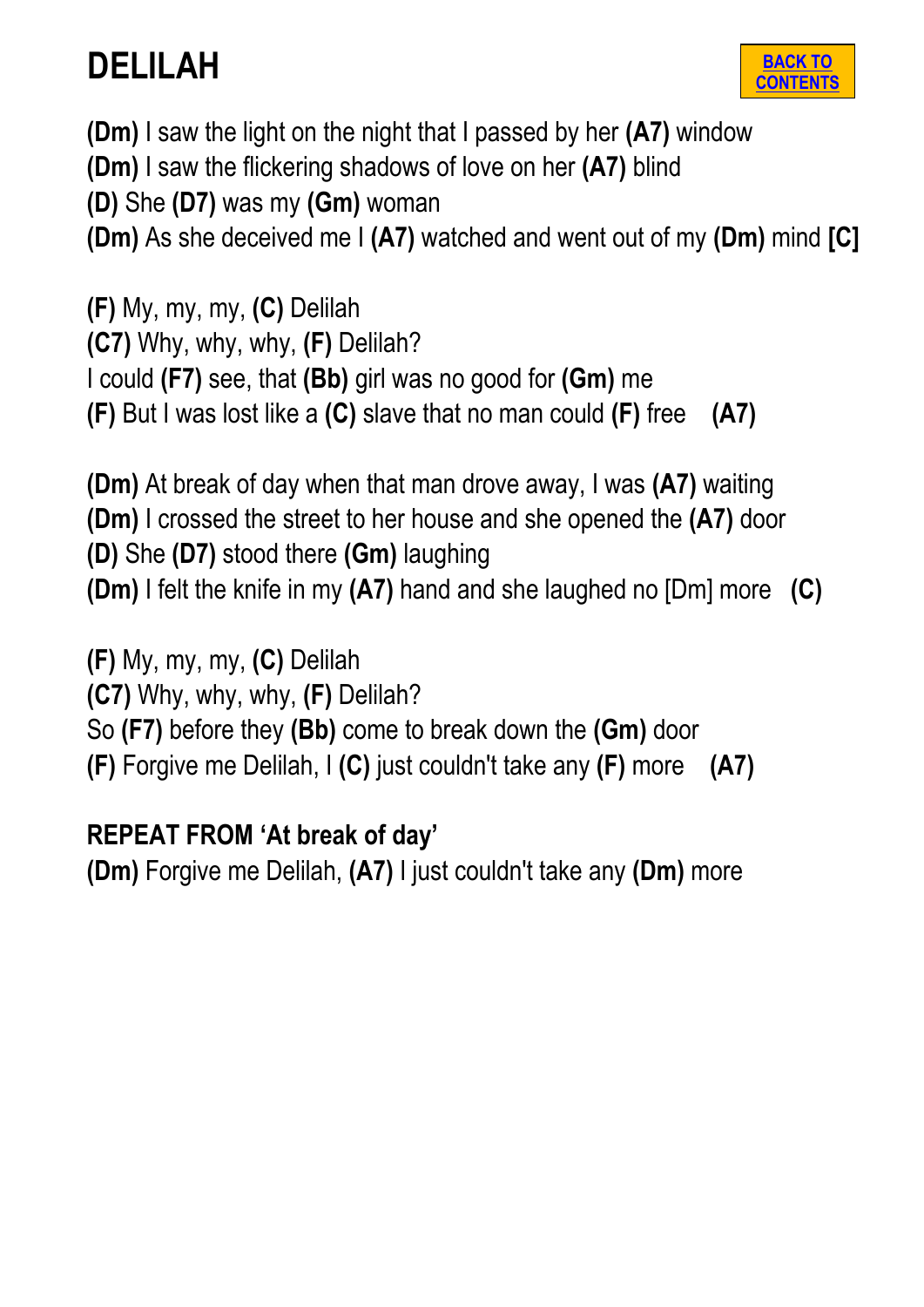# DELILAH

BACK TO CONTENTS

**(Dm)** I saw the light on the night that I passed by her **(A7)** window
**(Dm)** I saw the flickering shadows of love on her **(A7)** blind
**(D)** She **(D7)** was my **(Gm)** woman
**(Dm)** As she deceived me I **(A7)** watched and went out of my **(Dm)** mind **[C]**

**(F)** My, my, my, **(C)** Delilah
**(C7)** Why, why, why, **(F)** Delilah?
I could **(F7)** see, that **(Bb)** girl was no good for **(Gm)** me
**(F)** But I was lost like a **(C)** slave that no man could **(F)** free **(A7)**

**(Dm)** At break of day when that man drove away, I was **(A7)** waiting
**(Dm)** I crossed the street to her house and she opened the **(A7)** door
**(D)** She **(D7)** stood there **(Gm)** laughing
**(Dm)** I felt the knife in my **(A7)** hand and she laughed no [Dm] more **(C)**

**(F)** My, my, my, **(C)** Delilah
**(C7)** Why, why, why, **(F)** Delilah?
So **(F7)** before they **(Bb)** come to break down the **(Gm)** door
**(F)** Forgive me Delilah, I **(C)** just couldn't take any **(F)** more **(A7)**

**REPEAT FROM 'At break of day'**
**(Dm)** Forgive me Delilah, **(A7)** I just couldn't take any **(Dm)** more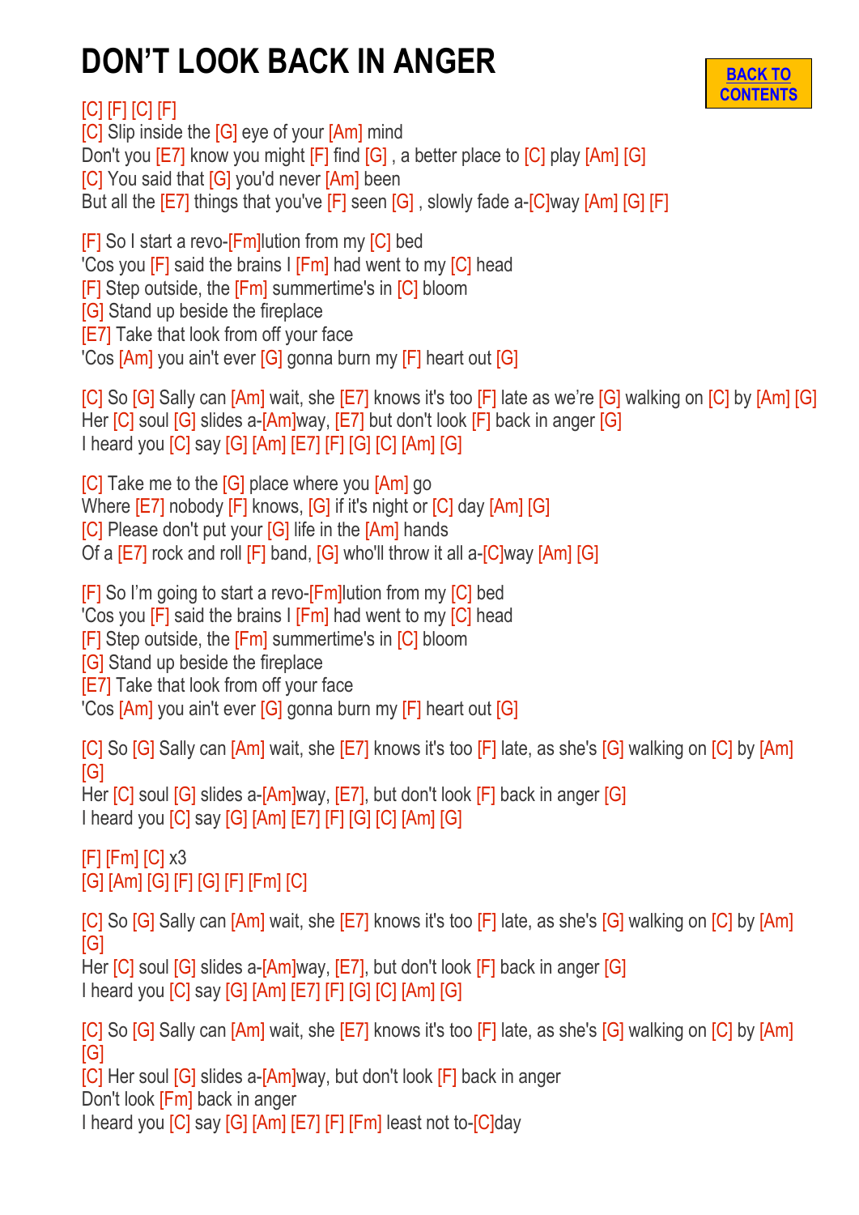# DON'T LOOK BACK IN ANGER

BACK TO CONTENTS

[C] [F] [C] [F]
[C] Slip inside the [G] eye of your [Am] mind
Don't you [E7] know you might [F] find [G] , a better place to [C] play [Am] [G]
[C] You said that [G] you'd never [Am] been
But all the [E7] things that you've [F] seen [G] , slowly fade a-[C]way [Am] [G] [F]

[F] So I start a revo-[Fm]lution from my [C] bed
'Cos you [F] said the brains I [Fm] had went to my [C] head
[F] Step outside, the [Fm] summertime's in [C] bloom
[G] Stand up beside the fireplace
[E7] Take that look from off your face
'Cos [Am] you ain't ever [G] gonna burn my [F] heart out [G]

[C] So [G] Sally can [Am] wait, she [E7] knows it's too [F] late as we're [G] walking on [C] by [Am] [G]
Her [C] soul [G] slides a-[Am]way, [E7] but don't look [F] back in anger [G]
I heard you [C] say [G] [Am] [E7] [F] [G] [C] [Am] [G]

[C] Take me to the [G] place where you [Am] go
Where [E7] nobody [F] knows, [G] if it's night or [C] day [Am] [G]
[C] Please don't put your [G] life in the [Am] hands
Of a [E7] rock and roll [F] band, [G] who'll throw it all a-[C]way [Am] [G]

[F] So I'm going to start a revo-[Fm]lution from my [C] bed
'Cos you [F] said the brains I [Fm] had went to my [C] head
[F] Step outside, the [Fm] summertime's in [C] bloom
[G] Stand up beside the fireplace
[E7] Take that look from off your face
'Cos [Am] you ain't ever [G] gonna burn my [F] heart out [G]

[C] So [G] Sally can [Am] wait, she [E7] knows it's too [F] late, as she's [G] walking on [C] by [Am] [G]
Her [C] soul [G] slides a-[Am]way, [E7], but don't look [F] back in anger [G]
I heard you [C] say [G] [Am] [E7] [F] [G] [C] [Am] [G]

[F] [Fm] [C] x3
[G] [Am] [G] [F] [G] [F] [Fm] [C]

[C] So [G] Sally can [Am] wait, she [E7] knows it's too [F] late, as she's [G] walking on [C] by [Am] [G]
Her [C] soul [G] slides a-[Am]way, [E7], but don't look [F] back in anger [G]
I heard you [C] say [G] [Am] [E7] [F] [G] [C] [Am] [G]

[C] So [G] Sally can [Am] wait, she [E7] knows it's too [F] late, as she's [G] walking on [C] by [Am] [G]
[C] Her soul [G] slides a-[Am]way, but don't look [F] back in anger
Don't look [Fm] back in anger
I heard you [C] say [G] [Am] [E7] [F] [Fm] least not to-[C]day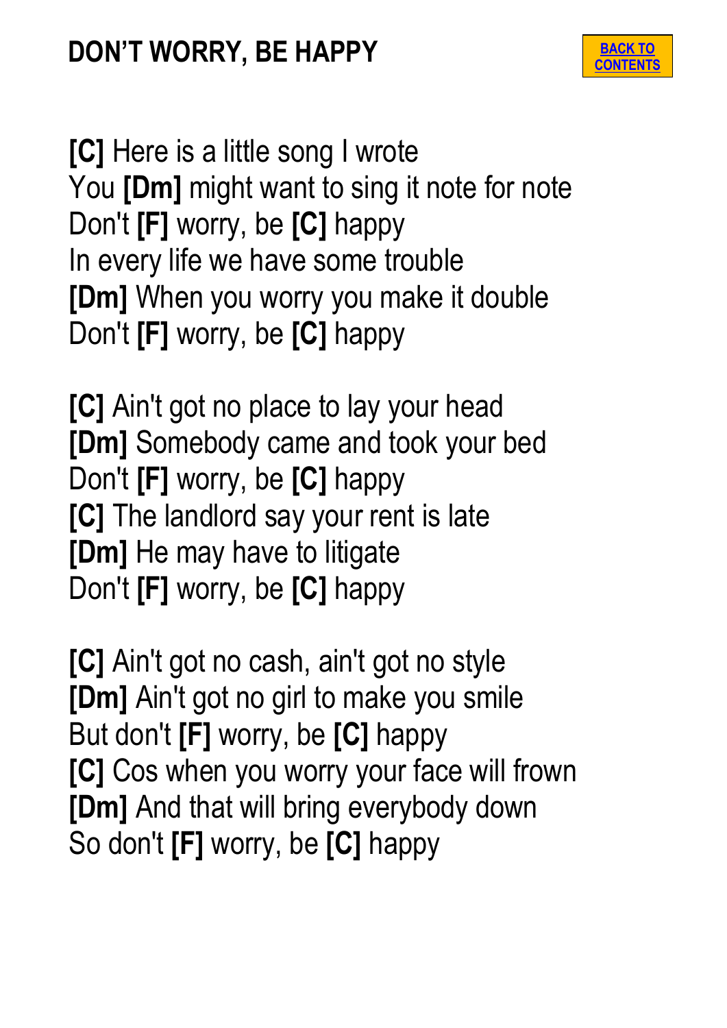# DON'T WORRY, BE HAPPY

BACK TO CONTENTS

**[C]** Here is a little song I wrote
You **[Dm]** might want to sing it note for note
Don't **[F]** worry, be **[C]** happy
In every life we have some trouble
**[Dm]** When you worry you make it double
Don't **[F]** worry, be **[C]** happy

**[C]** Ain't got no place to lay your head
**[Dm]** Somebody came and took your bed
Don't **[F]** worry, be **[C]** happy
**[C]** The landlord say your rent is late
**[Dm]** He may have to litigate
Don't **[F]** worry, be **[C]** happy

**[C]** Ain't got no cash, ain't got no style
**[Dm]** Ain't got no girl to make you smile
But don't **[F]** worry, be **[C]** happy
**[C]** Cos when you worry your face will frown
**[Dm]** And that will bring everybody down
So don't **[F]** worry, be **[C]** happy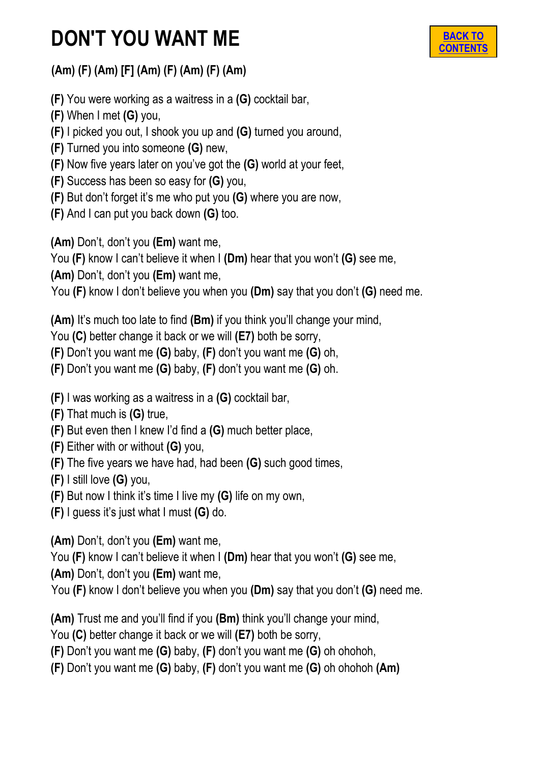# DON'T YOU WANT ME

[BACK TO CONTENTS]

**(Am) (F) (Am) [F] (Am) (F) (Am) (F) (Am)**

**(F)** You were working as a waitress in a **(G)** cocktail bar,
**(F)** When I met **(G)** you,
**(F)** I picked you out, I shook you up and **(G)** turned you around,
**(F)** Turned you into someone **(G)** new,
**(F)** Now five years later on you've got the **(G)** world at your feet,
**(F)** Success has been so easy for **(G)** you,
**(F)** But don't forget it's me who put you **(G)** where you are now,
**(F)** And I can put you back down **(G)** too.

**(Am)** Don't, don't you **(Em)** want me,
You **(F)** know I can't believe it when I **(Dm)** hear that you won't **(G)** see me,
**(Am)** Don't, don't you **(Em)** want me,
You **(F)** know I don't believe you when you **(Dm)** say that you don't **(G)** need me.

**(Am)** It's much too late to find **(Bm)** if you think you'll change your mind,
You **(C)** better change it back or we will **(E7)** both be sorry,
**(F)** Don't you want me **(G)** baby, **(F)** don't you want me **(G)** oh,
**(F)** Don't you want me **(G)** baby, **(F)** don't you want me **(G)** oh.

**(F)** I was working as a waitress in a **(G)** cocktail bar,
**(F)** That much is **(G)** true,
**(F)** But even then I knew I'd find a **(G)** much better place,
**(F)** Either with or without **(G)** you,
**(F)** The five years we have had, had been **(G)** such good times,
**(F)** I still love **(G)** you,
**(F)** But now I think it's time I live my **(G)** life on my own,
**(F)** I guess it's just what I must **(G)** do.

**(Am)** Don't, don't you **(Em)** want me,
You **(F)** know I can't believe it when I **(Dm)** hear that you won't **(G)** see me,
**(Am)** Don't, don't you **(Em)** want me,
You **(F)** know I don't believe you when you **(Dm)** say that you don't **(G)** need me.

**(Am)** Trust me and you'll find if you **(Bm)** think you'll change your mind,
You **(C)** better change it back or we will **(E7)** both be sorry,
**(F)** Don't you want me **(G)** baby, **(F)** don't you want me **(G)** oh ohohoh,
**(F)** Don't you want me **(G)** baby, **(F)** don't you want me **(G)** oh ohohoh **(Am)**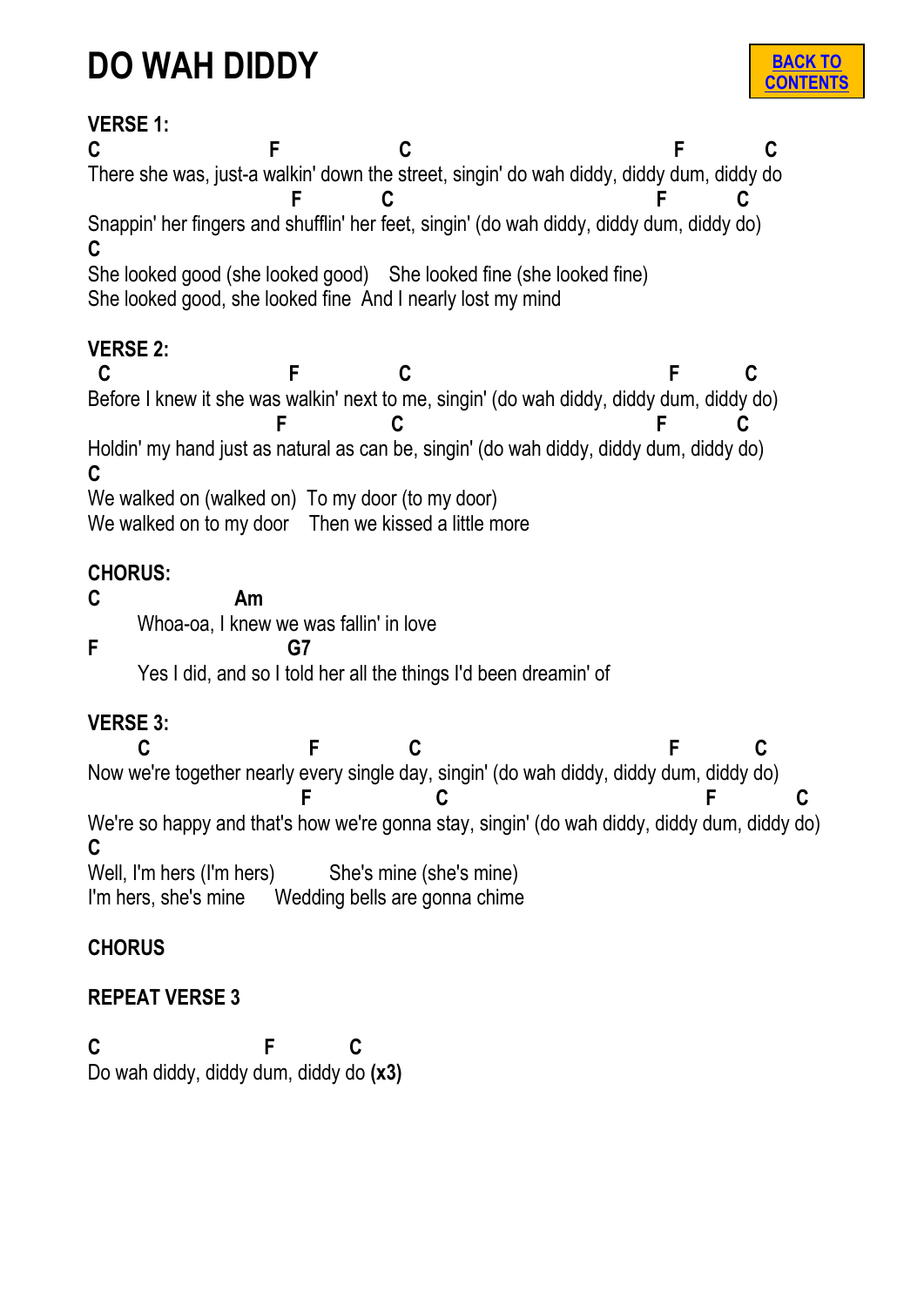# DO WAH DIDDY

BACK TO CONTENTS

**VERSE 1:**

```
C                      F                C                                          F           C
There she was, just-a walkin' down the street, singin' do wah diddy, diddy dum, diddy do
                          F           C                                        F           C
Snappin' her fingers and shufflin' her feet, singin' (do wah diddy, diddy dum, diddy do)
C
She looked good (she looked good)    She looked fine (she looked fine)
She looked good, she looked fine  And I nearly lost my mind
```

**VERSE 2:**

```
 C                        F             C                                          F          C
Before I knew it she was walkin' next to me, singin' (do wah diddy, diddy dum, diddy do)
                        F              C                                        F          C
Holdin' my hand just as natural as can be, singin' (do wah diddy, diddy dum, diddy do)
C
We walked on (walked on)  To my door (to my door)
We walked on to my door    Then we kissed a little more
```

**CHORUS:**

```
C                   Am
       Whoa-oa, I knew we was fallin' in love
F                         G7
       Yes I did, and so I told her all the things I'd been dreamin' of
```

**VERSE 3:**

```
       C                      F             C                                         F           C
Now we're together nearly every single day, singin' (do wah diddy, diddy dum, diddy do)
                           F                C                                          F           C
We're so happy and that's how we're gonna stay, singin' (do wah diddy, diddy dum, diddy do)
C
Well, I'm hers (I'm hers)         She's mine (she's mine)
I'm hers, she's mine      Wedding bells are gonna chime
```

**CHORUS**

**REPEAT VERSE 3**

```
C                        F            C
Do wah diddy, diddy dum, diddy do (x3)
```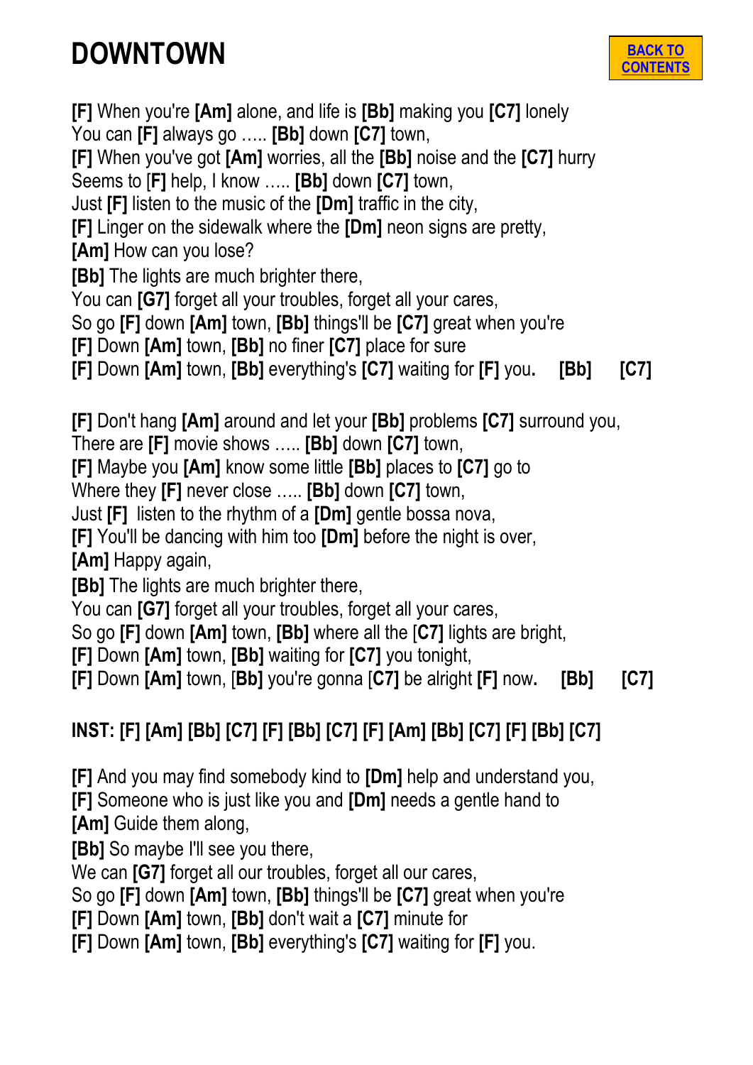# DOWNTOWN

BACK TO CONTENTS

**[F]** When you're **[Am]** alone, and life is **[Bb]** making you **[C7]** lonely
You can **[F]** always go ….. **[Bb]** down **[C7]** town,
**[F]** When you've got **[Am]** worries, all the **[Bb]** noise and the **[C7]** hurry
Seems to [**F**] help, I know ….. **[Bb]** down **[C7]** town,
Just **[F]** listen to the music of the **[Dm]** traffic in the city,
**[F]** Linger on the sidewalk where the **[Dm]** neon signs are pretty,
**[Am]** How can you lose?
**[Bb]** The lights are much brighter there,
You can **[G7]** forget all your troubles, forget all your cares,
So go **[F]** down **[Am]** town, **[Bb]** things'll be **[C7]** great when you're
**[F]** Down **[Am]** town, **[Bb]** no finer **[C7]** place for sure
**[F]** Down **[Am]** town, **[Bb]** everything's **[C7]** waiting for **[F]** you**.** **[Bb]** **[C7]**

**[F]** Don't hang **[Am]** around and let your **[Bb]** problems **[C7]** surround you,
There are **[F]** movie shows ….. **[Bb]** down **[C7]** town,
**[F]** Maybe you **[Am]** know some little **[Bb]** places to **[C7]** go to
Where they **[F]** never close ….. **[Bb]** down **[C7]** town,
Just **[F]** listen to the rhythm of a **[Dm]** gentle bossa nova,
**[F]** You'll be dancing with him too **[Dm]** before the night is over,
**[Am]** Happy again,
**[Bb]** The lights are much brighter there,
You can **[G7]** forget all your troubles, forget all your cares,
So go **[F]** down **[Am]** town, **[Bb]** where all the [**C7**] lights are bright,
**[F]** Down **[Am]** town, **[Bb]** waiting for **[C7]** you tonight,
**[F]** Down **[Am]** town, [**Bb**] you're gonna [**C7**] be alright **[F]** now**.** **[Bb]** **[C7]**

**INST: [F] [Am] [Bb] [C7] [F] [Bb] [C7] [F] [Am] [Bb] [C7] [F] [Bb] [C7]**

**[F]** And you may find somebody kind to **[Dm]** help and understand you,
**[F]** Someone who is just like you and **[Dm]** needs a gentle hand to
**[Am]** Guide them along,
**[Bb]** So maybe I'll see you there,
We can **[G7]** forget all our troubles, forget all our cares,
So go **[F]** down **[Am]** town, **[Bb]** things'll be **[C7]** great when you're
**[F]** Down **[Am]** town, **[Bb]** don't wait a **[C7]** minute for
**[F]** Down **[Am]** town, **[Bb]** everything's **[C7]** waiting for **[F]** you.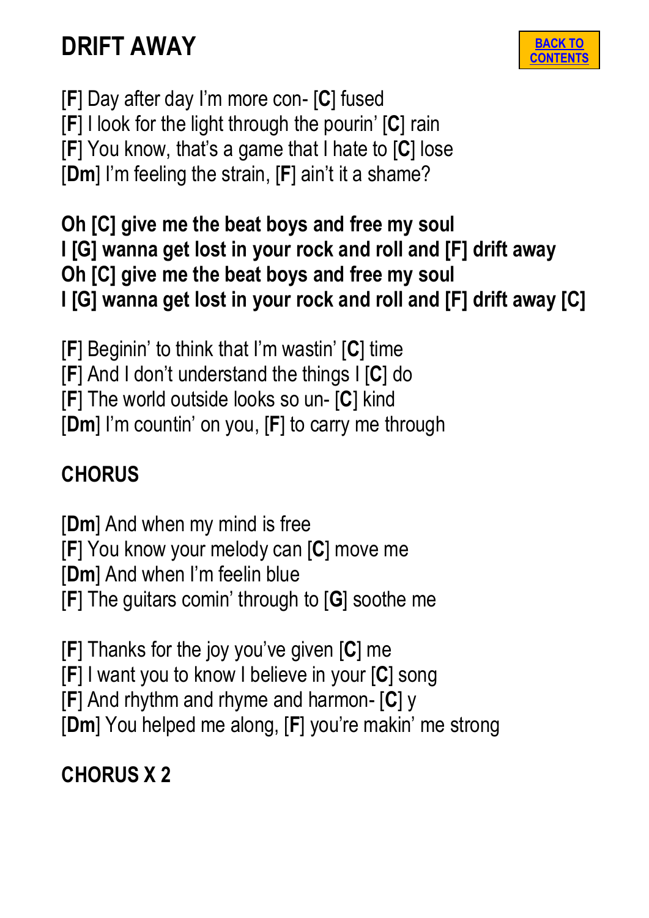# DRIFT AWAY

BACK TO CONTENTS

[**F**] Day after day I'm more con- [**C**] fused
[**F**] I look for the light through the pourin' [**C**] rain
[**F**] You know, that's a game that I hate to [**C**] lose
[**Dm**] I'm feeling the strain, [**F**] ain't it a shame?

**Oh [C] give me the beat boys and free my soul**
**I [G] wanna get lost in your rock and roll and [F] drift away**
**Oh [C] give me the beat boys and free my soul**
**I [G] wanna get lost in your rock and roll and [F] drift away [C]**

[**F**] Beginin' to think that I'm wastin' [**C**] time
[**F**] And I don't understand the things I [**C**] do
[**F**] The world outside looks so un- [**C**] kind
[**Dm**] I'm countin' on you, [**F**] to carry me through

**CHORUS**

[**Dm**] And when my mind is free
[**F**] You know your melody can [**C**] move me
[**Dm**] And when I'm feelin blue
[**F**] The guitars comin' through to [**G**] soothe me

[**F**] Thanks for the joy you've given [**C**] me
[**F**] I want you to know I believe in your [**C**] song
[**F**] And rhythm and rhyme and harmon- [**C**] y
[**Dm**] You helped me along, [**F**] you're makin' me strong

**CHORUS X 2**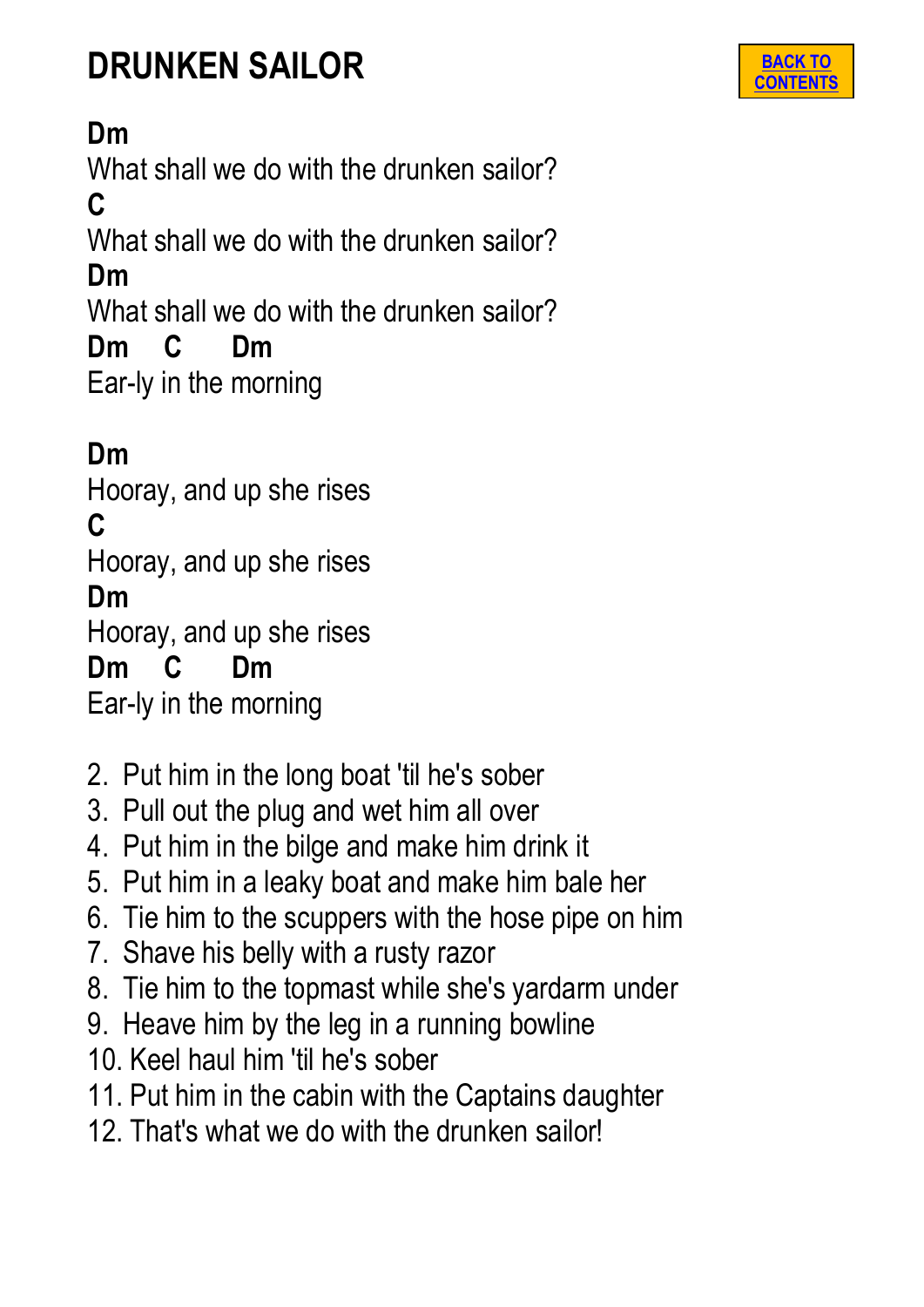# DRUNKEN SAILOR

[BACK TO CONTENTS]

**Dm**
What shall we do with the drunken sailor?
**C**
What shall we do with the drunken sailor?
**Dm**
What shall we do with the drunken sailor?
**Dm    C      Dm**
Ear-ly in the morning

**Dm**
Hooray, and up she rises
**C**
Hooray, and up she rises
**Dm**
Hooray, and up she rises
**Dm    C      Dm**
Ear-ly in the morning

2. Put him in the long boat 'til he's sober
3. Pull out the plug and wet him all over
4. Put him in the bilge and make him drink it
5. Put him in a leaky boat and make him bale her
6. Tie him to the scuppers with the hose pipe on him
7. Shave his belly with a rusty razor
8. Tie him to the topmast while she's yardarm under
9. Heave him by the leg in a running bowline
10. Keel haul him 'til he's sober
11. Put him in the cabin with the Captains daughter
12. That's what we do with the drunken sailor!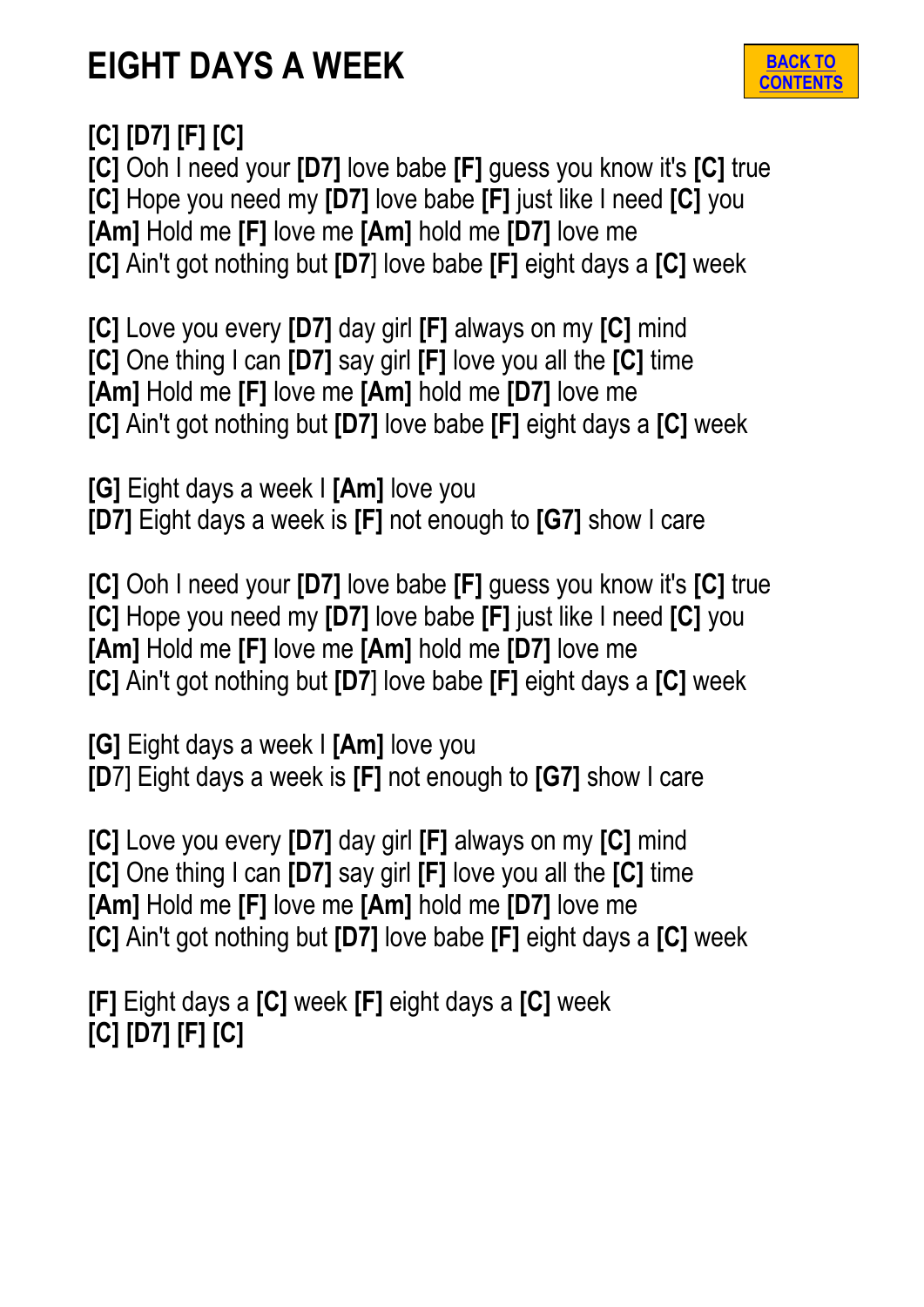# EIGHT DAYS A WEEK

BACK TO CONTENTS

**[C] [D7] [F] [C]**
**[C]** Ooh I need your **[D7]** love babe **[F]** guess you know it's **[C]** true
**[C]** Hope you need my **[D7]** love babe **[F]** just like I need **[C]** you
**[Am]** Hold me **[F]** love me **[Am]** hold me **[D7]** love me
**[C]** Ain't got nothing but **[D7]** love babe **[F]** eight days a **[C]** week

**[C]** Love you every **[D7]** day girl **[F]** always on my **[C]** mind
**[C]** One thing I can **[D7]** say girl **[F]** love you all the **[C]** time
**[Am]** Hold me **[F]** love me **[Am]** hold me **[D7]** love me
**[C]** Ain't got nothing but **[D7]** love babe **[F]** eight days a **[C]** week

**[G]** Eight days a week I **[Am]** love you
**[D7]** Eight days a week is **[F]** not enough to **[G7]** show I care

**[C]** Ooh I need your **[D7]** love babe **[F]** guess you know it's **[C]** true
**[C]** Hope you need my **[D7]** love babe **[F]** just like I need **[C]** you
**[Am]** Hold me **[F]** love me **[Am]** hold me **[D7]** love me
**[C]** Ain't got nothing but **[D7]** love babe **[F]** eight days a **[C]** week

**[G]** Eight days a week I **[Am]** love you
**[D7]** Eight days a week is **[F]** not enough to **[G7]** show I care

**[C]** Love you every **[D7]** day girl **[F]** always on my **[C]** mind
**[C]** One thing I can **[D7]** say girl **[F]** love you all the **[C]** time
**[Am]** Hold me **[F]** love me **[Am]** hold me **[D7]** love me
**[C]** Ain't got nothing but **[D7]** love babe **[F]** eight days a **[C]** week

**[F]** Eight days a **[C]** week **[F]** eight days a **[C]** week
**[C] [D7] [F] [C]**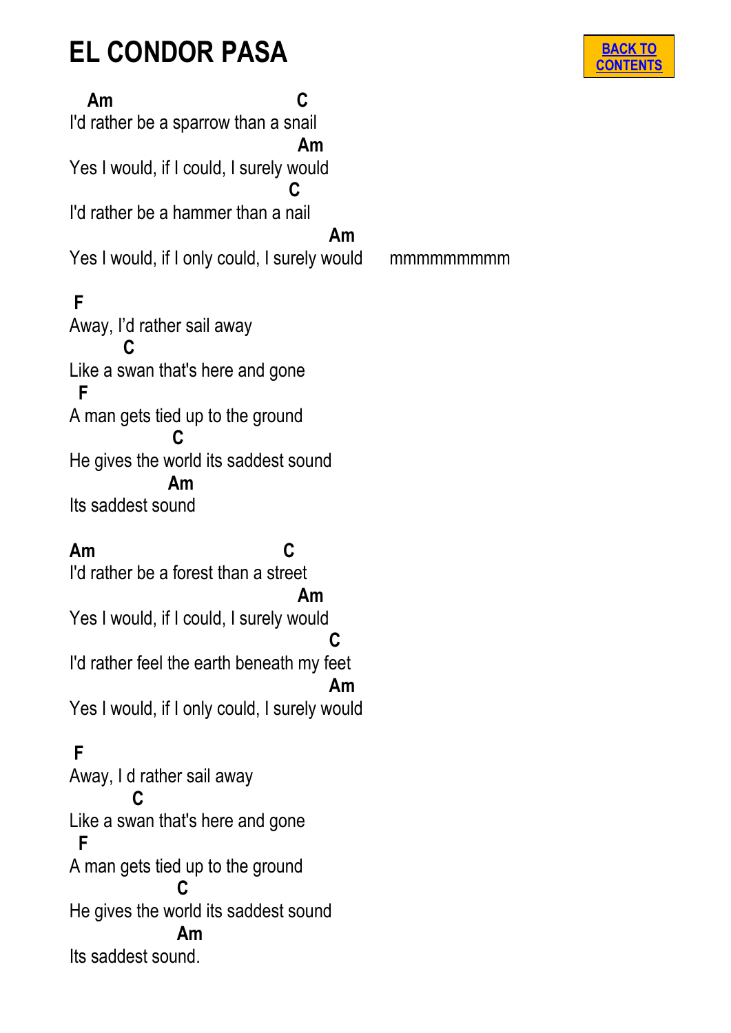# EL CONDOR PASA

BACK TO CONTENTS

```
   Am                              C
I'd rather be a sparrow than a snail
                                    Am
Yes I would, if I could, I surely would
                                   C
I'd rather be a hammer than a nail
                                         Am
Yes I would, if I only could, I surely would     mmmmmmmmm

 F
Away, I'd rather sail away
        C
Like a swan that's here and gone
 F
A man gets tied up to the ground
                C
He gives the world its saddest sound
               Am
Its saddest sound

Am                               C
I'd rather be a forest than a street
                                    Am
Yes I would, if I could, I surely would
                                         C
I'd rather feel the earth beneath my feet
                                         Am
Yes I would, if I only could, I surely would

 F
Away, I d rather sail away
          C
Like a swan that's here and gone
 F
A man gets tied up to the ground
                 C
He gives the world its saddest sound
                 Am
Its saddest sound.
```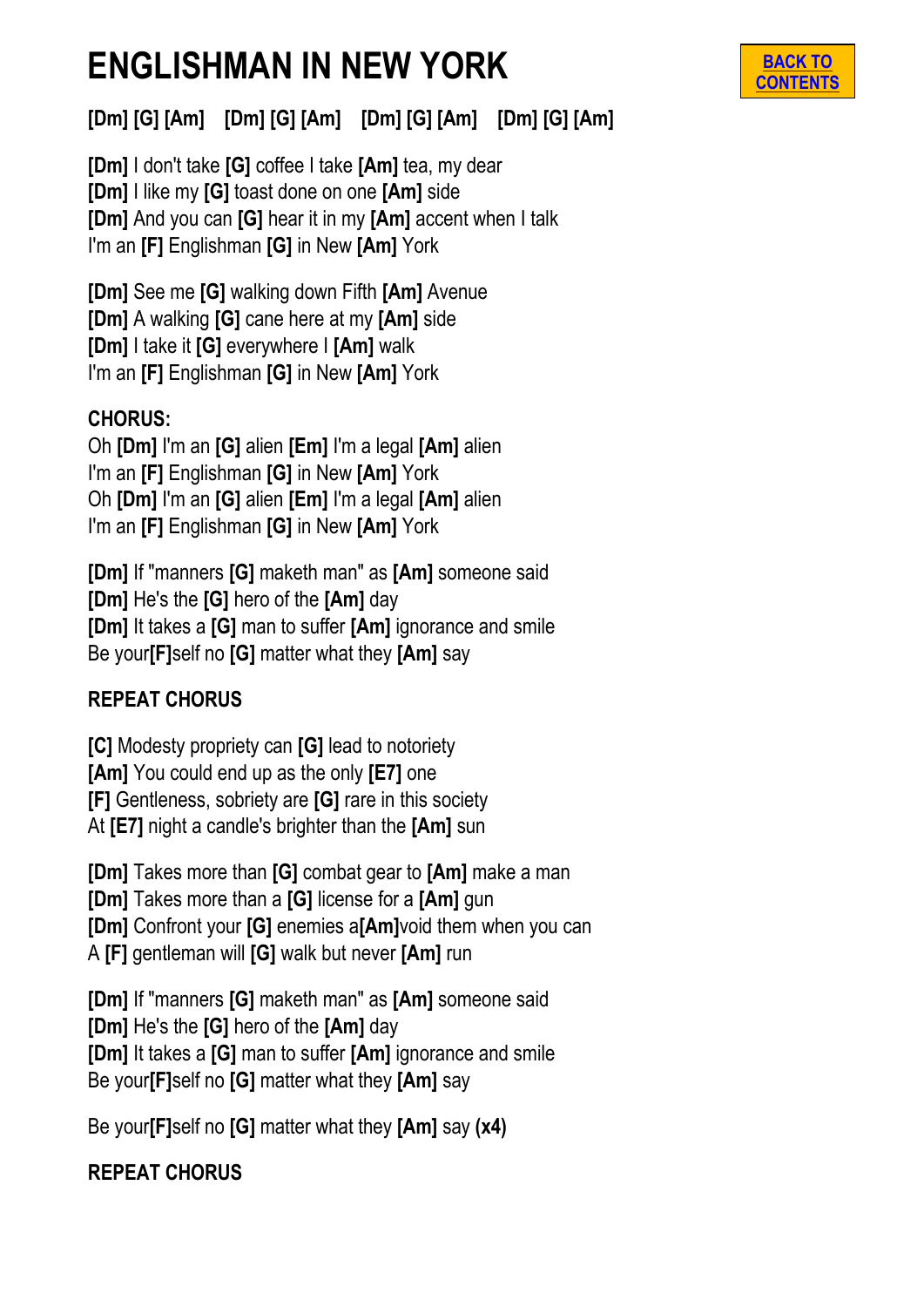# ENGLISHMAN IN NEW YORK

BACK TO CONTENTS

**[Dm] [G] [Am]    [Dm] [G] [Am]    [Dm] [G] [Am]    [Dm] [G] [Am]**

**[Dm]** I don't take **[G]** coffee I take **[Am]** tea, my dear
**[Dm]** I like my **[G]** toast done on one **[Am]** side
**[Dm]** And you can **[G]** hear it in my **[Am]** accent when I talk
I'm an **[F]** Englishman **[G]** in New **[Am]** York

**[Dm]** See me **[G]** walking down Fifth **[Am]** Avenue
**[Dm]** A walking **[G]** cane here at my **[Am]** side
**[Dm]** I take it **[G]** everywhere I **[Am]** walk
I'm an **[F]** Englishman **[G]** in New **[Am]** York

**CHORUS:**
Oh **[Dm]** I'm an **[G]** alien **[Em]** I'm a legal **[Am]** alien
I'm an **[F]** Englishman **[G]** in New **[Am]** York
Oh **[Dm]** I'm an **[G]** alien **[Em]** I'm a legal **[Am]** alien
I'm an **[F]** Englishman **[G]** in New **[Am]** York

**[Dm]** If "manners **[G]** maketh man" as **[Am]** someone said
**[Dm]** He's the **[G]** hero of the **[Am]** day
**[Dm]** It takes a **[G]** man to suffer **[Am]** ignorance and smile
Be your**[F]**self no **[G]** matter what they **[Am]** say

**REPEAT CHORUS**

**[C]** Modesty propriety can **[G]** lead to notoriety
**[Am]** You could end up as the only **[E7]** one
**[F]** Gentleness, sobriety are **[G]** rare in this society
At **[E7]** night a candle's brighter than the **[Am]** sun

**[Dm]** Takes more than **[G]** combat gear to **[Am]** make a man
**[Dm]** Takes more than a **[G]** license for a **[Am]** gun
**[Dm]** Confront your **[G]** enemies a**[Am]**void them when you can
A **[F]** gentleman will **[G]** walk but never **[Am]** run

**[Dm]** If "manners **[G]** maketh man" as **[Am]** someone said
**[Dm]** He's the **[G]** hero of the **[Am]** day
**[Dm]** It takes a **[G]** man to suffer **[Am]** ignorance and smile
Be your**[F]**self no **[G]** matter what they **[Am]** say

Be your**[F]**self no **[G]** matter what they **[Am]** say **(x4)**

**REPEAT CHORUS**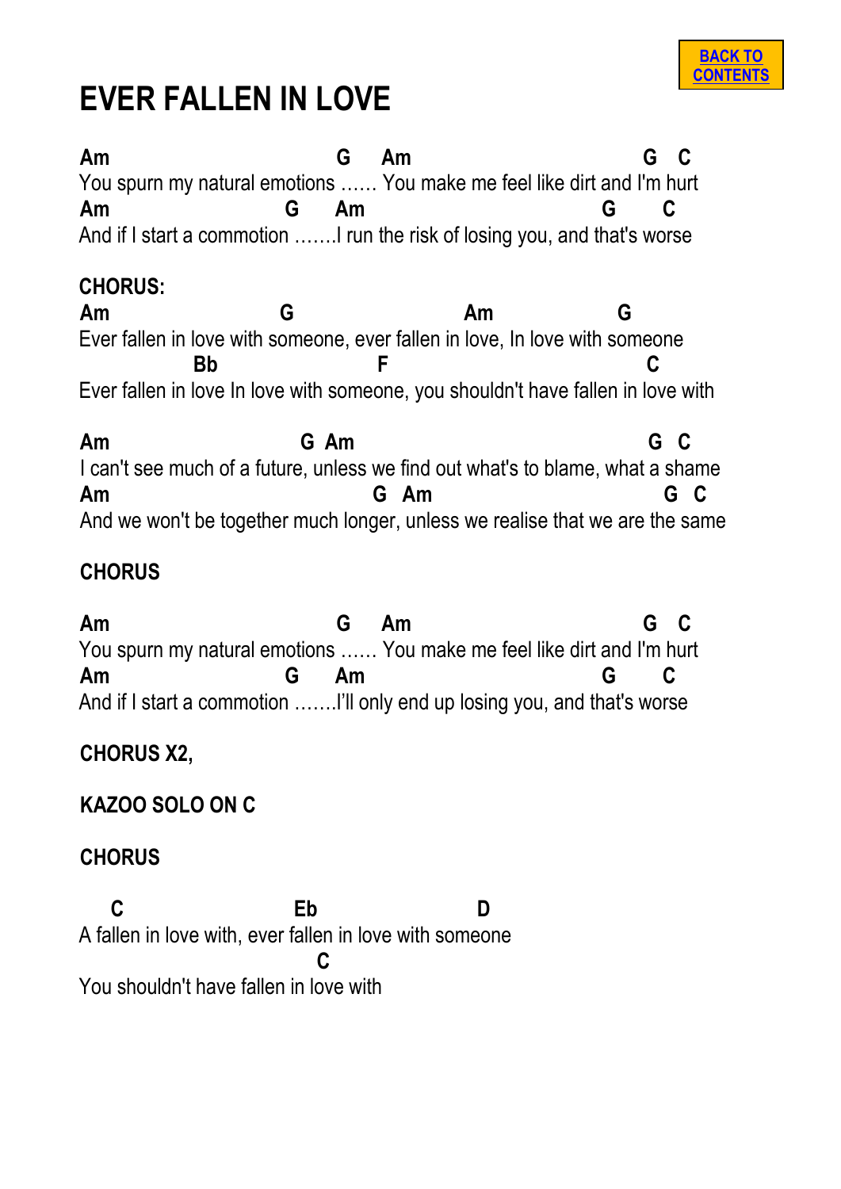[BACK TO CONTENTS]

# EVER FALLEN IN LOVE

```
Am                         G    Am                          G   C
You spurn my natural emotions …… You make me feel like dirt and I'm hurt
Am                    G     Am                          G      C
And if I start a commotion …….I run the risk of losing you, and that's worse
```

**CHORUS:**

```
Am                 G                       Am              G
Ever fallen in love with someone, ever fallen in love, In love with someone
             Bb                   F                             C
Ever fallen in love In love with someone, you shouldn't have fallen in love with
```

```
Am                     G  Am                              G  C
I can't see much of a future, unless we find out what's to blame, what a shame
Am                              G  Am                           G  C
And we won't be together much longer, unless we realise that we are the same
```

**CHORUS**

```
Am                         G    Am                          G   C
You spurn my natural emotions …… You make me feel like dirt and I'm hurt
Am                    G     Am                          G      C
And if I start a commotion …….I'll only end up losing you, and that's worse
```

**CHORUS X2,**

**KAZOO SOLO ON C**

**CHORUS**

```
   C                   Eb                   D
A fallen in love with, ever fallen in love with someone
                              C
You shouldn't have fallen in love with
```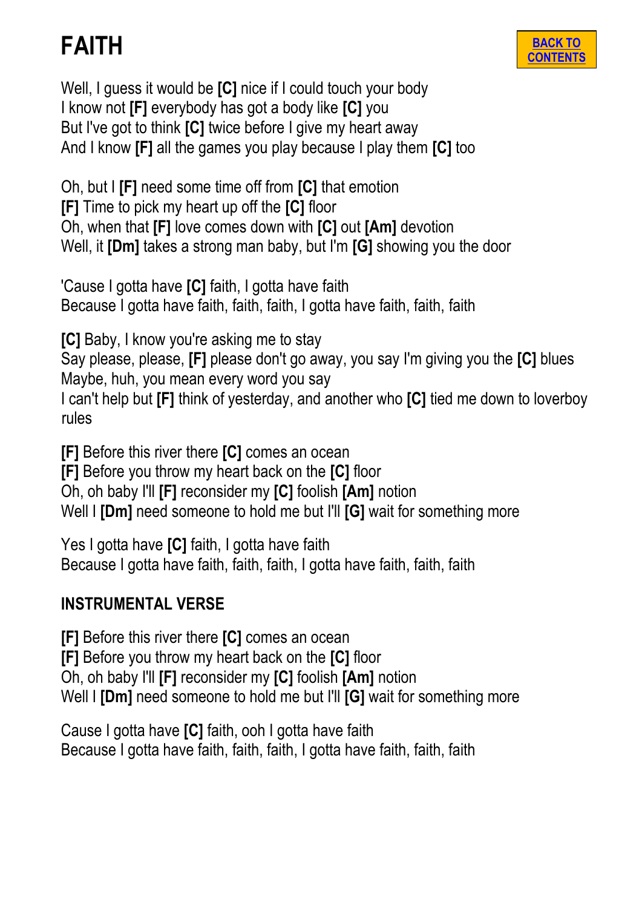# FAITH

BACK TO CONTENTS

Well, I guess it would be **[C]** nice if I could touch your body
I know not **[F]** everybody has got a body like **[C]** you
But I've got to think **[C]** twice before I give my heart away
And I know **[F]** all the games you play because I play them **[C]** too

Oh, but I **[F]** need some time off from **[C]** that emotion
**[F]** Time to pick my heart up off the **[C]** floor
Oh, when that **[F]** love comes down with **[C]** out **[Am]** devotion
Well, it **[Dm]** takes a strong man baby, but I'm **[G]** showing you the door

'Cause I gotta have **[C]** faith, I gotta have faith
Because I gotta have faith, faith, faith, I gotta have faith, faith, faith

**[C]** Baby, I know you're asking me to stay
Say please, please, **[F]** please don't go away, you say I'm giving you the **[C]** blues
Maybe, huh, you mean every word you say
I can't help but **[F]** think of yesterday, and another who **[C]** tied me down to loverboy rules

**[F]** Before this river there **[C]** comes an ocean
**[F]** Before you throw my heart back on the **[C]** floor
Oh, oh baby I'll **[F]** reconsider my **[C]** foolish **[Am]** notion
Well I **[Dm]** need someone to hold me but I'll **[G]** wait for something more

Yes I gotta have **[C]** faith, I gotta have faith
Because I gotta have faith, faith, faith, I gotta have faith, faith, faith

**INSTRUMENTAL VERSE**

**[F]** Before this river there **[C]** comes an ocean
**[F]** Before you throw my heart back on the **[C]** floor
Oh, oh baby I'll **[F]** reconsider my **[C]** foolish **[Am]** notion
Well I **[Dm]** need someone to hold me but I'll **[G]** wait for something more

Cause I gotta have **[C]** faith, ooh I gotta have faith
Because I gotta have faith, faith, faith, I gotta have faith, faith, faith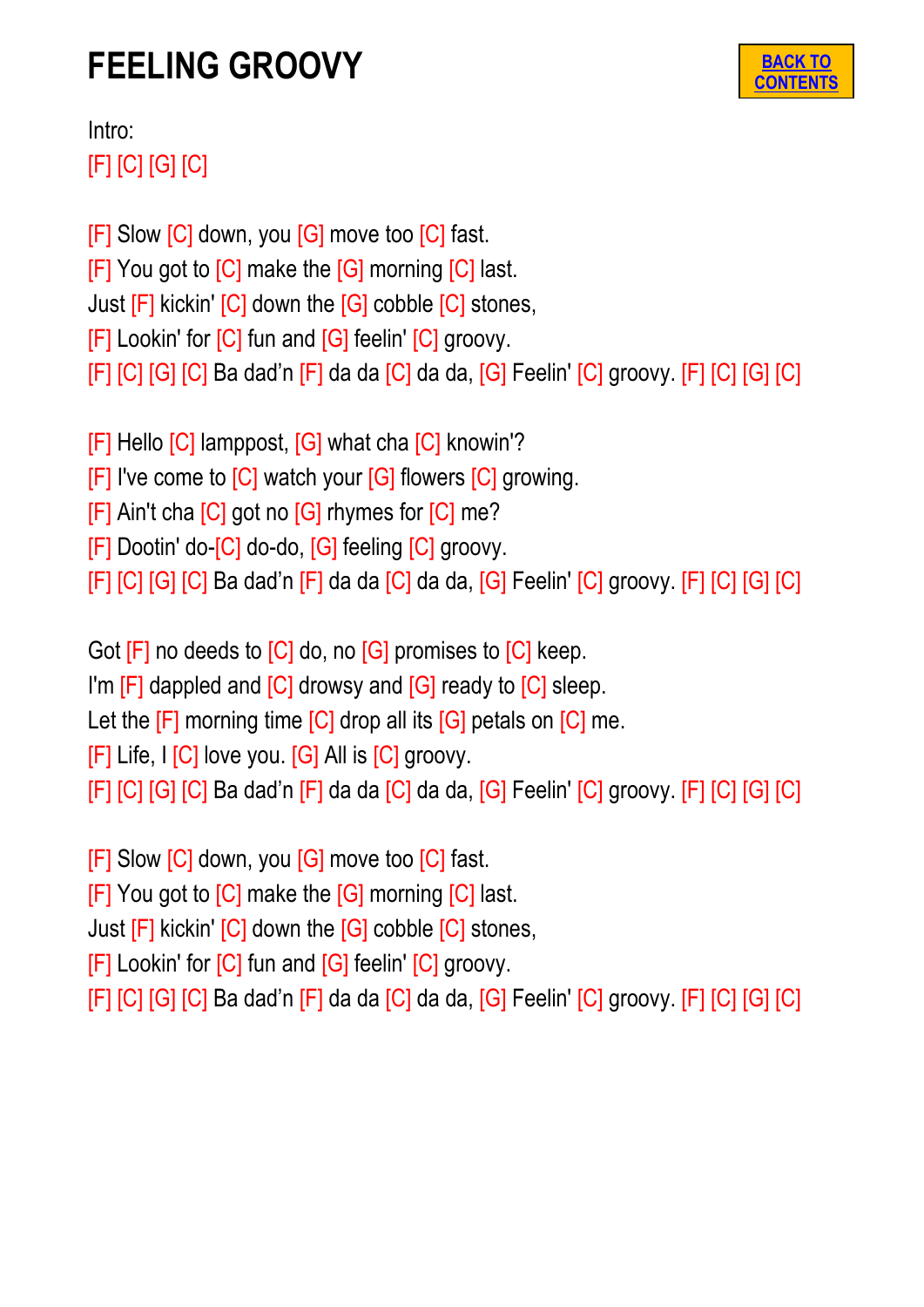# FEELING GROOVY

BACK TO CONTENTS

Intro:
[F] [C] [G] [C]

[F] Slow [C] down, you [G] move too [C] fast.
[F] You got to [C] make the [G] morning [C] last.
Just [F] kickin' [C] down the [G] cobble [C] stones,
[F] Lookin' for [C] fun and [G] feelin' [C] groovy.
[F] [C] [G] [C] Ba dad'n [F] da da [C] da da, [G] Feelin' [C] groovy. [F] [C] [G] [C]

[F] Hello [C] lamppost, [G] what cha [C] knowin'?
[F] I've come to [C] watch your [G] flowers [C] growing.
[F] Ain't cha [C] got no [G] rhymes for [C] me?
[F] Dootin' do-[C] do-do, [G] feeling [C] groovy.
[F] [C] [G] [C] Ba dad'n [F] da da [C] da da, [G] Feelin' [C] groovy. [F] [C] [G] [C]

Got [F] no deeds to [C] do, no [G] promises to [C] keep.
I'm [F] dappled and [C] drowsy and [G] ready to [C] sleep.
Let the [F] morning time [C] drop all its [G] petals on [C] me.
[F] Life, I [C] love you. [G] All is [C] groovy.
[F] [C] [G] [C] Ba dad'n [F] da da [C] da da, [G] Feelin' [C] groovy. [F] [C] [G] [C]

[F] Slow [C] down, you [G] move too [C] fast.
[F] You got to [C] make the [G] morning [C] last.
Just [F] kickin' [C] down the [G] cobble [C] stones,
[F] Lookin' for [C] fun and [G] feelin' [C] groovy.
[F] [C] [G] [C] Ba dad'n [F] da da [C] da da, [G] Feelin' [C] groovy. [F] [C] [G] [C]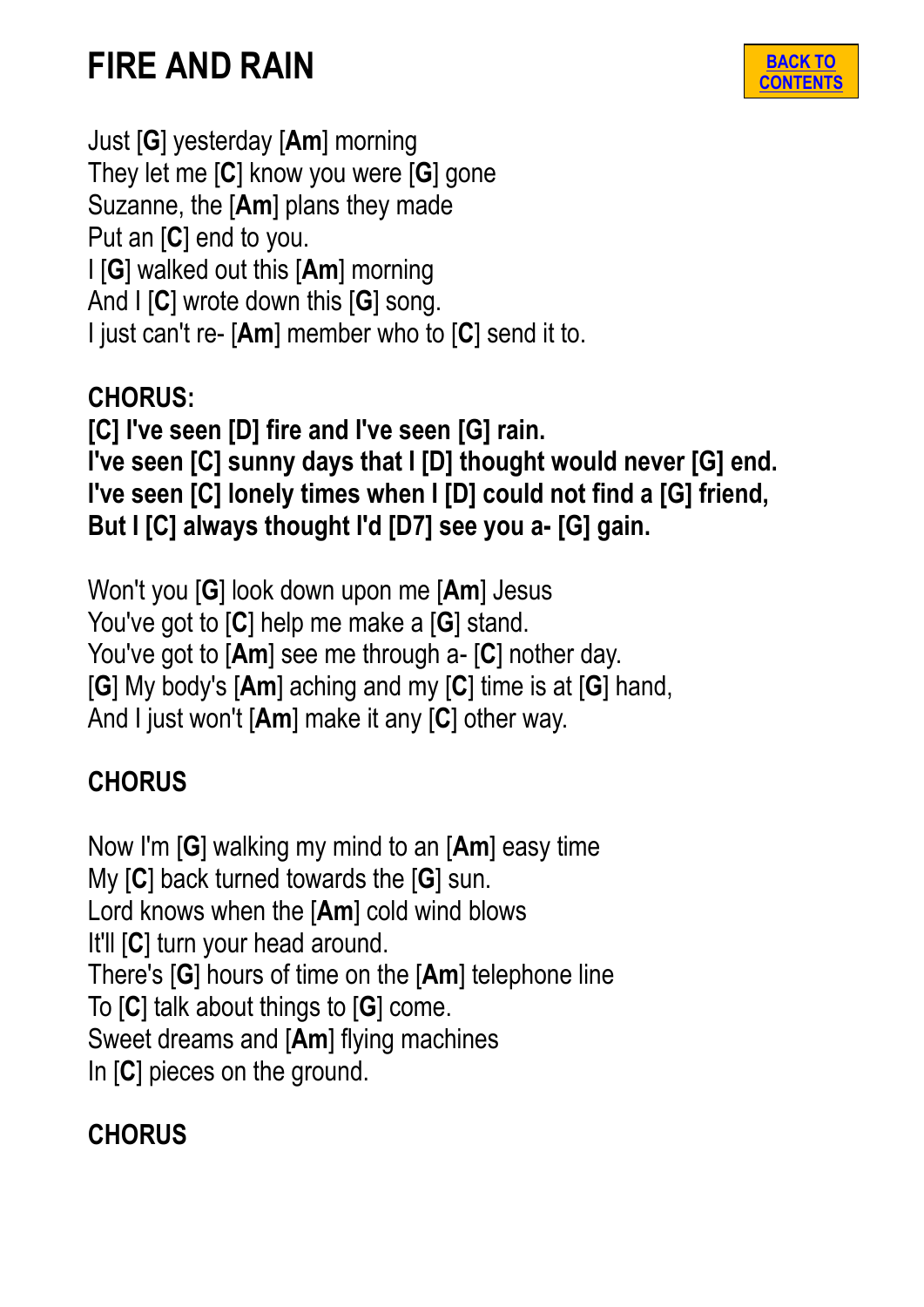# FIRE AND RAIN

BACK TO CONTENTS

Just [**G**] yesterday [**Am**] morning  
They let me [**C**] know you were [**G**] gone  
Suzanne, the [**Am**] plans they made  
Put an [**C**] end to you.  
I [**G**] walked out this [**Am**] morning  
And I [**C**] wrote down this [**G**] song.  
I just can't re- [**Am**] member who to [**C**] send it to.

**CHORUS:**  
**[C] I've seen [D] fire and I've seen [G] rain.**  
**I've seen [C] sunny days that I [D] thought would never [G] end.**  
**I've seen [C] lonely times when I [D] could not find a [G] friend,**  
**But I [C] always thought I'd [D7] see you a- [G] gain.**

Won't you [**G**] look down upon me [**Am**] Jesus  
You've got to [**C**] help me make a [**G**] stand.  
You've got to [**Am**] see me through a- [**C**] nother day.  
[**G**] My body's [**Am**] aching and my [**C**] time is at [**G**] hand,  
And I just won't [**Am**] make it any [**C**] other way.

**CHORUS**

Now I'm [**G**] walking my mind to an [**Am**] easy time  
My [**C**] back turned towards the [**G**] sun.  
Lord knows when the [**Am**] cold wind blows  
It'll [**C**] turn your head around.  
There's [**G**] hours of time on the [**Am**] telephone line  
To [**C**] talk about things to [**G**] come.  
Sweet dreams and [**Am**] flying machines  
In [**C**] pieces on the ground.

**CHORUS**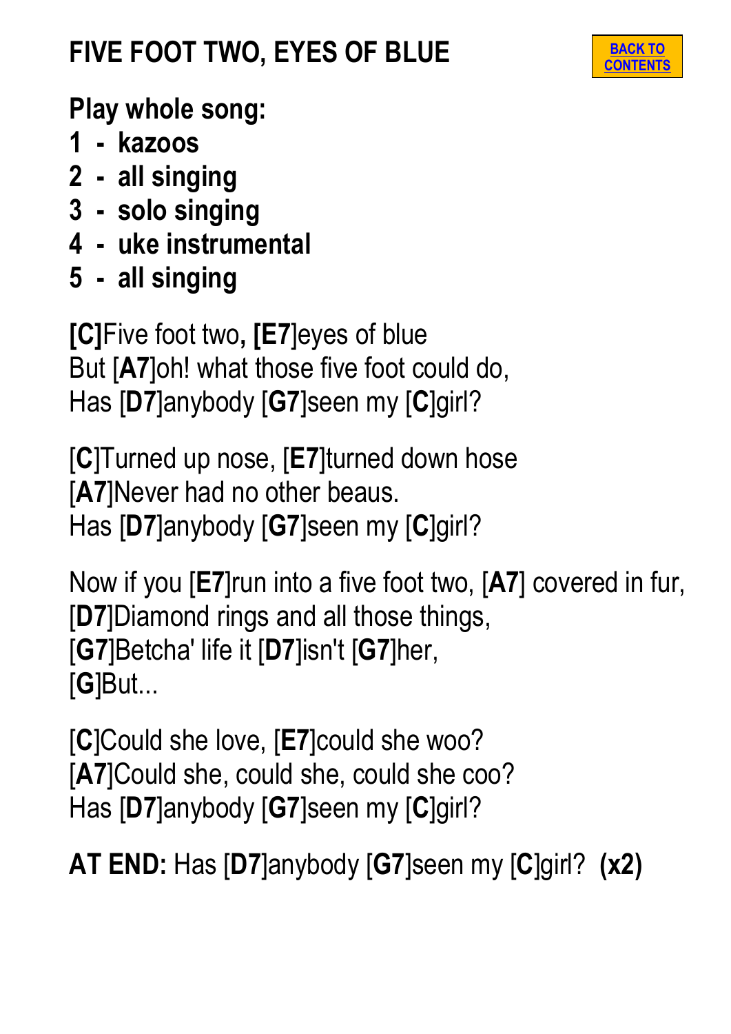# FIVE FOOT TWO, EYES OF BLUE

BACK TO CONTENTS

**Play whole song:**

**1 - kazoos**
**2 - all singing**
**3 - solo singing**
**4 - uke instrumental**
**5 - all singing**

**[C]**Five foot two**, [E7**]eyes of blue
But [**A7**]oh! what those five foot could do,
Has [**D7**]anybody [**G7**]seen my [**C**]girl?

[**C**]Turned up nose, [**E7**]turned down hose
[**A7**]Never had no other beaus.
Has [**D7**]anybody [**G7**]seen my [**C**]girl?

Now if you [**E7**]run into a five foot two, [**A7**] covered in fur,
[**D7**]Diamond rings and all those things,
[**G7**]Betcha' life it [**D7**]isn't [**G7**]her,
[**G**]But...

[**C**]Could she love, [**E7**]could she woo?
[**A7**]Could she, could she, could she coo?
Has [**D7**]anybody [**G7**]seen my [**C**]girl?

**AT END:** Has [**D7**]anybody [**G7**]seen my [**C**]girl? **(x2)**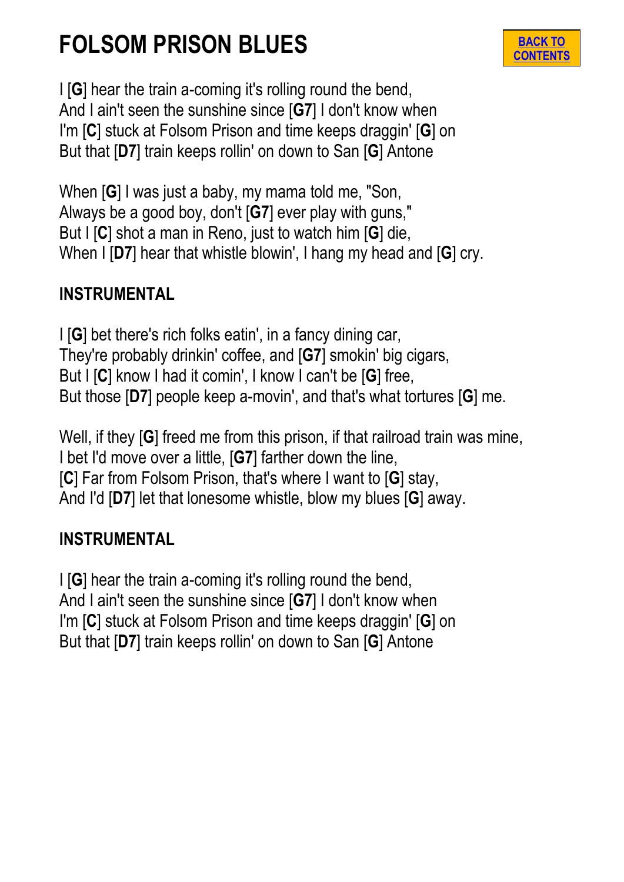# FOLSOM PRISON BLUES

BACK TO CONTENTS

I [**G**] hear the train a-coming it's rolling round the bend,
And I ain't seen the sunshine since [**G7**] I don't know when
I'm [**C**] stuck at Folsom Prison and time keeps draggin' [**G**] on
But that [**D7**] train keeps rollin' on down to San [**G**] Antone

When [**G**] I was just a baby, my mama told me, "Son,
Always be a good boy, don't [**G7**] ever play with guns,"
But I [**C**] shot a man in Reno, just to watch him [**G**] die,
When I [**D7**] hear that whistle blowin', I hang my head and [**G**] cry.

**INSTRUMENTAL**

I [**G**] bet there's rich folks eatin', in a fancy dining car,
They're probably drinkin' coffee, and [**G7**] smokin' big cigars,
But I [**C**] know I had it comin', I know I can't be [**G**] free,
But those [**D7**] people keep a-movin', and that's what tortures [**G**] me.

Well, if they [**G**] freed me from this prison, if that railroad train was mine,
I bet I'd move over a little, [**G7**] farther down the line,
[**C**] Far from Folsom Prison, that's where I want to [**G**] stay,
And I'd [**D7**] let that lonesome whistle, blow my blues [**G**] away.

**INSTRUMENTAL**

I [**G**] hear the train a-coming it's rolling round the bend,
And I ain't seen the sunshine since [**G7**] I don't know when
I'm [**C**] stuck at Folsom Prison and time keeps draggin' [**G**] on
But that [**D7**] train keeps rollin' on down to San [**G**] Antone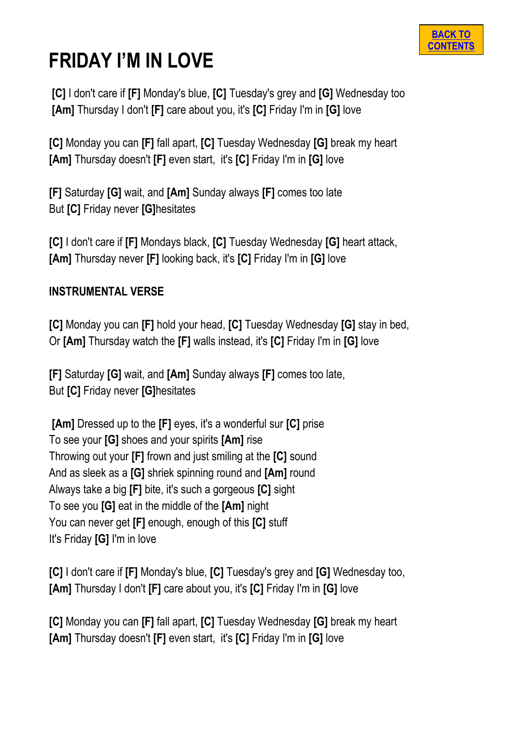# FRIDAY I'M IN LOVE

**[C]** I don't care if **[F]** Monday's blue, **[C]** Tuesday's grey and **[G]** Wednesday too
**[Am]** Thursday I don't **[F]** care about you, it's **[C]** Friday I'm in **[G]** love

**[C]** Monday you can **[F]** fall apart, **[C]** Tuesday Wednesday **[G]** break my heart
**[Am]** Thursday doesn't **[F]** even start, it's **[C]** Friday I'm in **[G]** love

**[F]** Saturday **[G]** wait, and **[Am]** Sunday always **[F]** comes too late
But **[C]** Friday never **[G]**hesitates

**[C]** I don't care if **[F]** Mondays black, **[C]** Tuesday Wednesday **[G]** heart attack,
**[Am]** Thursday never **[F]** looking back, it's **[C]** Friday I'm in **[G]** love

**INSTRUMENTAL VERSE**

**[C]** Monday you can **[F]** hold your head, **[C]** Tuesday Wednesday **[G]** stay in bed,
Or **[Am]** Thursday watch the **[F]** walls instead, it's **[C]** Friday I'm in **[G]** love

**[F]** Saturday **[G]** wait, and **[Am]** Sunday always **[F]** comes too late,
But **[C]** Friday never **[G]**hesitates

**[Am]** Dressed up to the **[F]** eyes, it's a wonderful sur **[C]** prise
To see your **[G]** shoes and your spirits **[Am]** rise
Throwing out your **[F]** frown and just smiling at the **[C]** sound
And as sleek as a **[G]** shriek spinning round and **[Am]** round
Always take a big **[F]** bite, it's such a gorgeous **[C]** sight
To see you **[G]** eat in the middle of the **[Am]** night
You can never get **[F]** enough, enough of this **[C]** stuff
It's Friday **[G]** I'm in love

**[C]** I don't care if **[F]** Monday's blue, **[C]** Tuesday's grey and **[G]** Wednesday too,
**[Am]** Thursday I don't **[F]** care about you, it's **[C]** Friday I'm in **[G]** love

**[C]** Monday you can **[F]** fall apart, **[C]** Tuesday Wednesday **[G]** break my heart
**[Am]** Thursday doesn't **[F]** even start, it's **[C]** Friday I'm in **[G]** love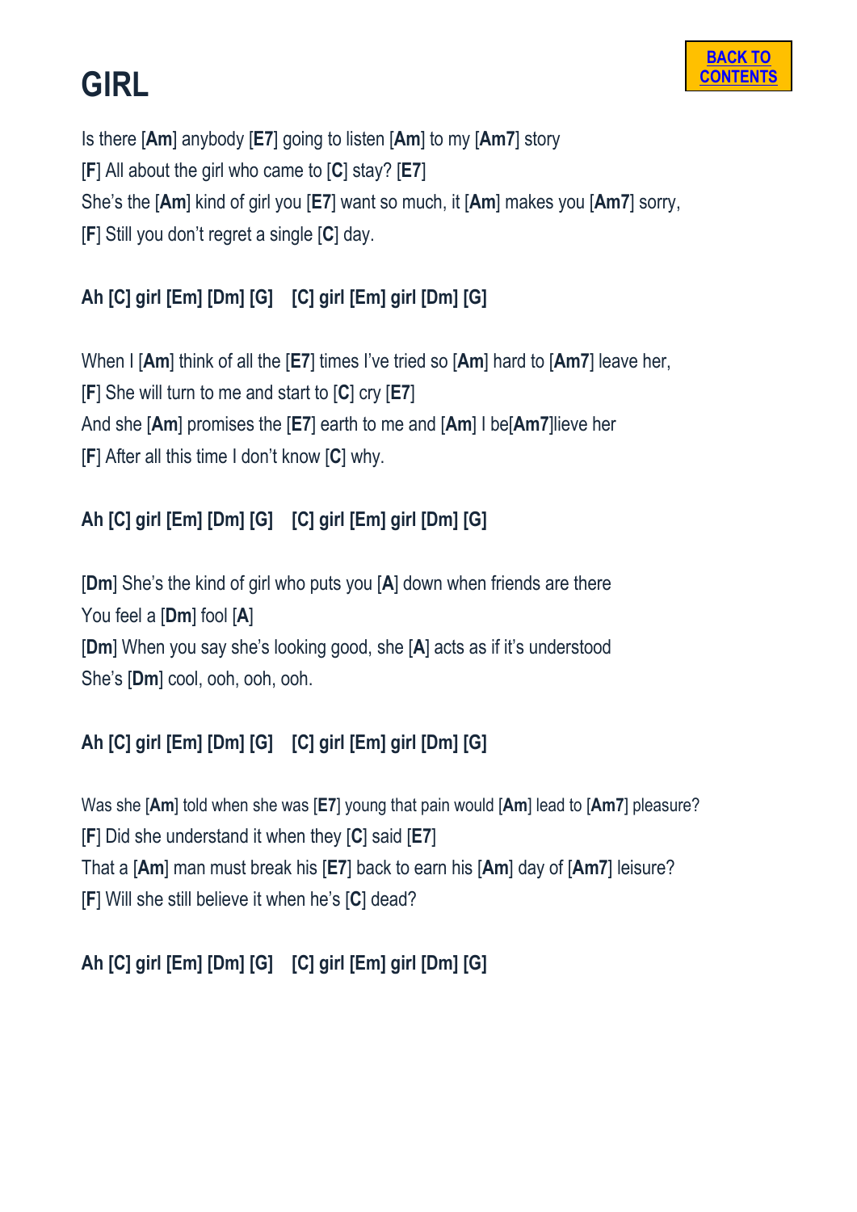# GIRL

Is there [**Am**] anybody [**E7**] going to listen [**Am**] to my [**Am7**] story
[**F**] All about the girl who came to [**C**] stay? [**E7**]
She's the [**Am**] kind of girl you [**E7**] want so much, it [**Am**] makes you [**Am7**] sorry,
[**F**] Still you don't regret a single [**C**] day.

**Ah [C] girl [Em] [Dm] [G]   [C] girl [Em] girl [Dm] [G]**

When I [**Am**] think of all the [**E7**] times I've tried so [**Am**] hard to [**Am7**] leave her,
[**F**] She will turn to me and start to [**C**] cry [**E7**]
And she [**Am**] promises the [**E7**] earth to me and [**Am**] I be[**Am7**]lieve her
[**F**] After all this time I don't know [**C**] why.

**Ah [C] girl [Em] [Dm] [G]   [C] girl [Em] girl [Dm] [G]**

[**Dm**] She's the kind of girl who puts you [**A**] down when friends are there
You feel a [**Dm**] fool [**A**]
[**Dm**] When you say she's looking good, she [**A**] acts as if it's understood
She's [**Dm**] cool, ooh, ooh, ooh.

**Ah [C] girl [Em] [Dm] [G]   [C] girl [Em] girl [Dm] [G]**

Was she [**Am**] told when she was [**E7**] young that pain would [**Am**] lead to [**Am7**] pleasure?
[**F**] Did she understand it when they [**C**] said [**E7**]
That a [**Am**] man must break his [**E7**] back to earn his [**Am**] day of [**Am7**] leisure?
[**F**] Will she still believe it when he's [**C**] dead?

**Ah [C] girl [Em] [Dm] [G]   [C] girl [Em] girl [Dm] [G]**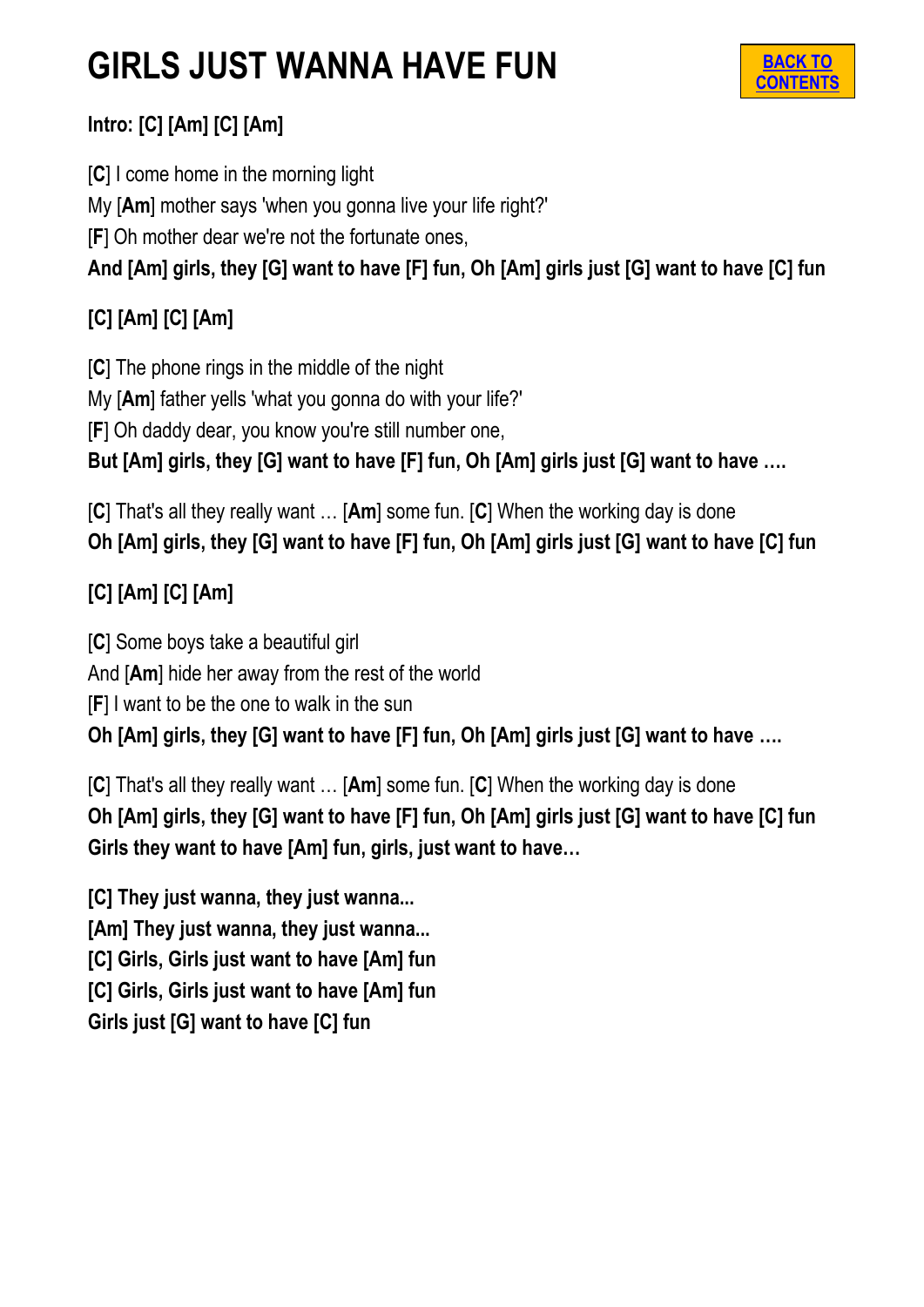# GIRLS JUST WANNA HAVE FUN

BACK TO CONTENTS

**Intro: [C] [Am] [C] [Am]**

[**C**] I come home in the morning light
My [**Am**] mother says 'when you gonna live your life right?'
[**F**] Oh mother dear we're not the fortunate ones,
**And [Am] girls, they [G] want to have [F] fun, Oh [Am] girls just [G] want to have [C] fun**

**[C] [Am] [C] [Am]**

[**C**] The phone rings in the middle of the night
My [**Am**] father yells 'what you gonna do with your life?'
[**F**] Oh daddy dear, you know you're still number one,
**But [Am] girls, they [G] want to have [F] fun, Oh [Am] girls just [G] want to have ….**

[**C**] That's all they really want … [**Am**] some fun. [**C**] When the working day is done
**Oh [Am] girls, they [G] want to have [F] fun, Oh [Am] girls just [G] want to have [C] fun**

**[C] [Am] [C] [Am]**

[**C**] Some boys take a beautiful girl
And [**Am**] hide her away from the rest of the world
[**F**] I want to be the one to walk in the sun
**Oh [Am] girls, they [G] want to have [F] fun, Oh [Am] girls just [G] want to have ….**

[**C**] That's all they really want … [**Am**] some fun. [**C**] When the working day is done
**Oh [Am] girls, they [G] want to have [F] fun, Oh [Am] girls just [G] want to have [C] fun**
**Girls they want to have [Am] fun, girls, just want to have…**

**[C] They just wanna, they just wanna...**
**[Am] They just wanna, they just wanna...**
**[C] Girls, Girls just want to have [Am] fun**
**[C] Girls, Girls just want to have [Am] fun**
**Girls just [G] want to have [C] fun**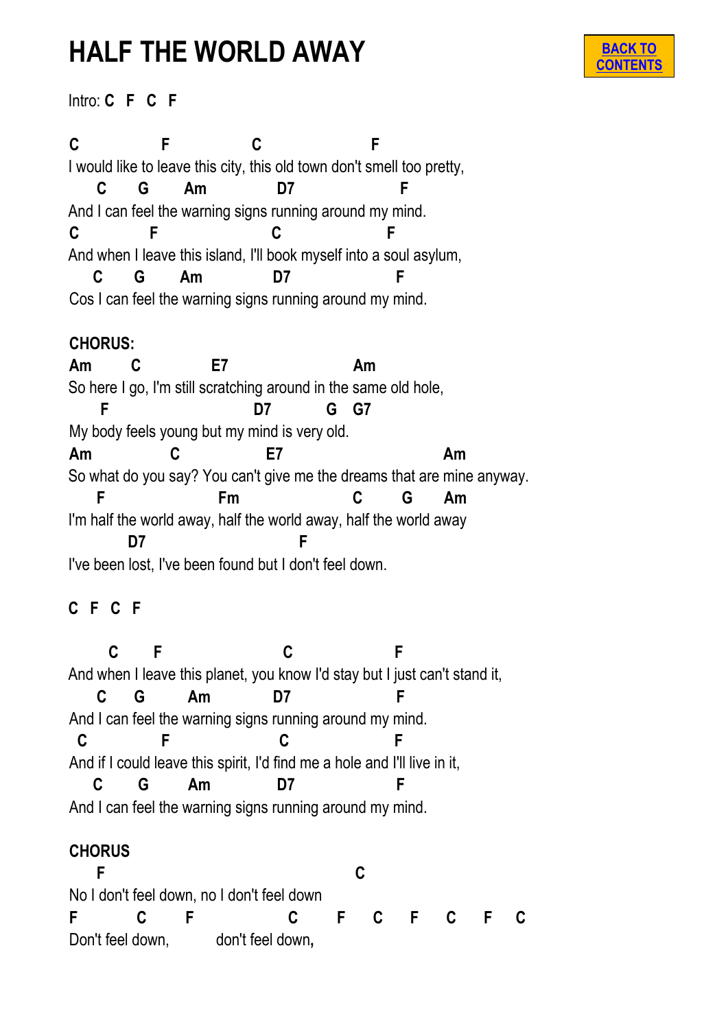# HALF THE WORLD AWAY

BACK TO CONTENTS

Intro: **C F C F**

```
C               F              C                      F
I would like to leave this city, this old town don't smell too pretty,
     C     G      Am            D7                F
And I can feel the warning signs running around my mind.
C             F                     C                F
And when I leave this island, I'll book myself into a soul asylum,
    C     G      Am            D7                F
Cos I can feel the warning signs running around my mind.
```

**CHORUS:**

```
Am        C            E7                      Am
So here I go, I'm still scratching around in the same old hole,
      F                          D7         G   G7
My body feels young but my mind is very old.
Am              C                E7                             Am
So what do you say? You can't give me the dreams that are mine anyway.
     F                   Fm                    C       G      Am
I'm half the world away, half the world away, half the world away
            D7                          F
I've been lost, I've been found but I don't feel down.
```

**C F C F**

```
        C      F                     C                    F
And when I leave this planet, you know I'd stay but I just can't stand it,
     C     G       Am            D7                F
And I can feel the warning signs running around my mind.
  C             F                   C                   F
And if I could leave this spirit, I'd find me a hole and I'll live in it,
    C      G       Am            D7                F
And I can feel the warning signs running around my mind.
```

**CHORUS**

```
    F                                        C
No I don't feel down, no I don't feel down
F          C       F               C      F     C     F     C     F     C
Don't feel down,         don't feel down,
```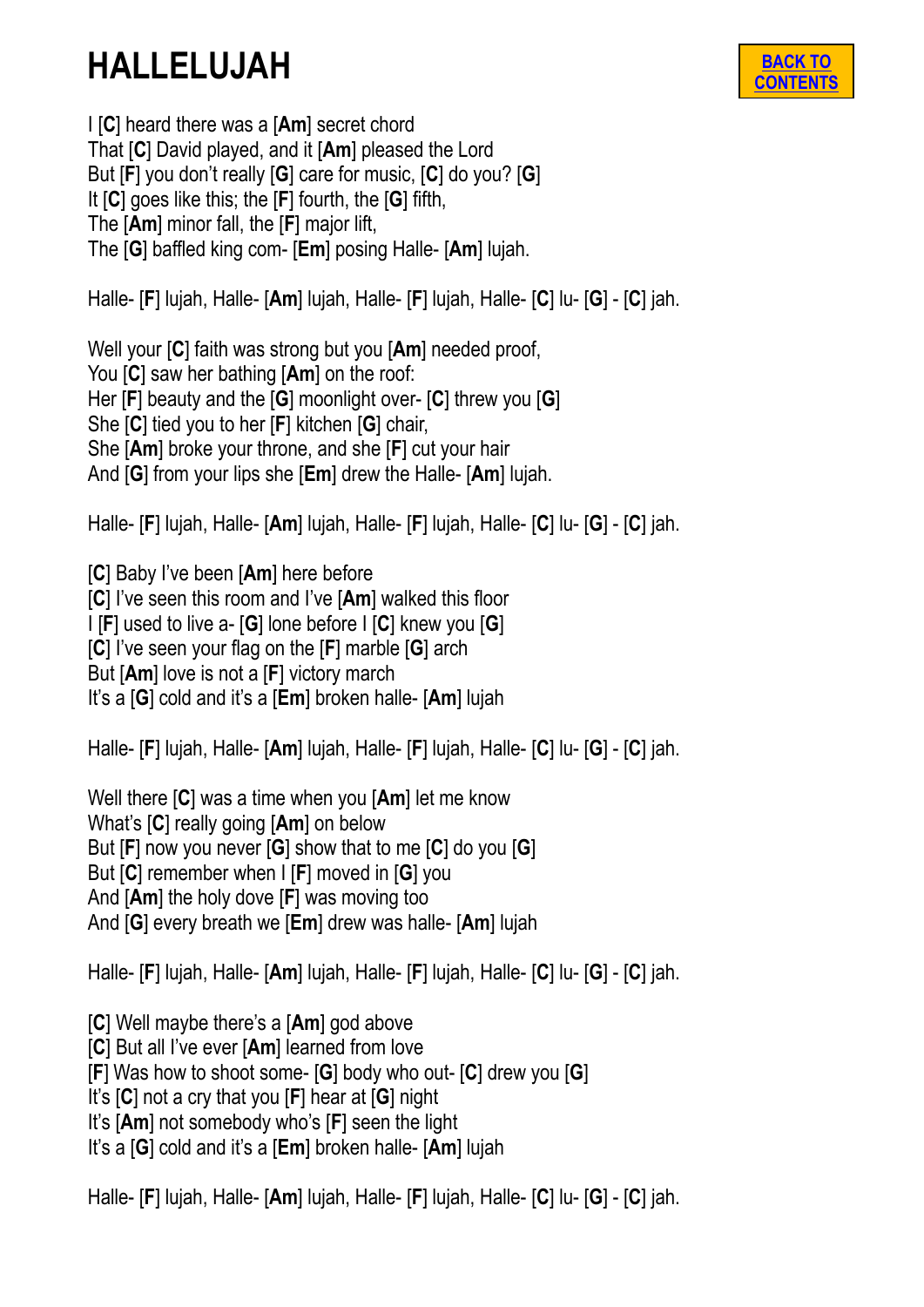# HALLELUJAH

BACK TO CONTENTS

I [**C**] heard there was a [**Am**] secret chord
That [**C**] David played, and it [**Am**] pleased the Lord
But [**F**] you don't really [**G**] care for music, [**C**] do you? [**G**]
It [**C**] goes like this; the [**F**] fourth, the [**G**] fifth,
The [**Am**] minor fall, the [**F**] major lift,
The [**G**] baffled king com- [**Em**] posing Halle- [**Am**] lujah.

Halle- [**F**] lujah, Halle- [**Am**] lujah, Halle- [**F**] lujah, Halle- [**C**] lu- [**G**] - [**C**] jah.

Well your [**C**] faith was strong but you [**Am**] needed proof,
You [**C**] saw her bathing [**Am**] on the roof:
Her [**F**] beauty and the [**G**] moonlight over- [**C**] threw you [**G**]
She [**C**] tied you to her [**F**] kitchen [**G**] chair,
She [**Am**] broke your throne, and she [**F**] cut your hair
And [**G**] from your lips she [**Em**] drew the Halle- [**Am**] lujah.

Halle- [**F**] lujah, Halle- [**Am**] lujah, Halle- [**F**] lujah, Halle- [**C**] lu- [**G**] - [**C**] jah.

[**C**] Baby I've been [**Am**] here before
[**C**] I've seen this room and I've [**Am**] walked this floor
I [**F**] used to live a- [**G**] lone before I [**C**] knew you [**G**]
[**C**] I've seen your flag on the [**F**] marble [**G**] arch
But [**Am**] love is not a [**F**] victory march
It's a [**G**] cold and it's a [**Em**] broken halle- [**Am**] lujah

Halle- [**F**] lujah, Halle- [**Am**] lujah, Halle- [**F**] lujah, Halle- [**C**] lu- [**G**] - [**C**] jah.

Well there [**C**] was a time when you [**Am**] let me know
What's [**C**] really going [**Am**] on below
But [**F**] now you never [**G**] show that to me [**C**] do you [**G**]
But [**C**] remember when I [**F**] moved in [**G**] you
And [**Am**] the holy dove [**F**] was moving too
And [**G**] every breath we [**Em**] drew was halle- [**Am**] lujah

Halle- [**F**] lujah, Halle- [**Am**] lujah, Halle- [**F**] lujah, Halle- [**C**] lu- [**G**] - [**C**] jah.

[**C**] Well maybe there's a [**Am**] god above
[**C**] But all I've ever [**Am**] learned from love
[**F**] Was how to shoot some- [**G**] body who out- [**C**] drew you [**G**]
It's [**C**] not a cry that you [**F**] hear at [**G**] night
It's [**Am**] not somebody who's [**F**] seen the light
It's a [**G**] cold and it's a [**Em**] broken halle- [**Am**] lujah

Halle- [**F**] lujah, Halle- [**Am**] lujah, Halle- [**F**] lujah, Halle- [**C**] lu- [**G**] - [**C**] jah.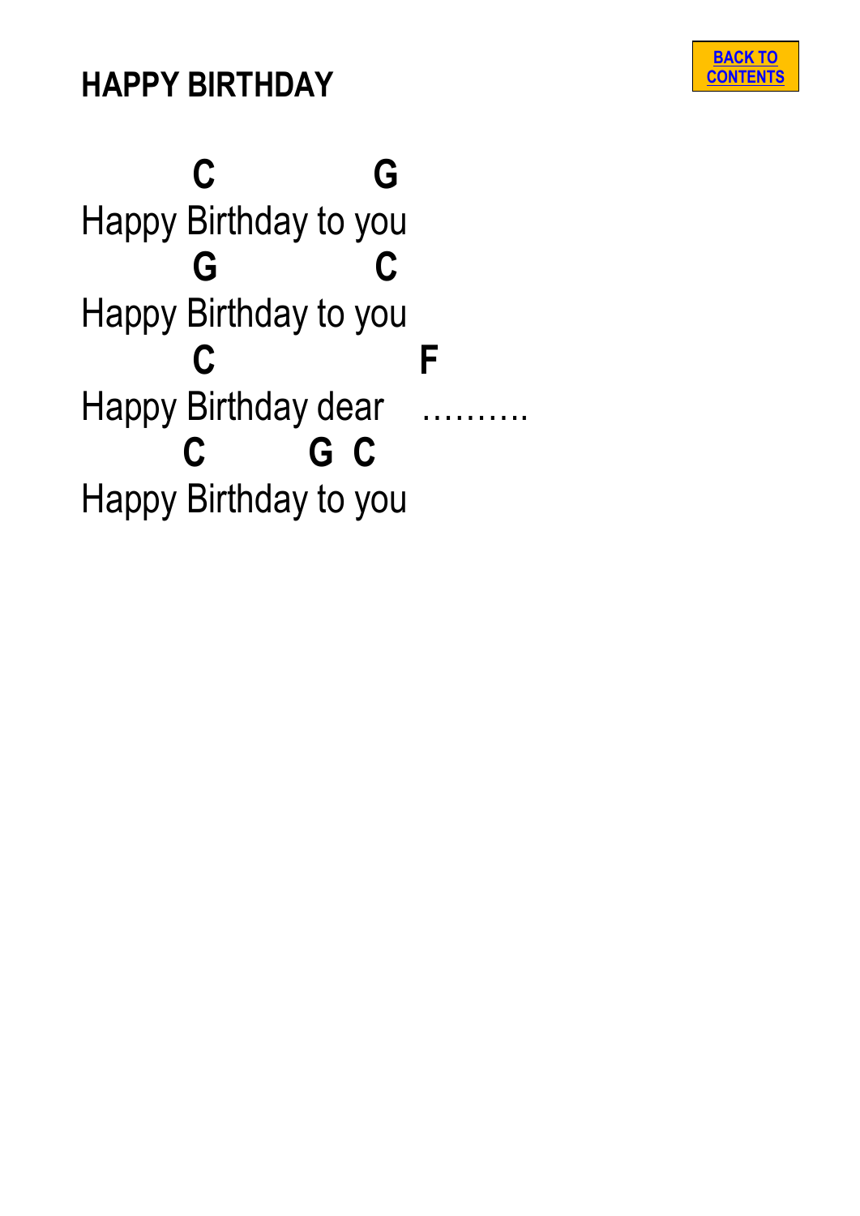# HAPPY BIRTHDAY

BACK TO CONTENTS

```
         C              G
Happy Birthday to you
         G              C
Happy Birthday to you
         C                  F
Happy Birthday dear    ……….
        C         G  C
Happy Birthday to you
```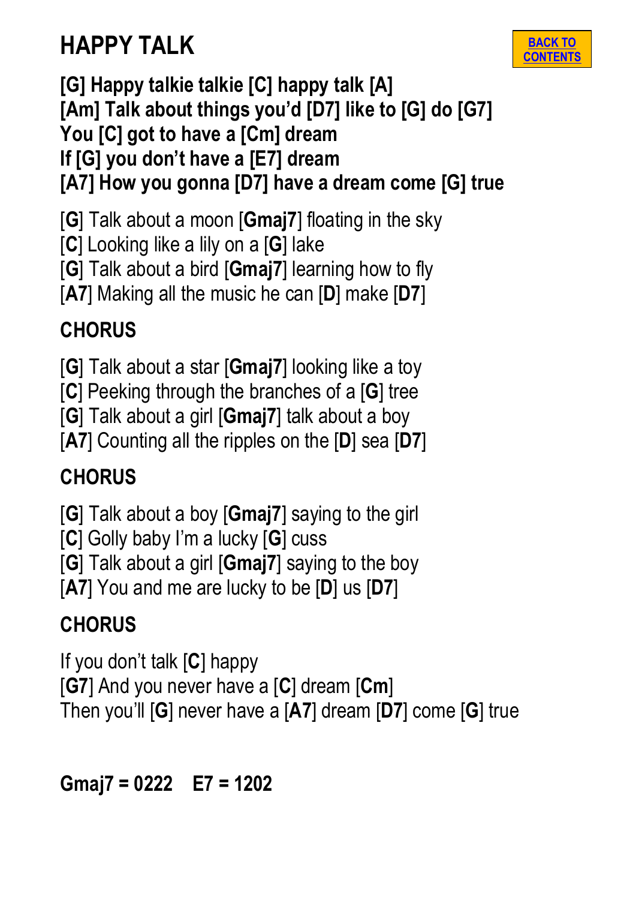# HAPPY TALK

BACK TO CONTENTS

**[G] Happy talkie talkie [C] happy talk [A]**
**[Am] Talk about things you'd [D7] like to [G] do [G7]**
**You [C] got to have a [Cm] dream**
**If [G] you don't have a [E7] dream**
**[A7] How you gonna [D7] have a dream come [G] true**

[**G**] Talk about a moon [**Gmaj7**] floating in the sky
[**C**] Looking like a lily on a [**G**] lake
[**G**] Talk about a bird [**Gmaj7**] learning how to fly
[**A7**] Making all the music he can [**D**] make [**D7**]

**CHORUS**

[**G**] Talk about a star [**Gmaj7**] looking like a toy
[**C**] Peeking through the branches of a [**G**] tree
[**G**] Talk about a girl [**Gmaj7**] talk about a boy
[**A7**] Counting all the ripples on the [**D**] sea [**D7**]

**CHORUS**

[**G**] Talk about a boy [**Gmaj7**] saying to the girl
[**C**] Golly baby I'm a lucky [**G**] cuss
[**G**] Talk about a girl [**Gmaj7**] saying to the boy
[**A7**] You and me are lucky to be [**D**] us [**D7**]

**CHORUS**

If you don't talk [**C**] happy
[**G7**] And you never have a [**C**] dream [**Cm**]
Then you'll [**G**] never have a [**A7**] dream [**D7**] come [**G**] true

**Gmaj7 = 0222  E7 = 1202**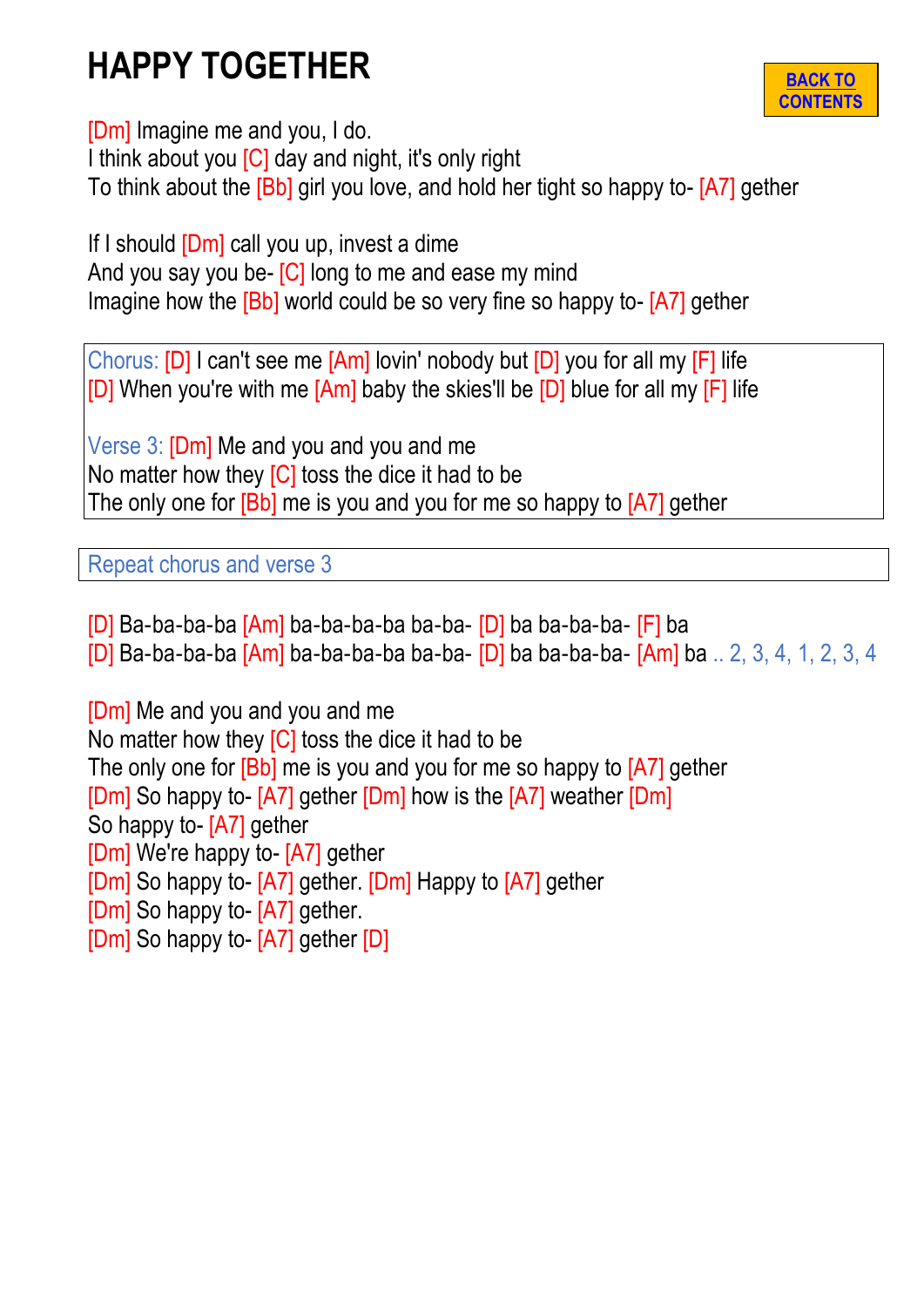# HAPPY TOGETHER

BACK TO CONTENTS

[Dm] Imagine me and you, I do.
I think about you [C] day and night, it's only right
To think about the [Bb] girl you love, and hold her tight so happy to- [A7] gether

If I should [Dm] call you up, invest a dime
And you say you be- [C] long to me and ease my mind
Imagine how the [Bb] world could be so very fine so happy to- [A7] gether

Chorus: [D] I can't see me [Am] lovin' nobody but [D] you for all my [F] life
[D] When you're with me [Am] baby the skies'll be [D] blue for all my [F] life

Verse 3: [Dm] Me and you and you and me
No matter how they [C] toss the dice it had to be
The only one for [Bb] me is you and you for me so happy to [A7] gether

Repeat chorus and verse 3

[D] Ba-ba-ba-ba [Am] ba-ba-ba-ba ba-ba- [D] ba ba-ba-ba- [F] ba
[D] Ba-ba-ba-ba [Am] ba-ba-ba-ba ba-ba- [D] ba ba-ba-ba- [Am] ba .. 2, 3, 4, 1, 2, 3, 4

[Dm] Me and you and you and me
No matter how they [C] toss the dice it had to be
The only one for [Bb] me is you and you for me so happy to [A7] gether
[Dm] So happy to- [A7] gether [Dm] how is the [A7] weather [Dm]
So happy to- [A7] gether
[Dm] We're happy to- [A7] gether
[Dm] So happy to- [A7] gether. [Dm] Happy to [A7] gether
[Dm] So happy to- [A7] gether.
[Dm] So happy to- [A7] gether [D]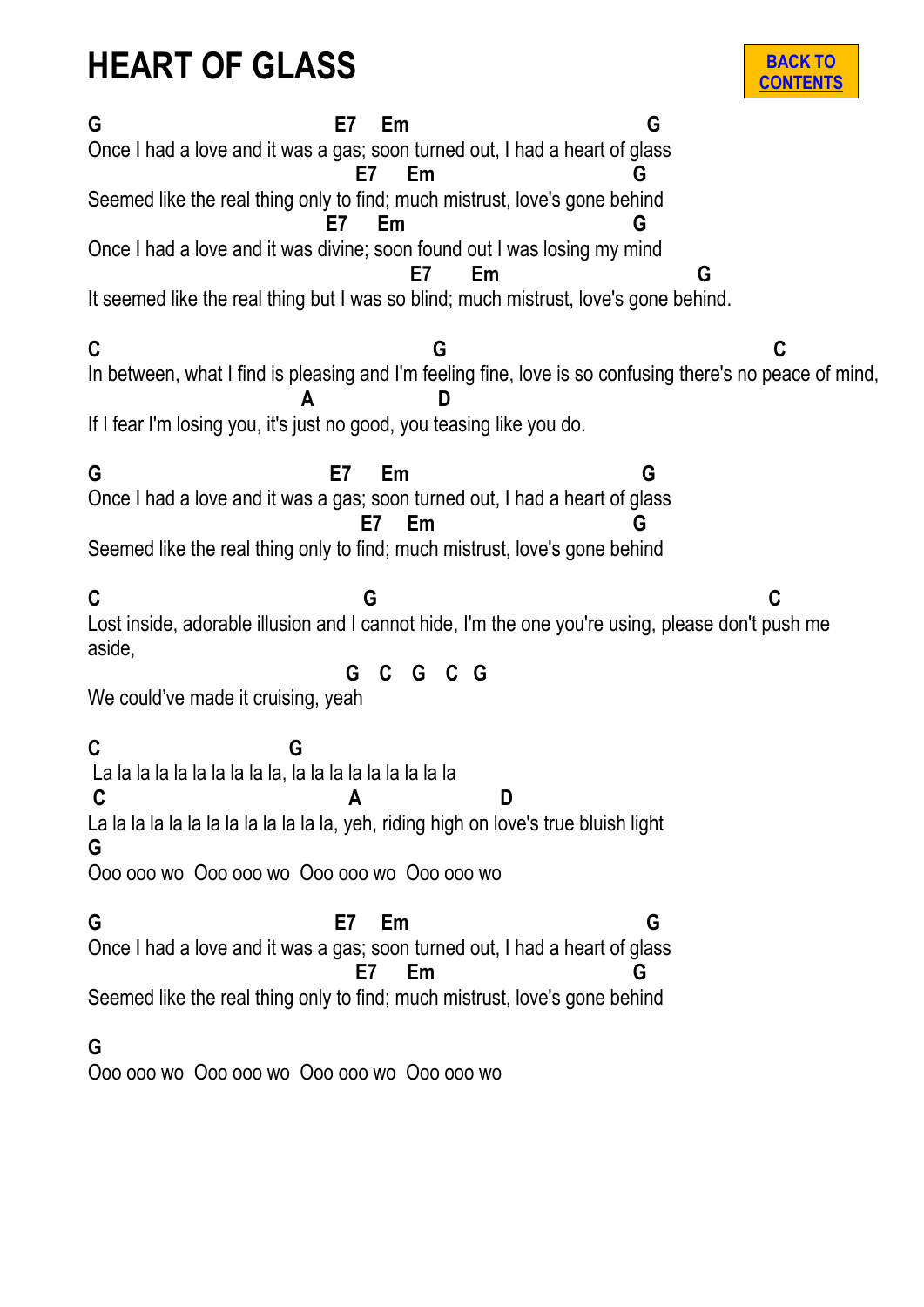# HEART OF GLASS

BACK TO CONTENTS

```
G                                 E7    Em                              G
Once I had a love and it was a gas; soon turned out, I had a heart of glass
                                     E7     Em                         G
Seemed like the real thing only to find; much mistrust, love's gone behind
                                 E7     Em                             G
Once I had a love and it was divine; soon found out I was losing my mind
                                            E7       Em                        G
It seemed like the real thing but I was so blind; much mistrust, love's gone behind.

C                                              G                                               C
In between, what I find is pleasing and I'm feeling fine, love is so confusing there's no peace of mind,
                              A                  D
If I fear I'm losing you, it's just no good, you teasing like you do.

G                                E7    Em                              G
Once I had a love and it was a gas; soon turned out, I had a heart of glass
                                     E7    Em                          G
Seemed like the real thing only to find; much mistrust, love's gone behind

C                                      G                                                     C
Lost inside, adorable illusion and I cannot hide, I'm the one you're using, please don't push me
aside,
                                    G   C   G   C  G
We could've made it cruising, yeah

C                              G
 La la la la la la la la la la, la la la la la la la la la
 C                                   A                   D
La la la la la la la la la la la la, yeh, riding high on love's true bluish light
G
Ooo ooo wo  Ooo ooo wo  Ooo ooo wo  Ooo ooo wo

G                                 E7    Em                              G
Once I had a love and it was a gas; soon turned out, I had a heart of glass
                                     E7     Em                         G
Seemed like the real thing only to find; much mistrust, love's gone behind

G
Ooo ooo wo  Ooo ooo wo  Ooo ooo wo  Ooo ooo wo
```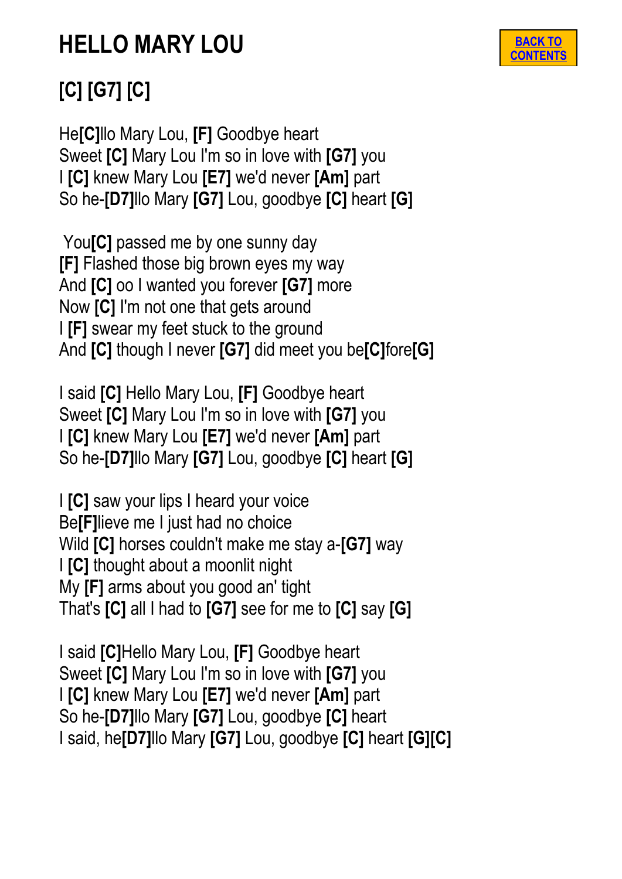# HELLO MARY LOU

BACK TO CONTENTS

## [C] [G7] [C]

He**[C]**llo Mary Lou, **[F]** Goodbye heart
Sweet **[C]** Mary Lou I'm so in love with **[G7]** you
I **[C]** knew Mary Lou **[E7]** we'd never **[Am]** part
So he-**[D7]**llo Mary **[G7]** Lou, goodbye **[C]** heart **[G]**

You**[C]** passed me by one sunny day
**[F]** Flashed those big brown eyes my way
And **[C]** oo I wanted you forever **[G7]** more
Now **[C]** I'm not one that gets around
I **[F]** swear my feet stuck to the ground
And **[C]** though I never **[G7]** did meet you be**[C]**fore**[G]**

I said **[C]** Hello Mary Lou, **[F]** Goodbye heart
Sweet **[C]** Mary Lou I'm so in love with **[G7]** you
I **[C]** knew Mary Lou **[E7]** we'd never **[Am]** part
So he-**[D7]**llo Mary **[G7]** Lou, goodbye **[C]** heart **[G]**

I **[C]** saw your lips I heard your voice
Be**[F]**lieve me I just had no choice
Wild **[C]** horses couldn't make me stay a-**[G7]** way
I **[C]** thought about a moonlit night
My **[F]** arms about you good an' tight
That's **[C]** all I had to **[G7]** see for me to **[C]** say **[G]**

I said **[C]**Hello Mary Lou, **[F]** Goodbye heart
Sweet **[C]** Mary Lou I'm so in love with **[G7]** you
I **[C]** knew Mary Lou **[E7]** we'd never **[Am]** part
So he-**[D7]**llo Mary **[G7]** Lou, goodbye **[C]** heart
I said, he**[D7]**llo Mary **[G7]** Lou, goodbye **[C]** heart **[G][C]**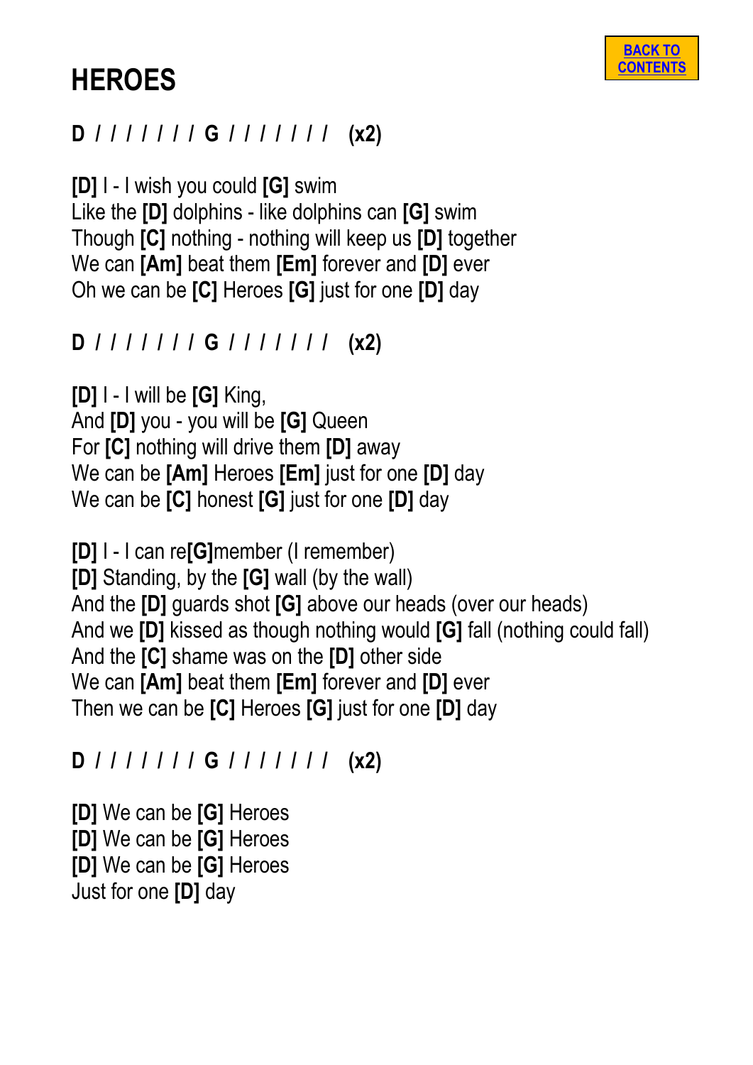# HEROES

**D / / / / / / / G / / / / / / / (x2)**

**[D]** I - I wish you could **[G]** swim
Like the **[D]** dolphins - like dolphins can **[G]** swim
Though **[C]** nothing - nothing will keep us **[D]** together
We can **[Am]** beat them **[Em]** forever and **[D]** ever
Oh we can be **[C]** Heroes **[G]** just for one **[D]** day

**D / / / / / / / G / / / / / / / (x2)**

**[D]** I - I will be **[G]** King,
And **[D]** you - you will be **[G]** Queen
For **[C]** nothing will drive them **[D]** away
We can be **[Am]** Heroes **[Em]** just for one **[D]** day
We can be **[C]** honest **[G]** just for one **[D]** day

**[D]** I - I can re**[G]**member (I remember)
**[D]** Standing, by the **[G]** wall (by the wall)
And the **[D]** guards shot **[G]** above our heads (over our heads)
And we **[D]** kissed as though nothing would **[G]** fall (nothing could fall)
And the **[C]** shame was on the **[D]** other side
We can **[Am]** beat them **[Em]** forever and **[D]** ever
Then we can be **[C]** Heroes **[G]** just for one **[D]** day

**D / / / / / / / G / / / / / / / (x2)**

**[D]** We can be **[G]** Heroes
**[D]** We can be **[G]** Heroes
**[D]** We can be **[G]** Heroes
Just for one **[D]** day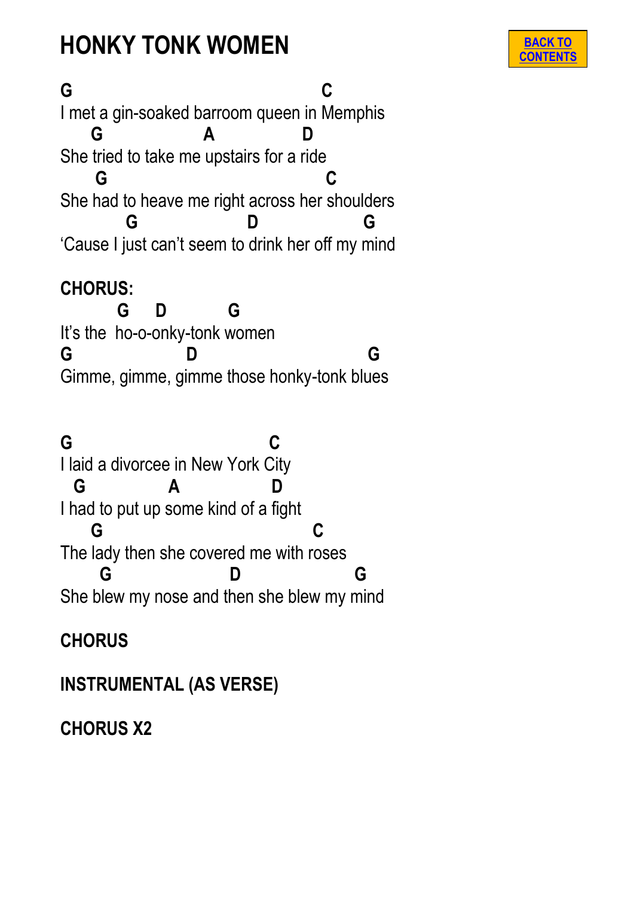# HONKY TONK WOMEN

BACK TO CONTENTS

```
G                                  C
I met a gin-soaked barroom queen in Memphis
    G              A            D
She tried to take me upstairs for a ride
     G                                C
She had to heave me right across her shoulders
         G               D             G
'Cause I just can't seem to drink her off my mind
```

**CHORUS:**

```
        G    D        G
It's the  ho-o-onky-tonk women
G                D                       G
Gimme, gimme, gimme those honky-tonk blues
```

```
G                           C
I laid a divorcee in New York City
  G            A            D
I had to put up some kind of a fight
    G                              C
The lady then she covered me with roses
     G                D               G
She blew my nose and then she blew my mind
```

**CHORUS**

**INSTRUMENTAL (AS VERSE)**

**CHORUS X2**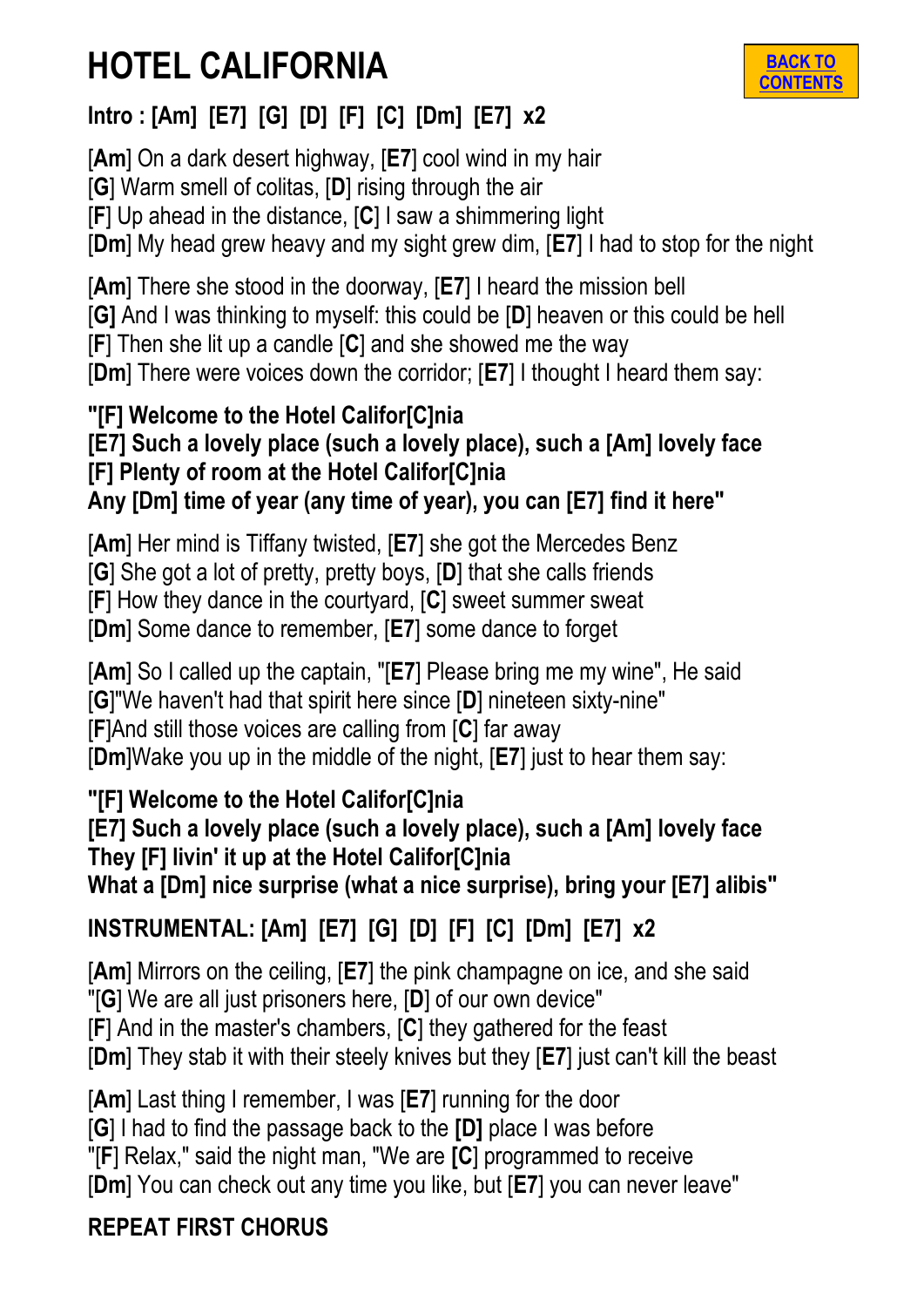# HOTEL CALIFORNIA

BACK TO CONTENTS

**Intro : [Am] [E7] [G] [D] [F] [C] [Dm] [E7] x2**

[**Am**] On a dark desert highway, [**E7**] cool wind in my hair
[**G**] Warm smell of colitas, [**D**] rising through the air
[**F**] Up ahead in the distance, [**C**] I saw a shimmering light
[**Dm**] My head grew heavy and my sight grew dim, [**E7**] I had to stop for the night

[**Am**] There she stood in the doorway, [**E7**] I heard the mission bell
[**G]** And I was thinking to myself: this could be [**D**] heaven or this could be hell
[**F**] Then she lit up a candle [**C**] and she showed me the way
[**Dm**] There were voices down the corridor; [**E7**] I thought I heard them say:

**"[F] Welcome to the Hotel Califor[C]nia**
**[E7] Such a lovely place (such a lovely place), such a [Am] lovely face**
**[F] Plenty of room at the Hotel Califor[C]nia**
**Any [Dm] time of year (any time of year), you can [E7] find it here"**

[**Am**] Her mind is Tiffany twisted, [**E7**] she got the Mercedes Benz
[**G**] She got a lot of pretty, pretty boys, [**D**] that she calls friends
[**F**] How they dance in the courtyard, [**C**] sweet summer sweat
[**Dm**] Some dance to remember, [**E7**] some dance to forget

[**Am**] So I called up the captain, "[**E7**] Please bring me my wine", He said
[**G**]"We haven't had that spirit here since [**D**] nineteen sixty-nine"
[**F**]And still those voices are calling from [**C**] far away
[**Dm**]Wake you up in the middle of the night, [**E7**] just to hear them say:

**"[F] Welcome to the Hotel Califor[C]nia**
**[E7] Such a lovely place (such a lovely place), such a [Am] lovely face**
**They [F] livin' it up at the Hotel Califor[C]nia**
**What a [Dm] nice surprise (what a nice surprise), bring your [E7] alibis"**

**INSTRUMENTAL: [Am] [E7] [G] [D] [F] [C] [Dm] [E7] x2**

[**Am**] Mirrors on the ceiling, [**E7**] the pink champagne on ice, and she said
"[**G**] We are all just prisoners here, [**D**] of our own device"
[**F**] And in the master's chambers, [**C**] they gathered for the feast
[**Dm**] They stab it with their steely knives but they [**E7**] just can't kill the beast

[**Am**] Last thing I remember, I was [**E7**] running for the door
[**G**] I had to find the passage back to the **[D]** place I was before
"[**F**] Relax," said the night man, "We are **[C]** programmed to receive
[**Dm**] You can check out any time you like, but [**E7**] you can never leave"

**REPEAT FIRST CHORUS**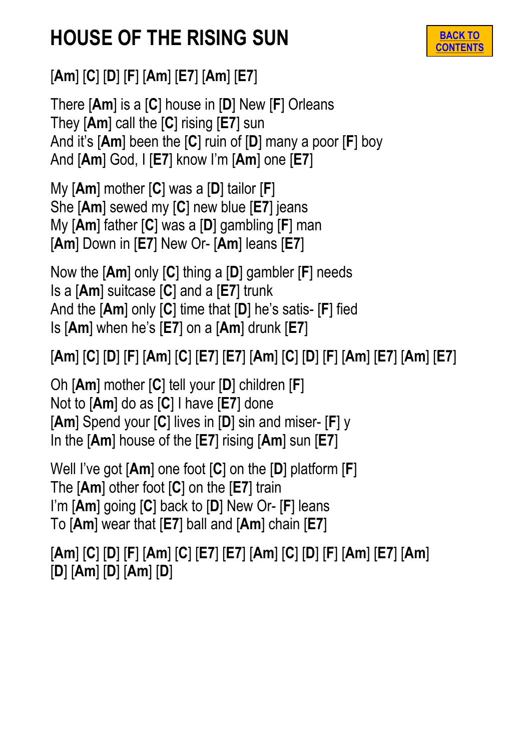# HOUSE OF THE RISING SUN

BACK TO CONTENTS

[**Am**] [**C**] [**D**] [**F**] [**Am**] [**E7**] [**Am**] [**E7**]

There [**Am**] is a [**C**] house in [**D**] New [**F**] Orleans
They [**Am**] call the [**C**] rising [**E7**] sun
And it's [**Am**] been the [**C**] ruin of [**D**] many a poor [**F**] boy
And [**Am**] God, I [**E7**] know I'm [**Am**] one [**E7**]

My [**Am**] mother [**C**] was a [**D**] tailor [**F**]
She [**Am**] sewed my [**C**] new blue [**E7**] jeans
My [**Am**] father [**C**] was a [**D**] gambling [**F**] man
[**Am**] Down in [**E7**] New Or- [**Am**] leans [**E7**]

Now the [**Am**] only [**C**] thing a [**D**] gambler [**F**] needs
Is a [**Am**] suitcase [**C**] and a [**E7**] trunk
And the [**Am**] only [**C**] time that [**D**] he's satis- [**F**] fied
Is [**Am**] when he's [**E7**] on a [**Am**] drunk [**E7**]

[**Am**] [**C**] [**D**] [**F**] [**Am**] [**C**] [**E7**] [**E7**] [**Am**] [**C**] [**D**] [**F**] [**Am**] [**E7**] [**Am**] [**E7**]

Oh [**Am**] mother [**C**] tell your [**D**] children [**F**]
Not to [**Am**] do as [**C**] I have [**E7**] done
[**Am**] Spend your [**C**] lives in [**D**] sin and miser- [**F**] y
In the [**Am**] house of the [**E7**] rising [**Am**] sun [**E7**]

Well I've got [**Am**] one foot [**C**] on the [**D**] platform [**F**]
The [**Am**] other foot [**C**] on the [**E7**] train
I'm [**Am**] going [**C**] back to [**D**] New Or- [**F**] leans
To [**Am**] wear that [**E7**] ball and [**Am**] chain [**E7**]

[**Am**] [**C**] [**D**] [**F**] [**Am**] [**C**] [**E7**] [**E7**] [**Am**] [**C**] [**D**] [**F**] [**Am**] [**E7**] [**Am**]
[**D**] [**Am**] [**D**] [**Am**] [**D**]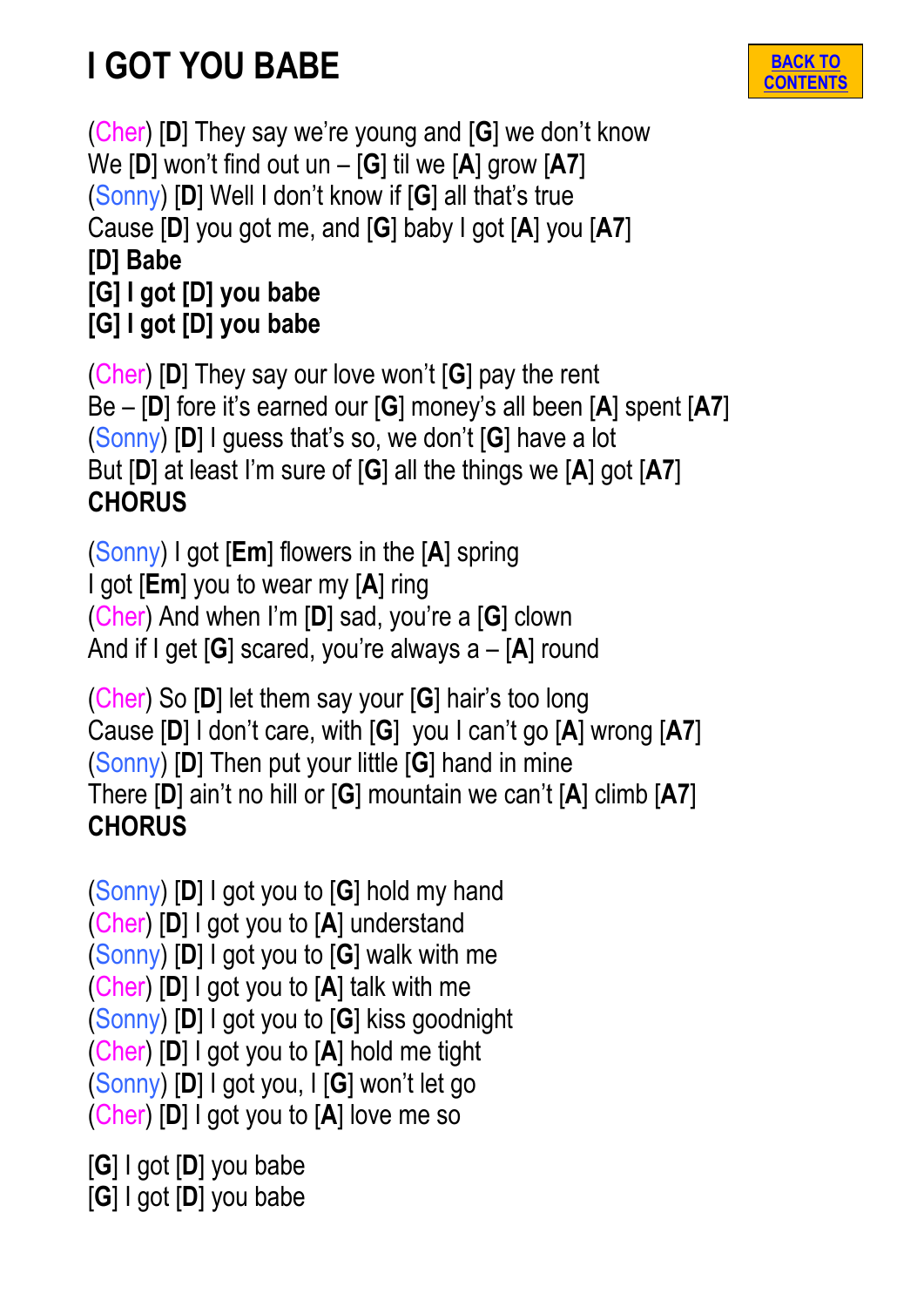# I GOT YOU BABE

BACK TO CONTENTS

(Cher) [**D**] They say we're young and [**G**] we don't know
We [**D**] won't find out un – [**G**] til we [**A**] grow [**A7**]
(Sonny) [**D**] Well I don't know if [**G**] all that's true
Cause [**D**] you got me, and [**G**] baby I got [**A**] you [**A7**]
**[D] Babe**
**[G] I got [D] you babe**
**[G] I got [D] you babe**

(Cher) [**D**] They say our love won't [**G**] pay the rent
Be – [**D**] fore it's earned our [**G**] money's all been [**A**] spent [**A7**]
(Sonny) [**D**] I guess that's so, we don't [**G**] have a lot
But [**D**] at least I'm sure of [**G**] all the things we [**A**] got [**A7**]
**CHORUS**

(Sonny) I got [**Em**] flowers in the [**A**] spring
I got [**Em**] you to wear my [**A**] ring
(Cher) And when I'm [**D**] sad, you're a [**G**] clown
And if I get [**G**] scared, you're always a – [**A**] round

(Cher) So [**D**] let them say your [**G**] hair's too long
Cause [**D**] I don't care, with [**G**] you I can't go [**A**] wrong [**A7**]
(Sonny) [**D**] Then put your little [**G**] hand in mine
There [**D**] ain't no hill or [**G**] mountain we can't [**A**] climb [**A7**]
**CHORUS**

(Sonny) [**D**] I got you to [**G**] hold my hand
(Cher) [**D**] I got you to [**A**] understand
(Sonny) [**D**] I got you to [**G**] walk with me
(Cher) [**D**] I got you to [**A**] talk with me
(Sonny) [**D**] I got you to [**G**] kiss goodnight
(Cher) [**D**] I got you to [**A**] hold me tight
(Sonny) [**D**] I got you, I [**G**] won't let go
(Cher) [**D**] I got you to [**A**] love me so

[**G**] I got [**D**] you babe
[**G**] I got [**D**] you babe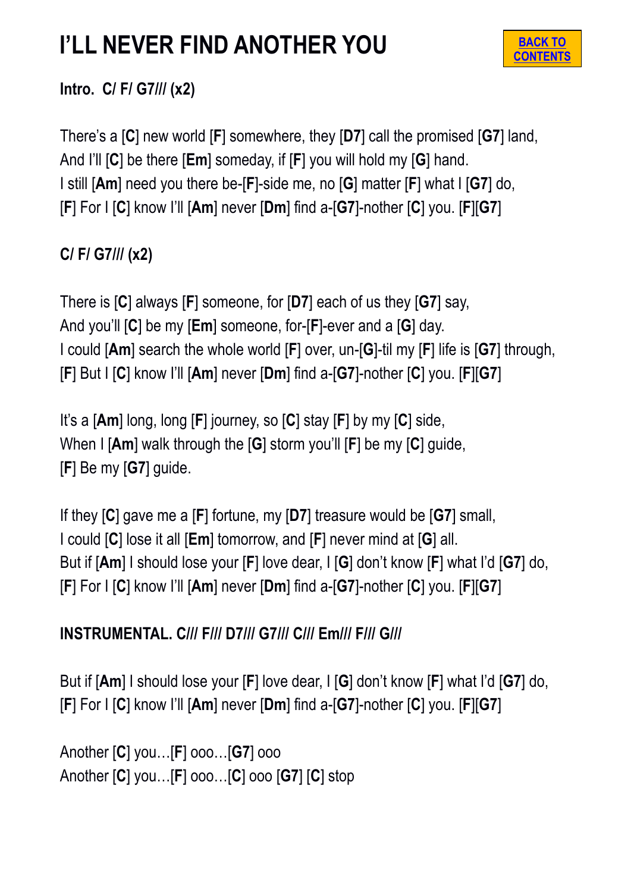# I'LL NEVER FIND ANOTHER YOU

**BACK TO CONTENTS**

**Intro. C/ F/ G7/// (x2)**

There's a [**C**] new world [**F**] somewhere, they [**D7**] call the promised [**G7**] land,
And I'll [**C**] be there [**Em**] someday, if [**F**] you will hold my [**G**] hand.
I still [**Am**] need you there be-[**F**]-side me, no [**G**] matter [**F**] what I [**G7**] do,
[**F**] For I [**C**] know I'll [**Am**] never [**Dm**] find a-[**G7**]-nother [**C**] you. [**F**][**G7**]

**C/ F/ G7/// (x2)**

There is [**C**] always [**F**] someone, for [**D7**] each of us they [**G7**] say,
And you'll [**C**] be my [**Em**] someone, for-[**F**]-ever and a [**G**] day.
I could [**Am**] search the whole world [**F**] over, un-[**G**]-til my [**F**] life is [**G7**] through,
[**F**] But I [**C**] know I'll [**Am**] never [**Dm**] find a-[**G7**]-nother [**C**] you. [**F**][**G7**]

It's a [**Am**] long, long [**F**] journey, so [**C**] stay [**F**] by my [**C**] side,
When I [**Am**] walk through the [**G**] storm you'll [**F**] be my [**C**] guide,
[**F**] Be my [**G7**] guide.

If they [**C**] gave me a [**F**] fortune, my [**D7**] treasure would be [**G7**] small,
I could [**C**] lose it all [**Em**] tomorrow, and [**F**] never mind at [**G**] all.
But if [**Am**] I should lose your [**F**] love dear, I [**G**] don't know [**F**] what I'd [**G7**] do,
[**F**] For I [**C**] know I'll [**Am**] never [**Dm**] find a-[**G7**]-nother [**C**] you. [**F**][**G7**]

**INSTRUMENTAL. C/// F/// D7/// G7/// C/// Em/// F/// G///**

But if [**Am**] I should lose your [**F**] love dear, I [**G**] don't know [**F**] what I'd [**G7**] do,
[**F**] For I [**C**] know I'll [**Am**] never [**Dm**] find a-[**G7**]-nother [**C**] you. [**F**][**G7**]

Another [**C**] you…[**F**] ooo…[**G7**] ooo
Another [**C**] you…[**F**] ooo…[**C**] ooo [**G7**] [**C**] stop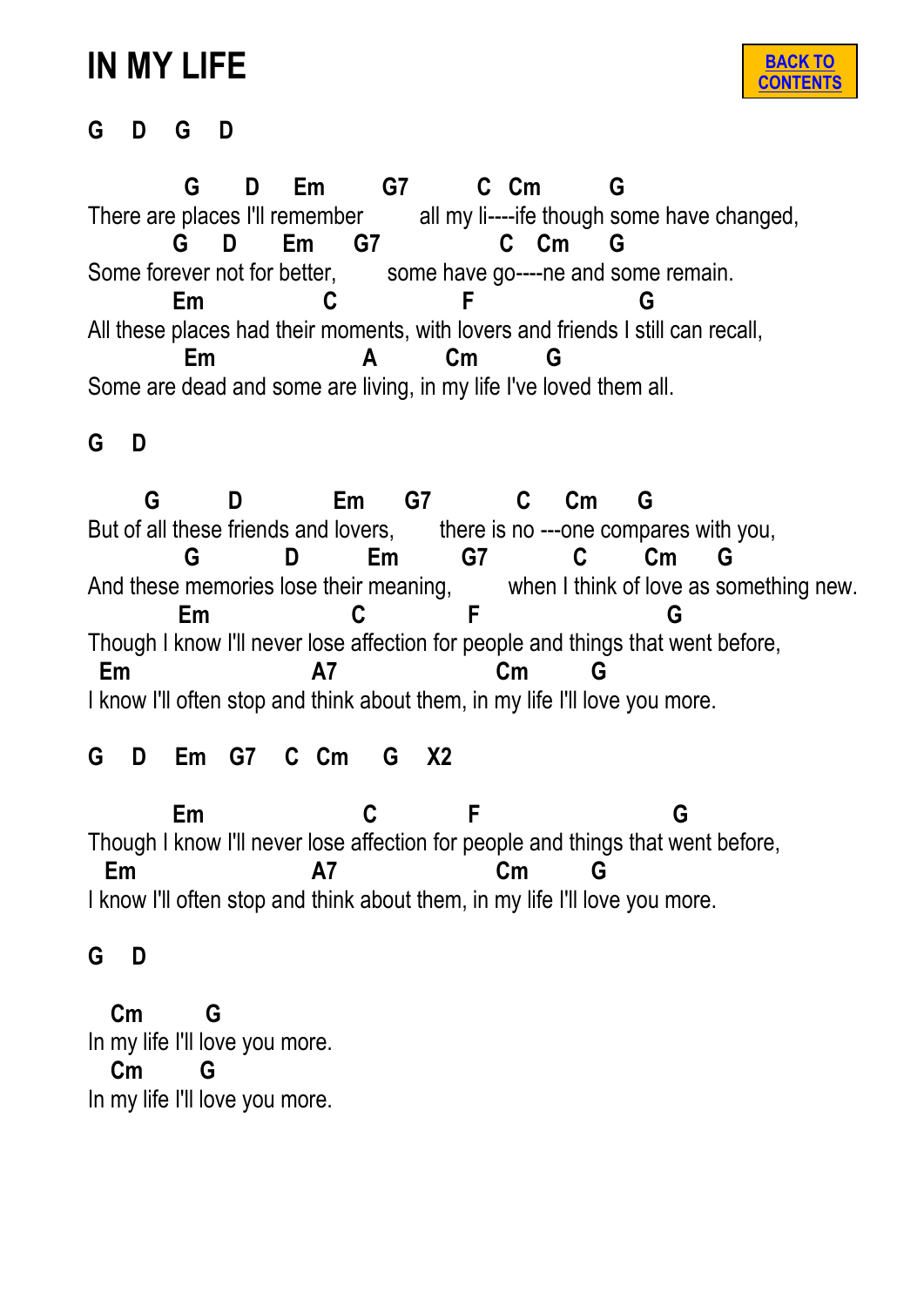# IN MY LIFE

BACK TO CONTENTS

**G D G D**

```
          G     D    Em       G7        C  Cm        G
There are places I'll remember       all my li----ife though some have changed,
         G    D      Em     G7              C   Cm     G
Some forever not for better,       some have go----ne and some remain.
         Em              C               F                    G
All these places had their moments, with lovers and friends I still can recall,
          Em                 A        Cm        G
Some are dead and some are living, in my life I've loved them all.
```

**G D**

```
      G        D           Em      G7           C    Cm     G
But of all these friends and lovers,      there is no ---one compares with you,
          G         D          Em        G7          C       Cm      G
And these memories lose their meaning,        when I think of love as something new.
          Em               C            F                        G
Though I know I'll never lose affection for people and things that went before,
 Em                     A7                   Cm        G
I know I'll often stop and think about them, in my life I'll love you more.
```

**G D Em G7 C Cm G X2**

```
         Em               C           F                          G
Though I know I'll never lose affection for people and things that went before,
  Em                    A7                   Cm        G
I know I'll often stop and think about them, in my life I'll love you more.
```

**G D**

```
  Cm       G
In my life I'll love you more.
  Cm       G
In my life I'll love you more.
```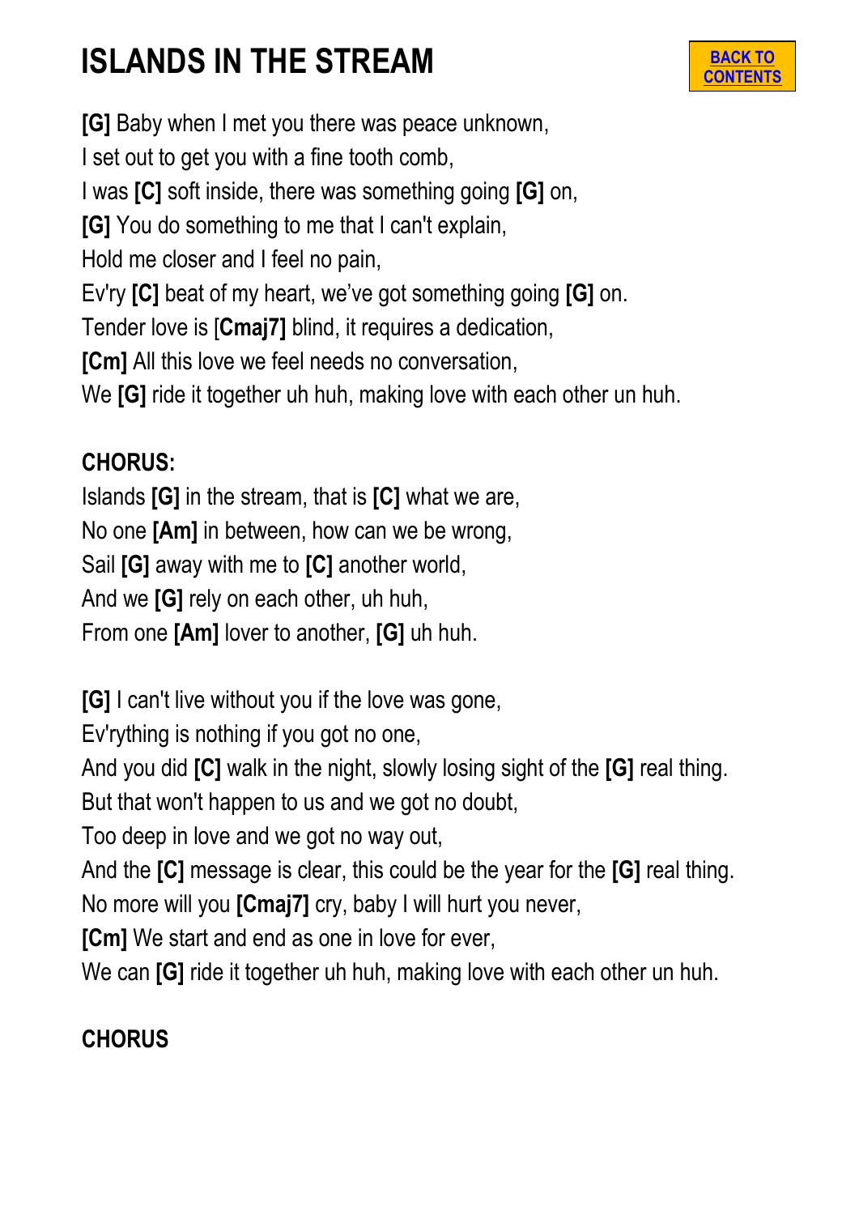# ISLANDS IN THE STREAM

[BACK TO CONTENTS]

**[G]** Baby when I met you there was peace unknown,
I set out to get you with a fine tooth comb,
I was **[C]** soft inside, there was something going **[G]** on,
**[G]** You do something to me that I can't explain,
Hold me closer and I feel no pain,
Ev'ry **[C]** beat of my heart, we've got something going **[G]** on.
Tender love is [**Cmaj7]** blind, it requires a dedication,
**[Cm]** All this love we feel needs no conversation,
We **[G]** ride it together uh huh, making love with each other un huh.

**CHORUS:**
Islands **[G]** in the stream, that is **[C]** what we are,
No one **[Am]** in between, how can we be wrong,
Sail **[G]** away with me to **[C]** another world,
And we **[G]** rely on each other, uh huh,
From one **[Am]** lover to another, **[G]** uh huh.

**[G]** I can't live without you if the love was gone,
Ev'rything is nothing if you got no one,
And you did **[C]** walk in the night, slowly losing sight of the **[G]** real thing.
But that won't happen to us and we got no doubt,
Too deep in love and we got no way out,
And the **[C]** message is clear, this could be the year for the **[G]** real thing.
No more will you **[Cmaj7]** cry, baby I will hurt you never,
**[Cm]** We start and end as one in love for ever,
We can **[G]** ride it together uh huh, making love with each other un huh.

**CHORUS**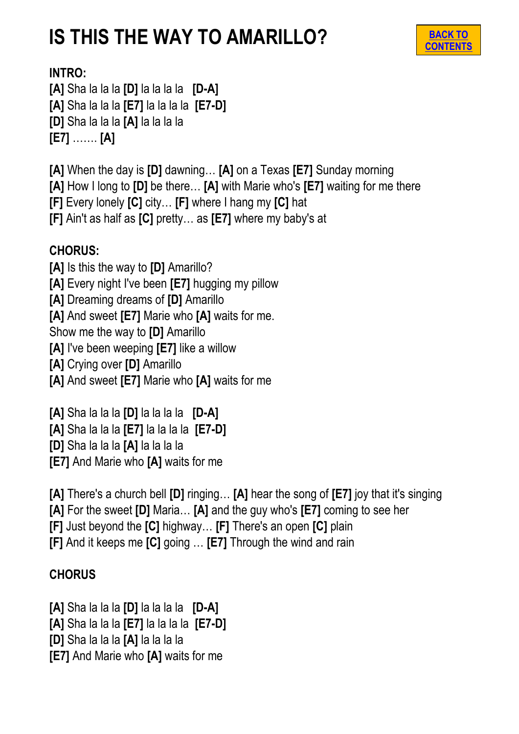# IS THIS THE WAY TO AMARILLO?

BACK TO CONTENTS

**INTRO:**
**[A]** Sha la la la **[D]** la la la la **[D-A]**
**[A]** Sha la la la **[E7]** la la la la **[E7-D]**
**[D]** Sha la la la **[A]** la la la la
**[E7]** ……. **[A]**

**[A]** When the day is **[D]** dawning… **[A]** on a Texas **[E7]** Sunday morning
**[A]** How I long to **[D]** be there… **[A]** with Marie who's **[E7]** waiting for me there
**[F]** Every lonely **[C]** city… **[F]** where I hang my **[C]** hat
**[F]** Ain't as half as **[C]** pretty… as **[E7]** where my baby's at

**CHORUS:**
**[A]** Is this the way to **[D]** Amarillo?
**[A]** Every night I've been **[E7]** hugging my pillow
**[A]** Dreaming dreams of **[D]** Amarillo
**[A]** And sweet **[E7]** Marie who **[A]** waits for me.
Show me the way to **[D]** Amarillo
**[A]** I've been weeping **[E7]** like a willow
**[A]** Crying over **[D]** Amarillo
**[A]** And sweet **[E7]** Marie who **[A]** waits for me

**[A]** Sha la la la **[D]** la la la la **[D-A]**
**[A]** Sha la la la **[E7]** la la la la **[E7-D]**
**[D]** Sha la la la **[A]** la la la la
**[E7]** And Marie who **[A]** waits for me

**[A]** There's a church bell **[D]** ringing… **[A]** hear the song of **[E7]** joy that it's singing
**[A]** For the sweet **[D]** Maria… **[A]** and the guy who's **[E7]** coming to see her
**[F]** Just beyond the **[C]** highway… **[F]** There's an open **[C]** plain
**[F]** And it keeps me **[C]** going … **[E7]** Through the wind and rain

**CHORUS**

**[A]** Sha la la la **[D]** la la la la **[D-A]**
**[A]** Sha la la la **[E7]** la la la la **[E7-D]**
**[D]** Sha la la la **[A]** la la la la
**[E7]** And Marie who **[A]** waits for me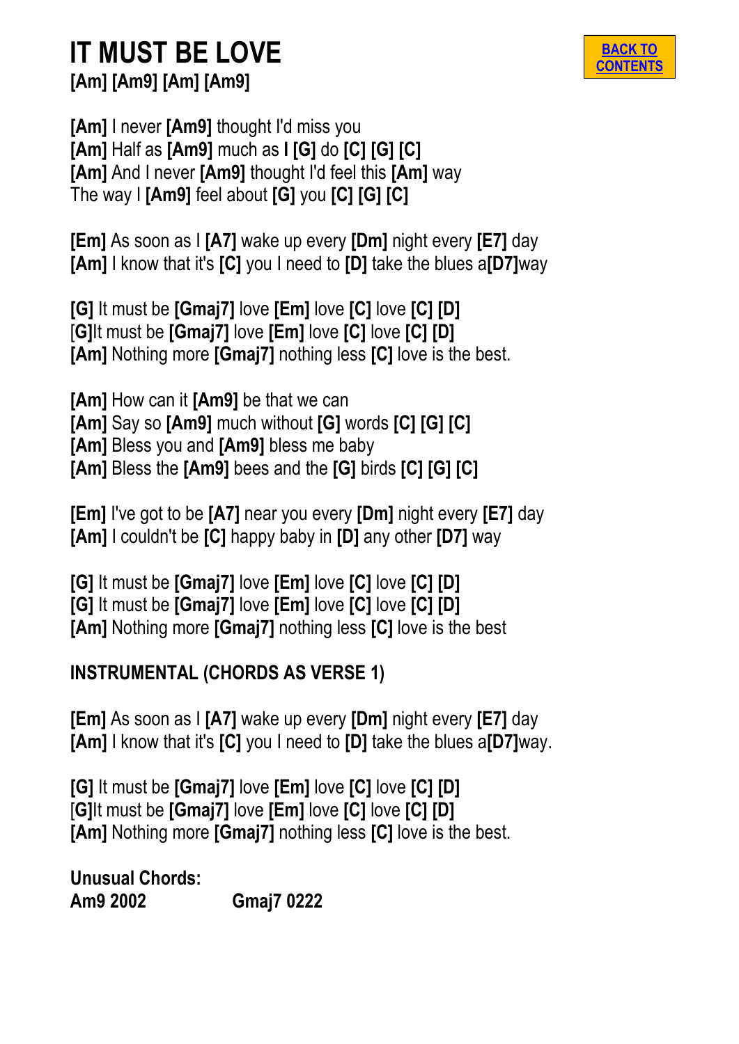# IT MUST BE LOVE

**[Am] [Am9] [Am] [Am9]**

**[Am]** I never **[Am9]** thought I'd miss you
**[Am]** Half as **[Am9]** much as **I [G]** do **[C] [G] [C]**
**[Am]** And I never **[Am9]** thought I'd feel this **[Am]** way
The way I **[Am9]** feel about **[G]** you **[C] [G] [C]**

**[Em]** As soon as I **[A7]** wake up every **[Dm]** night every **[E7]** day
**[Am]** I know that it's **[C]** you I need to **[D]** take the blues a**[D7]**way

**[G]** It must be **[Gmaj7]** love **[Em]** love **[C]** love **[C] [D]**
[**G]**It must be **[Gmaj7]** love **[Em]** love **[C]** love **[C] [D]**
**[Am]** Nothing more **[Gmaj7]** nothing less **[C]** love is the best.

**[Am]** How can it **[Am9]** be that we can
**[Am]** Say so **[Am9]** much without **[G]** words **[C] [G] [C]**
**[Am]** Bless you and **[Am9]** bless me baby
**[Am]** Bless the **[Am9]** bees and the **[G]** birds **[C] [G] [C]**

**[Em]** I've got to be **[A7]** near you every **[Dm]** night every **[E7]** day
**[Am]** I couldn't be **[C]** happy baby in **[D]** any other **[D7]** way

**[G]** It must be **[Gmaj7]** love **[Em]** love **[C]** love **[C] [D]**
**[G]** It must be **[Gmaj7]** love **[Em]** love **[C]** love **[C] [D]**
**[Am]** Nothing more **[Gmaj7]** nothing less **[C]** love is the best

**INSTRUMENTAL (CHORDS AS VERSE 1)**

**[Em]** As soon as I **[A7]** wake up every **[Dm]** night every **[E7]** day
**[Am]** I know that it's **[C]** you I need to **[D]** take the blues a**[D7]**way.

**[G]** It must be **[Gmaj7]** love **[Em]** love **[C]** love **[C] [D]**
[**G]**It must be **[Gmaj7]** love **[Em]** love **[C]** love **[C] [D]**
**[Am]** Nothing more **[Gmaj7]** nothing less **[C]** love is the best.

**Unusual Chords:**
**Am9 2002**  **Gmaj7 0222**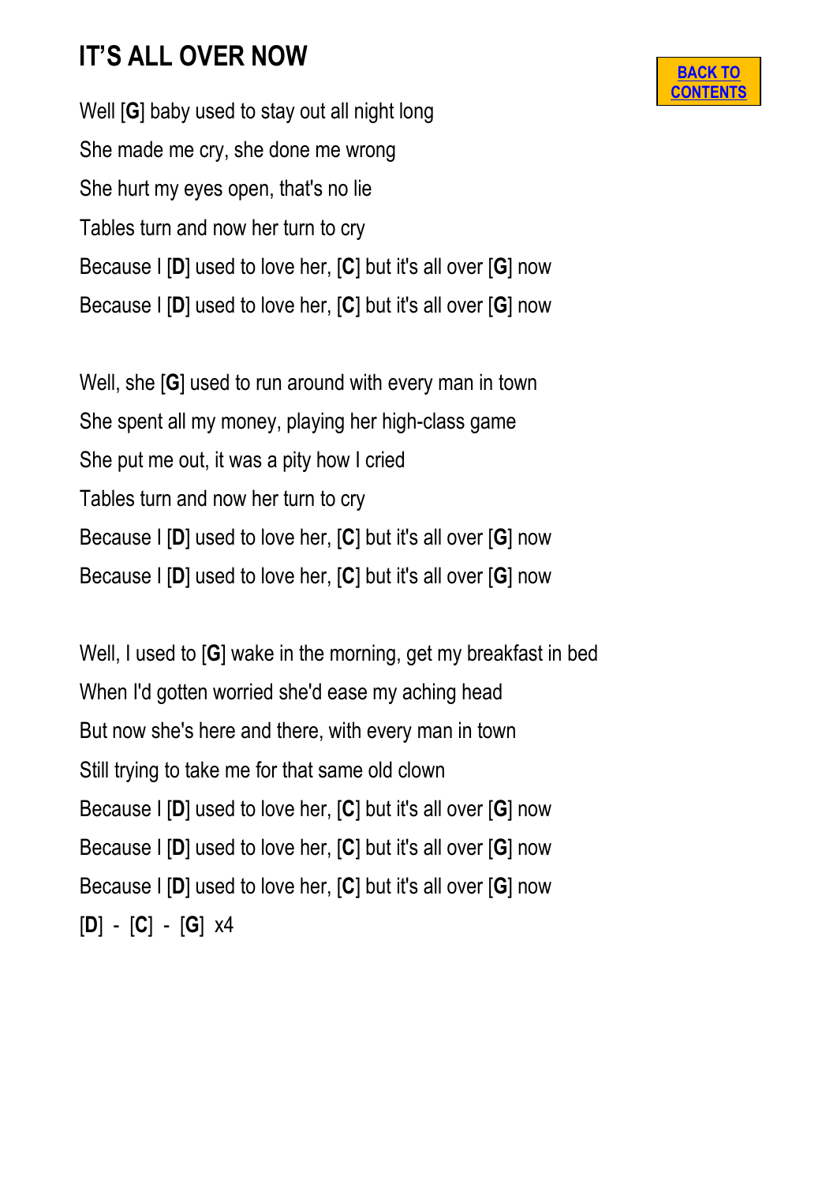# IT'S ALL OVER NOW

BACK TO CONTENTS

Well [**G**] baby used to stay out all night long

She made me cry, she done me wrong

She hurt my eyes open, that's no lie

Tables turn and now her turn to cry

Because I [**D**] used to love her, [**C**] but it's all over [**G**] now

Because I [**D**] used to love her, [**C**] but it's all over [**G**] now

Well, she [**G**] used to run around with every man in town

She spent all my money, playing her high-class game

She put me out, it was a pity how I cried

Tables turn and now her turn to cry

Because I [**D**] used to love her, [**C**] but it's all over [**G**] now

Because I [**D**] used to love her, [**C**] but it's all over [**G**] now

Well, I used to [**G**] wake in the morning, get my breakfast in bed

When I'd gotten worried she'd ease my aching head

But now she's here and there, with every man in town

Still trying to take me for that same old clown

Because I [**D**] used to love her, [**C**] but it's all over [**G**] now

Because I [**D**] used to love her, [**C**] but it's all over [**G**] now

Because I [**D**] used to love her, [**C**] but it's all over [**G**] now

[**D**] - [**C**] - [**G**] x4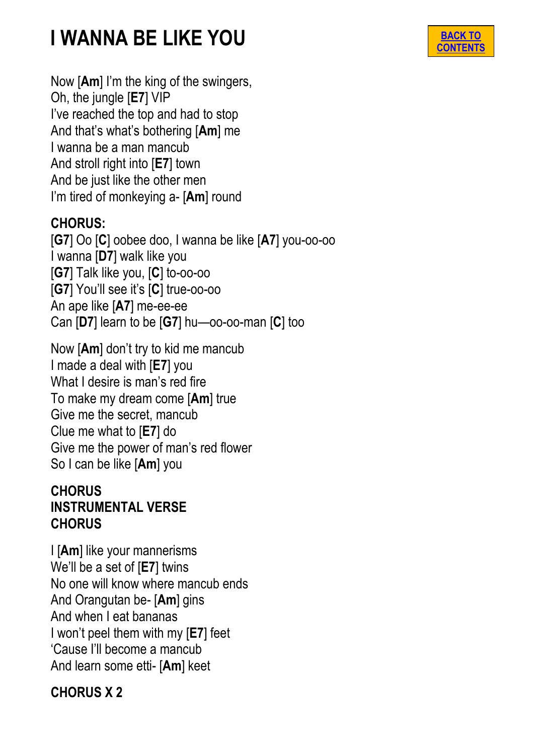# I WANNA BE LIKE YOU

BACK TO CONTENTS

Now [**Am**] I'm the king of the swingers,
Oh, the jungle [**E7**] VIP
I've reached the top and had to stop
And that's what's bothering [**Am**] me
I wanna be a man mancub
And stroll right into [**E7**] town
And be just like the other men
I'm tired of monkeying a- [**Am**] round

**CHORUS:**
[**G7**] Oo [**C**] oobee doo, I wanna be like [**A7**] you-oo-oo
I wanna [**D7**] walk like you
[**G7**] Talk like you, [**C**] to-oo-oo
[**G7**] You'll see it's [**C**] true-oo-oo
An ape like [**A7**] me-ee-ee
Can [**D7**] learn to be [**G7**] hu—oo-oo-man [**C**] too

Now [**Am**] don't try to kid me mancub
I made a deal with [**E7**] you
What I desire is man's red fire
To make my dream come [**Am**] true
Give me the secret, mancub
Clue me what to [**E7**] do
Give me the power of man's red flower
So I can be like [**Am**] you

**CHORUS**
**INSTRUMENTAL VERSE**
**CHORUS**

I [**Am**] like your mannerisms
We'll be a set of [**E7**] twins
No one will know where mancub ends
And Orangutan be- [**Am**] gins
And when I eat bananas
I won't peel them with my [**E7**] feet
'Cause I'll become a mancub
And learn some etti- [**Am**] keet

**CHORUS X 2**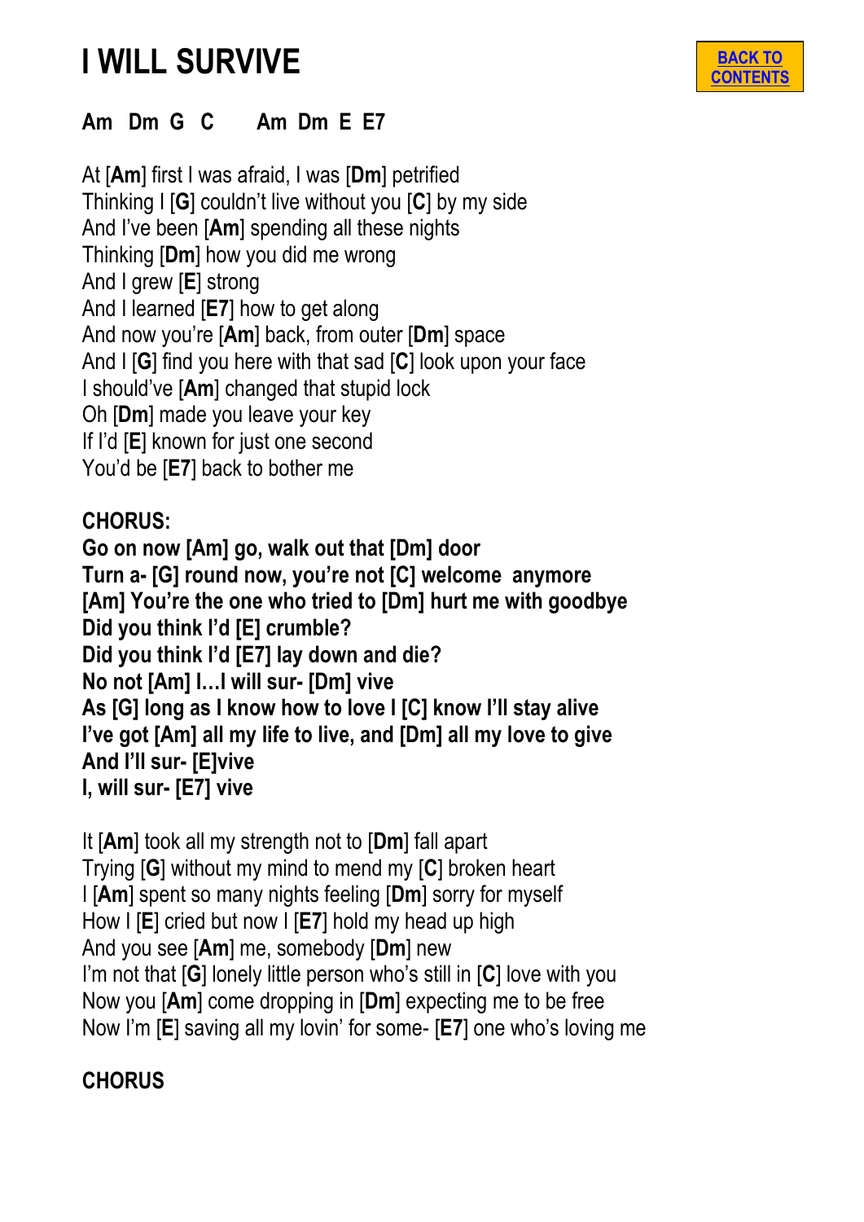# I WILL SURVIVE

**BACK TO CONTENTS**

**Am Dm G C    Am Dm E E7**

At [**Am**] first I was afraid, I was [**Dm**] petrified
Thinking I [**G**] couldn't live without you [**C**] by my side
And I've been [**Am**] spending all these nights
Thinking [**Dm**] how you did me wrong
And I grew [**E**] strong
And I learned [**E7**] how to get along
And now you're [**Am**] back, from outer [**Dm**] space
And I [**G**] find you here with that sad [**C**] look upon your face
I should've [**Am**] changed that stupid lock
Oh [**Dm**] made you leave your key
If I'd [**E**] known for just one second
You'd be [**E7**] back to bother me

**CHORUS:**

**Go on now [Am] go, walk out that [Dm] door**
**Turn a- [G] round now, you're not [C] welcome anymore**
**[Am] You're the one who tried to [Dm] hurt me with goodbye**
**Did you think I'd [E] crumble?**
**Did you think I'd [E7] lay down and die?**
**No not [Am] I…I will sur- [Dm] vive**
**As [G] long as I know how to love I [C] know I'll stay alive**
**I've got [Am] all my life to live, and [Dm] all my love to give**
**And I'll sur- [E]vive**
**I, will sur- [E7] vive**

It [**Am**] took all my strength not to [**Dm**] fall apart
Trying [**G**] without my mind to mend my [**C**] broken heart
I [**Am**] spent so many nights feeling [**Dm**] sorry for myself
How I [**E**] cried but now I [**E7**] hold my head up high
And you see [**Am**] me, somebody [**Dm**] new
I'm not that [**G**] lonely little person who's still in [**C**] love with you
Now you [**Am**] come dropping in [**Dm**] expecting me to be free
Now I'm [**E**] saving all my lovin' for some- [**E7**] one who's loving me

**CHORUS**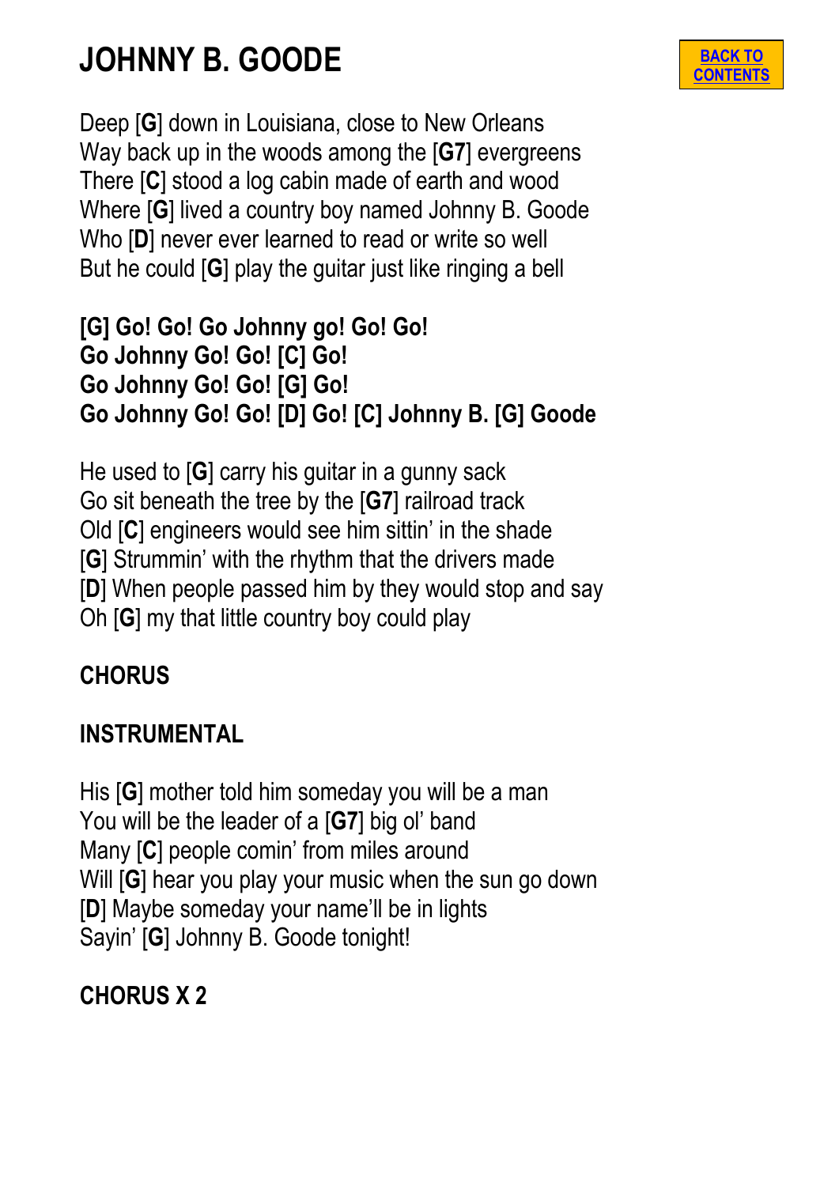# JOHNNY B. GOODE

BACK TO CONTENTS

Deep [**G**] down in Louisiana, close to New Orleans
Way back up in the woods among the [**G7**] evergreens
There [**C**] stood a log cabin made of earth and wood
Where [**G**] lived a country boy named Johnny B. Goode
Who [**D**] never ever learned to read or write so well
But he could [**G**] play the guitar just like ringing a bell

**[G] Go! Go! Go Johnny go! Go! Go!**
**Go Johnny Go! Go! [C] Go!**
**Go Johnny Go! Go! [G] Go!**
**Go Johnny Go! Go! [D] Go! [C] Johnny B. [G] Goode**

He used to [**G**] carry his guitar in a gunny sack
Go sit beneath the tree by the [**G7**] railroad track
Old [**C**] engineers would see him sittin' in the shade
[**G**] Strummin' with the rhythm that the drivers made
[**D**] When people passed him by they would stop and say
Oh [**G**] my that little country boy could play

**CHORUS**

**INSTRUMENTAL**

His [**G**] mother told him someday you will be a man
You will be the leader of a [**G7**] big ol' band
Many [**C**] people comin' from miles around
Will [**G**] hear you play your music when the sun go down
[**D**] Maybe someday your name'll be in lights
Sayin' [**G**] Johnny B. Goode tonight!

**CHORUS X 2**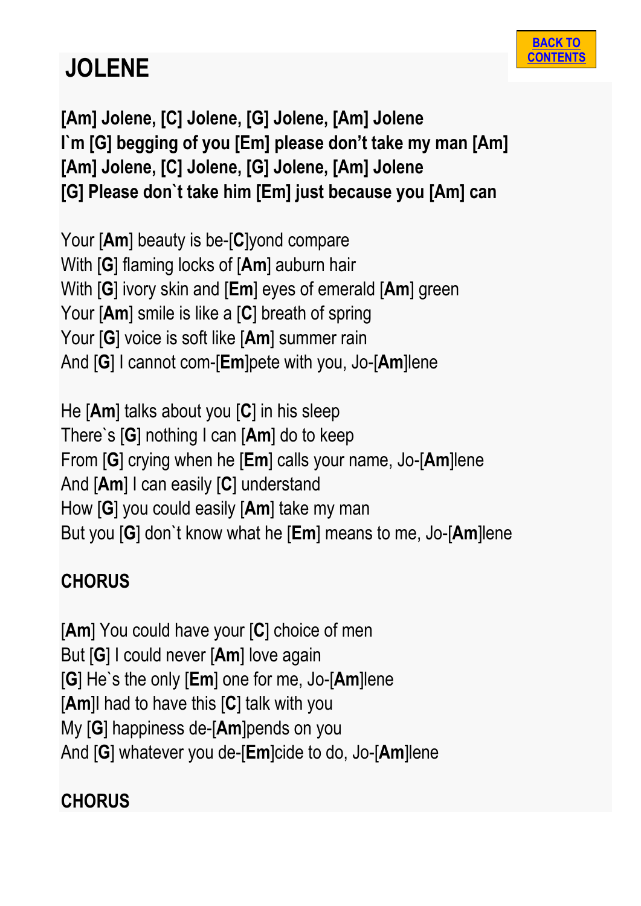# JOLENE

BACK TO CONTENTS

**[Am] Jolene, [C] Jolene, [G] Jolene, [Am] Jolene**
**I`m [G] begging of you [Em] please don't take my man [Am]**
**[Am] Jolene, [C] Jolene, [G] Jolene, [Am] Jolene**
**[G] Please don`t take him [Em] just because you [Am] can**

Your [**Am**] beauty is be-[**C**]yond compare
With [**G**] flaming locks of [**Am**] auburn hair
With [**G**] ivory skin and [**Em**] eyes of emerald [**Am**] green
Your [**Am**] smile is like a [**C**] breath of spring
Your [**G**] voice is soft like [**Am**] summer rain
And [**G**] I cannot com-[**Em**]pete with you, Jo-[**Am**]lene

He [**Am**] talks about you [**C**] in his sleep
There`s [**G**] nothing I can [**Am**] do to keep
From [**G**] crying when he [**Em**] calls your name, Jo-[**Am**]lene
And [**Am**] I can easily [**C**] understand
How [**G**] you could easily [**Am**] take my man
But you [**G**] don`t know what he [**Em**] means to me, Jo-[**Am**]lene

**CHORUS**

[**Am**] You could have your [**C**] choice of men
But [**G**] I could never [**Am**] love again
[**G**] He`s the only [**Em**] one for me, Jo-[**Am**]lene
[**Am**]I had to have this [**C**] talk with you
My [**G**] happiness de-[**Am**]pends on you
And [**G**] whatever you de-[**Em**]cide to do, Jo-[**Am**]lene

**CHORUS**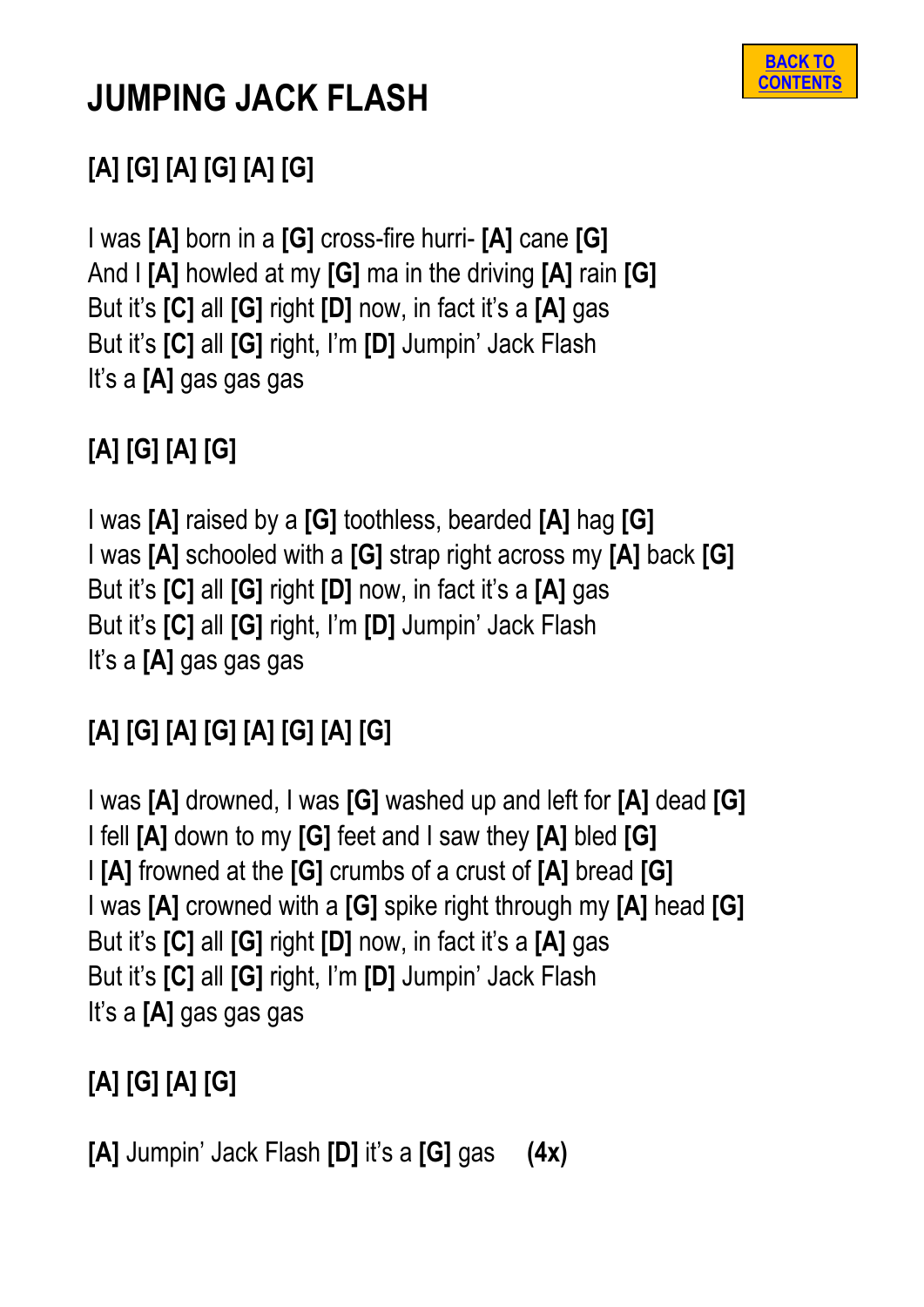# JUMPING JACK FLASH

**[A] [G] [A] [G] [A] [G]**

I was **[A]** born in a **[G]** cross-fire hurri- **[A]** cane **[G]**
And I **[A]** howled at my **[G]** ma in the driving **[A]** rain **[G]**
But it's **[C]** all **[G]** right **[D]** now, in fact it's a **[A]** gas
But it's **[C]** all **[G]** right, I'm **[D]** Jumpin' Jack Flash
It's a **[A]** gas gas gas

**[A] [G] [A] [G]**

I was **[A]** raised by a **[G]** toothless, bearded **[A]** hag **[G]**
I was **[A]** schooled with a **[G]** strap right across my **[A]** back **[G]**
But it's **[C]** all **[G]** right **[D]** now, in fact it's a **[A]** gas
But it's **[C]** all **[G]** right, I'm **[D]** Jumpin' Jack Flash
It's a **[A]** gas gas gas

**[A] [G] [A] [G] [A] [G] [A] [G]**

I was **[A]** drowned, I was **[G]** washed up and left for **[A]** dead **[G]**
I fell **[A]** down to my **[G]** feet and I saw they **[A]** bled **[G]**
I **[A]** frowned at the **[G]** crumbs of a crust of **[A]** bread **[G]**
I was **[A]** crowned with a **[G]** spike right through my **[A]** head **[G]**
But it's **[C]** all **[G]** right **[D]** now, in fact it's a **[A]** gas
But it's **[C]** all **[G]** right, I'm **[D]** Jumpin' Jack Flash
It's a **[A]** gas gas gas

**[A] [G] [A] [G]**

**[A]** Jumpin' Jack Flash **[D]** it's a **[G]** gas **(4x)**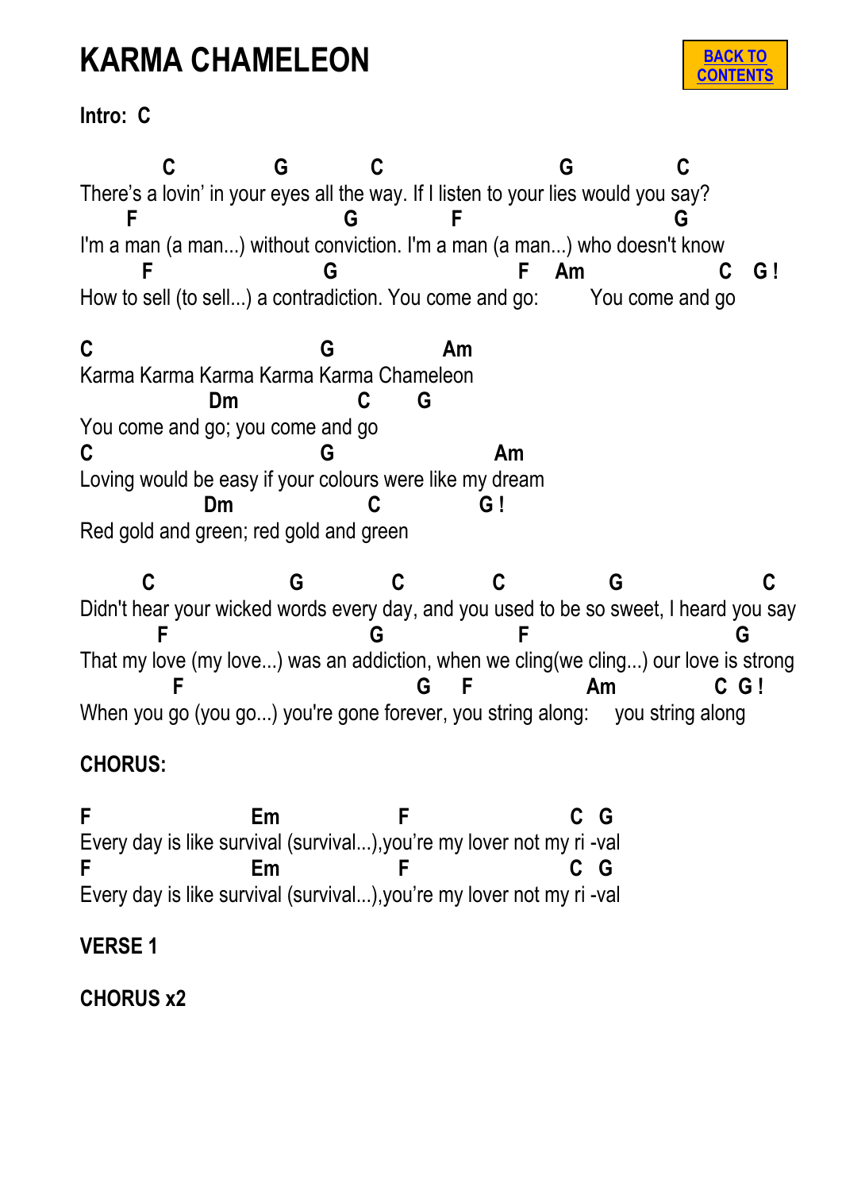# KARMA CHAMELEON

BACK TO CONTENTS

**Intro: C**

```
          C            G           C                      G            C
There's a lovin' in your eyes all the way. If I listen to your lies would you say?
     F                        G          F                         G
I'm a man (a man...) without conviction. I'm a man (a man...) who doesn't know
       F                  G                      F    Am              C   G !
How to sell (to sell...) a contradiction. You come and go:      You come and go

C                          G            Am
Karma Karma Karma Karma Karma Chameleon
              Dm               C      G
You come and go; you come and go
C                          G                 Am
Loving would be easy if your colours were like my dream
             Dm                C           G !
Red gold and green; red gold and green

       C              G           C           C            G                C
Didn't hear your wicked words every day, and you used to be so sweet, I heard you say
          F                     G                F                         G
That my love (my love...) was an addiction, when we cling(we cling...) our love is strong
           F                         G    F           Am             C  G !
When you go (you go...) you're gone forever, you string along:    you string along
```

**CHORUS:**

```
F                  Em              F                   C  G
Every day is like survival (survival...),you're my lover not my ri -val
F                  Em              F                   C  G
Every day is like survival (survival...),you're my lover not my ri -val
```

**VERSE 1**

**CHORUS x2**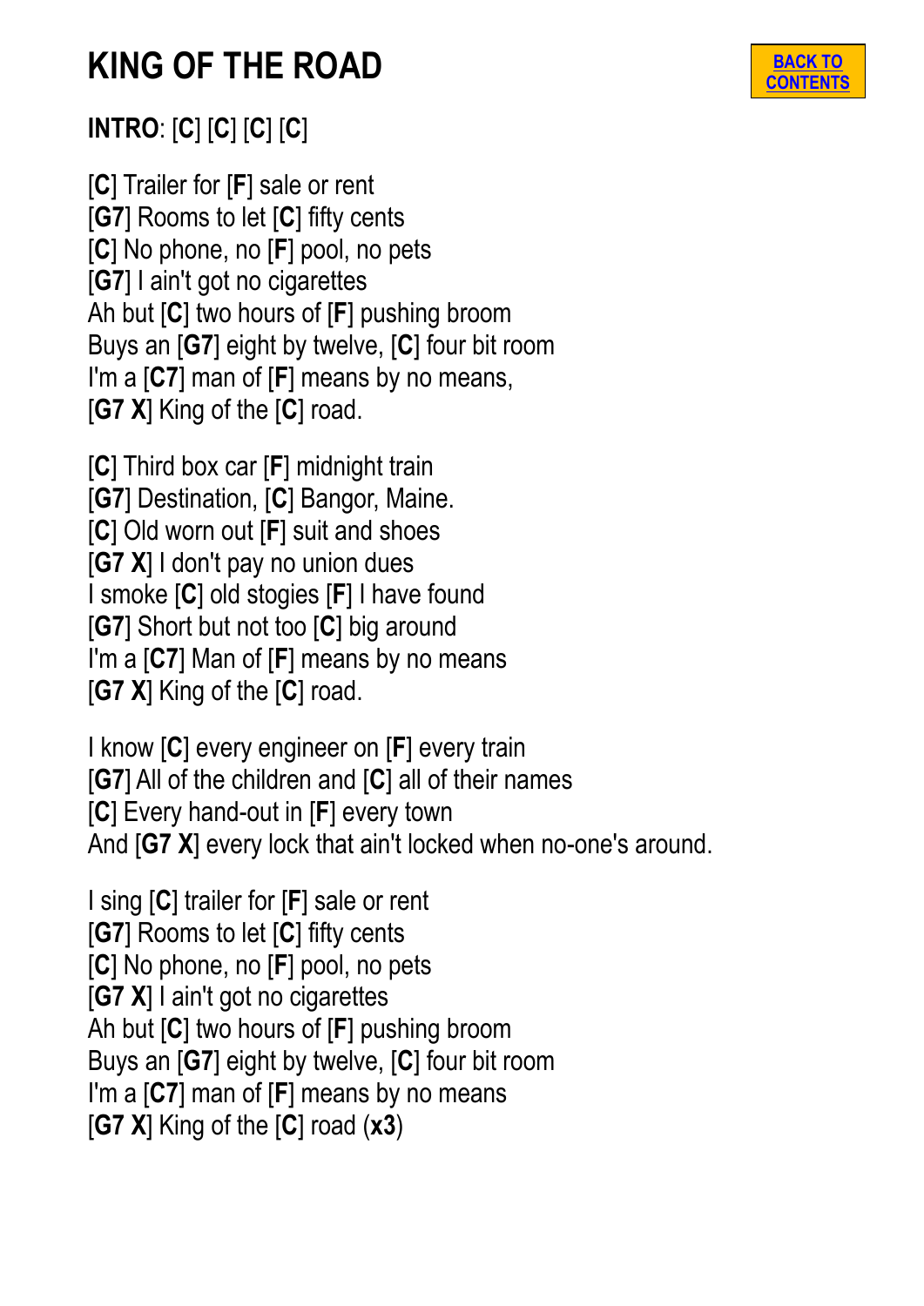# KING OF THE ROAD

BACK TO CONTENTS

**INTRO**: [**C**] [**C**] [**C**] [**C**]

[**C**] Trailer for [**F**] sale or rent
[**G7**] Rooms to let [**C**] fifty cents
[**C**] No phone, no [**F**] pool, no pets
[**G7**] I ain't got no cigarettes
Ah but [**C**] two hours of [**F**] pushing broom
Buys an [**G7**] eight by twelve, [**C**] four bit room
I'm a [**C7**] man of [**F**] means by no means,
[**G7 X**] King of the [**C**] road.

[**C**] Third box car [**F**] midnight train
[**G7**] Destination, [**C**] Bangor, Maine.
[**C**] Old worn out [**F**] suit and shoes
[**G7 X**] I don't pay no union dues
I smoke [**C**] old stogies [**F**] I have found
[**G7**] Short but not too [**C**] big around
I'm a [**C7**] Man of [**F**] means by no means
[**G7 X**] King of the [**C**] road.

I know [**C**] every engineer on [**F**] every train
[**G7**] All of the children and [**C**] all of their names
[**C**] Every hand-out in [**F**] every town
And [**G7 X**] every lock that ain't locked when no-one's around.

I sing [**C**] trailer for [**F**] sale or rent
[**G7**] Rooms to let [**C**] fifty cents
[**C**] No phone, no [**F**] pool, no pets
[**G7 X**] I ain't got no cigarettes
Ah but [**C**] two hours of [**F**] pushing broom
Buys an [**G7**] eight by twelve, [**C**] four bit room
I'm a [**C7**] man of [**F**] means by no means
[**G7 X**] King of the [**C**] road (**x3**)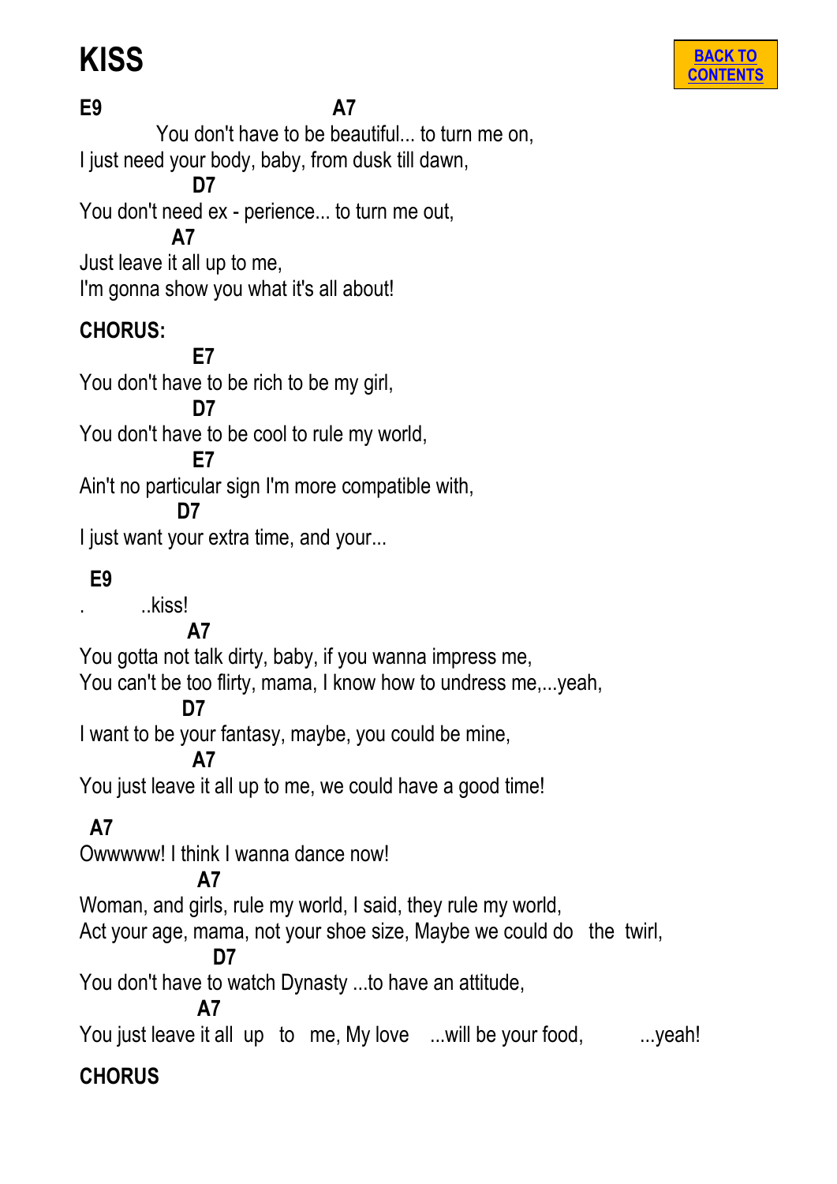# KISS

[BACK TO CONTENTS]

```
E9                              A7
          You don't have to be beautiful... to turn me on,
I just need your body, baby, from dusk till dawn,
              D7
You don't need ex - perience... to turn me out,
           A7
Just leave it all up to me,
I'm gonna show you what it's all about!
```

**CHORUS:**

```
              E7
You don't have to be rich to be my girl,
              D7
You don't have to be cool to rule my world,
              E7
Ain't no particular sign I'm more compatible with,
            D7
I just want your extra time, and your...
```

```
  E9
.        ..kiss!
             A7
You gotta not talk dirty, baby, if you wanna impress me,
You can't be too flirty, mama, I know how to undress me,...yeah,
             D7
I want to be your fantasy, maybe, you could be mine,
              A7
You just leave it all up to me, we could have a good time!
```

```
  A7
Owwwww! I think I wanna dance now!
               A7
Woman, and girls, rule my world, I said, they rule my world,
Act your age, mama, not your shoe size, Maybe we could do   the  twirl,
                  D7
You don't have to watch Dynasty ...to have an attitude,
               A7
You just leave it all  up   to   me, My love    ...will be your food,          ...yeah!
```

**CHORUS**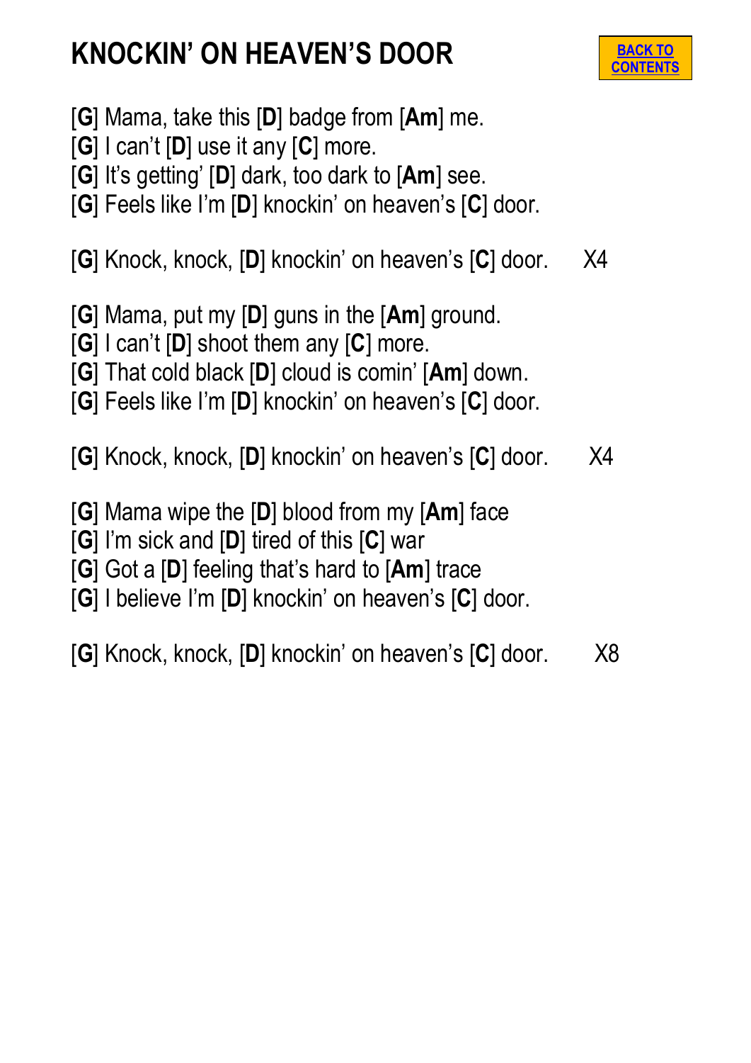# KNOCKIN' ON HEAVEN'S DOOR

BACK TO CONTENTS

[**G**] Mama, take this [**D**] badge from [**Am**] me.
[**G**] I can't [**D**] use it any [**C**] more.
[**G**] It's getting' [**D**] dark, too dark to [**Am**] see.
[**G**] Feels like I'm [**D**] knockin' on heaven's [**C**] door.

[**G**] Knock, knock, [**D**] knockin' on heaven's [**C**] door. X4

[**G**] Mama, put my [**D**] guns in the [**Am**] ground.
[**G**] I can't [**D**] shoot them any [**C**] more.
[**G**] That cold black [**D**] cloud is comin' [**Am**] down.
[**G**] Feels like I'm [**D**] knockin' on heaven's [**C**] door.

[**G**] Knock, knock, [**D**] knockin' on heaven's [**C**] door. X4

[**G**] Mama wipe the [**D**] blood from my [**Am**] face
[**G**] I'm sick and [**D**] tired of this [**C**] war
[**G**] Got a [**D**] feeling that's hard to [**Am**] trace
[**G**] I believe I'm [**D**] knockin' on heaven's [**C**] door.

[**G**] Knock, knock, [**D**] knockin' on heaven's [**C**] door. X8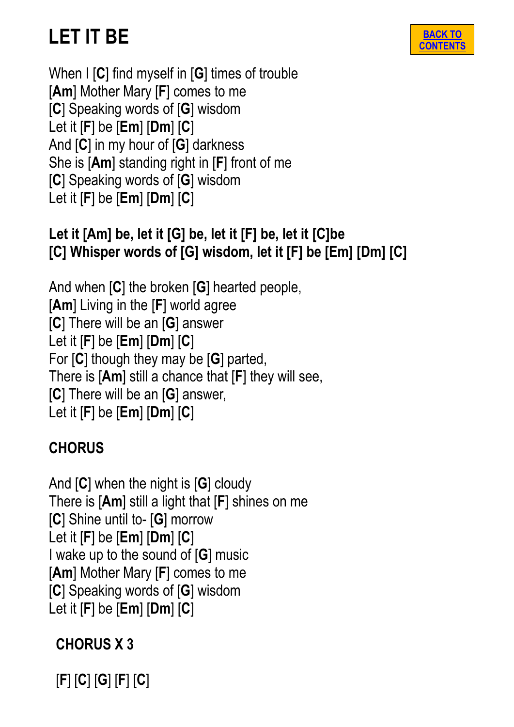# LET IT BE

BACK TO CONTENTS

When I [**C**] find myself in [**G**] times of trouble
[**Am**] Mother Mary [**F**] comes to me
[**C**] Speaking words of [**G**] wisdom
Let it [**F**] be [**Em**] [**Dm**] [**C**]
And [**C**] in my hour of [**G**] darkness
She is [**Am**] standing right in [**F**] front of me
[**C**] Speaking words of [**G**] wisdom
Let it [**F**] be [**Em**] [**Dm**] [**C**]

**Let it [Am] be, let it [G] be, let it [F] be, let it [C]be**
**[C] Whisper words of [G] wisdom, let it [F] be [Em] [Dm] [C]**

And when [**C**] the broken [**G**] hearted people,
[**Am**] Living in the [**F**] world agree
[**C**] There will be an [**G**] answer
Let it [**F**] be [**Em**] [**Dm**] [**C**]
For [**C**] though they may be [**G**] parted,
There is [**Am**] still a chance that [**F**] they will see,
[**C**] There will be an [**G**] answer,
Let it [**F**] be [**Em**] [**Dm**] [**C**]

**CHORUS**

And [**C**] when the night is [**G**] cloudy
There is [**Am**] still a light that [**F**] shines on me
[**C**] Shine until to- [**G**] morrow
Let it [**F**] be [**Em**] [**Dm**] [**C**]
I wake up to the sound of [**G**] music
[**Am**] Mother Mary [**F**] comes to me
[**C**] Speaking words of [**G**] wisdom
Let it [**F**] be [**Em**] [**Dm**] [**C**]

**CHORUS X 3**

[**F**] [**C**] [**G**] [**F**] [**C**]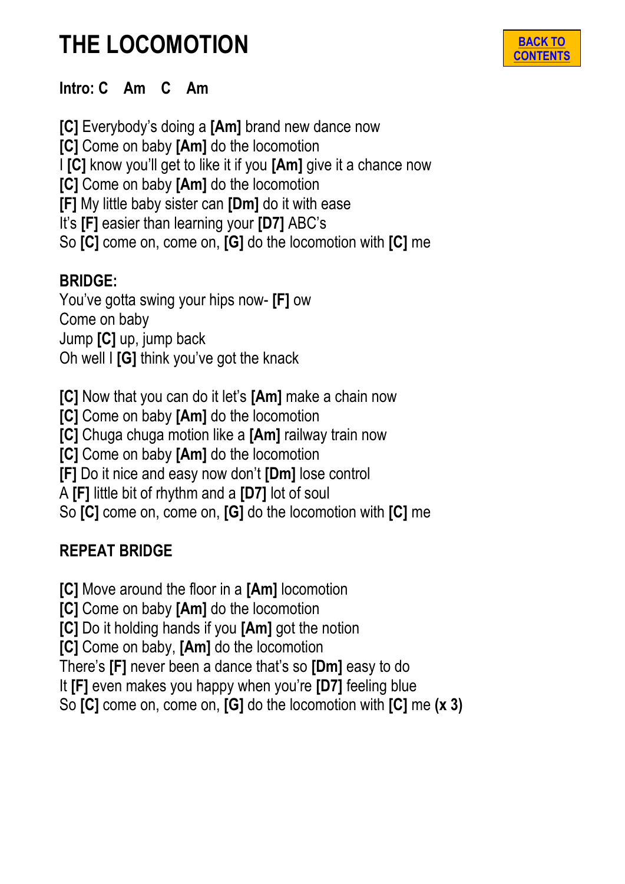# THE LOCOMOTION

BACK TO CONTENTS

**Intro: C Am C Am**

**[C]** Everybody's doing a **[Am]** brand new dance now
**[C]** Come on baby **[Am]** do the locomotion
I **[C]** know you'll get to like it if you **[Am]** give it a chance now
**[C]** Come on baby **[Am]** do the locomotion
**[F]** My little baby sister can **[Dm]** do it with ease
It's **[F]** easier than learning your **[D7]** ABC's
So **[C]** come on, come on, **[G]** do the locomotion with **[C]** me

**BRIDGE:**
You've gotta swing your hips now- **[F]** ow
Come on baby
Jump **[C]** up, jump back
Oh well I **[G]** think you've got the knack

**[C]** Now that you can do it let's **[Am]** make a chain now
**[C]** Come on baby **[Am]** do the locomotion
**[C]** Chuga chuga motion like a **[Am]** railway train now
**[C]** Come on baby **[Am]** do the locomotion
**[F]** Do it nice and easy now don't **[Dm]** lose control
A **[F]** little bit of rhythm and a **[D7]** lot of soul
So **[C]** come on, come on, **[G]** do the locomotion with **[C]** me

**REPEAT BRIDGE**

**[C]** Move around the floor in a **[Am]** locomotion
**[C]** Come on baby **[Am]** do the locomotion
**[C]** Do it holding hands if you **[Am]** got the notion
**[C]** Come on baby, **[Am]** do the locomotion
There's **[F]** never been a dance that's so **[Dm]** easy to do
It **[F]** even makes you happy when you're **[D7]** feeling blue
So **[C]** come on, come on, **[G]** do the locomotion with **[C]** me **(x 3)**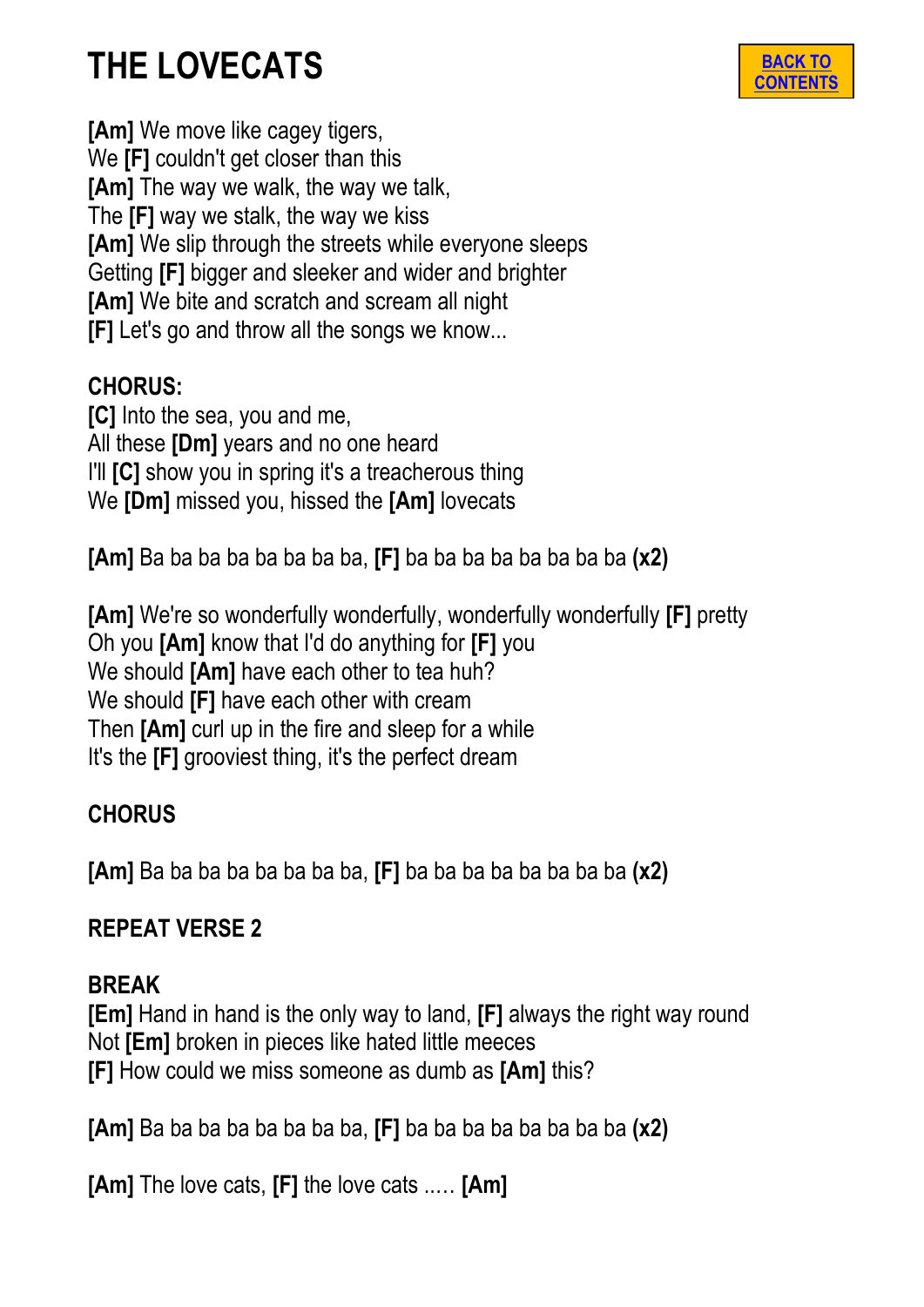# THE LOVECATS

[BACK TO CONTENTS]

**[Am]** We move like cagey tigers,
We **[F]** couldn't get closer than this
**[Am]** The way we walk, the way we talk,
The **[F]** way we stalk, the way we kiss
**[Am]** We slip through the streets while everyone sleeps
Getting **[F]** bigger and sleeker and wider and brighter
**[Am]** We bite and scratch and scream all night
**[F]** Let's go and throw all the songs we know...

**CHORUS:**
**[C]** Into the sea, you and me,
All these **[Dm]** years and no one heard
I'll **[C]** show you in spring it's a treacherous thing
We **[Dm]** missed you, hissed the **[Am]** lovecats

**[Am]** Ba ba ba ba ba ba ba ba, **[F]** ba ba ba ba ba ba ba ba **(x2)**

**[Am]** We're so wonderfully wonderfully, wonderfully wonderfully **[F]** pretty
Oh you **[Am]** know that I'd do anything for **[F]** you
We should **[Am]** have each other to tea huh?
We should **[F]** have each other with cream
Then **[Am]** curl up in the fire and sleep for a while
It's the **[F]** grooviest thing, it's the perfect dream

**CHORUS**

**[Am]** Ba ba ba ba ba ba ba ba, **[F]** ba ba ba ba ba ba ba ba **(x2)**

**REPEAT VERSE 2**

**BREAK**
**[Em]** Hand in hand is the only way to land, **[F]** always the right way round
Not **[Em]** broken in pieces like hated little meeces
**[F]** How could we miss someone as dumb as **[Am]** this?

**[Am]** Ba ba ba ba ba ba ba ba, **[F]** ba ba ba ba ba ba ba ba **(x2)**

**[Am]** The love cats, **[F]** the love cats ..... **[Am]**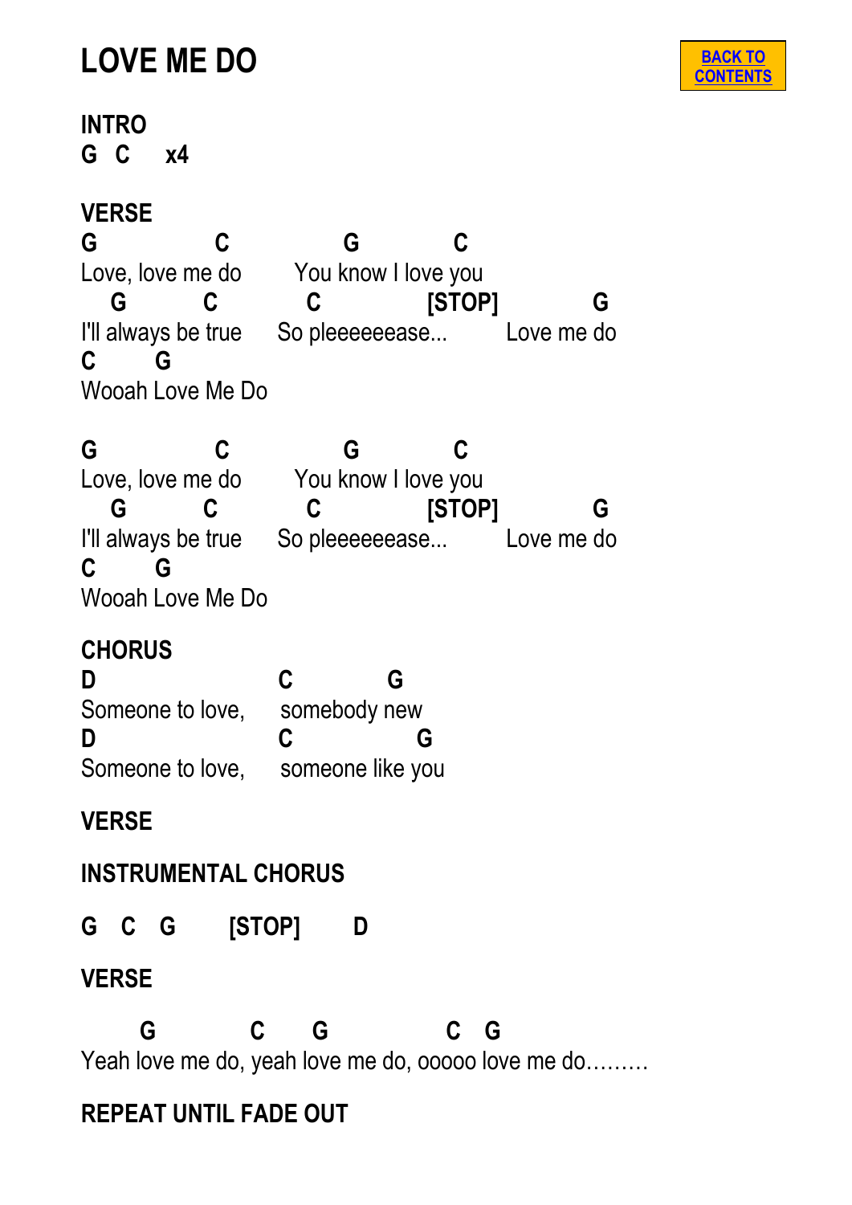# LOVE ME DO

BACK TO CONTENTS

**INTRO**
**G C x4**

**VERSE**

```
G              C              G            C
Love, love me do       You know I love you
   G          C           C              [STOP]          G
I'll always be true     So pleeeeeease...        Love me do
C        G
Wooah Love Me Do
```

```
G              C              G            C
Love, love me do       You know I love you
   G          C           C              [STOP]          G
I'll always be true     So pleeeeeease...        Love me do
C        G
Wooah Love Me Do
```

**CHORUS**

```
D                        C           G
Someone to love,     somebody new
D                        C              G
Someone to love,     someone like you
```

**VERSE**

**INSTRUMENTAL CHORUS**

**G C G [STOP] D**

**VERSE**

```
        G            C      G                C   G
Yeah love me do, yeah love me do, ooooo love me do………
```

**REPEAT UNTIL FADE OUT**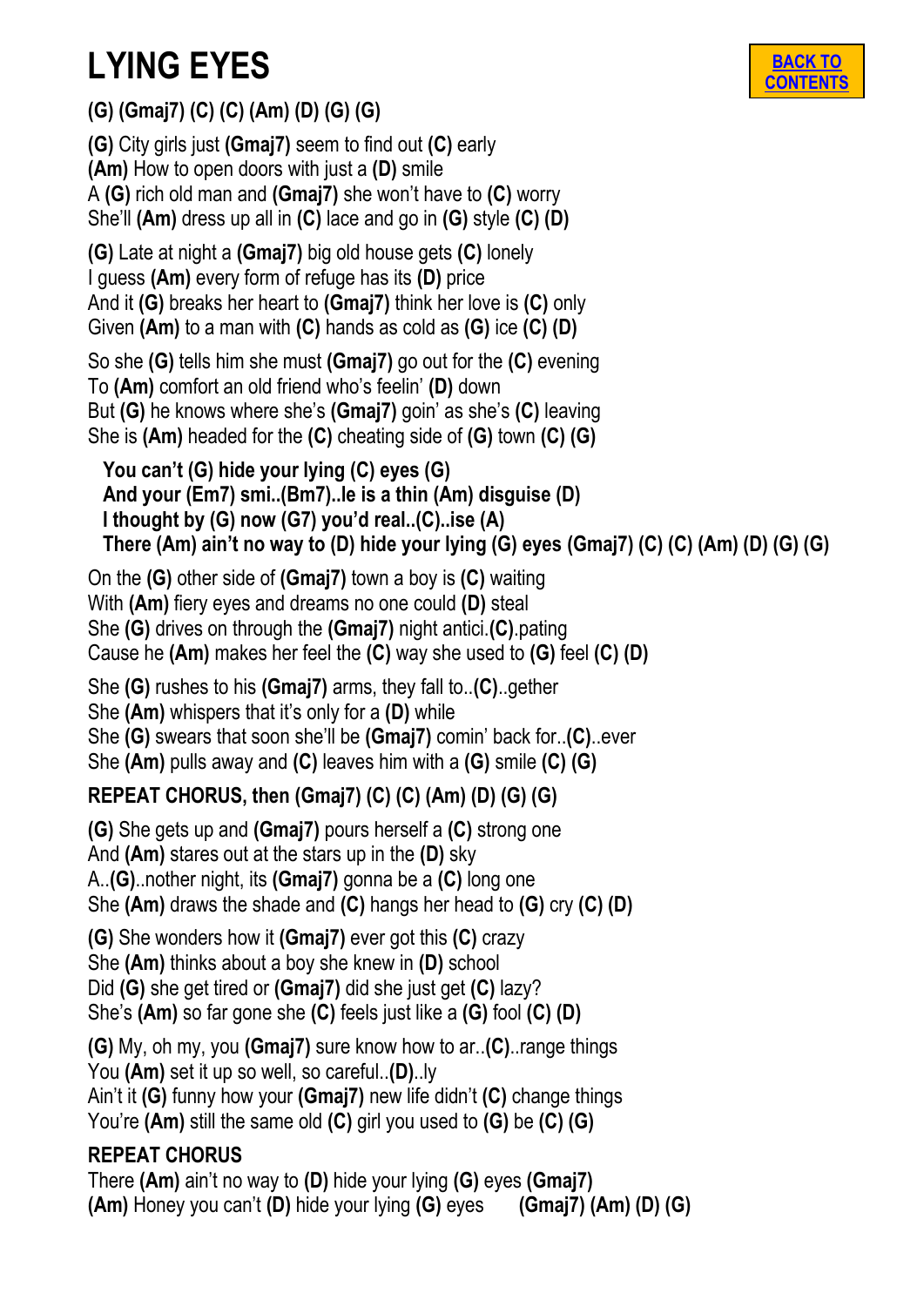# LYING EYES

BACK TO CONTENTS

**(G) (Gmaj7) (C) (C) (Am) (D) (G) (G)**

**(G)** City girls just **(Gmaj7)** seem to find out **(C)** early
**(Am)** How to open doors with just a **(D)** smile
A **(G)** rich old man and **(Gmaj7)** she won't have to **(C)** worry
She'll **(Am)** dress up all in **(C)** lace and go in **(G)** style **(C) (D)**

**(G)** Late at night a **(Gmaj7)** big old house gets **(C)** lonely
I guess **(Am)** every form of refuge has its **(D)** price
And it **(G)** breaks her heart to **(Gmaj7)** think her love is **(C)** only
Given **(Am)** to a man with **(C)** hands as cold as **(G)** ice **(C) (D)**

So she **(G)** tells him she must **(Gmaj7)** go out for the **(C)** evening
To **(Am)** comfort an old friend who's feelin' **(D)** down
But **(G)** he knows where she's **(Gmaj7)** goin' as she's **(C)** leaving
She is **(Am)** headed for the **(C)** cheating side of **(G)** town **(C) (G)**

> **You can't (G) hide your lying (C) eyes (G)**
> **And your (Em7) smi..(Bm7)..le is a thin (Am) disguise (D)**
> **I thought by (G) now (G7) you'd real..(C)..ise (A)**
> **There (Am) ain't no way to (D) hide your lying (G) eyes (Gmaj7) (C) (C) (Am) (D) (G) (G)**

On the **(G)** other side of **(Gmaj7)** town a boy is **(C)** waiting
With **(Am)** fiery eyes and dreams no one could **(D)** steal
She **(G)** drives on through the **(Gmaj7)** night antici.**(C)**.pating
Cause he **(Am)** makes her feel the **(C)** way she used to **(G)** feel **(C) (D)**

She **(G)** rushes to his **(Gmaj7)** arms, they fall to..**(C)**..gether
She **(Am)** whispers that it's only for a **(D)** while
She **(G)** swears that soon she'll be **(Gmaj7)** comin' back for..**(C)**..ever
She **(Am)** pulls away and **(C)** leaves him with a **(G)** smile **(C) (G)**

**REPEAT CHORUS, then (Gmaj7) (C) (C) (Am) (D) (G) (G)**

**(G)** She gets up and **(Gmaj7)** pours herself a **(C)** strong one
And **(Am)** stares out at the stars up in the **(D)** sky
A..**(G)**..nother night, its **(Gmaj7)** gonna be a **(C)** long one
She **(Am)** draws the shade and **(C)** hangs her head to **(G)** cry **(C) (D)**

**(G)** She wonders how it **(Gmaj7)** ever got this **(C)** crazy
She **(Am)** thinks about a boy she knew in **(D)** school
Did **(G)** she get tired or **(Gmaj7)** did she just get **(C)** lazy?
She's **(Am)** so far gone she **(C)** feels just like a **(G)** fool **(C) (D)**

**(G)** My, oh my, you **(Gmaj7)** sure know how to ar..**(C)**..range things
You **(Am)** set it up so well, so careful..**(D)**..ly
Ain't it **(G)** funny how your **(Gmaj7)** new life didn't **(C)** change things
You're **(Am)** still the same old **(C)** girl you used to **(G)** be **(C) (G)**

**REPEAT CHORUS**
There **(Am)** ain't no way to **(D)** hide your lying **(G)** eyes **(Gmaj7)**
**(Am)** Honey you can't **(D)** hide your lying **(G)** eyes **(Gmaj7) (Am) (D) (G)**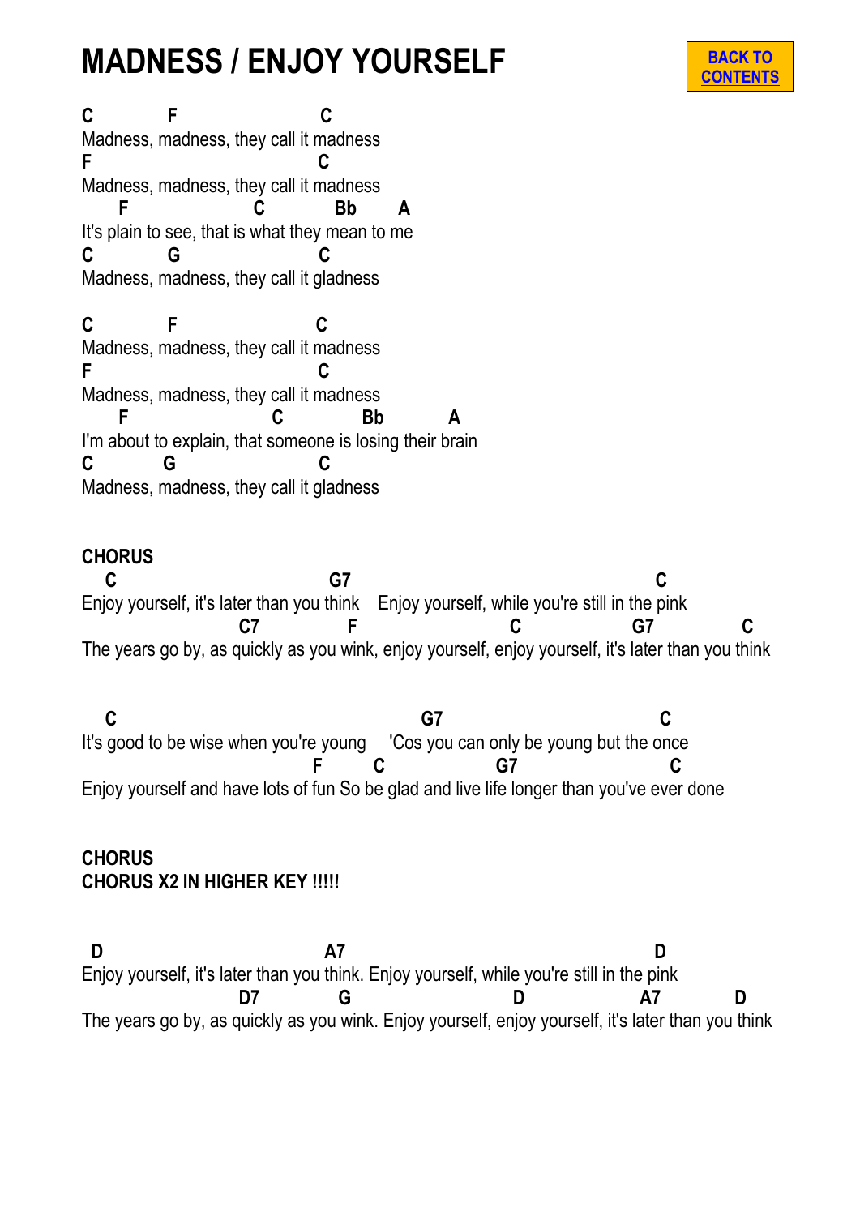# MADNESS / ENJOY YOURSELF

BACK TO CONTENTS

```
C           F                     C
Madness, madness, they call it madness
F                                 C
Madness, madness, they call it madness
      F                C          Bb       A
It's plain to see, that is what they mean to me
C           G                     C
Madness, madness, they call it gladness

C           F                     C
Madness, madness, they call it madness
F                                 C
Madness, madness, they call it madness
      F                   C            Bb          A
I'm about to explain, that someone is losing their brain
C           G                     C
Madness, madness, they call it gladness
```

**CHORUS**

```
   C                               G7                                      C
Enjoy yourself, it's later than you think    Enjoy yourself, while you're still in the pink
                        C7           F                      C                G7            C
The years go by, as quickly as you wink, enjoy yourself, enjoy yourself, it's later than you think
```

```
   C                                         G7                                 C
It's good to be wise when you're young     'Cos you can only be young but the once
                                   F        C                G7                     C
Enjoy yourself and have lots of fun So be glad and live life longer than you've ever done
```

**CHORUS**
**CHORUS X2 IN HIGHER KEY !!!!!**

```
  D                                A7                                        D
Enjoy yourself, it's later than you think. Enjoy yourself, while you're still in the pink
                        D7            G                      D                A7            D
The years go by, as quickly as you wink. Enjoy yourself, enjoy yourself, it's later than you think
```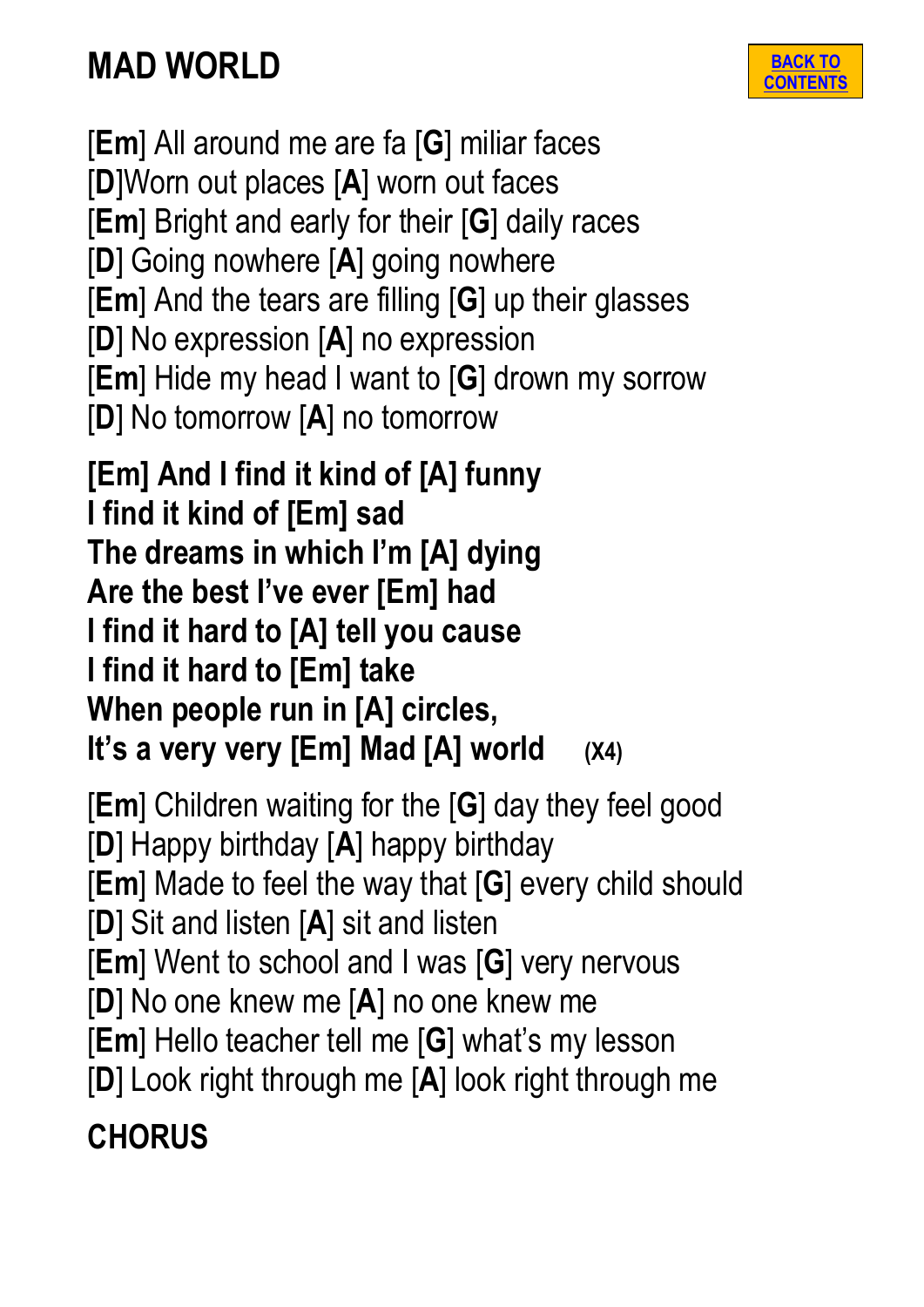# MAD WORLD

BACK TO CONTENTS

[**Em**] All around me are fa [**G**] miliar faces
[**D**]Worn out places [**A**] worn out faces
[**Em**] Bright and early for their [**G**] daily races
[**D**] Going nowhere [**A**] going nowhere
[**Em**] And the tears are filling [**G**] up their glasses
[**D**] No expression [**A**] no expression
[**Em**] Hide my head I want to [**G**] drown my sorrow
[**D**] No tomorrow [**A**] no tomorrow

**[Em] And I find it kind of [A] funny**
**I find it kind of [Em] sad**
**The dreams in which I'm [A] dying**
**Are the best I've ever [Em] had**
**I find it hard to [A] tell you cause**
**I find it hard to [Em] take**
**When people run in [A] circles,**
**It's a very very [Em] Mad [A] world** **(X4)**

[**Em**] Children waiting for the [**G**] day they feel good
[**D**] Happy birthday [**A**] happy birthday
[**Em**] Made to feel the way that [**G**] every child should
[**D**] Sit and listen [**A**] sit and listen
[**Em**] Went to school and I was [**G**] very nervous
[**D**] No one knew me [**A**] no one knew me
[**Em**] Hello teacher tell me [**G**] what's my lesson
[**D**] Look right through me [**A**] look right through me

**CHORUS**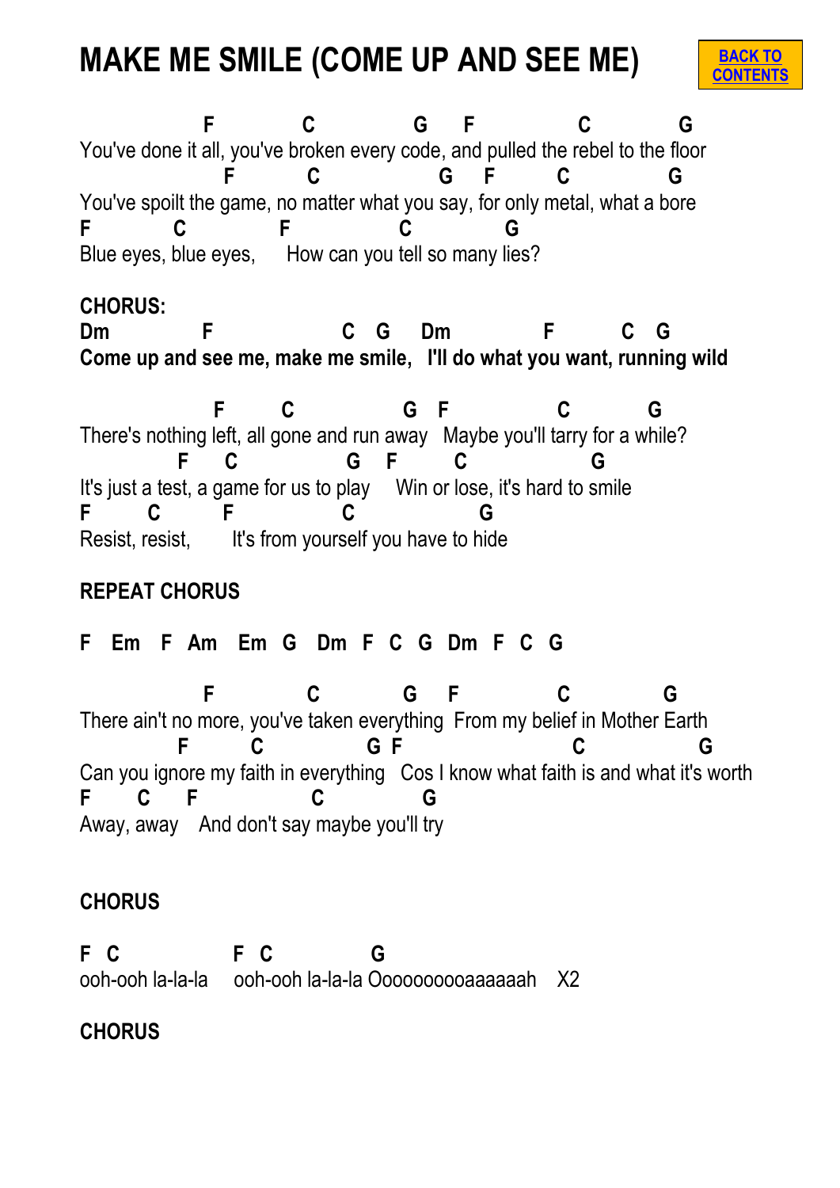# MAKE ME SMILE (COME UP AND SEE ME)

BACK TO CONTENTS

```
              F           C            G     F            C           G
You've done it all, you've broken every code, and pulled the rebel to the floor
                F          C             G    F         C             G
You've spoilt the game, no matter what you say, for only metal, what a bore
F          C           F             C           G
Blue eyes, blue eyes,    How can you tell so many lies?
```

**CHORUS:**

```
Dm           F                C   G    Dm             F        C   G
Come up and see me, make me smile,  I'll do what you want, running wild
```

```
               F       C             G   F              C          G
There's nothing left, all gone and run away  Maybe you'll tarry for a while?
            F    C              G    F       C               G
It's just a test, a game for us to play   Win or lose, it's hard to smile
F       C        F              C               G
Resist, resist,     It's from yourself you have to hide
```

**REPEAT CHORUS**

**F  Em  F  Am  Em  G  Dm  F  C  G  Dm  F  C  G**

```
              F           C           G    F              C           G
There ain't no more, you've taken everything  From my belief in Mother Earth
            F       C            G F                   C            G
Can you ignore my faith in everything   Cos I know what faith is and what it's worth
F     C    F              C           G
Away, away   And don't say maybe you'll try
```

**CHORUS**

```
F  C             F  C          G
ooh-ooh la-la-la   ooh-ooh la-la-la Oooooooooaaaaaah   X2
```

**CHORUS**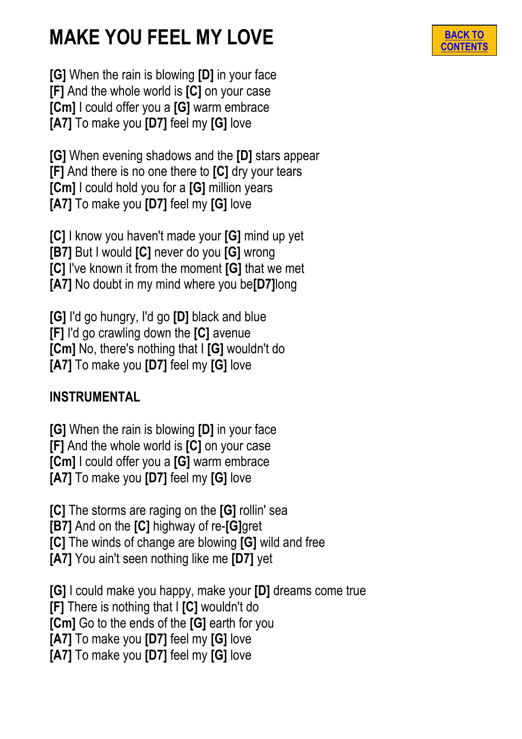# MAKE YOU FEEL MY LOVE

BACK TO CONTENTS

**[G]** When the rain is blowing **[D]** in your face
**[F]** And the whole world is **[C]** on your case
**[Cm]** I could offer you a **[G]** warm embrace
**[A7]** To make you **[D7]** feel my **[G]** love

**[G]** When evening shadows and the **[D]** stars appear
**[F]** And there is no one there to **[C]** dry your tears
**[Cm]** I could hold you for a **[G]** million years
**[A7]** To make you **[D7]** feel my **[G]** love

**[C]** I know you haven't made your **[G]** mind up yet
**[B7]** But I would **[C]** never do you **[G]** wrong
**[C]** I've known it from the moment **[G]** that we met
**[A7]** No doubt in my mind where you be**[D7]**long

**[G]** I'd go hungry, I'd go **[D]** black and blue
**[F]** I'd go crawling down the **[C]** avenue
**[Cm]** No, there's nothing that I **[G]** wouldn't do
**[A7]** To make you **[D7]** feel my **[G]** love

**INSTRUMENTAL**

**[G]** When the rain is blowing **[D]** in your face
**[F]** And the whole world is **[C]** on your case
**[Cm]** I could offer you a **[G]** warm embrace
**[A7]** To make you **[D7]** feel my **[G]** love

**[C]** The storms are raging on the **[G]** rollin' sea
**[B7]** And on the **[C]** highway of re-**[G]**gret
**[C]** The winds of change are blowing **[G]** wild and free
**[A7]** You ain't seen nothing like me **[D7]** yet

**[G]** I could make you happy, make your **[D]** dreams come true
**[F]** There is nothing that I **[C]** wouldn't do
**[Cm]** Go to the ends of the **[G]** earth for you
**[A7]** To make you **[D7]** feel my **[G]** love
**[A7]** To make you **[D7]** feel my **[G]** love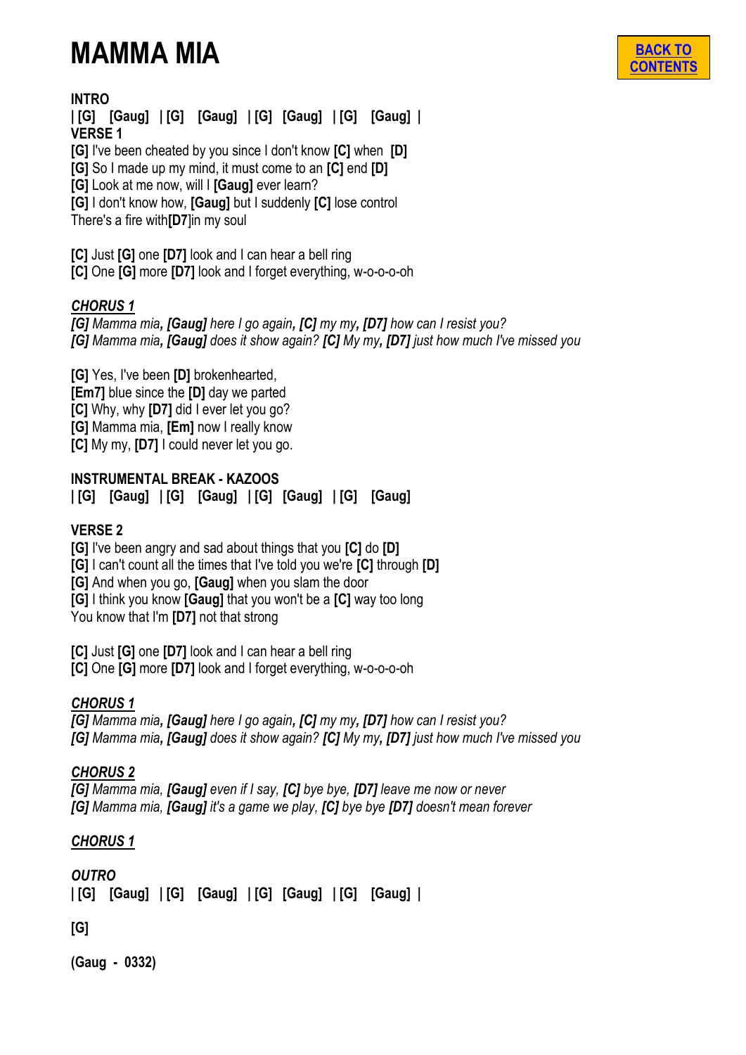# MAMMA MIA

BACK TO CONTENTS

**INTRO**
**| [G] [Gaug] | [G] [Gaug] | [G] [Gaug] | [G] [Gaug] |**
**VERSE 1**
**[G]** I've been cheated by you since I don't know **[C]** when **[D]**
**[G]** So I made up my mind, it must come to an **[C]** end **[D]**
**[G]** Look at me now, will I **[Gaug]** ever learn?
**[G]** I don't know how, **[Gaug]** but I suddenly **[C]** lose control
There's a fire with**[D7]**in my soul

**[C]** Just **[G]** one **[D7]** look and I can hear a bell ring
**[C]** One **[G]** more **[D7]** look and I forget everything, w-o-o-o-oh

***CHORUS 1***
***[G]** Mamma mia**, [Gaug]** here I go again**, [C]** my my**, [D7]** how can I resist you?*
***[G]** Mamma mia**, [Gaug]** does it show again? **[C]** My my**, [D7]** just how much I've missed you*

**[G]** Yes, I've been **[D]** brokenhearted,
**[Em7]** blue since the **[D]** day we parted
**[C]** Why, why **[D7]** did I ever let you go?
**[G]** Mamma mia, **[Em]** now I really know
**[C]** My my, **[D7]** I could never let you go.

**INSTRUMENTAL BREAK - KAZOOS**
**| [G] [Gaug] | [G] [Gaug] | [G] [Gaug] | [G] [Gaug]**

**VERSE 2**
**[G]** I've been angry and sad about things that you **[C]** do **[D]**
**[G]** I can't count all the times that I've told you we're **[C]** through **[D]**
**[G]** And when you go, **[Gaug]** when you slam the door
**[G]** I think you know **[Gaug]** that you won't be a **[C]** way too long
You know that I'm **[D7]** not that strong

**[C]** Just **[G]** one **[D7]** look and I can hear a bell ring
**[C]** One **[G]** more **[D7]** look and I forget everything, w-o-o-o-oh

***CHORUS 1***
***[G]** Mamma mia**, [Gaug]** here I go again**, [C]** my my**, [D7]** how can I resist you?*
***[G]** Mamma mia**, [Gaug]** does it show again? **[C]** My my**, [D7]** just how much I've missed you*

***CHORUS 2***
***[G]** Mamma mia, **[Gaug]** even if I say, **[C]** bye bye, **[D7]** leave me now or never*
***[G]** Mamma mia, **[Gaug]** it's a game we play, **[C]** bye bye **[D7]** doesn't mean forever*

***CHORUS 1***

***OUTRO***
**| [G] [Gaug] | [G] [Gaug] | [G] [Gaug] | [G] [Gaug] |**

**[G]**

**(Gaug - 0332)**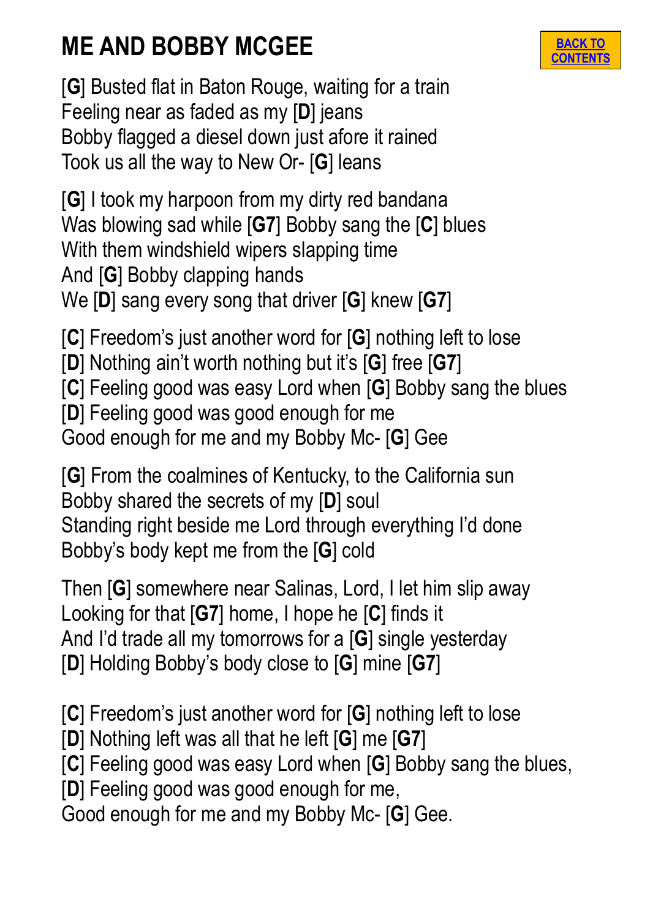# ME AND BOBBY MCGEE

BACK TO CONTENTS

[**G**] Busted flat in Baton Rouge, waiting for a train
Feeling near as faded as my [**D**] jeans
Bobby flagged a diesel down just afore it rained
Took us all the way to New Or- [**G**] leans

[**G**] I took my harpoon from my dirty red bandana
Was blowing sad while [**G7**] Bobby sang the [**C**] blues
With them windshield wipers slapping time
And [**G**] Bobby clapping hands
We [**D**] sang every song that driver [**G**] knew [**G7**]

[**C**] Freedom's just another word for [**G**] nothing left to lose
[**D**] Nothing ain't worth nothing but it's [**G**] free [**G7**]
[**C**] Feeling good was easy Lord when [**G**] Bobby sang the blues
[**D**] Feeling good was good enough for me
Good enough for me and my Bobby Mc- [**G**] Gee

[**G**] From the coalmines of Kentucky, to the California sun
Bobby shared the secrets of my [**D**] soul
Standing right beside me Lord through everything I'd done
Bobby's body kept me from the [**G**] cold

Then [**G**] somewhere near Salinas, Lord, I let him slip away
Looking for that [**G7**] home, I hope he [**C**] finds it
And I'd trade all my tomorrows for a [**G**] single yesterday
[**D**] Holding Bobby's body close to [**G**] mine [**G7**]

[**C**] Freedom's just another word for [**G**] nothing left to lose
[**D**] Nothing left was all that he left [**G**] me [**G7**]
[**C**] Feeling good was easy Lord when [**G**] Bobby sang the blues,
[**D**] Feeling good was good enough for me,
Good enough for me and my Bobby Mc- [**G**] Gee.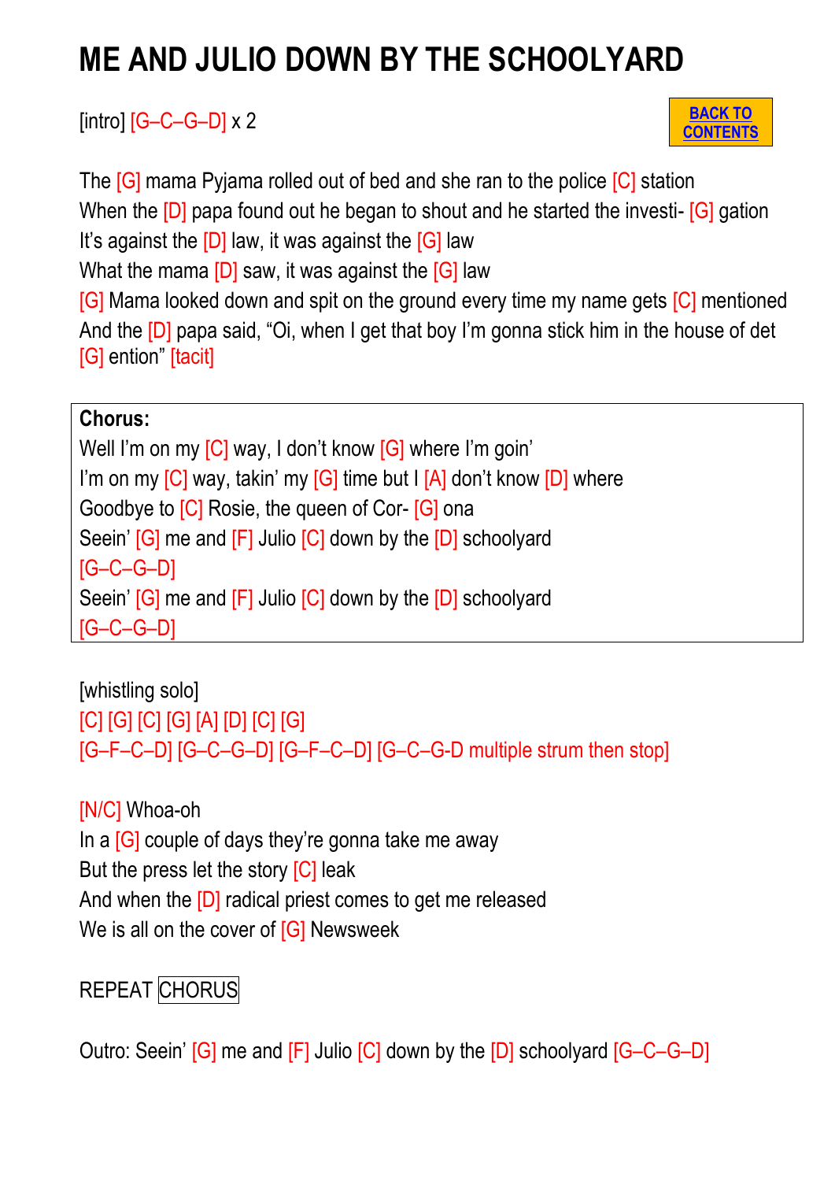# ME AND JULIO DOWN BY THE SCHOOLYARD

[intro] [G–C–G–D] x 2

BACK TO CONTENTS

The [G] mama Pyjama rolled out of bed and she ran to the police [C] station
When the [D] papa found out he began to shout and he started the investi- [G] gation
It's against the [D] law, it was against the [G] law
What the mama [D] saw, it was against the [G] law
[G] Mama looked down and spit on the ground every time my name gets [C] mentioned
And the [D] papa said, "Oi, when I get that boy I'm gonna stick him in the house of det [G] ention" [tacit]

**Chorus:**
Well I'm on my [C] way, I don't know [G] where I'm goin'
I'm on my [C] way, takin' my [G] time but I [A] don't know [D] where
Goodbye to [C] Rosie, the queen of Cor- [G] ona
Seein' [G] me and [F] Julio [C] down by the [D] schoolyard
[G–C–G–D]
Seein' [G] me and [F] Julio [C] down by the [D] schoolyard
[G–C–G–D]

[whistling solo]
[C] [G] [C] [G] [A] [D] [C] [G]
[G–F–C–D] [G–C–G–D] [G–F–C–D] [G–C–G-D multiple strum then stop]

[N/C] Whoa-oh
In a [G] couple of days they're gonna take me away
But the press let the story [C] leak
And when the [D] radical priest comes to get me released
We is all on the cover of [G] Newsweek

REPEAT CHORUS

Outro: Seein' [G] me and [F] Julio [C] down by the [D] schoolyard [G–C–G–D]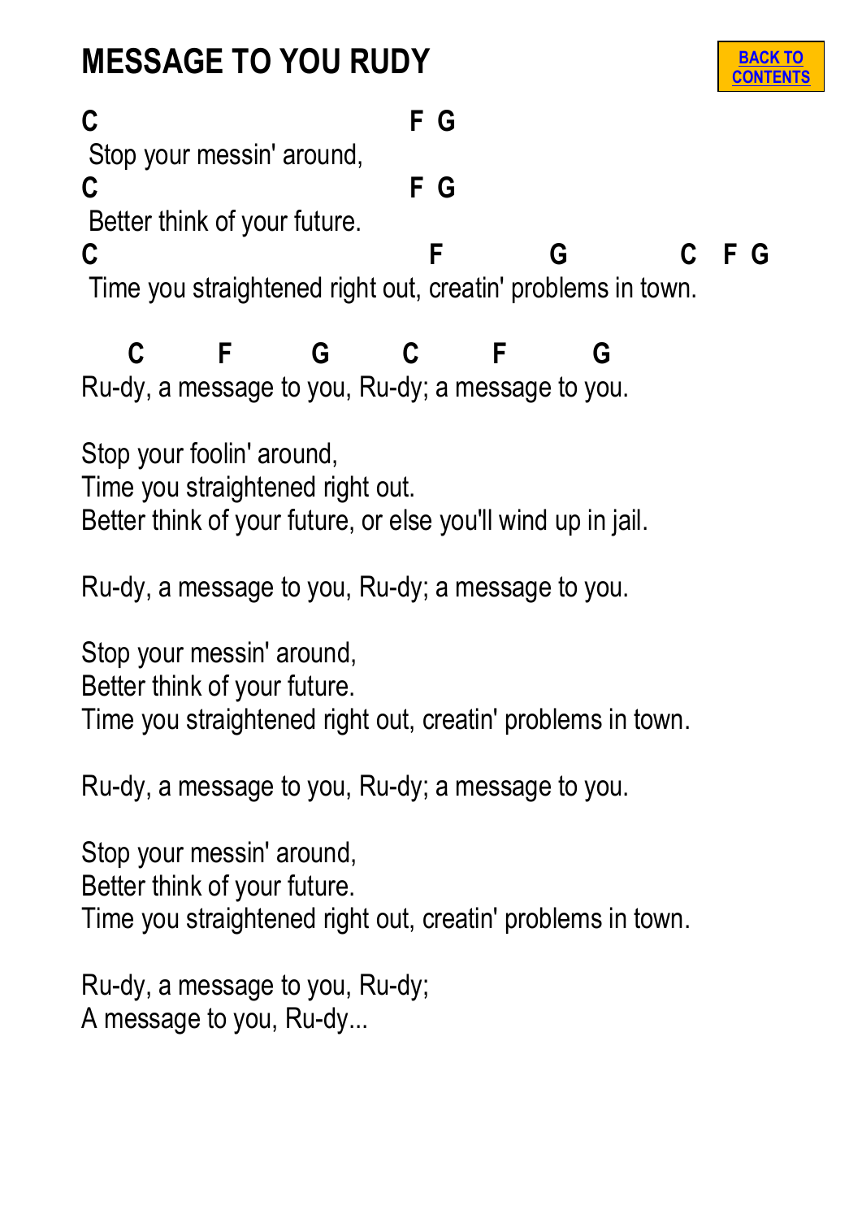# MESSAGE TO YOU RUDY

BACK TO CONTENTS

```
C                              F  G
 Stop your messin' around,
C                              F  G
 Better think of your future.
C                                F          G          C   F G
 Time you straightened right out, creatin' problems in town.

    C       F        G       C       F        G
Ru-dy, a message to you, Ru-dy; a message to you.
```

Stop your foolin' around,
Time you straightened right out.
Better think of your future, or else you'll wind up in jail.

Ru-dy, a message to you, Ru-dy; a message to you.

Stop your messin' around,
Better think of your future.
Time you straightened right out, creatin' problems in town.

Ru-dy, a message to you, Ru-dy; a message to you.

Stop your messin' around,
Better think of your future.
Time you straightened right out, creatin' problems in town.

Ru-dy, a message to you, Ru-dy;
A message to you, Ru-dy...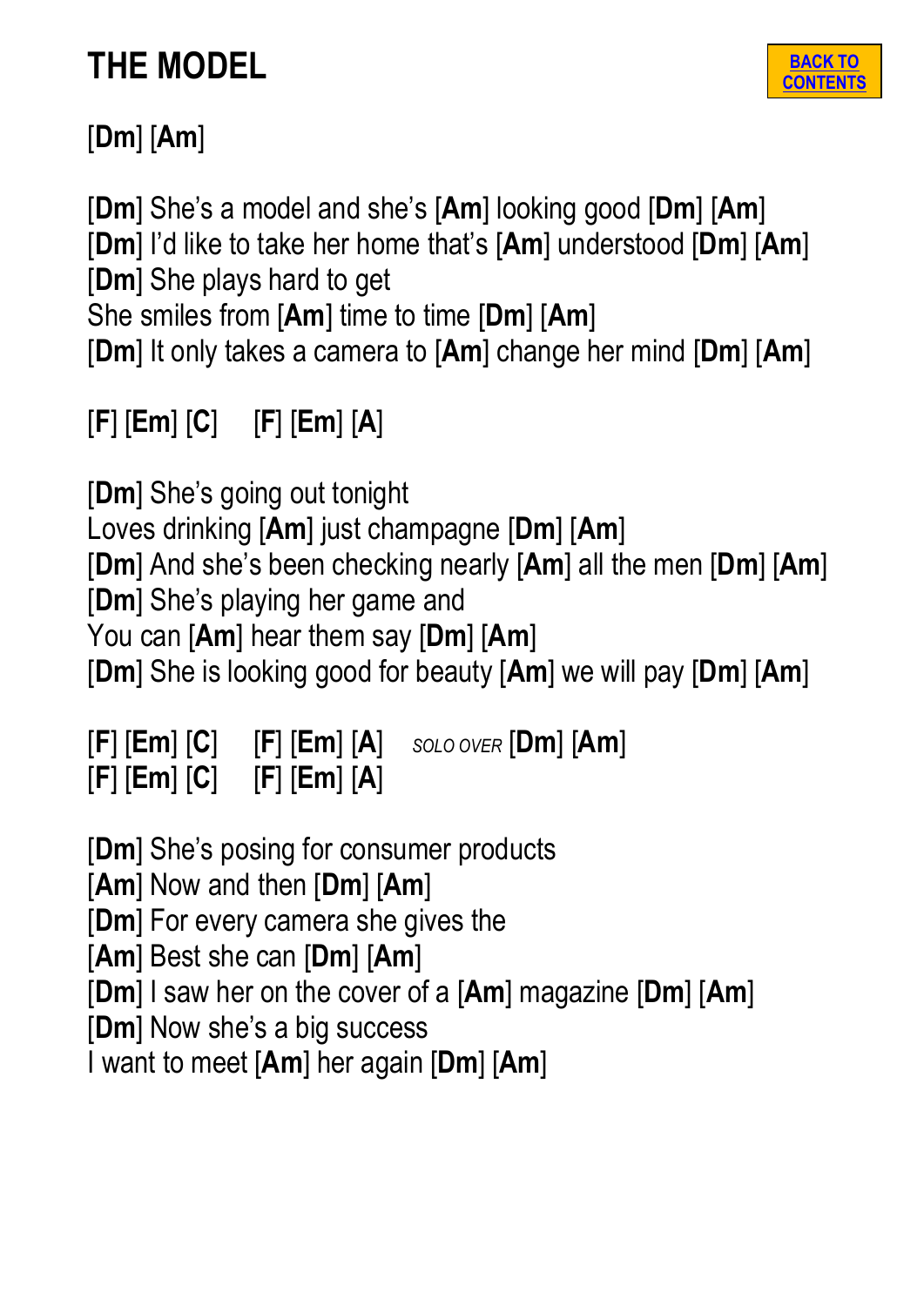# THE MODEL

BACK TO CONTENTS

[**Dm**] [**Am**]

[**Dm**] She's a model and she's [**Am**] looking good [**Dm**] [**Am**]
[**Dm**] I'd like to take her home that's [**Am**] understood [**Dm**] [**Am**]
[**Dm**] She plays hard to get
She smiles from [**Am**] time to time [**Dm**] [**Am**]
[**Dm**] It only takes a camera to [**Am**] change her mind [**Dm**] [**Am**]

[**F**] [**Em**] [**C**]   [**F**] [**Em**] [**A**]

[**Dm**] She's going out tonight
Loves drinking [**Am**] just champagne [**Dm**] [**Am**]
[**Dm**] And she's been checking nearly [**Am**] all the men [**Dm**] [**Am**]
[**Dm**] She's playing her game and
You can [**Am**] hear them say [**Dm**] [**Am**]
[**Dm**] She is looking good for beauty [**Am**] we will pay [**Dm**] [**Am**]

[**F**] [**Em**] [**C**]   [**F**] [**Em**] [**A**]   *SOLO OVER* [**Dm**] [**Am**]
[**F**] [**Em**] [**C**]   [**F**] [**Em**] [**A**]

[**Dm**] She's posing for consumer products
[**Am**] Now and then [**Dm**] [**Am**]
[**Dm**] For every camera she gives the
[**Am**] Best she can [**Dm**] [**Am**]
[**Dm**] I saw her on the cover of a [**Am**] magazine [**Dm**] [**Am**]
[**Dm**] Now she's a big success
I want to meet [**Am**] her again [**Dm**] [**Am**]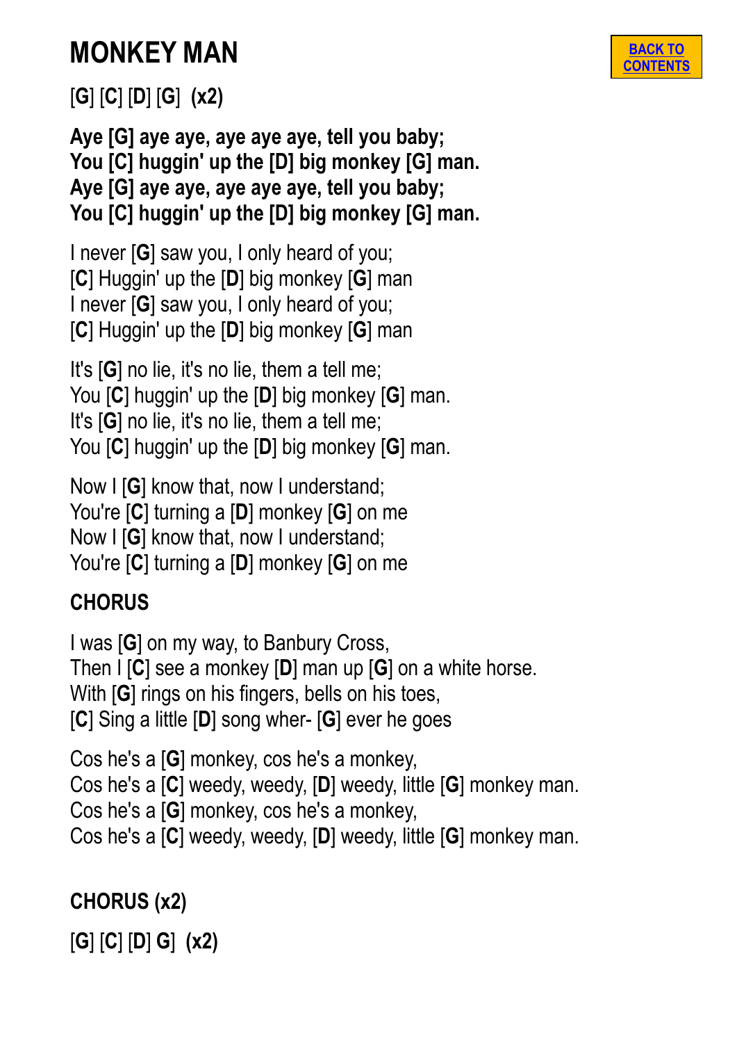# MONKEY MAN

BACK TO CONTENTS

[G] [C] [D] [G]  **(x2)**

**Aye [G] aye aye, aye aye aye, tell you baby;**
**You [C] huggin' up the [D] big monkey [G] man.**
**Aye [G] aye aye, aye aye aye, tell you baby;**
**You [C] huggin' up the [D] big monkey [G] man.**

I never [**G**] saw you, I only heard of you;
[**C**] Huggin' up the [**D**] big monkey [**G**] man
I never [**G**] saw you, I only heard of you;
[**C**] Huggin' up the [**D**] big monkey [**G**] man

It's [**G**] no lie, it's no lie, them a tell me;
You [**C**] huggin' up the [**D**] big monkey [**G**] man.
It's [**G**] no lie, it's no lie, them a tell me;
You [**C**] huggin' up the [**D**] big monkey [**G**] man.

Now I [**G**] know that, now I understand;
You're [**C**] turning a [**D**] monkey [**G**] on me
Now I [**G**] know that, now I understand;
You're [**C**] turning a [**D**] monkey [**G**] on me

**CHORUS**

I was [**G**] on my way, to Banbury Cross,
Then I [**C**] see a monkey [**D**] man up [**G**] on a white horse.
With [**G**] rings on his fingers, bells on his toes,
[**C**] Sing a little [**D**] song wher- [**G**] ever he goes

Cos he's a [**G**] monkey, cos he's a monkey,
Cos he's a [**C**] weedy, weedy, [**D**] weedy, little [**G**] monkey man.
Cos he's a [**G**] monkey, cos he's a monkey,
Cos he's a [**C**] weedy, weedy, [**D**] weedy, little [**G**] monkey man.

**CHORUS (x2)**

[G] [C] [D] G]  **(x2)**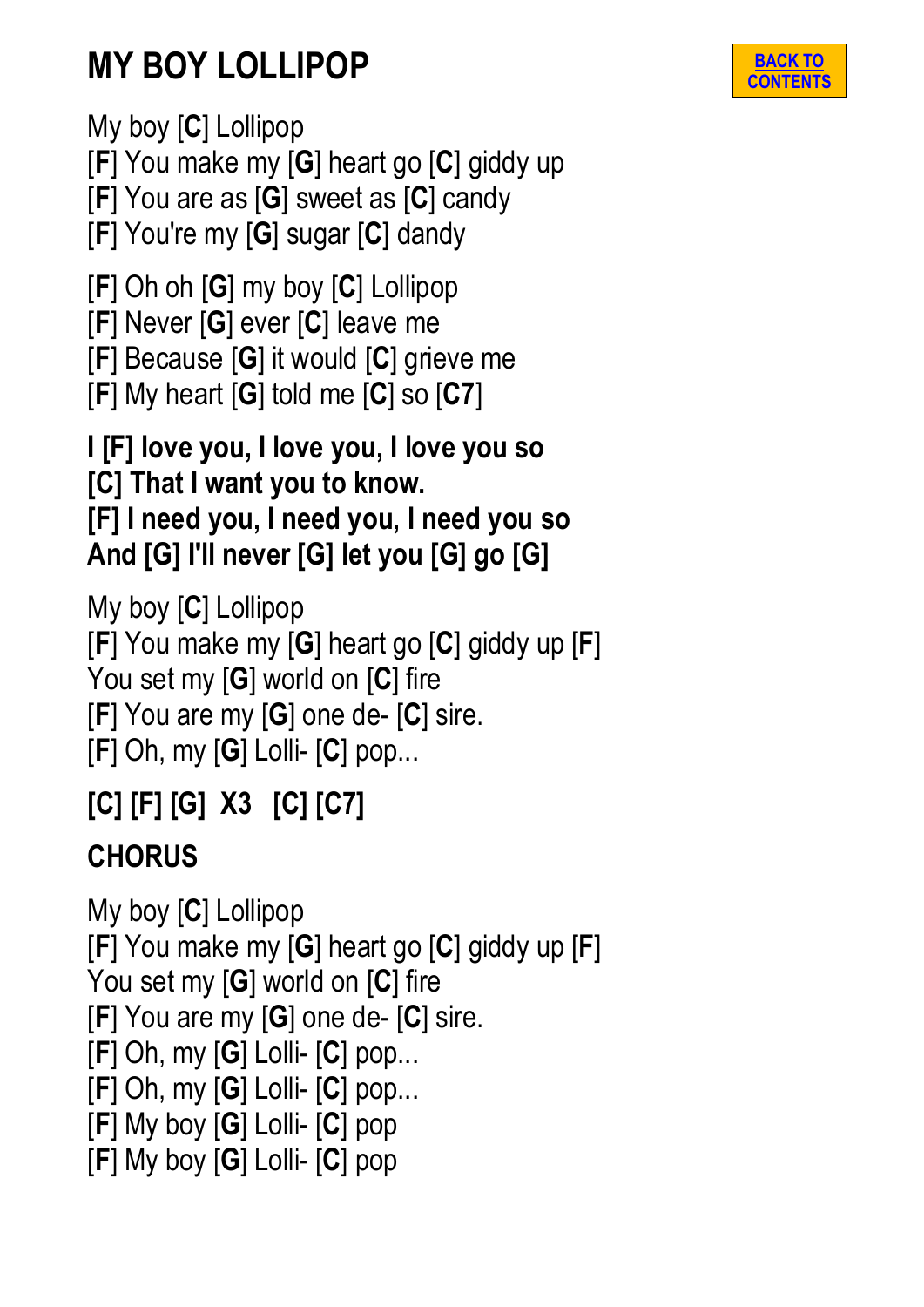# MY BOY LOLLIPOP

BACK TO CONTENTS

My boy [**C**] Lollipop
[**F**] You make my [**G**] heart go [**C**] giddy up
[**F**] You are as [**G**] sweet as [**C**] candy
[**F**] You're my [**G**] sugar [**C**] dandy

[**F**] Oh oh [**G**] my boy [**C**] Lollipop
[**F**] Never [**G**] ever [**C**] leave me
[**F**] Because [**G**] it would [**C**] grieve me
[**F**] My heart [**G**] told me [**C**] so [**C7**]

**I [F] love you, I love you, I love you so**
**[C] That I want you to know.**
**[F] I need you, I need you, I need you so**
**And [G] I'll never [G] let you [G] go [G]**

My boy [**C**] Lollipop
[**F**] You make my [**G**] heart go [**C**] giddy up [**F**]
You set my [**G**] world on [**C**] fire
[**F**] You are my [**G**] one de- [**C**] sire.
[**F**] Oh, my [**G**] Lolli- [**C**] pop...

**[C] [F] [G] X3 [C] [C7]**

**CHORUS**

My boy [**C**] Lollipop
[**F**] You make my [**G**] heart go [**C**] giddy up [**F**]
You set my [**G**] world on [**C**] fire
[**F**] You are my [**G**] one de- [**C**] sire.
[**F**] Oh, my [**G**] Lolli- [**C**] pop...
[**F**] Oh, my [**G**] Lolli- [**C**] pop...
[**F**] My boy [**G**] Lolli- [**C**] pop
[**F**] My boy [**G**] Lolli- [**C**] pop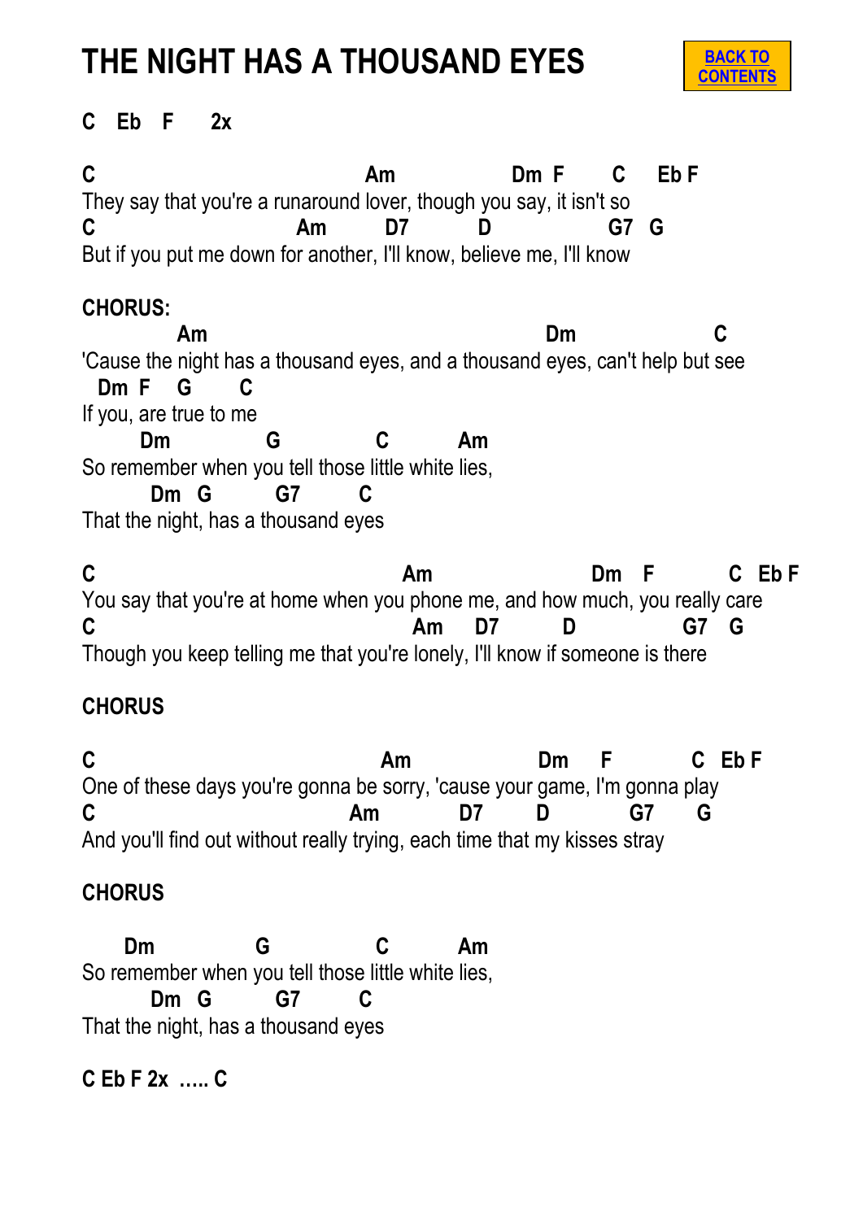# THE NIGHT HAS A THOUSAND EYES

BACK TO CONTENTS

**C   Eb   F      2x**

```
C                                  Am                 Dm  F       C     Eb F
They say that you're a runaround lover, though you say, it isn't so
C                         Am         D7          D                G7   G
But if you put me down for another, I'll know, believe me, I'll know
```

**CHORUS:**

```
            Am                                          Dm                  C
'Cause the night has a thousand eyes, and a thousand eyes, can't help but see
  Dm  F    G       C
If you, are true to me
       Dm              G             C          Am
So remember when you tell those little white lies,
         Dm   G         G7        C
That the night, has a thousand eyes
```

```
C                                       Am                     Dm    F          C   Eb F
You say that you're at home when you phone me, and how much, you really care
C                                        Am     D7          D                G7    G
Though you keep telling me that you're lonely, I'll know if someone is there
```

**CHORUS**

```
C                                    Am                 Dm     F           C   Eb F
One of these days you're gonna be sorry, 'cause your game, I'm gonna play
C                               Am            D7        D           G7       G
And you'll find out without really trying, each time that my kisses stray
```

**CHORUS**

```
     Dm              G              C          Am
So remember when you tell those little white lies,
         Dm   G         G7        C
That the night, has a thousand eyes
```

**C Eb F 2x ….. C**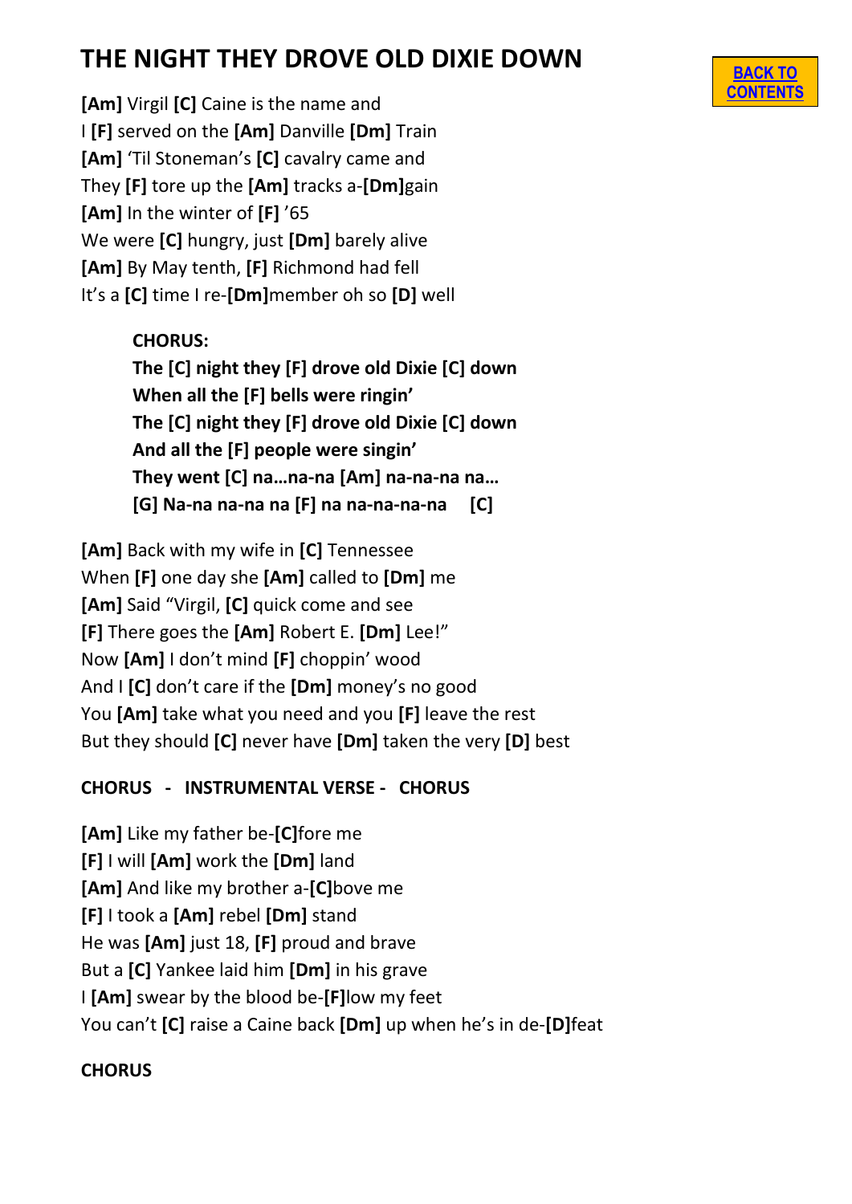# THE NIGHT THEY DROVE OLD DIXIE DOWN

BACK TO CONTENTS

**[Am]** Virgil **[C]** Caine is the name and
I **[F]** served on the **[Am]** Danville **[Dm]** Train
**[Am]** 'Til Stoneman's **[C]** cavalry came and
They **[F]** tore up the **[Am]** tracks a-**[Dm]**gain
**[Am]** In the winter of **[F]** '65
We were **[C]** hungry, just **[Dm]** barely alive
**[Am]** By May tenth, **[F]** Richmond had fell
It's a **[C]** time I re-**[Dm]**member oh so **[D]** well

> **CHORUS:**
> **The [C] night they [F] drove old Dixie [C] down**
> **When all the [F] bells were ringin'**
> **The [C] night they [F] drove old Dixie [C] down**
> **And all the [F] people were singin'**
> **They went [C] na…na-na [Am] na-na-na na…**
> **[G] Na-na na-na na [F] na na-na-na-na [C]**

**[Am]** Back with my wife in **[C]** Tennessee
When **[F]** one day she **[Am]** called to **[Dm]** me
**[Am]** Said "Virgil, **[C]** quick come and see
**[F]** There goes the **[Am]** Robert E. **[Dm]** Lee!"
Now **[Am]** I don't mind **[F]** choppin' wood
And I **[C]** don't care if the **[Dm]** money's no good
You **[Am]** take what you need and you **[F]** leave the rest
But they should **[C]** never have **[Dm]** taken the very **[D]** best

**CHORUS - INSTRUMENTAL VERSE - CHORUS**

**[Am]** Like my father be-**[C]**fore me
**[F]** I will **[Am]** work the **[Dm]** land
**[Am]** And like my brother a-**[C]**bove me
**[F]** I took a **[Am]** rebel **[Dm]** stand
He was **[Am]** just 18, **[F]** proud and brave
But a **[C]** Yankee laid him **[Dm]** in his grave
I **[Am]** swear by the blood be-**[F]**low my feet
You can't **[C]** raise a Caine back **[Dm]** up when he's in de-**[D]**feat

**CHORUS**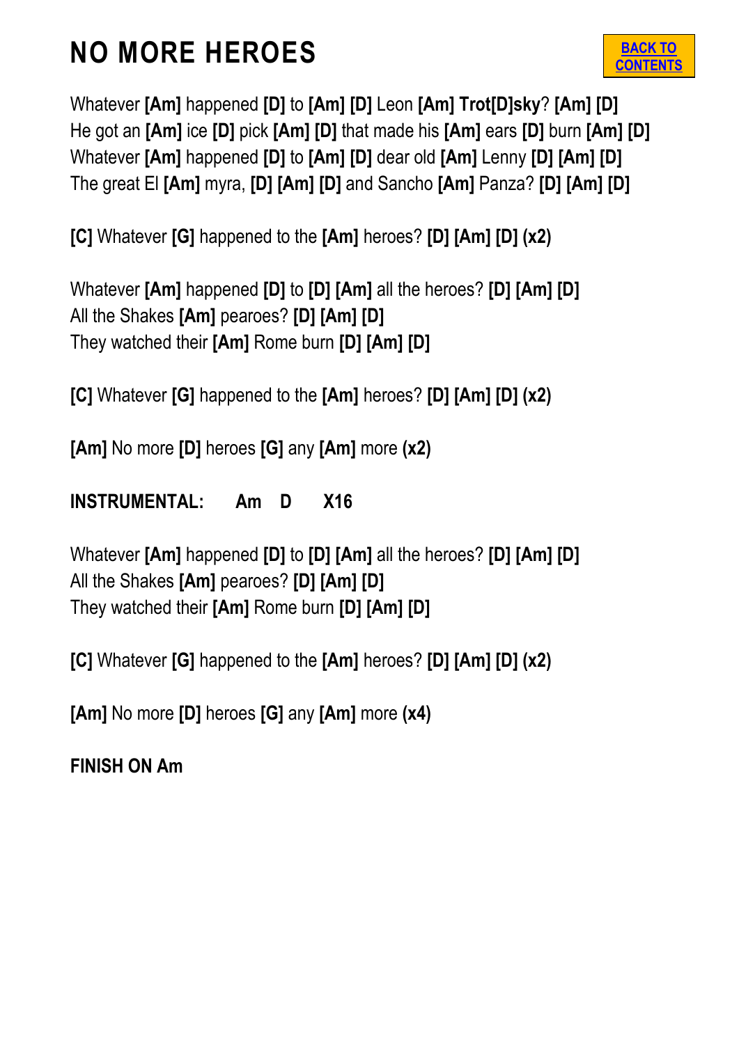# NO MORE HEROES

BACK TO CONTENTS

Whatever **[Am]** happened **[D]** to **[Am] [D]** Leon **[Am] Trot[D]sky**? **[Am] [D]**
He got an **[Am]** ice **[D]** pick **[Am] [D]** that made his **[Am]** ears **[D]** burn **[Am] [D]**
Whatever **[Am]** happened **[D]** to **[Am] [D]** dear old **[Am]** Lenny **[D] [Am] [D]**
The great El **[Am]** myra, **[D] [Am] [D]** and Sancho **[Am]** Panza? **[D] [Am] [D]**

**[C]** Whatever **[G]** happened to the **[Am]** heroes? **[D] [Am] [D] (x2)**

Whatever **[Am]** happened **[D]** to **[D] [Am]** all the heroes? **[D] [Am] [D]**
All the Shakes **[Am]** pearoes? **[D] [Am] [D]**
They watched their **[Am]** Rome burn **[D] [Am] [D]**

**[C]** Whatever **[G]** happened to the **[Am]** heroes? **[D] [Am] [D] (x2)**

**[Am]** No more **[D]** heroes **[G]** any **[Am]** more **(x2)**

**INSTRUMENTAL: Am D X16**

Whatever **[Am]** happened **[D]** to **[D] [Am]** all the heroes? **[D] [Am] [D]**
All the Shakes **[Am]** pearoes? **[D] [Am] [D]**
They watched their **[Am]** Rome burn **[D] [Am] [D]**

**[C]** Whatever **[G]** happened to the **[Am]** heroes? **[D] [Am] [D] (x2)**

**[Am]** No more **[D]** heroes **[G]** any **[Am]** more **(x4)**

**FINISH ON Am**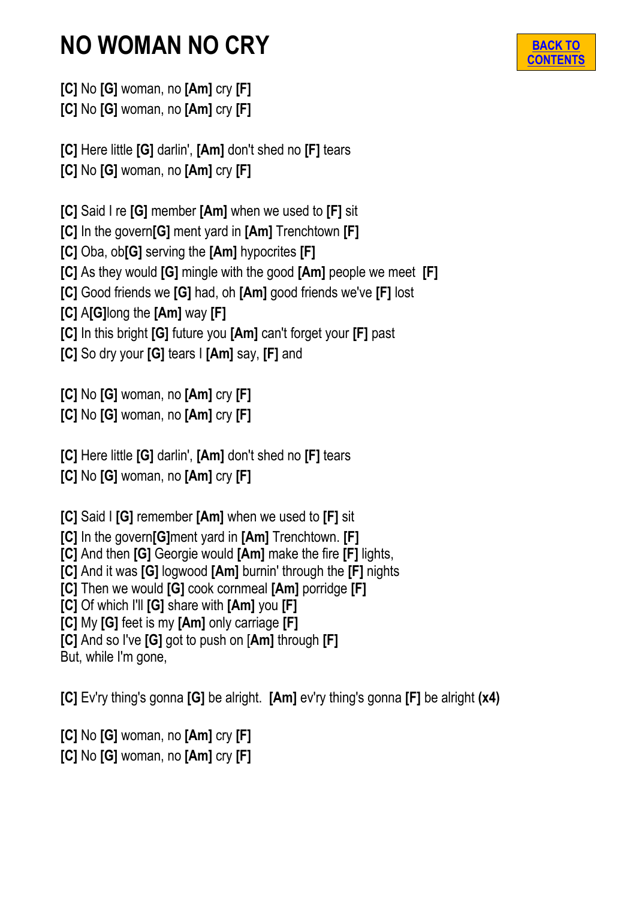# NO WOMAN NO CRY

BACK TO CONTENTS

**[C]** No **[G]** woman, no **[Am]** cry **[F]**
**[C]** No **[G]** woman, no **[Am]** cry **[F]**

**[C]** Here little **[G]** darlin', **[Am]** don't shed no **[F]** tears
**[C]** No **[G]** woman, no **[Am]** cry **[F]**

**[C]** Said I re **[G]** member **[Am]** when we used to **[F]** sit
**[C]** In the govern**[G]** ment yard in **[Am]** Trenchtown **[F]**
**[C]** Oba, ob**[G]** serving the **[Am]** hypocrites **[F]**
**[C]** As they would **[G]** mingle with the good **[Am]** people we meet **[F]**
**[C]** Good friends we **[G]** had, oh **[Am]** good friends we've **[F]** lost
**[C]** A**[G]**long the **[Am]** way **[F]**
**[C]** In this bright **[G]** future you **[Am]** can't forget your **[F]** past
**[C]** So dry your **[G]** tears I **[Am]** say, **[F]** and

**[C]** No **[G]** woman, no **[Am]** cry **[F]**
**[C]** No **[G]** woman, no **[Am]** cry **[F]**

**[C]** Here little **[G]** darlin', **[Am]** don't shed no **[F]** tears
**[C]** No **[G]** woman, no **[Am]** cry **[F]**

**[C]** Said I **[G]** remember **[Am]** when we used to **[F]** sit
**[C]** In the govern**[G]**ment yard in **[Am]** Trenchtown. **[F]**
**[C]** And then **[G]** Georgie would **[Am]** make the fire **[F]** lights,
**[C]** And it was **[G]** logwood **[Am]** burnin' through the **[F]** nights
**[C]** Then we would **[G]** cook cornmeal **[Am]** porridge **[F]**
**[C]** Of which I'll **[G]** share with **[Am]** you **[F]**
**[C]** My **[G]** feet is my **[Am]** only carriage **[F]**
**[C]** And so I've **[G]** got to push on [**Am**] through **[F]**
But, while I'm gone,

**[C]** Ev'ry thing's gonna **[G]** be alright. **[Am]** ev'ry thing's gonna **[F]** be alright **(x4)**

**[C]** No **[G]** woman, no **[Am]** cry **[F]**
**[C]** No **[G]** woman, no **[Am]** cry **[F]**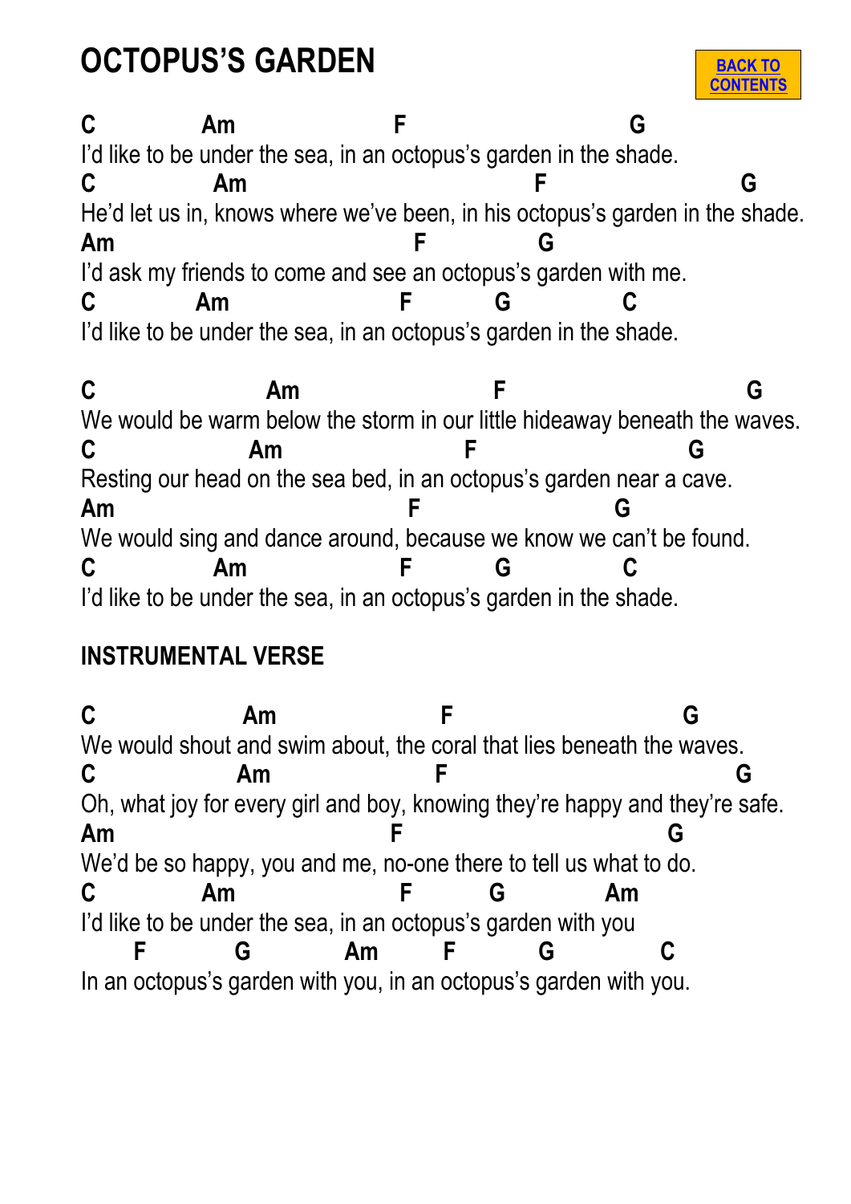# OCTOPUS'S GARDEN

BACK TO CONTENTS

```
C              Am                    F                             G
I'd like to be under the sea, in an octopus's garden in the shade.
C               Am                                      F                        G
He'd let us in, knows where we've been, in his octopus's garden in the shade.
Am                                    F              G
I'd ask my friends to come and see an octopus's garden with me.
C             Am                     F          G             C
I'd like to be under the sea, in an octopus's garden in the shade.

C                          Am                        F                              G
We would be warm below the storm in our little hideaway beneath the waves.
C                        Am                     F                          G
Resting our head on the sea bed, in an octopus's garden near a cave.
Am                                   F                           G
We would sing and dance around, because we know we can't be found.
C               Am                   F          G             C
I'd like to be under the sea, in an octopus's garden in the shade.
```

**INSTRUMENTAL VERSE**

```
C                   Am                    F                             G
We would shout and swim about, the coral that lies beneath the waves.
C                    Am                   F                                 G
Oh, what joy for every girl and boy, knowing they're happy and they're safe.
Am                                  F                                G
We'd be so happy, you and me, no-one there to tell us what to do.
C              Am                    F          G             Am
I'd like to be under the sea, in an octopus's garden with you
       F           G             Am         F           G             C
In an octopus's garden with you, in an octopus's garden with you.
```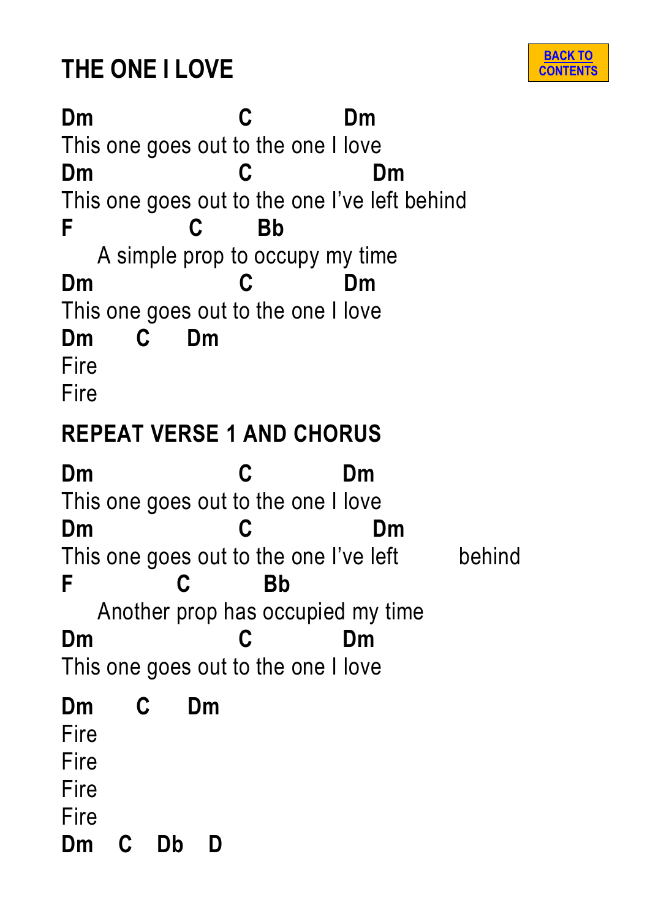# THE ONE I LOVE

[BACK TO CONTENTS]

```
Dm                   C            Dm
This one goes out to the one I love
Dm                   C                Dm
This one goes out to the one I've left behind
F               C        Bb
     A simple prop to occupy my time
Dm                   C            Dm
This one goes out to the one I love
Dm       C      Dm
Fire
Fire
```

**REPEAT VERSE 1 AND CHORUS**

```
Dm                   C            Dm
This one goes out to the one I love
Dm                   C                Dm
This one goes out to the one I've left          behind
F              C          Bb
     Another prop has occupied my time
Dm                   C            Dm
This one goes out to the one I love

Dm       C      Dm
Fire
Fire
Fire
Fire
Dm    C    Db    D
```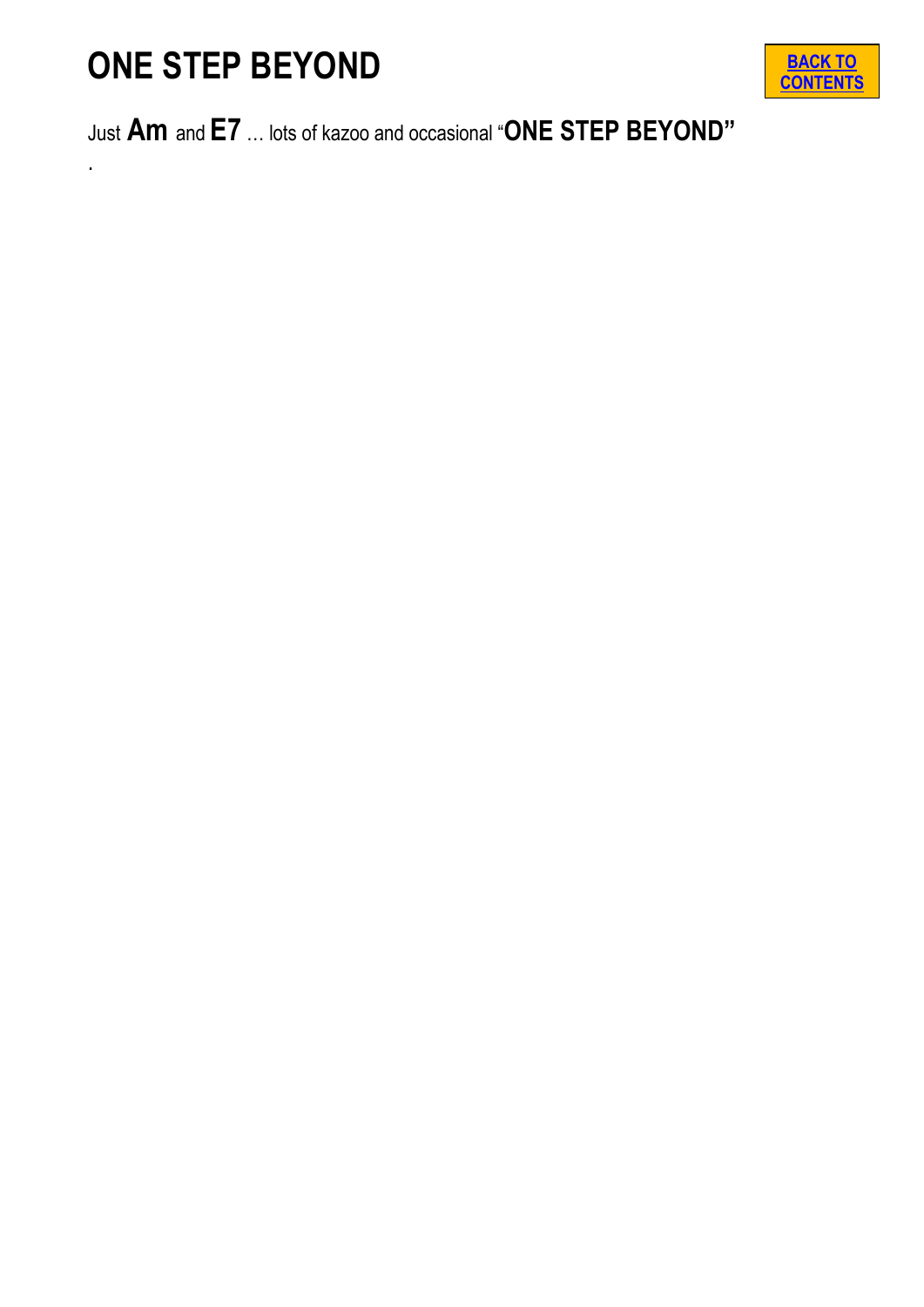# ONE STEP BEYOND

[BACK TO CONTENTS]

Just **Am** and **E7** … lots of kazoo and occasional "**ONE STEP BEYOND"**

.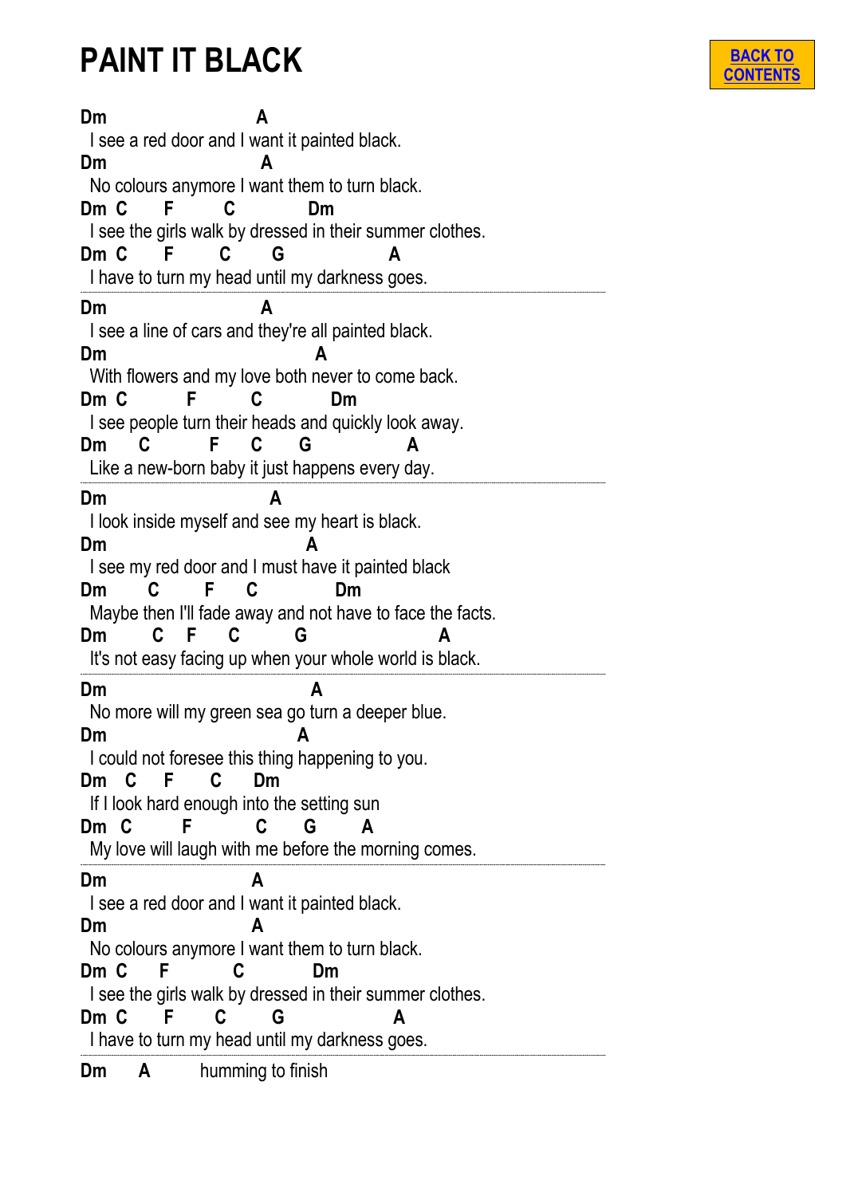# PAINT IT BLACK

BACK TO CONTENTS

```
Dm                        A
  I see a red door and I want it painted black.
Dm                        A
  No colours anymore I want them to turn black.
Dm  C      F        C            Dm
  I see the girls walk by dressed in their summer clothes.
Dm  C      F       C      G                A
  I have to turn my head until my darkness goes.
```

---

```
Dm                        A
  I see a line of cars and they're all painted black.
Dm                                  A
  With flowers and my love both never to come back.
Dm  C          F        C            Dm
  I see people turn their heads and quickly look away.
Dm     C          F     C      G              A
  Like a new-born baby it just happens every day.
```

---

```
Dm                          A
  I look inside myself and see my heart is black.
Dm                                 A
  I see my red door and I must have it painted black
Dm       C       F     C              Dm
  Maybe then I'll fade away and not have to face the facts.
Dm       C   F     C          G                    A
  It's not easy facing up when your whole world is black.
```

---

```
Dm                                  A
  No more will my green sea go turn a deeper blue.
Dm                               A
  I could not foresee this thing happening to you.
Dm   C    F      C     Dm
  If I look hard enough into the setting sun
Dm  C        F          C     G       A
  My love will laugh with me before the morning comes.
```

---

```
Dm                       A
  I see a red door and I want it painted black.
Dm                       A
  No colours anymore I want them to turn black.
Dm  C      F          C            Dm
  I see the girls walk by dressed in their summer clothes.
Dm  C      F       C      G                A
  I have to turn my head until my darkness goes.
```

---

```
Dm     A        humming to finish
```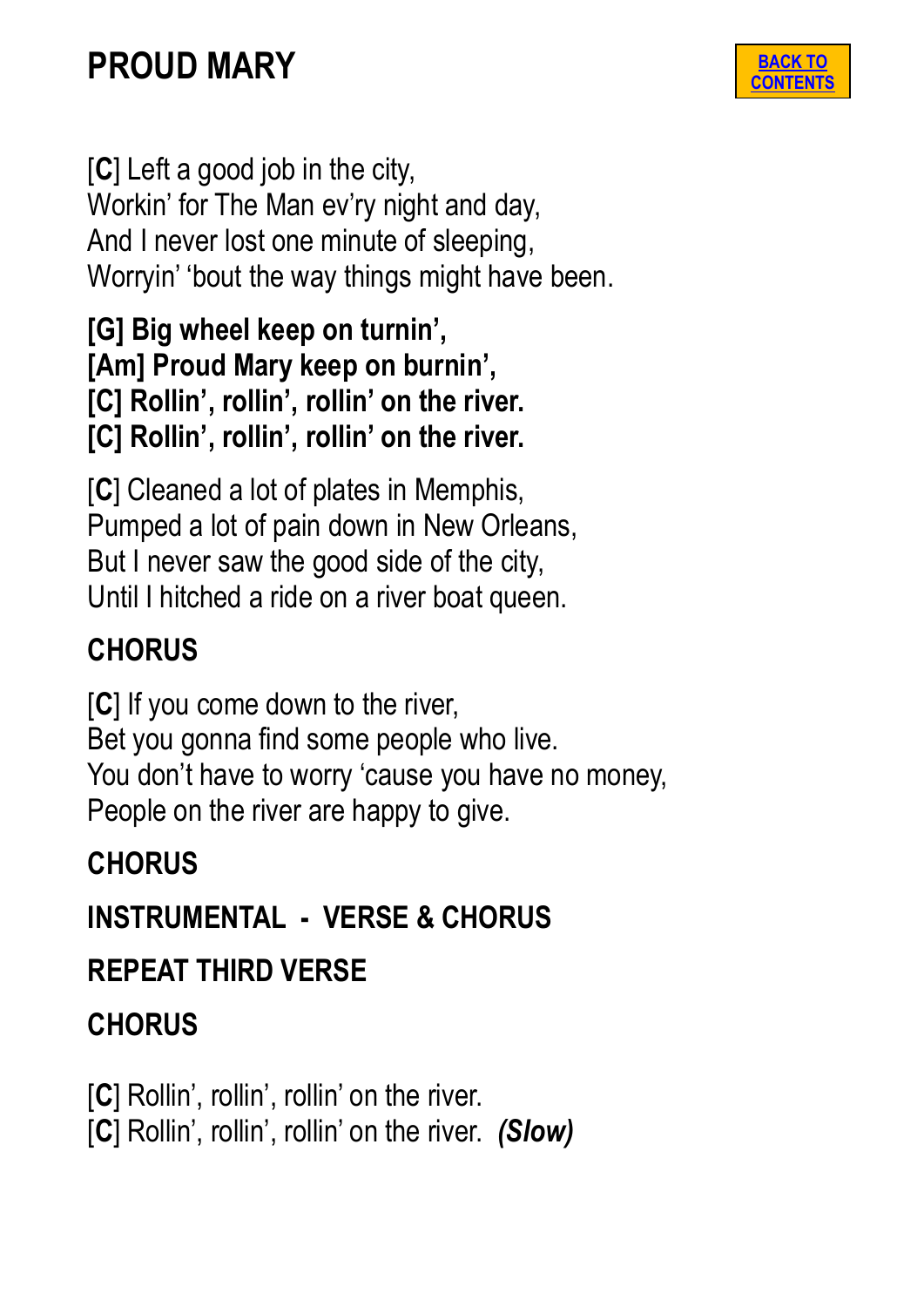# PROUD MARY

BACK TO CONTENTS

[**C**] Left a good job in the city,
Workin' for The Man ev'ry night and day,
And I never lost one minute of sleeping,
Worryin' 'bout the way things might have been.

**[G] Big wheel keep on turnin',**
**[Am] Proud Mary keep on burnin',**
**[C] Rollin', rollin', rollin' on the river.**
**[C] Rollin', rollin', rollin' on the river.**

[**C**] Cleaned a lot of plates in Memphis,
Pumped a lot of pain down in New Orleans,
But I never saw the good side of the city,
Until I hitched a ride on a river boat queen.

**CHORUS**

[**C**] If you come down to the river,
Bet you gonna find some people who live.
You don't have to worry 'cause you have no money,
People on the river are happy to give.

**CHORUS**

**INSTRUMENTAL - VERSE & CHORUS**

**REPEAT THIRD VERSE**

**CHORUS**

[**C**] Rollin', rollin', rollin' on the river.
[**C**] Rollin', rollin', rollin' on the river. ***(Slow)***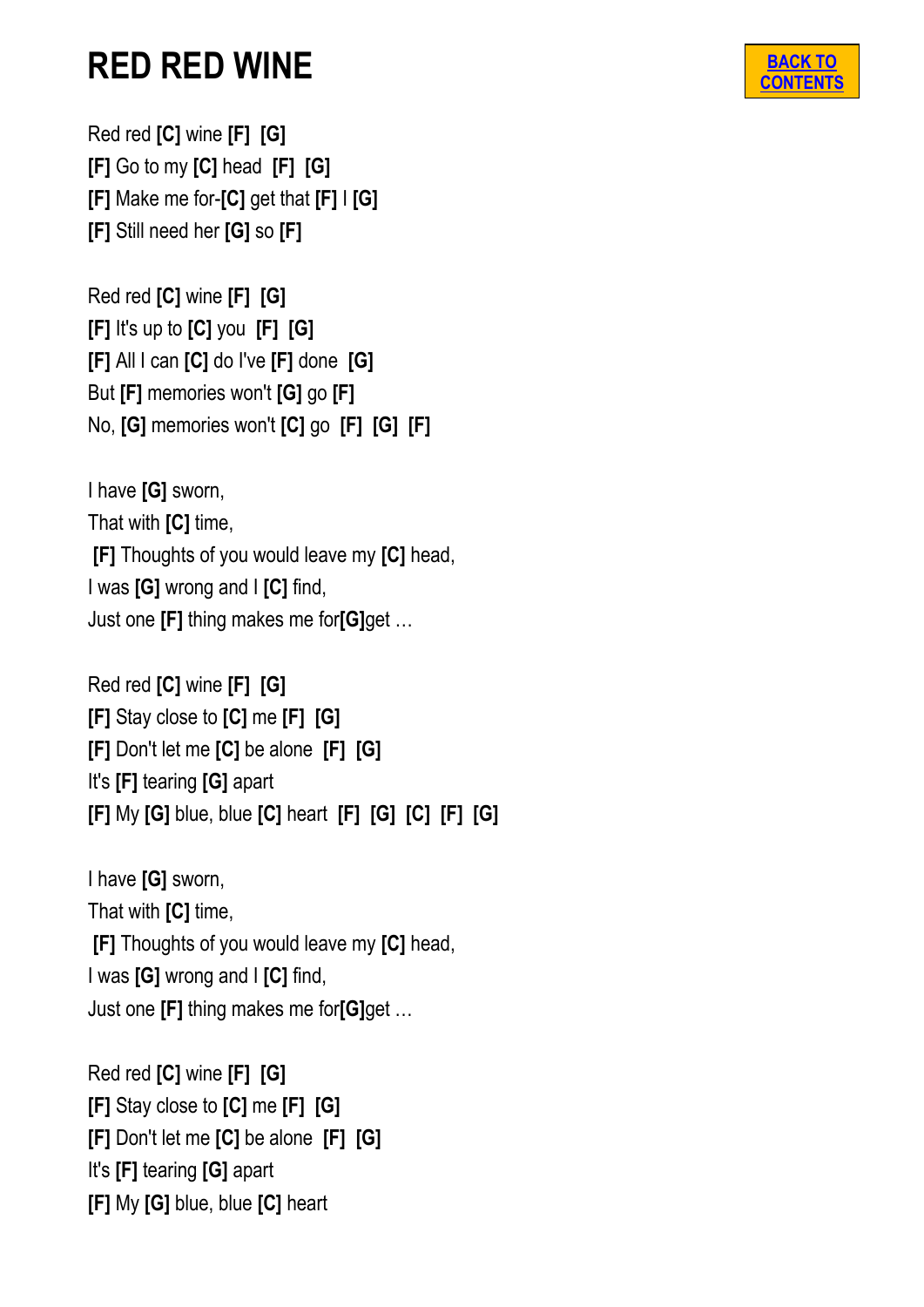# RED RED WINE

BACK TO CONTENTS

Red red **[C]** wine **[F]** **[G]**
**[F]** Go to my **[C]** head **[F]** **[G]**
**[F]** Make me for-**[C]** get that **[F]** I **[G]**
**[F]** Still need her **[G]** so **[F]**

Red red **[C]** wine **[F]** **[G]**
**[F]** It's up to **[C]** you **[F]** **[G]**
**[F]** All I can **[C]** do I've **[F]** done **[G]**
But **[F]** memories won't **[G]** go **[F]**
No, **[G]** memories won't **[C]** go **[F]** **[G]** **[F]**

I have **[G]** sworn,
That with **[C]** time,
**[F]** Thoughts of you would leave my **[C]** head,
I was **[G]** wrong and I **[C]** find,
Just one **[F]** thing makes me for**[G]**get …

Red red **[C]** wine **[F]** **[G]**
**[F]** Stay close to **[C]** me **[F]** **[G]**
**[F]** Don't let me **[C]** be alone **[F]** **[G]**
It's **[F]** tearing **[G]** apart
**[F]** My **[G]** blue, blue **[C]** heart **[F]** **[G]** **[C]** **[F]** **[G]**

I have **[G]** sworn,
That with **[C]** time,
**[F]** Thoughts of you would leave my **[C]** head,
I was **[G]** wrong and I **[C]** find,
Just one **[F]** thing makes me for**[G]**get …

Red red **[C]** wine **[F]** **[G]**
**[F]** Stay close to **[C]** me **[F]** **[G]**
**[F]** Don't let me **[C]** be alone **[F]** **[G]**
It's **[F]** tearing **[G]** apart
**[F]** My **[G]** blue, blue **[C]** heart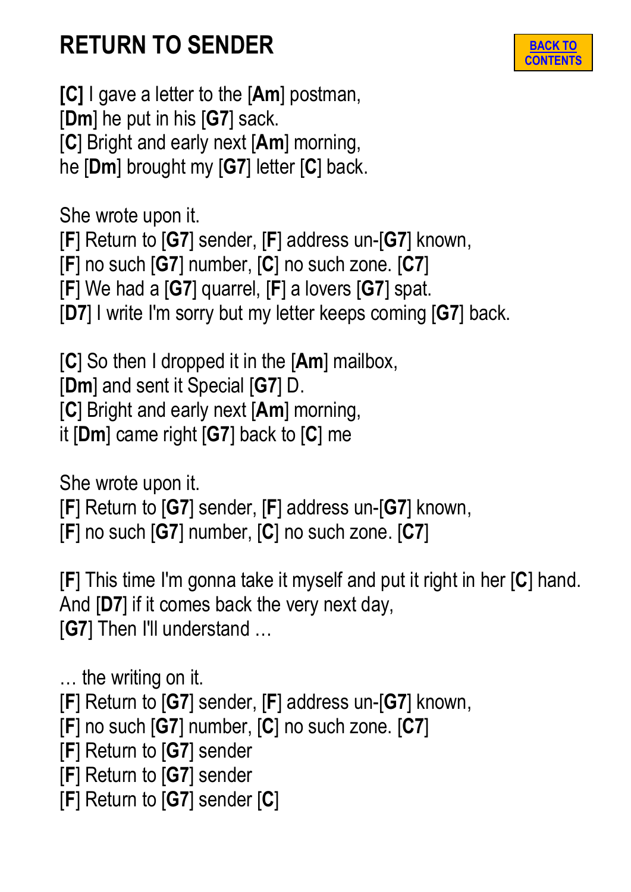# RETURN TO SENDER

BACK TO CONTENTS

**[C]** I gave a letter to the [**Am**] postman,
[**Dm**] he put in his [**G7**] sack.
[**C**] Bright and early next [**Am**] morning,
he [**Dm**] brought my [**G7**] letter [**C**] back.

She wrote upon it.
[**F**] Return to [**G7**] sender, [**F**] address un-[**G7**] known,
[**F**] no such [**G7**] number, [**C**] no such zone. [**C7**]
[**F**] We had a [**G7**] quarrel, [**F**] a lovers [**G7**] spat.
[**D7**] I write I'm sorry but my letter keeps coming [**G7**] back.

[**C**] So then I dropped it in the [**Am**] mailbox,
[**Dm**] and sent it Special [**G7**] D.
[**C**] Bright and early next [**Am**] morning,
it [**Dm**] came right [**G7**] back to [**C**] me

She wrote upon it.
[**F**] Return to [**G7**] sender, [**F**] address un-[**G7**] known,
[**F**] no such [**G7**] number, [**C**] no such zone. [**C7**]

[**F**] This time I'm gonna take it myself and put it right in her [**C**] hand.
And [**D7**] if it comes back the very next day,
[**G7**] Then I'll understand …

… the writing on it.
[**F**] Return to [**G7**] sender, [**F**] address un-[**G7**] known,
[**F**] no such [**G7**] number, [**C**] no such zone. [**C7**]
[**F**] Return to [**G7**] sender
[**F**] Return to [**G7**] sender
[**F**] Return to [**G7**] sender [**C**]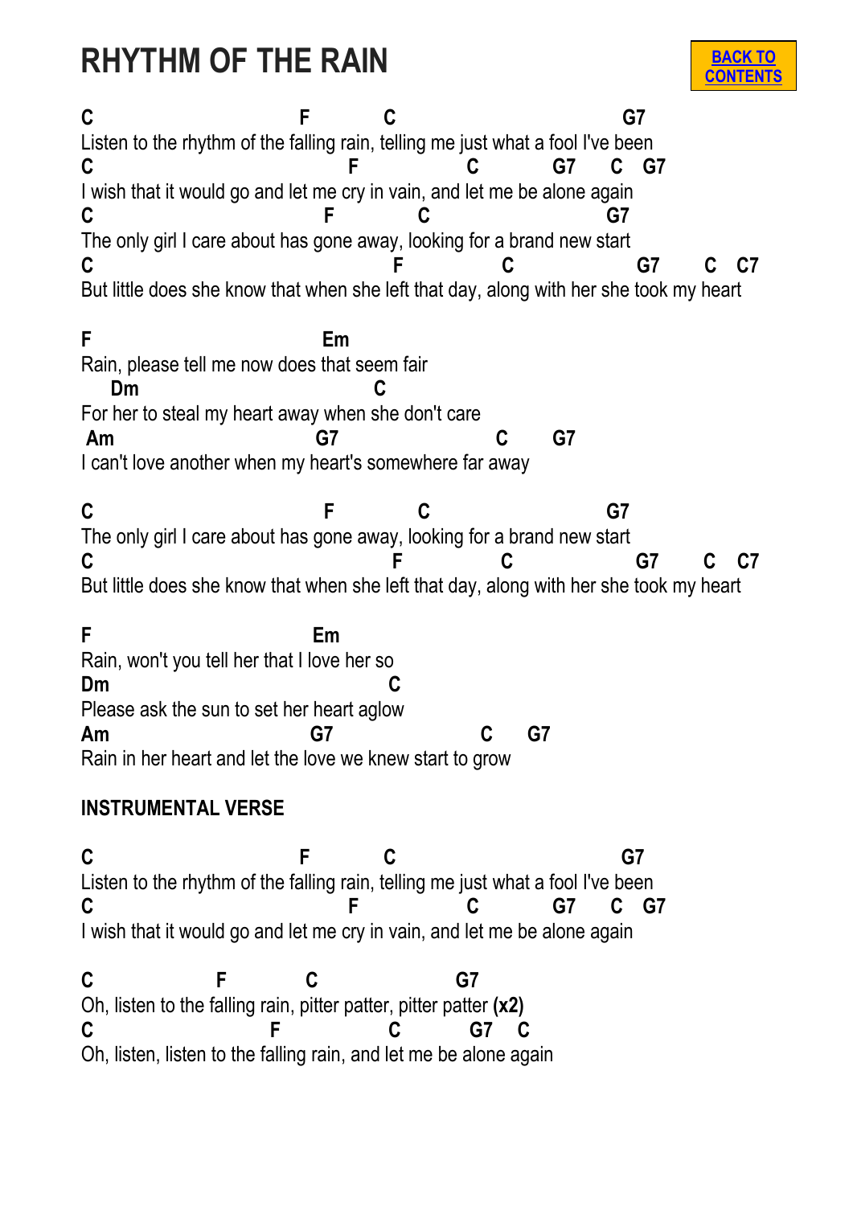# RHYTHM OF THE RAIN

BACK TO CONTENTS

```
C                              F          C                              G7
Listen to the rhythm of the falling rain, telling me just what a fool I've been
C                                   F              C          G7      C   G7
I wish that it would go and let me cry in vain, and let me be alone again
C                                F          C                           G7
The only girl I care about has gone away, looking for a brand new start
C                                      F            C                 G7       C    C7
But little does she know that when she left that day, along with her she took my heart

F                              Em
Rain, please tell me now does that seem fair
    Dm                               C
For her to steal my heart away when she don't care
 Am                          G7                        C       G7
I can't love another when my heart's somewhere far away

C                                F          C                           G7
The only girl I care about has gone away, looking for a brand new start
C                                      F            C                 G7       C    C7
But little does she know that when she left that day, along with her she took my heart

F                             Em
Rain, won't you tell her that I love her so
Dm                                  C
Please ask the sun to set her heart aglow
Am                           G7                      C      G7
Rain in her heart and let the love we knew start to grow
```

**INSTRUMENTAL VERSE**

```
C                              F          C                              G7
Listen to the rhythm of the falling rain, telling me just what a fool I've been
C                                   F              C          G7      C   G7
I wish that it would go and let me cry in vain, and let me be alone again

C                F          C                     G7
Oh, listen to the falling rain, pitter patter, pitter patter (x2)
C                      F                C          G7    C
Oh, listen, listen to the falling rain, and let me be alone again
```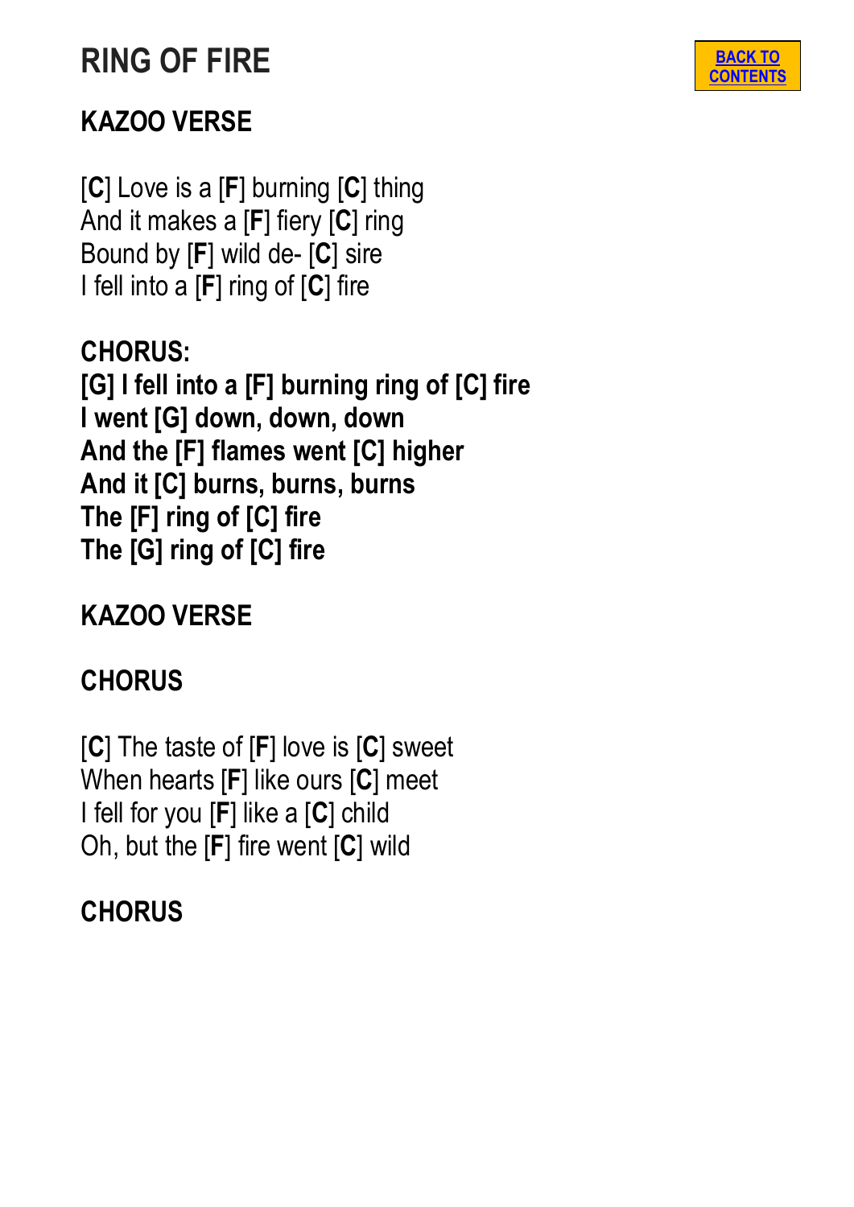# RING OF FIRE

BACK TO CONTENTS

## KAZOO VERSE

[**C**] Love is a [**F**] burning [**C**] thing
And it makes a [**F**] fiery [**C**] ring
Bound by [**F**] wild de- [**C**] sire
I fell into a [**F**] ring of [**C**] fire

**CHORUS:**
**[G] I fell into a [F] burning ring of [C] fire**
**I went [G] down, down, down**
**And the [F] flames went [C] higher**
**And it [C] burns, burns, burns**
**The [F] ring of [C] fire**
**The [G] ring of [C] fire**

## KAZOO VERSE

## CHORUS

[**C**] The taste of [**F**] love is [**C**] sweet
When hearts [**F**] like ours [**C**] meet
I fell for you [**F**] like a [**C**] child
Oh, but the [**F**] fire went [**C**] wild

## CHORUS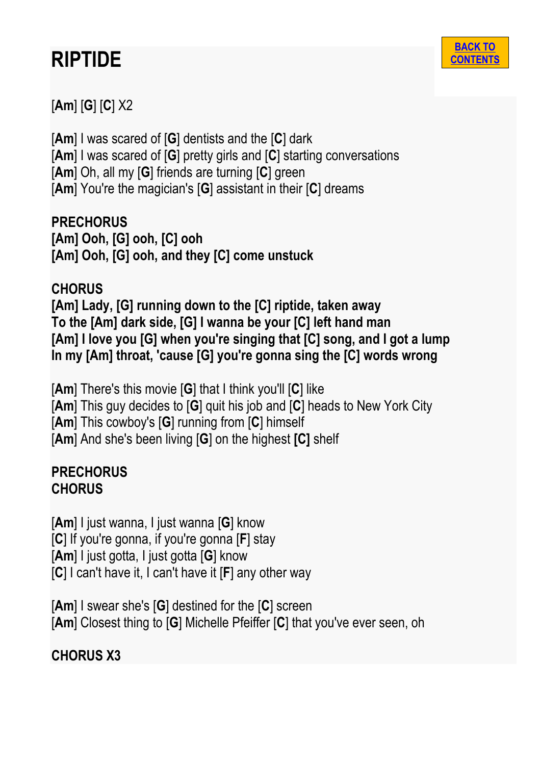# RIPTIDE

[BACK TO CONTENTS]

[**Am**] [**G**] [**C**] X2

[**Am**] I was scared of [**G**] dentists and the [**C**] dark
[**Am**] I was scared of [**G**] pretty girls and [**C**] starting conversations
[**Am**] Oh, all my [**G**] friends are turning [**C**] green
[**Am**] You're the magician's [**G**] assistant in their [**C**] dreams

**PRECHORUS**
**[Am] Ooh, [G] ooh, [C] ooh**
**[Am] Ooh, [G] ooh, and they [C] come unstuck**

**CHORUS**
**[Am] Lady, [G] running down to the [C] riptide, taken away**
**To the [Am] dark side, [G] I wanna be your [C] left hand man**
**[Am] I love you [G] when you're singing that [C] song, and I got a lump**
**In my [Am] throat, 'cause [G] you're gonna sing the [C] words wrong**

[**Am**] There's this movie [**G**] that I think you'll [**C**] like
[**Am**] This guy decides to [**G**] quit his job and [**C**] heads to New York City
[**Am**] This cowboy's [**G**] running from [**C**] himself
[**Am**] And she's been living [**G**] on the highest **[C]** shelf

**PRECHORUS**
**CHORUS**

[**Am**] I just wanna, I just wanna [**G**] know
[**C**] If you're gonna, if you're gonna [**F**] stay
[**Am**] I just gotta, I just gotta [**G**] know
[**C**] I can't have it, I can't have it [**F**] any other way

[**Am**] I swear she's [**G**] destined for the [**C**] screen
[**Am**] Closest thing to [**G**] Michelle Pfeiffer [**C**] that you've ever seen, oh

**CHORUS X3**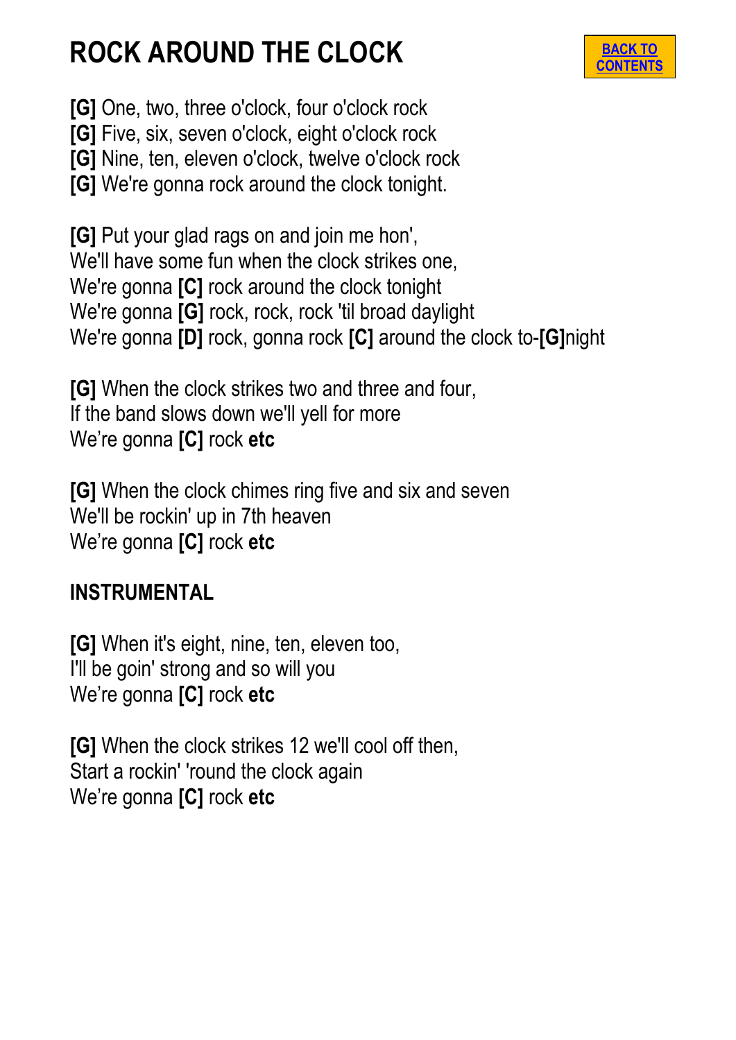# ROCK AROUND THE CLOCK

BACK TO CONTENTS

**[G]** One, two, three o'clock, four o'clock rock
**[G]** Five, six, seven o'clock, eight o'clock rock
**[G]** Nine, ten, eleven o'clock, twelve o'clock rock
**[G]** We're gonna rock around the clock tonight.

**[G]** Put your glad rags on and join me hon',
We'll have some fun when the clock strikes one,
We're gonna **[C]** rock around the clock tonight
We're gonna **[G]** rock, rock, rock 'til broad daylight
We're gonna **[D]** rock, gonna rock **[C]** around the clock to-**[G]**night

**[G]** When the clock strikes two and three and four,
If the band slows down we'll yell for more
We're gonna **[C]** rock **etc**

**[G]** When the clock chimes ring five and six and seven
We'll be rockin' up in 7th heaven
We're gonna **[C]** rock **etc**

**INSTRUMENTAL**

**[G]** When it's eight, nine, ten, eleven too,
I'll be goin' strong and so will you
We're gonna **[C]** rock **etc**

**[G]** When the clock strikes 12 we'll cool off then,
Start a rockin' 'round the clock again
We're gonna **[C]** rock **etc**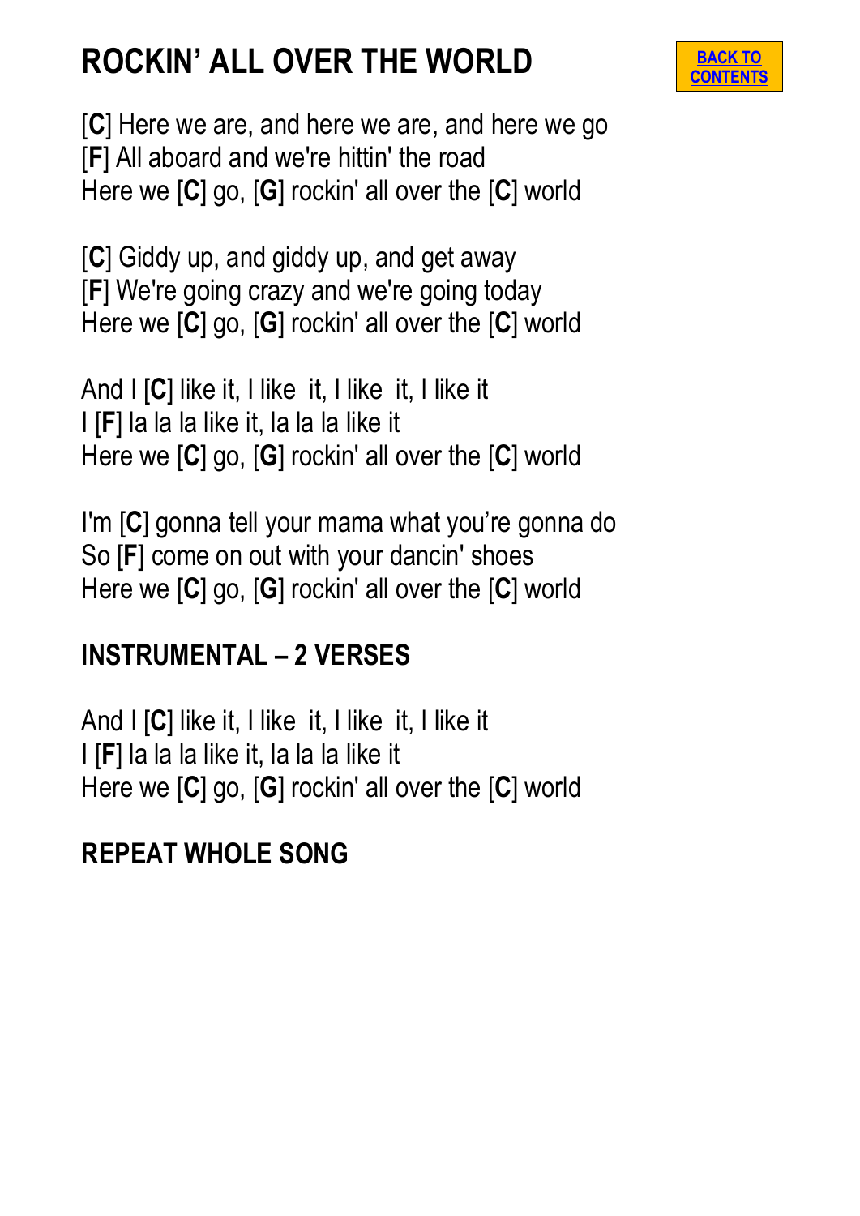# ROCKIN' ALL OVER THE WORLD

BACK TO CONTENTS

[**C**] Here we are, and here we are, and here we go
[**F**] All aboard and we're hittin' the road
Here we [**C**] go, [**G**] rockin' all over the [**C**] world

[**C**] Giddy up, and giddy up, and get away
[**F**] We're going crazy and we're going today
Here we [**C**] go, [**G**] rockin' all over the [**C**] world

And I [**C**] like it, I like it, I like it, I like it
I [**F**] la la la like it, la la la like it
Here we [**C**] go, [**G**] rockin' all over the [**C**] world

I'm [**C**] gonna tell your mama what you're gonna do
So [**F**] come on out with your dancin' shoes
Here we [**C**] go, [**G**] rockin' all over the [**C**] world

## INSTRUMENTAL – 2 VERSES

And I [**C**] like it, I like it, I like it, I like it
I [**F**] la la la like it, la la la like it
Here we [**C**] go, [**G**] rockin' all over the [**C**] world

## REPEAT WHOLE SONG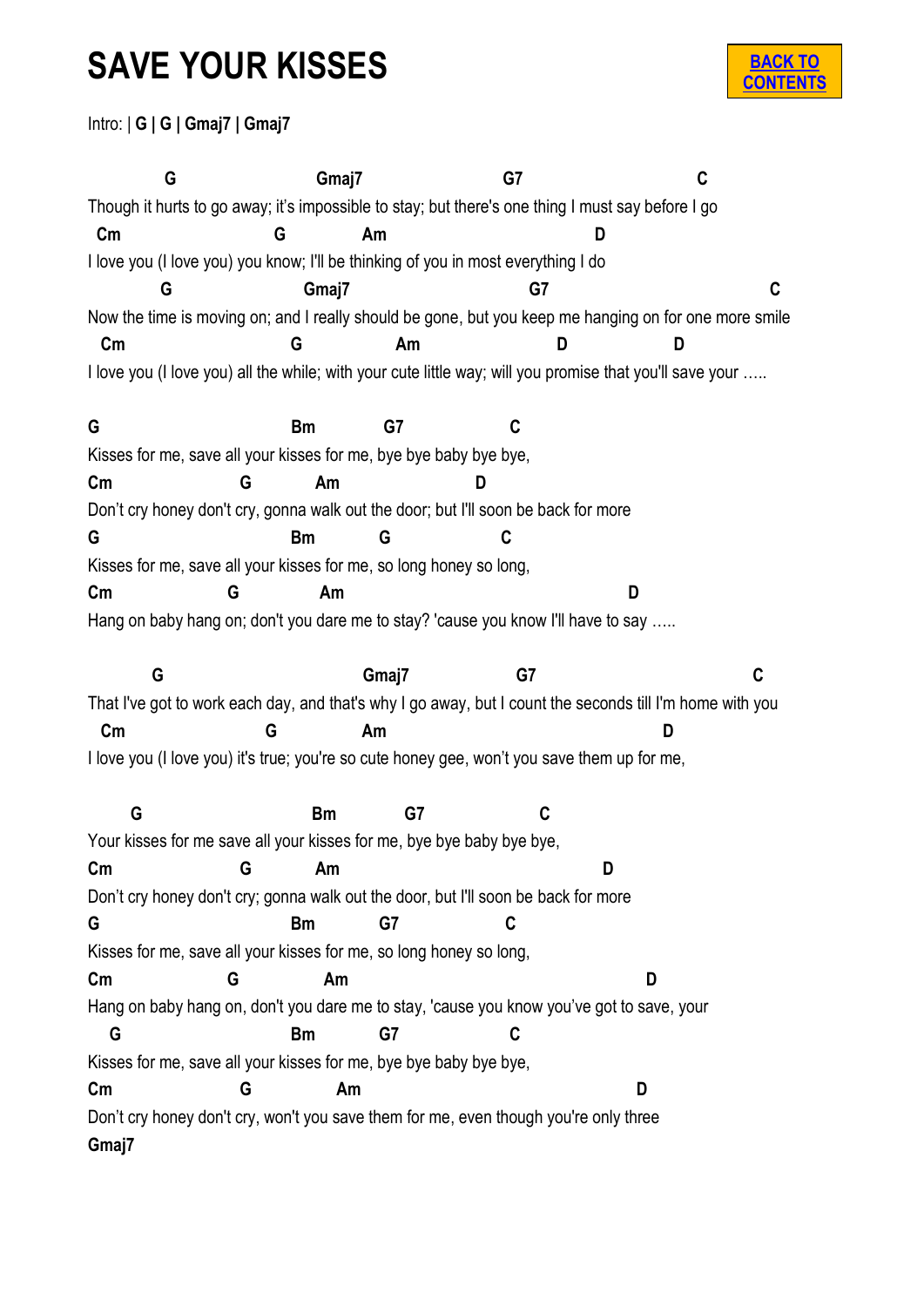# SAVE YOUR KISSES

BACK TO CONTENTS

Intro: | **G | G | Gmaj7 | Gmaj7**

```
         G                  Gmaj7                  G7                      C
Though it hurts to go away; it's impossible to stay; but there's one thing I must say before I go
  Cm                    G           Am                           D
I love you (I love you) you know; I'll be thinking of you in most everything I do
         G                Gmaj7                      G7                           C
Now the time is moving on; and I really should be gone, but you keep me hanging on for one more smile
  Cm                      G          Am                  D              D
I love you (I love you) all the while; with your cute little way; will you promise that you'll save your …..

G                         Bm          G7              C
Kisses for me, save all your kisses for me, bye bye baby bye bye,
Cm                 G         Am                  D
Don't cry honey don't cry, gonna walk out the door; but I'll soon be back for more
G                         Bm          G              C
Kisses for me, save all your kisses for me, so long honey so long,
Cm                G           Am                                    D
Hang on baby hang on; don't you dare me to stay? 'cause you know I'll have to say …..

        G                          Gmaj7               G7                          C
That I've got to work each day, and that's why I go away, but I count the seconds till I'm home with you
  Cm                     G           Am                                D
I love you (I love you) it's true; you're so cute honey gee, won't you save them up for me,

      G                      Bm          G7               C
Your kisses for me save all your kisses for me, bye bye baby bye bye,
Cm                 G         Am                                D
Don't cry honey don't cry; gonna walk out the door, but I'll soon be back for more
G                         Bm          G7              C
Kisses for me, save all your kisses for me, so long honey so long,
Cm                G           Am                                      D
Hang on baby hang on, don't you dare me to stay, 'cause you know you've got to save, your
   G                      Bm          G7              C
Kisses for me, save all your kisses for me, bye bye baby bye bye,
Cm                 G            Am                               D
Don't cry honey don't cry, won't you save them for me, even though you're only three
Gmaj7
```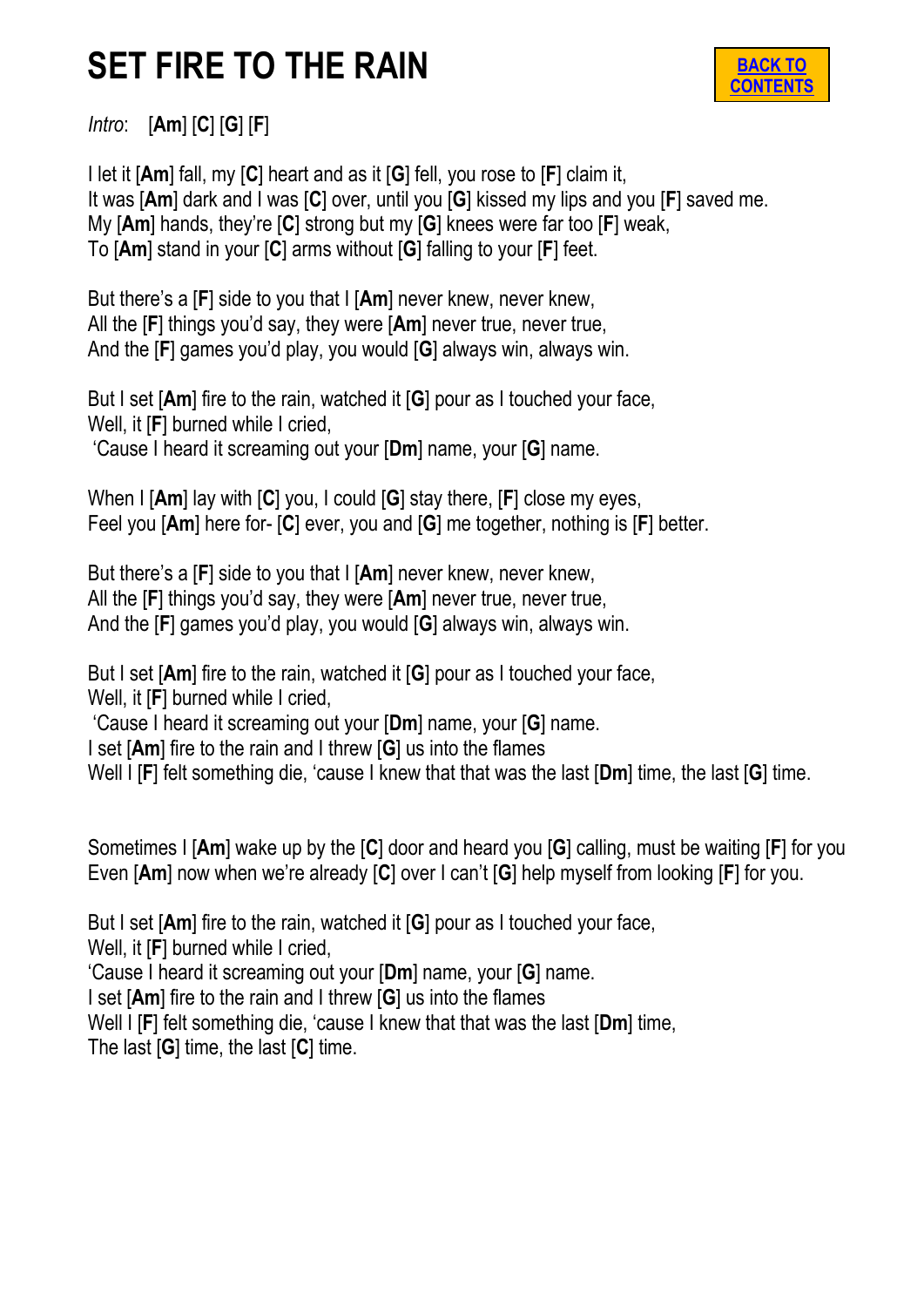# SET FIRE TO THE RAIN

[BACK TO CONTENTS]

*Intro*: [**Am**] [**C**] [**G**] [**F**]

I let it [**Am**] fall, my [**C**] heart and as it [**G**] fell, you rose to [**F**] claim it,
It was [**Am**] dark and I was [**C**] over, until you [**G**] kissed my lips and you [**F**] saved me.
My [**Am**] hands, they're [**C**] strong but my [**G**] knees were far too [**F**] weak,
To [**Am**] stand in your [**C**] arms without [**G**] falling to your [**F**] feet.

But there's a [**F**] side to you that I [**Am**] never knew, never knew,
All the [**F**] things you'd say, they were [**Am**] never true, never true,
And the [**F**] games you'd play, you would [**G**] always win, always win.

But I set [**Am**] fire to the rain, watched it [**G**] pour as I touched your face,
Well, it [**F**] burned while I cried,
'Cause I heard it screaming out your [**Dm**] name, your [**G**] name.

When I [**Am**] lay with [**C**] you, I could [**G**] stay there, [**F**] close my eyes,
Feel you [**Am**] here for- [**C**] ever, you and [**G**] me together, nothing is [**F**] better.

But there's a [**F**] side to you that I [**Am**] never knew, never knew,
All the [**F**] things you'd say, they were [**Am**] never true, never true,
And the [**F**] games you'd play, you would [**G**] always win, always win.

But I set [**Am**] fire to the rain, watched it [**G**] pour as I touched your face,
Well, it [**F**] burned while I cried,
'Cause I heard it screaming out your [**Dm**] name, your [**G**] name.
I set [**Am**] fire to the rain and I threw [**G**] us into the flames
Well I [**F**] felt something die, 'cause I knew that that was the last [**Dm**] time, the last [**G**] time.

Sometimes I [**Am**] wake up by the [**C**] door and heard you [**G**] calling, must be waiting [**F**] for you
Even [**Am**] now when we're already [**C**] over I can't [**G**] help myself from looking [**F**] for you.

But I set [**Am**] fire to the rain, watched it [**G**] pour as I touched your face,
Well, it [**F**] burned while I cried,
'Cause I heard it screaming out your [**Dm**] name, your [**G**] name.
I set [**Am**] fire to the rain and I threw [**G**] us into the flames
Well I [**F**] felt something die, 'cause I knew that that was the last [**Dm**] time,
The last [**G**] time, the last [**C**] time.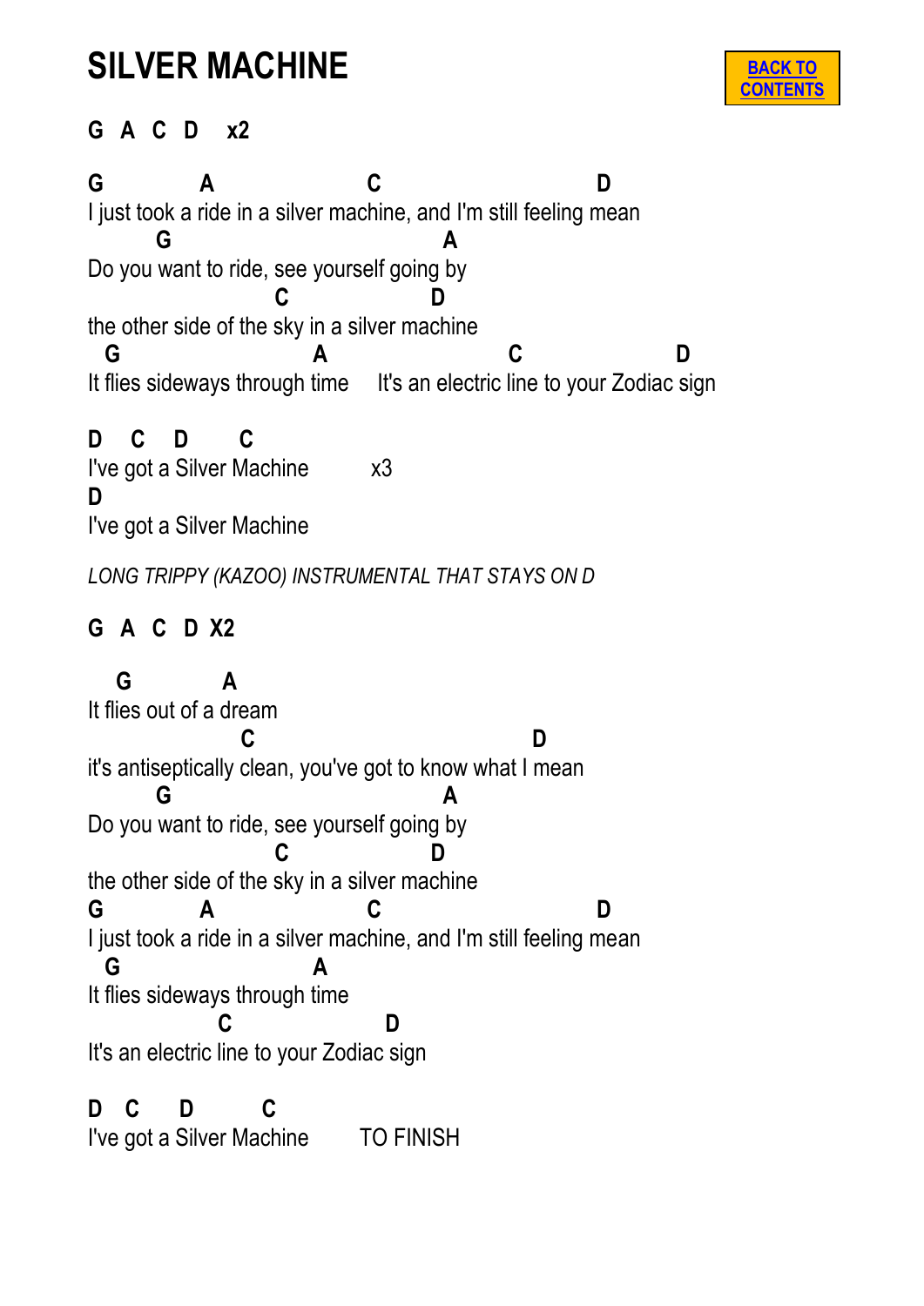# SILVER MACHINE

BACK TO CONTENTS

**G A C D x2**

```
G           A                    C                          D
I just took a ride in a silver machine, and I'm still feeling mean
        G                                  A
Do you want to ride, see yourself going by
                         C              D
the other side of the sky in a silver machine
  G                      A                    C                   D
It flies sideways through time    It's an electric line to your Zodiac sign
```

```
D   C   D     C
I've got a Silver Machine        x3
D
I've got a Silver Machine
```

*LONG TRIPPY (KAZOO) INSTRUMENTAL THAT STAYS ON D*

**G A C D X2**

```
   G          A
It flies out of a dream
                      C                            D
it's antiseptically clean, you've got to know what I mean
        G                                  A
Do you want to ride, see yourself going by
                         C              D
the other side of the sky in a silver machine
G           A                    C                          D
I just took a ride in a silver machine, and I'm still feeling mean
  G                      A
It flies sideways through time
                 C              D
It's an electric line to your Zodiac sign
```

```
D  C     D        C
I've got a Silver Machine      TO FINISH
```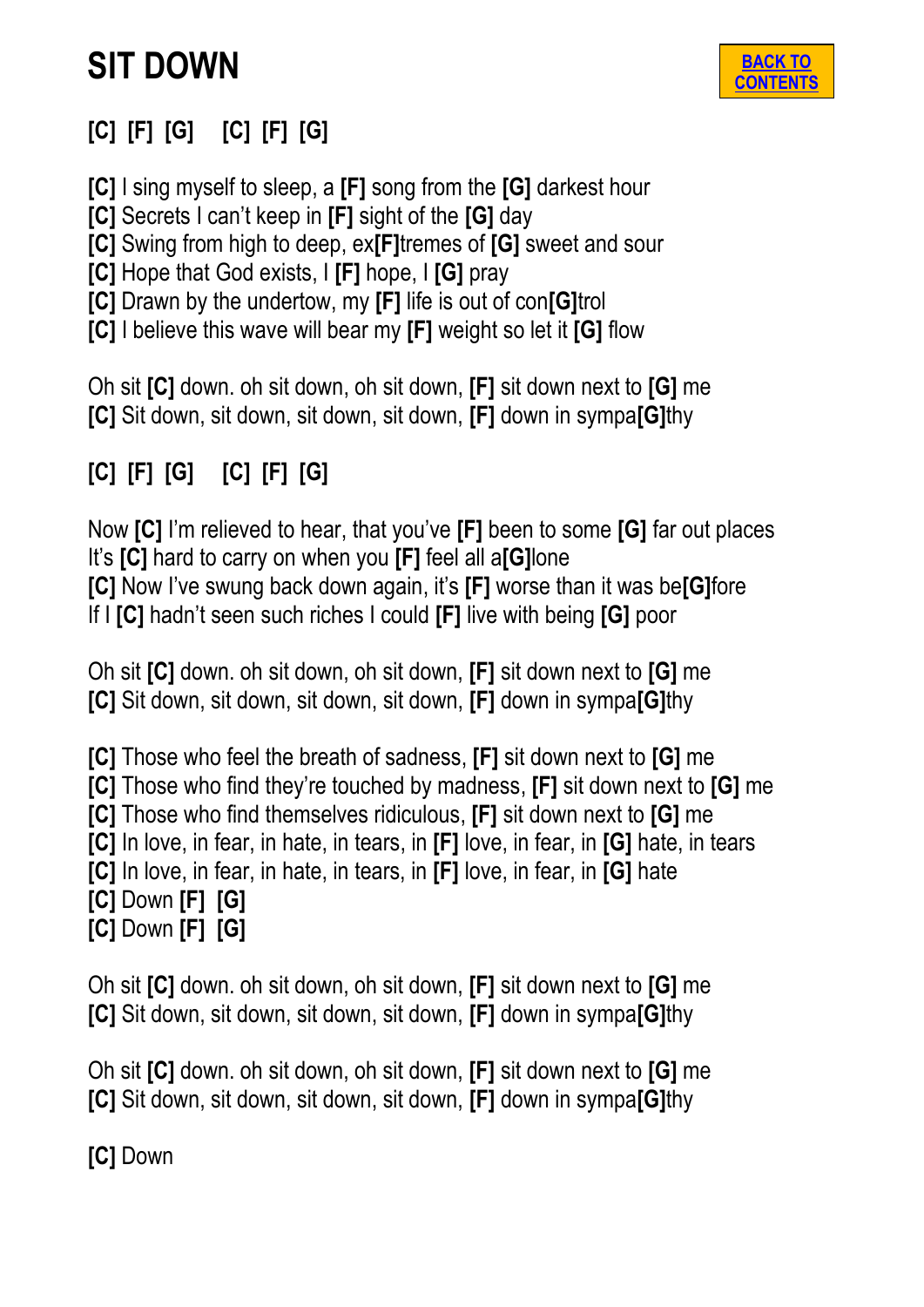# SIT DOWN

BACK TO CONTENTS

**[C] [F] [G]  [C] [F] [G]**

**[C]** I sing myself to sleep, a **[F]** song from the **[G]** darkest hour
**[C]** Secrets I can't keep in **[F]** sight of the **[G]** day
**[C]** Swing from high to deep, ex**[F]**tremes of **[G]** sweet and sour
**[C]** Hope that God exists, I **[F]** hope, I **[G]** pray
**[C]** Drawn by the undertow, my **[F]** life is out of con**[G]**trol
**[C]** I believe this wave will bear my **[F]** weight so let it **[G]** flow

Oh sit **[C]** down. oh sit down, oh sit down, **[F]** sit down next to **[G]** me
**[C]** Sit down, sit down, sit down, sit down, **[F]** down in sympa**[G]**thy

**[C] [F] [G]  [C] [F] [G]**

Now **[C]** I'm relieved to hear, that you've **[F]** been to some **[G]** far out places
It's **[C]** hard to carry on when you **[F]** feel all a**[G]**lone
**[C]** Now I've swung back down again, it's **[F]** worse than it was be**[G]**fore
If I **[C]** hadn't seen such riches I could **[F]** live with being **[G]** poor

Oh sit **[C]** down. oh sit down, oh sit down, **[F]** sit down next to **[G]** me
**[C]** Sit down, sit down, sit down, sit down, **[F]** down in sympa**[G]**thy

**[C]** Those who feel the breath of sadness, **[F]** sit down next to **[G]** me
**[C]** Those who find they're touched by madness, **[F]** sit down next to **[G]** me
**[C]** Those who find themselves ridiculous, **[F]** sit down next to **[G]** me
**[C]** In love, in fear, in hate, in tears, in **[F]** love, in fear, in **[G]** hate, in tears
**[C]** In love, in fear, in hate, in tears, in **[F]** love, in fear, in **[G]** hate
**[C]** Down **[F]** **[G]**
**[C]** Down **[F]** **[G]**

Oh sit **[C]** down. oh sit down, oh sit down, **[F]** sit down next to **[G]** me
**[C]** Sit down, sit down, sit down, sit down, **[F]** down in sympa**[G]**thy

Oh sit **[C]** down. oh sit down, oh sit down, **[F]** sit down next to **[G]** me
**[C]** Sit down, sit down, sit down, sit down, **[F]** down in sympa**[G]**thy

**[C]** Down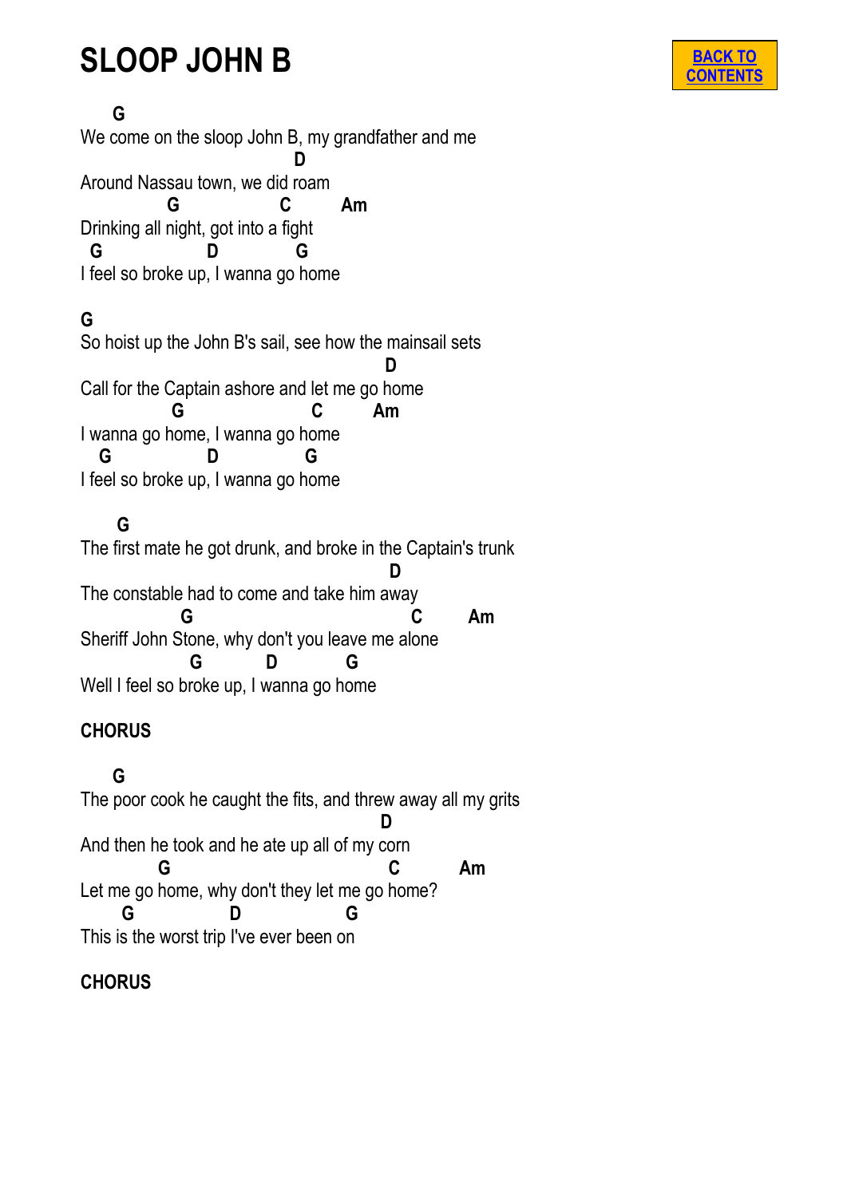# SLOOP JOHN B

BACK TO CONTENTS

```
    G
We come on the sloop John B, my grandfather and me
                                    D
Around Nassau town, we did roam
              G              C         Am
Drinking all night, got into a fight
  G              D            G
I feel so broke up, I wanna go home

G
So hoist up the John B's sail, see how the mainsail sets
                                                    D
Call for the Captain ashore and let me go home
              G                  C         Am
I wanna go home, I wanna go home
  G              D            G
I feel so broke up, I wanna go home

     G
The first mate he got drunk, and broke in the Captain's trunk
                                                    D
The constable had to come and take him away
                G                              C       Am
Sheriff John Stone, why don't you leave me alone
                  G          D         G
Well I feel so broke up, I wanna go home
```

**CHORUS**

```
     G
The poor cook he caught the fits, and threw away all my grits
                                                  D
And then he took and he ate up all of my corn
             G                              C          Am
Let me go home, why don't they let me go home?
      G              D            G
This is the worst trip I've ever been on
```

**CHORUS**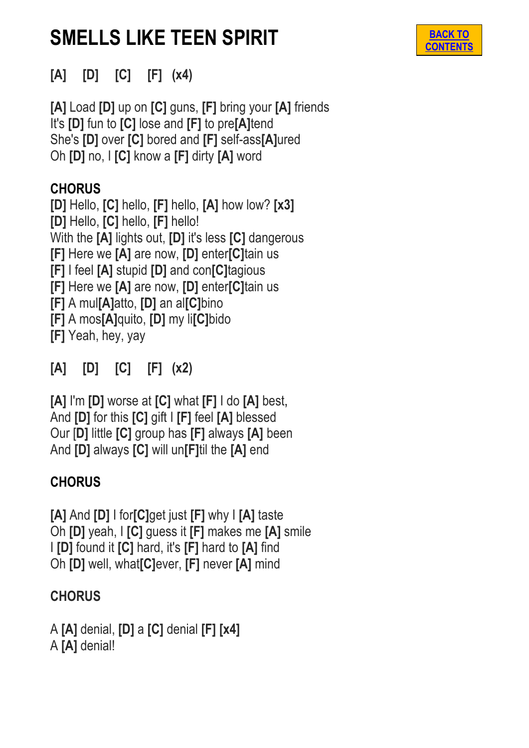# SMELLS LIKE TEEN SPIRIT

**BACK TO CONTENTS**

**[A] [D] [C] [F] (x4)**

**[A]** Load **[D]** up on **[C]** guns, **[F]** bring your **[A]** friends
It's **[D]** fun to **[C]** lose and **[F]** to pre**[A]**tend
She's **[D]** over **[C]** bored and **[F]** self-ass**[A]**ured
Oh **[D]** no, I **[C]** know a **[F]** dirty **[A]** word

**CHORUS**
**[D]** Hello, **[C]** hello, **[F]** hello, **[A]** how low? **[x3]**
**[D]** Hello, **[C]** hello, **[F]** hello!
With the **[A]** lights out, **[D]** it's less **[C]** dangerous
**[F]** Here we **[A]** are now, **[D]** enter**[C]**tain us
**[F]** I feel **[A]** stupid **[D]** and con**[C]**tagious
**[F]** Here we **[A]** are now, **[D]** enter**[C]**tain us
**[F]** A mul**[A]**atto, **[D]** an al**[C]**bino
**[F]** A mos**[A]**quito, **[D]** my li**[C]**bido
**[F]** Yeah, hey, yay

**[A] [D] [C] [F] (x2)**

**[A]** I'm **[D]** worse at **[C]** what **[F]** I do **[A]** best,
And **[D]** for this **[C]** gift I **[F]** feel **[A]** blessed
Our [**D]** little **[C]** group has **[F]** always **[A]** been
And **[D]** always **[C]** will un**[F]**til the **[A]** end

**CHORUS**

**[A]** And **[D]** I for**[C]**get just **[F]** why I **[A]** taste
Oh **[D]** yeah, I **[C]** guess it **[F]** makes me **[A]** smile
I **[D]** found it **[C]** hard, it's **[F]** hard to **[A]** find
Oh **[D]** well, what**[C]**ever, **[F]** never **[A]** mind

**CHORUS**

A **[A]** denial, **[D]** a **[C]** denial **[F] [x4]**
A **[A]** denial!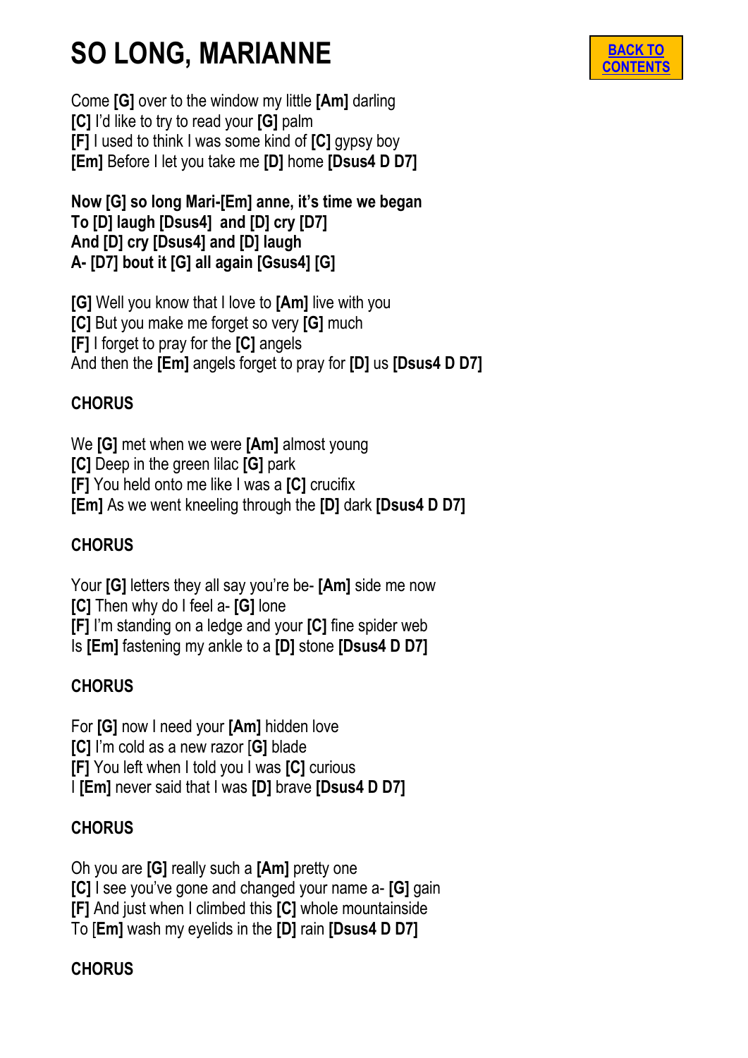# SO LONG, MARIANNE

BACK TO CONTENTS

Come **[G]** over to the window my little **[Am]** darling
**[C]** I'd like to try to read your **[G]** palm
**[F]** I used to think I was some kind of **[C]** gypsy boy
**[Em]** Before I let you take me **[D]** home **[Dsus4 D D7]**

**Now [G] so long Mari-[Em] anne, it's time we began**
**To [D] laugh [Dsus4] and [D] cry [D7]**
**And [D] cry [Dsus4] and [D] laugh**
**A- [D7] bout it [G] all again [Gsus4] [G]**

**[G]** Well you know that I love to **[Am]** live with you
**[C]** But you make me forget so very **[G]** much
**[F]** I forget to pray for the **[C]** angels
And then the **[Em]** angels forget to pray for **[D]** us **[Dsus4 D D7]**

**CHORUS**

We **[G]** met when we were **[Am]** almost young
**[C]** Deep in the green lilac **[G]** park
**[F]** You held onto me like I was a **[C]** crucifix
**[Em]** As we went kneeling through the **[D]** dark **[Dsus4 D D7]**

**CHORUS**

Your **[G]** letters they all say you're be- **[Am]** side me now
**[C]** Then why do I feel a- **[G]** lone
**[F]** I'm standing on a ledge and your **[C]** fine spider web
Is **[Em]** fastening my ankle to a **[D]** stone **[Dsus4 D D7]**

**CHORUS**

For **[G]** now I need your **[Am]** hidden love
**[C]** I'm cold as a new razor [**G**] blade
**[F]** You left when I told you I was **[C]** curious
I **[Em]** never said that I was **[D]** brave **[Dsus4 D D7]**

**CHORUS**

Oh you are **[G]** really such a **[Am]** pretty one
**[C]** I see you've gone and changed your name a- **[G]** gain
**[F]** And just when I climbed this **[C]** whole mountainside
To [**Em**] wash my eyelids in the **[D]** rain **[Dsus4 D D7]**

**CHORUS**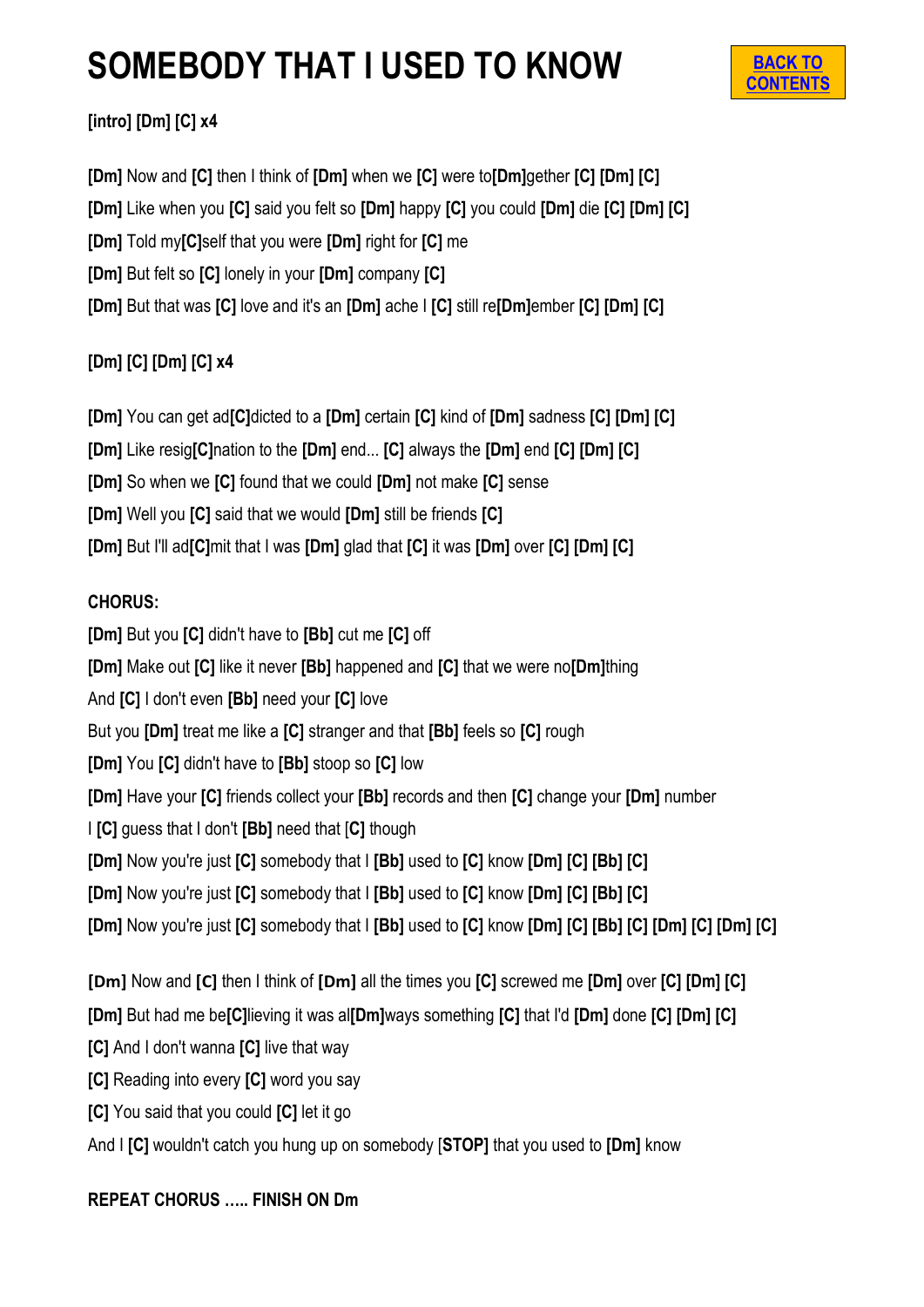# SOMEBODY THAT I USED TO KNOW

BACK TO CONTENTS

**[intro] [Dm] [C] x4**

**[Dm]** Now and **[C]** then I think of **[Dm]** when we **[C]** were to**[Dm]**gether **[C] [Dm] [C]**
**[Dm]** Like when you **[C]** said you felt so **[Dm]** happy **[C]** you could **[Dm]** die **[C] [Dm] [C]**
**[Dm]** Told my**[C]**self that you were **[Dm]** right for **[C]** me
**[Dm]** But felt so **[C]** lonely in your **[Dm]** company **[C]**
**[Dm]** But that was **[C]** love and it's an **[Dm]** ache I **[C]** still re**[Dm]**ember **[C] [Dm] [C]**

**[Dm] [C] [Dm] [C] x4**

**[Dm]** You can get ad**[C]**dicted to a **[Dm]** certain **[C]** kind of **[Dm]** sadness **[C] [Dm] [C]**
**[Dm]** Like resig**[C]**nation to the **[Dm]** end... **[C]** always the **[Dm]** end **[C] [Dm] [C]**
**[Dm]** So when we **[C]** found that we could **[Dm]** not make **[C]** sense
**[Dm]** Well you **[C]** said that we would **[Dm]** still be friends **[C]**
**[Dm]** But I'll ad**[C]**mit that I was **[Dm]** glad that **[C]** it was **[Dm]** over **[C] [Dm] [C]**

**CHORUS:**
**[Dm]** But you **[C]** didn't have to **[Bb]** cut me **[C]** off
**[Dm]** Make out **[C]** like it never **[Bb]** happened and **[C]** that we were no**[Dm]**thing
And **[C]** I don't even **[Bb]** need your **[C]** love
But you **[Dm]** treat me like a **[C]** stranger and that **[Bb]** feels so **[C]** rough
**[Dm]** You **[C]** didn't have to **[Bb]** stoop so **[C]** low
**[Dm]** Have your **[C]** friends collect your **[Bb]** records and then **[C]** change your **[Dm]** number
I **[C]** guess that I don't **[Bb]** need that [**C**] though
**[Dm]** Now you're just **[C]** somebody that I **[Bb]** used to **[C]** know **[Dm] [C] [Bb] [C]**
**[Dm]** Now you're just **[C]** somebody that I **[Bb]** used to **[C]** know **[Dm] [C] [Bb] [C]**
**[Dm]** Now you're just **[C]** somebody that I **[Bb]** used to **[C]** know **[Dm] [C] [Bb] [C] [Dm] [C] [Dm] [C]**

**[Dm]** Now and **[C]** then I think of **[Dm]** all the times you **[C]** screwed me **[Dm]** over **[C] [Dm] [C]**
**[Dm]** But had me be**[C]**lieving it was al**[Dm]**ways something **[C]** that I'd **[Dm]** done **[C] [Dm] [C]**
**[C]** And I don't wanna **[C]** live that way
**[C]** Reading into every **[C]** word you say
**[C]** You said that you could **[C]** let it go
And I **[C]** wouldn't catch you hung up on somebody [**STOP**] that you used to **[Dm]** know

**REPEAT CHORUS ….. FINISH ON Dm**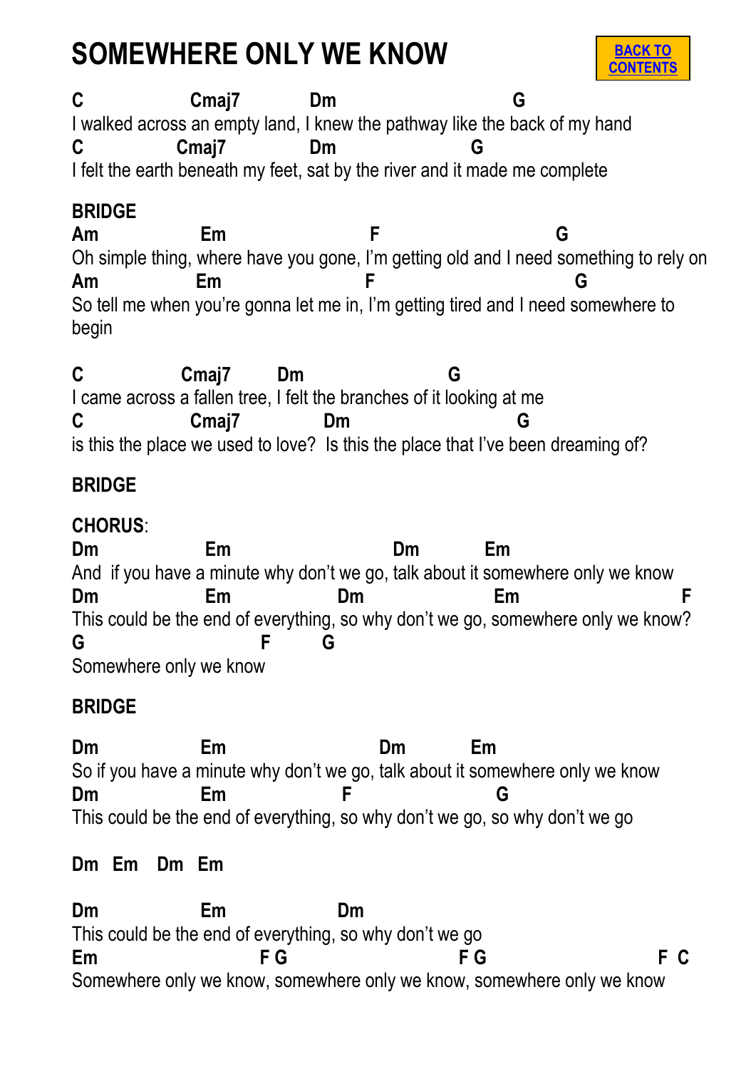# SOMEWHERE ONLY WE KNOW

BACK TO CONTENTS

```
C               Cmaj7          Dm                        G
I walked across an empty land, I knew the pathway like the back of my hand
C             Cmaj7            Dm                  G
I felt the earth beneath my feet, sat by the river and it made me complete
```

**BRIDGE**

```
Am              Em                     F                         G
Oh simple thing, where have you gone, I'm getting old and I need something to rely on
Am             Em                    F                              G
So tell me when you're gonna let me in, I'm getting tired and I need somewhere to
begin
```

```
C              Cmaj7      Dm                   G
I came across a fallen tree, I felt the branches of it looking at me
C               Cmaj7            Dm                        G
is this the place we used to love?  Is this the place that I've been dreaming of?
```

**BRIDGE**

**CHORUS**:

```
Dm              Em                            Dm          Em
And  if you have a minute why don't we go, talk about it somewhere only we know
Dm              Em                Dm                  Em                   F
This could be the end of everything, so why don't we go, somewhere only we know?
G                        F       G
Somewhere only we know
```

**BRIDGE**

```
Dm              Em                           Dm          Em
So if you have a minute why don't we go, talk about it somewhere only we know
Dm              Em                 F                    G
This could be the end of everything, so why don't we go, so why don't we go
```

**Dm  Em  Dm  Em**

```
Dm              Em                Dm
This could be the end of everything, so why don't we go
Em                       F G                      F G                          F  C
Somewhere only we know, somewhere only we know, somewhere only we know
```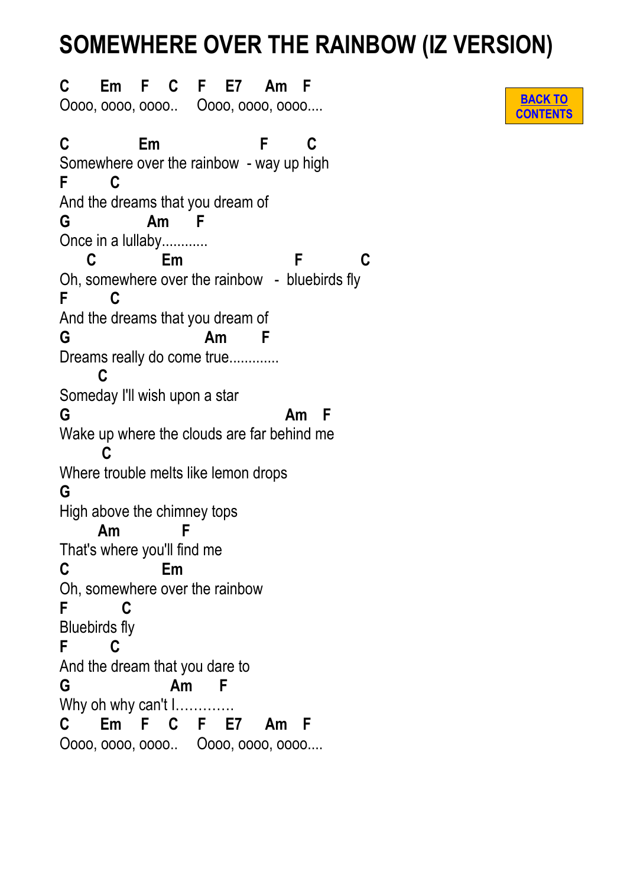# SOMEWHERE OVER THE RAINBOW (IZ VERSION)

BACK TO CONTENTS

```
C     Em    F    C     F    E7     Am   F
Oooo, oooo, oooo..     Oooo, oooo, oooo....

C            Em                  F       C
Somewhere over the rainbow  - way up high
F       C
And the dreams that you dream of
G             Am      F
Once in a lullaby............
     C             Em                    F          C
Oh, somewhere over the rainbow   -  bluebirds fly
F       C
And the dreams that you dream of
G                        Am       F
Dreams really do come true.............
       C
Someday I'll wish upon a star
G                                        Am   F
Wake up where the clouds are far behind me
        C
Where trouble melts like lemon drops
G
High above the chimney tops
       Am           F
That's where you'll find me
C                Em
Oh, somewhere over the rainbow
F         C
Bluebirds fly
F       C
And the dream that you dare to
G                   Am     F
Why oh why can't I.............
C     Em    F    C     F    E7     Am   F
Oooo, oooo, oooo..     Oooo, oooo, oooo....
```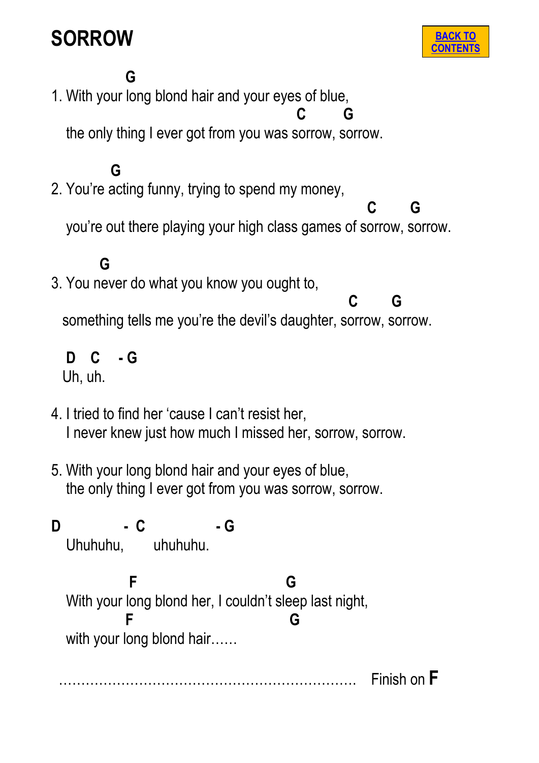# SORROW

BACK TO CONTENTS

```
               G
1. With your long blond hair and your eyes of blue,
                                                C        G
   the only thing I ever got from you was sorrow, sorrow.

             G
2. You're acting funny, trying to spend my money,
                                                          C       G
   you're out there playing your high class games of sorrow, sorrow.

           G
3. You never do what you know you ought to,
                                                        C       G
  something tells me you're the devil's daughter, sorrow, sorrow.

  D   C    - G
  Uh, uh.

4. I tried to find her 'cause I can't resist her,
   I never knew just how much I missed her, sorrow, sorrow.

5. With your long blond hair and your eyes of blue,
   the only thing I ever got from you was sorrow, sorrow.

D            - C              - G
   Uhuhuhu,       uhuhuhu.

              F                          G
   With your long blond her, I couldn't sleep last night,
             F                           G
   with your long blond hair……

…………………………………………………………   Finish on F
```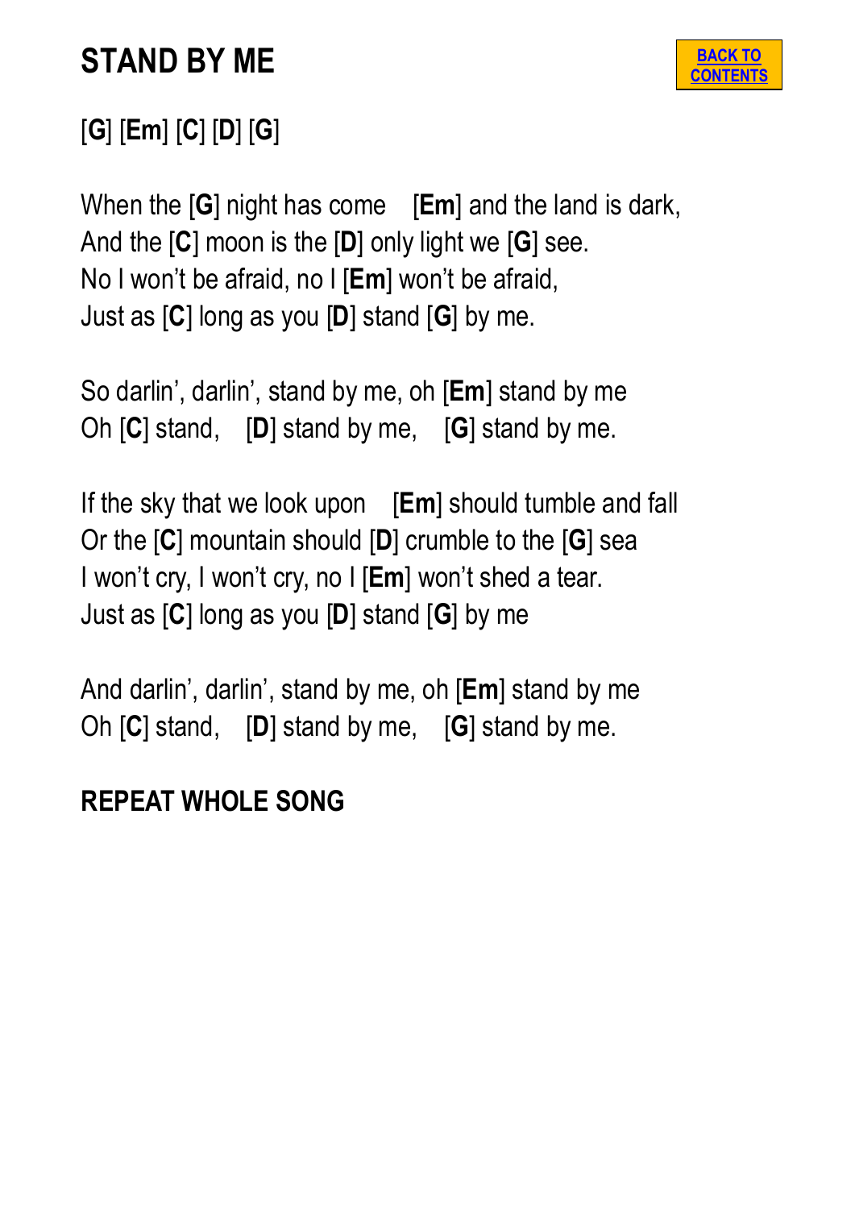# STAND BY ME

BACK TO CONTENTS

[**G**] [**Em**] [**C**] [**D**] [**G**]

When the [**G**] night has come   [**Em**] and the land is dark,
And the [**C**] moon is the [**D**] only light we [**G**] see.
No I won't be afraid, no I [**Em**] won't be afraid,
Just as [**C**] long as you [**D**] stand [**G**] by me.

So darlin', darlin', stand by me, oh [**Em**] stand by me
Oh [**C**] stand,   [**D**] stand by me,   [**G**] stand by me.

If the sky that we look upon   [**Em**] should tumble and fall
Or the [**C**] mountain should [**D**] crumble to the [**G**] sea
I won't cry, I won't cry, no I [**Em**] won't shed a tear.
Just as [**C**] long as you [**D**] stand [**G**] by me

And darlin', darlin', stand by me, oh [**Em**] stand by me
Oh [**C**] stand,   [**D**] stand by me,   [**G**] stand by me.

**REPEAT WHOLE SONG**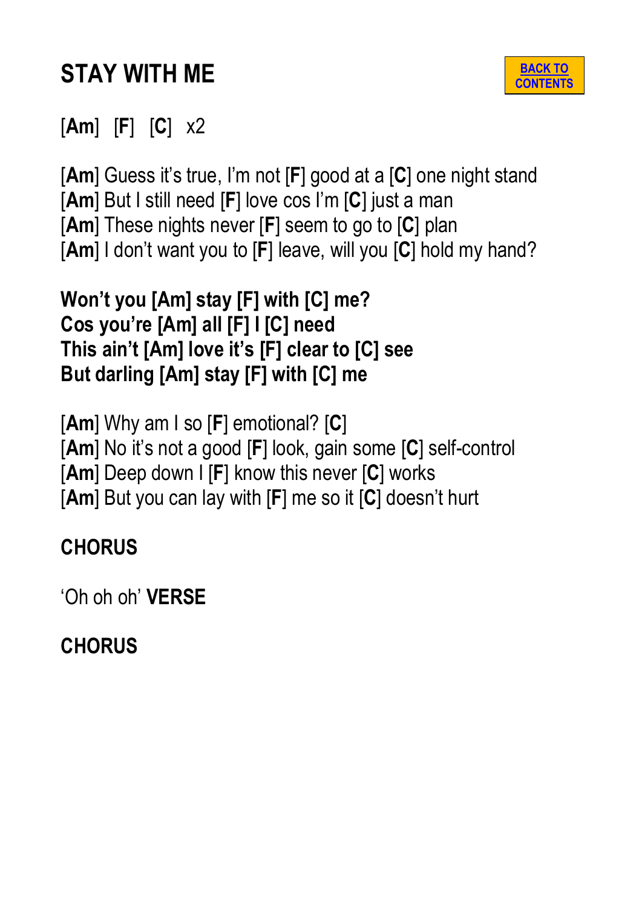# STAY WITH ME

BACK TO CONTENTS

[**Am**] [**F**] [**C**] x2

[**Am**] Guess it's true, I'm not [**F**] good at a [**C**] one night stand
[**Am**] But I still need [**F**] love cos I'm [**C**] just a man
[**Am**] These nights never [**F**] seem to go to [**C**] plan
[**Am**] I don't want you to [**F**] leave, will you [**C**] hold my hand?

**Won't you [Am] stay [F] with [C] me?**
**Cos you're [Am] all [F] I [C] need**
**This ain't [Am] love it's [F] clear to [C] see**
**But darling [Am] stay [F] with [C] me**

[**Am**] Why am I so [**F**] emotional? [**C**]
[**Am**] No it's not a good [**F**] look, gain some [**C**] self-control
[**Am**] Deep down I [**F**] know this never [**C**] works
[**Am**] But you can lay with [**F**] me so it [**C**] doesn't hurt

**CHORUS**

'Oh oh oh' **VERSE**

**CHORUS**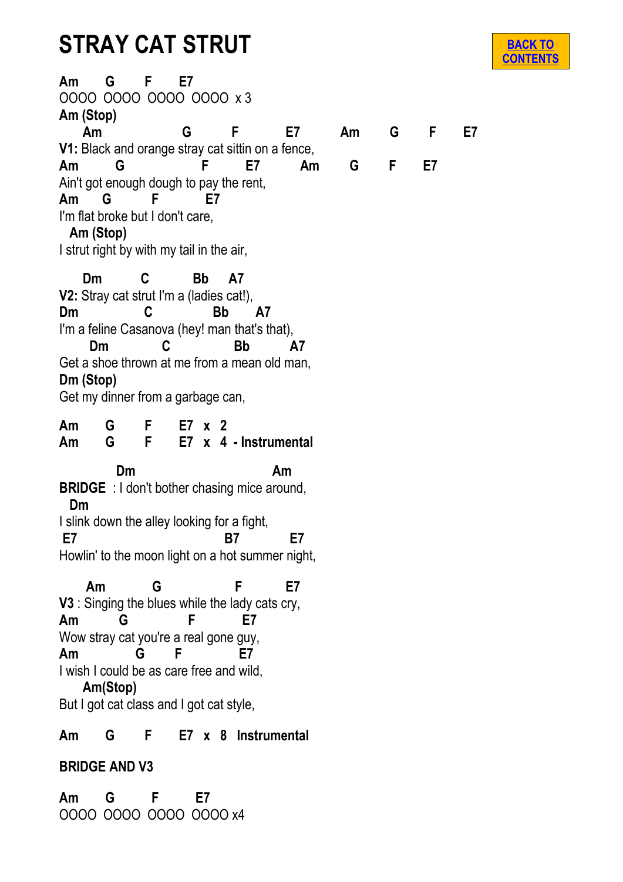# STRAY CAT STRUT

BACK TO CONTENTS

```
Am      G       F       E7
OOOO  OOOO  OOOO  OOOO  x 3
Am (Stop)
     Am                 G         F          E7         Am       G       F       E7
V1: Black and orange stray cat sittin on a fence,
Am        G                 F         E7         Am        G       F       E7
Ain't got enough dough to pay the rent,
Am     G        F         E7
I'm flat broke but I don't care,
  Am (Stop)
I strut right by with my tail in the air,

     Dm         C           Bb     A7
V2: Stray cat strut I'm a (ladies cat!),
Dm                C              Bb       A7
I'm a feline Casanova (hey! man that's that),
      Dm          C              Bb          A7
Get a shoe thrown at me from a mean old man,
Dm (Stop)
Get my dinner from a garbage can,

Am      G       F       E7  x  2
Am      G       F       E7  x  4  - Instrumental

             Dm                            Am
BRIDGE  : I don't bother chasing mice around,
  Dm
I slink down the alley looking for a fight,
 E7                              B7          E7
Howlin' to the moon light on a hot summer night,

      Am          G              F         E7
V3 : Singing the blues while the lady cats cry,
Am         G            F         E7
Wow stray cat you're a real gone guy,
Am             G       F          E7
I wish I could be as care free and wild,
     Am(Stop)
But I got cat class and I got cat style,

Am      G       F       E7  x  8  Instrumental
```

**BRIDGE AND V3**

```
Am      G        F        E7
OOOO  OOOO  OOOO  OOOO x4
```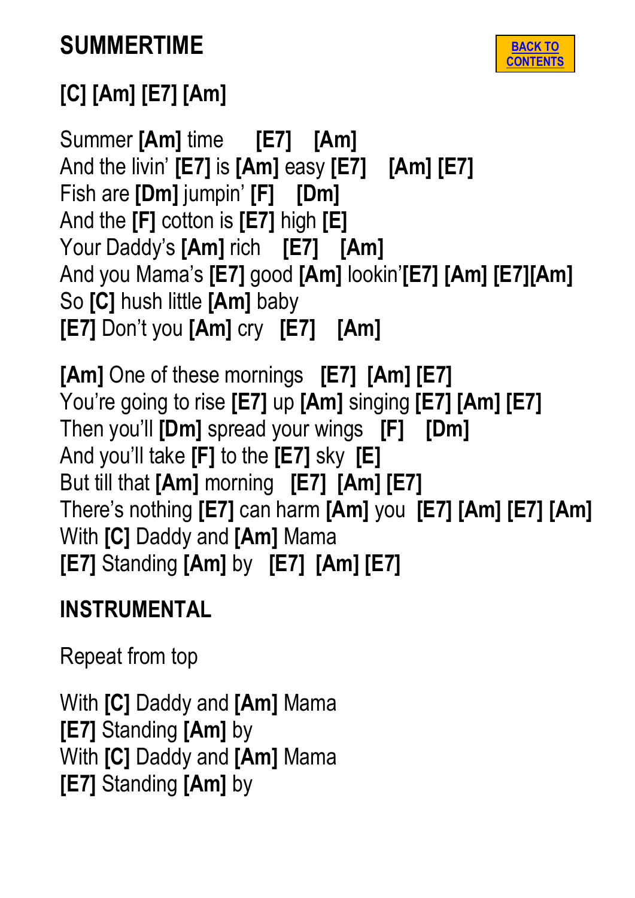# SUMMERTIME

BACK TO CONTENTS

**[C] [Am] [E7] [Am]**

Summer **[Am]** time **[E7]** **[Am]**
And the livin' **[E7]** is **[Am]** easy **[E7]** **[Am]** **[E7]**
Fish are **[Dm]** jumpin' **[F]** **[Dm]**
And the **[F]** cotton is **[E7]** high **[E]**
Your Daddy's **[Am]** rich **[E7]** **[Am]**
And you Mama's **[E7]** good **[Am]** lookin'**[E7]** **[Am]** **[E7][Am]**
So **[C]** hush little **[Am]** baby
**[E7]** Don't you **[Am]** cry **[E7]** **[Am]**

**[Am]** One of these mornings **[E7]** **[Am]** **[E7]**
You're going to rise **[E7]** up **[Am]** singing **[E7]** **[Am]** **[E7]**
Then you'll **[Dm]** spread your wings **[F]** **[Dm]**
And you'll take **[F]** to the **[E7]** sky **[E]**
But till that **[Am]** morning **[E7]** **[Am]** **[E7]**
There's nothing **[E7]** can harm **[Am]** you **[E7]** **[Am]** **[E7]** **[Am]**
With **[C]** Daddy and **[Am]** Mama
**[E7]** Standing **[Am]** by **[E7]** **[Am]** **[E7]**

## INSTRUMENTAL

Repeat from top

With **[C]** Daddy and **[Am]** Mama
**[E7]** Standing **[Am]** by
With **[C]** Daddy and **[Am]** Mama
**[E7]** Standing **[Am]** by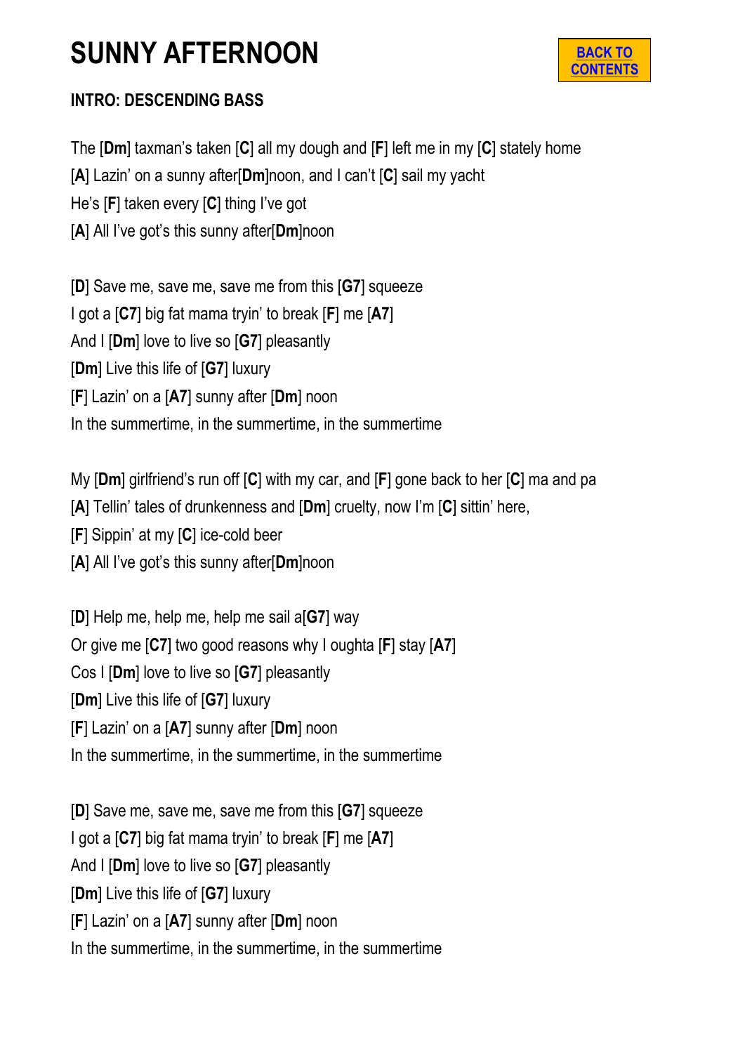# SUNNY AFTERNOON

**BACK TO CONTENTS**

**INTRO: DESCENDING BASS**

The [**Dm**] taxman's taken [**C**] all my dough and [**F**] left me in my [**C**] stately home
[**A**] Lazin' on a sunny after[**Dm**]noon, and I can't [**C**] sail my yacht
He's [**F**] taken every [**C**] thing I've got
[**A**] All I've got's this sunny after[**Dm**]noon

[**D**] Save me, save me, save me from this [**G7**] squeeze
I got a [**C7**] big fat mama tryin' to break [**F**] me [**A7**]
And I [**Dm**] love to live so [**G7**] pleasantly
[**Dm**] Live this life of [**G7**] luxury
[**F**] Lazin' on a [**A7**] sunny after [**Dm**] noon
In the summertime, in the summertime, in the summertime

My [**Dm**] girlfriend's run off [**C**] with my car, and [**F**] gone back to her [**C**] ma and pa
[**A**] Tellin' tales of drunkenness and [**Dm**] cruelty, now I'm [**C**] sittin' here,
[**F**] Sippin' at my [**C**] ice-cold beer
[**A**] All I've got's this sunny after[**Dm**]noon

[**D**] Help me, help me, help me sail a[**G7**] way
Or give me [**C7**] two good reasons why I oughta [**F**] stay [**A7**]
Cos I [**Dm**] love to live so [**G7**] pleasantly
[**Dm**] Live this life of [**G7**] luxury
[**F**] Lazin' on a [**A7**] sunny after [**Dm**] noon
In the summertime, in the summertime, in the summertime

[**D**] Save me, save me, save me from this [**G7**] squeeze
I got a [**C7**] big fat mama tryin' to break [**F**] me [**A7**]
And I [**Dm**] love to live so [**G7**] pleasantly
[**Dm**] Live this life of [**G7**] luxury
[**F**] Lazin' on a [**A7**] sunny after [**Dm**] noon
In the summertime, in the summertime, in the summertime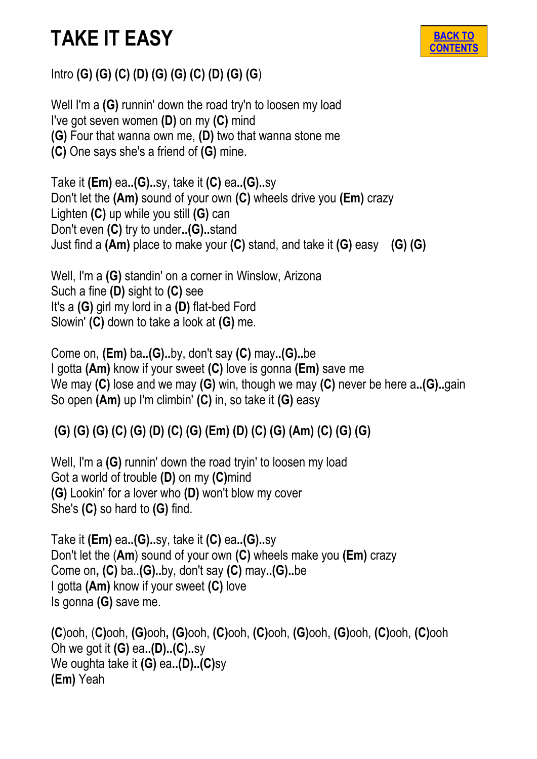# TAKE IT EASY

BACK TO CONTENTS

Intro **(G) (G) (C) (D) (G) (G) (C) (D) (G) (G**)

Well I'm a **(G)** runnin' down the road try'n to loosen my load
I've got seven women **(D)** on my **(C)** mind
**(G)** Four that wanna own me, **(D)** two that wanna stone me
**(C)** One says she's a friend of **(G)** mine.

Take it **(Em)** ea**..(G)..**sy, take it **(C)** ea**..(G)..**sy
Don't let the **(Am)** sound of your own **(C)** wheels drive you **(Em)** crazy
Lighten **(C)** up while you still **(G)** can
Don't even **(C)** try to under**..(G)..**stand
Just find a **(Am)** place to make your **(C)** stand, and take it **(G)** easy **(G) (G)**

Well, I'm a **(G)** standin' on a corner in Winslow, Arizona
Such a fine **(D)** sight to **(C)** see
It's a **(G)** girl my lord in a **(D)** flat-bed Ford
Slowin' **(C)** down to take a look at **(G)** me.

Come on, **(Em)** ba**..(G)..**by, don't say **(C)** may**..(G)..**be
I gotta **(Am)** know if your sweet **(C)** love is gonna **(Em)** save me
We may **(C)** lose and we may **(G)** win, though we may **(C)** never be here a**..(G)..**gain
So open **(Am)** up I'm climbin' **(C)** in, so take it **(G)** easy

**(G) (G) (G) (C) (G) (D) (C) (G) (Em) (D) (C) (G) (Am) (C) (G) (G)**

Well, I'm a **(G)** runnin' down the road tryin' to loosen my load
Got a world of trouble **(D)** on my **(C)**mind
**(G)** Lookin' for a lover who **(D)** won't blow my cover
She's **(C)** so hard to **(G)** find.

Take it **(Em)** ea**..(G)..**sy, take it **(C)** ea**..(G)..**sy
Don't let the (**Am**) sound of your own **(C)** wheels make you **(Em)** crazy
Come on**, (C)** ba..**(G)..**by, don't say **(C)** may**..(G)..**be
I gotta **(Am)** know if your sweet **(C)** love
Is gonna **(G)** save me.

**(C**)ooh, (**C)**ooh, **(G)**ooh**, (G)**ooh, **(C)**ooh, **(C)**ooh, **(G)**ooh, **(G)**ooh, **(C)**ooh, **(C)**ooh
Oh we got it **(G)** ea**..(D)..(C)..**sy
We oughta take it **(G)** ea**..(D)..(C)**sy
**(Em)** Yeah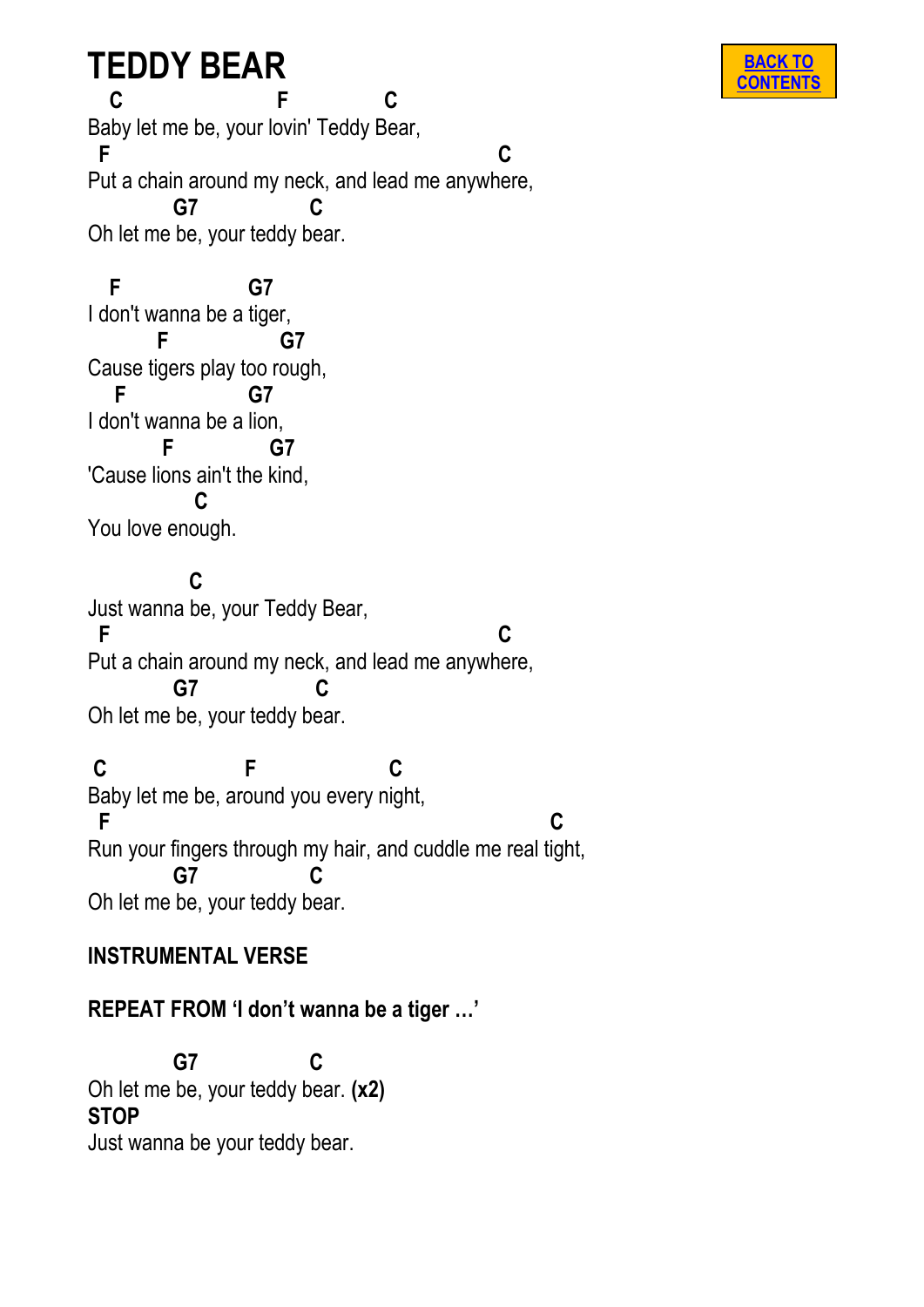# TEDDY BEAR

BACK TO CONTENTS

```
  C                F          C
Baby let me be, your lovin' Teddy Bear,
 F                                          C
Put a chain around my neck, and lead me anywhere,
        G7          C
Oh let me be, your teddy bear.

  F             G7
I don't wanna be a tiger,
       F          G7
Cause tigers play too rough,
  F             G7
I don't wanna be a lion,
       F        G7
'Cause lions ain't the kind,
          C
You love enough.

         C
Just wanna be, your Teddy Bear,
 F                                          C
Put a chain around my neck, and lead me anywhere,
        G7           C
Oh let me be, your teddy bear.

 C             F             C
Baby let me be, around you every night,
 F                                               C
Run your fingers through my hair, and cuddle me real tight,
        G7          C
Oh let me be, your teddy bear.
```

**INSTRUMENTAL VERSE**

**REPEAT FROM 'I don't wanna be a tiger …'**

```
        G7          C
Oh let me be, your teddy bear. (x2)
```

**STOP**

Just wanna be your teddy bear.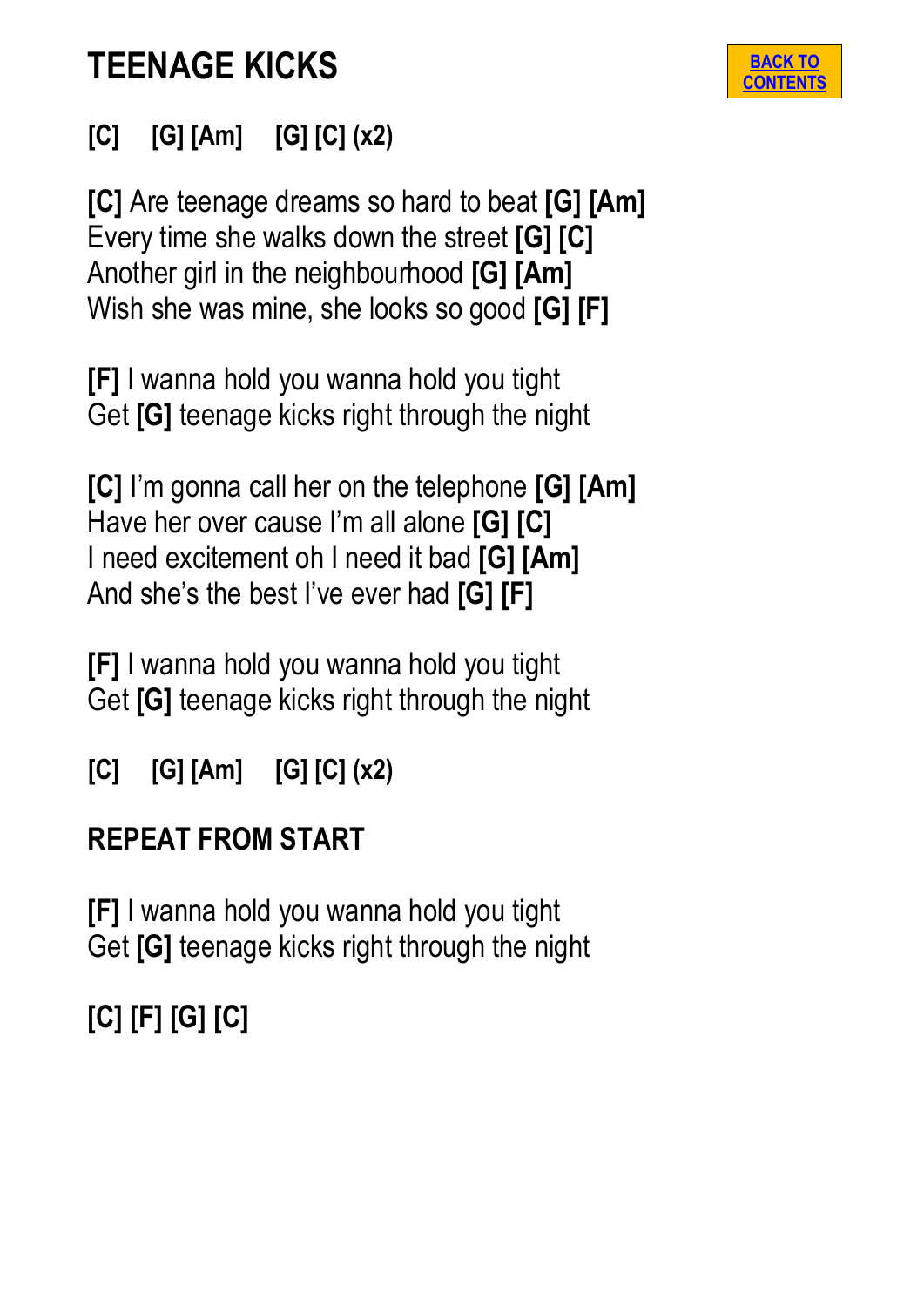# TEENAGE KICKS

BACK TO CONTENTS

**[C] [G] [Am] [G] [C] (x2)**

**[C]** Are teenage dreams so hard to beat **[G] [Am]**
Every time she walks down the street **[G] [C]**
Another girl in the neighbourhood **[G] [Am]**
Wish she was mine, she looks so good **[G] [F]**

**[F]** I wanna hold you wanna hold you tight
Get **[G]** teenage kicks right through the night

**[C]** I'm gonna call her on the telephone **[G] [Am]**
Have her over cause I'm all alone **[G] [C]**
I need excitement oh I need it bad **[G] [Am]**
And she's the best I've ever had **[G] [F]**

**[F]** I wanna hold you wanna hold you tight
Get **[G]** teenage kicks right through the night

**[C] [G] [Am] [G] [C] (x2)**

**REPEAT FROM START**

**[F]** I wanna hold you wanna hold you tight
Get **[G]** teenage kicks right through the night

**[C] [F] [G] [C]**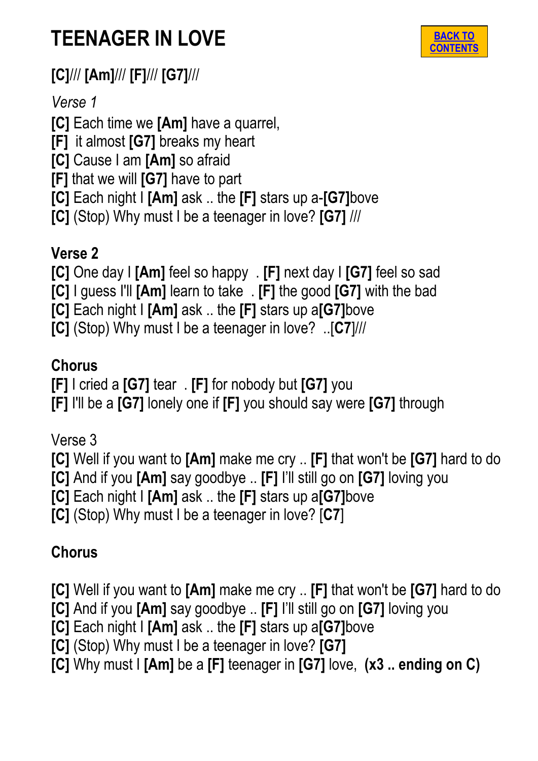# TEENAGER IN LOVE

BACK TO CONTENTS

**[C]**/// **[Am]**/// **[F]**/// **[G7]**///

*Verse 1*

**[C]** Each time we **[Am]** have a quarrel,
**[F]** it almost **[G7]** breaks my heart
**[C]** Cause I am **[Am]** so afraid
**[F]** that we will **[G7]** have to part
**[C]** Each night I **[Am]** ask .. the **[F]** stars up a-**[G7]**bove
**[C]** (Stop) Why must I be a teenager in love? **[G7]** ///

**Verse 2**

**[C]** One day I **[Am]** feel so happy . **[F]** next day I **[G7]** feel so sad
**[C]** I guess I'll **[Am]** learn to take . **[F]** the good **[G7]** with the bad
**[C]** Each night I **[Am]** ask .. the **[F]** stars up a**[G7]**bove
**[C]** (Stop) Why must I be a teenager in love? ..[**C7**]///

**Chorus**

**[F]** I cried a **[G7]** tear . **[F]** for nobody but **[G7]** you
**[F]** I'll be a **[G7]** lonely one if **[F]** you should say were **[G7]** through

Verse 3

**[C]** Well if you want to **[Am]** make me cry .. **[F]** that won't be **[G7]** hard to do
**[C]** And if you **[Am]** say goodbye .. **[F]** I'll still go on **[G7]** loving you
**[C]** Each night I **[Am]** ask .. the **[F]** stars up a**[G7]**bove
**[C]** (Stop) Why must I be a teenager in love? [**C7**]

**Chorus**

**[C]** Well if you want to **[Am]** make me cry .. **[F]** that won't be **[G7]** hard to do
**[C]** And if you **[Am]** say goodbye .. **[F]** I'll still go on **[G7]** loving you
**[C]** Each night I **[Am]** ask .. the **[F]** stars up a**[G7]**bove
**[C]** (Stop) Why must I be a teenager in love? **[G7]**
**[C]** Why must I **[Am]** be a **[F]** teenager in **[G7]** love, **(x3 .. ending on C)**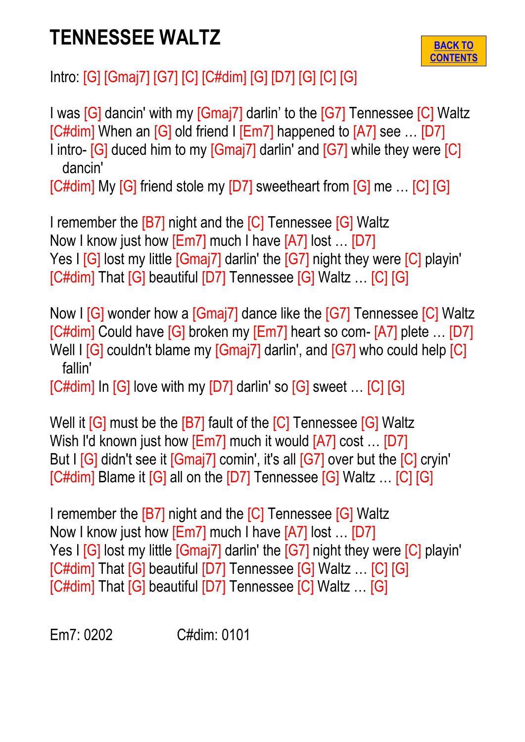# TENNESSEE WALTZ

BACK TO CONTENTS

Intro: [G] [Gmaj7] [G7] [C] [C#dim] [G] [D7] [G] [C] [G]

I was [G] dancin' with my [Gmaj7] darlin' to the [G7] Tennessee [C] Waltz
[C#dim] When an [G] old friend I [Em7] happened to [A7] see … [D7]
I intro- [G] duced him to my [Gmaj7] darlin' and [G7] while they were [C] dancin'
[C#dim] My [G] friend stole my [D7] sweetheart from [G] me … [C] [G]

I remember the [B7] night and the [C] Tennessee [G] Waltz
Now I know just how [Em7] much I have [A7] lost … [D7]
Yes I [G] lost my little [Gmaj7] darlin' the [G7] night they were [C] playin'
[C#dim] That [G] beautiful [D7] Tennessee [G] Waltz … [C] [G]

Now I [G] wonder how a [Gmaj7] dance like the [G7] Tennessee [C] Waltz
[C#dim] Could have [G] broken my [Em7] heart so com- [A7] plete … [D7]
Well I [G] couldn't blame my [Gmaj7] darlin', and [G7] who could help [C] fallin'
[C#dim] In [G] love with my [D7] darlin' so [G] sweet … [C] [G]

Well it [G] must be the [B7] fault of the [C] Tennessee [G] Waltz
Wish I'd known just how [Em7] much it would [A7] cost … [D7]
But I [G] didn't see it [Gmaj7] comin', it's all [G7] over but the [C] cryin'
[C#dim] Blame it [G] all on the [D7] Tennessee [G] Waltz … [C] [G]

I remember the [B7] night and the [C] Tennessee [G] Waltz
Now I know just how [Em7] much I have [A7] lost … [D7]
Yes I [G] lost my little [Gmaj7] darlin' the [G7] night they were [C] playin'
[C#dim] That [G] beautiful [D7] Tennessee [G] Waltz … [C] [G]
[C#dim] That [G] beautiful [D7] Tennessee [C] Waltz … [G]

Em7: 0202 C#dim: 0101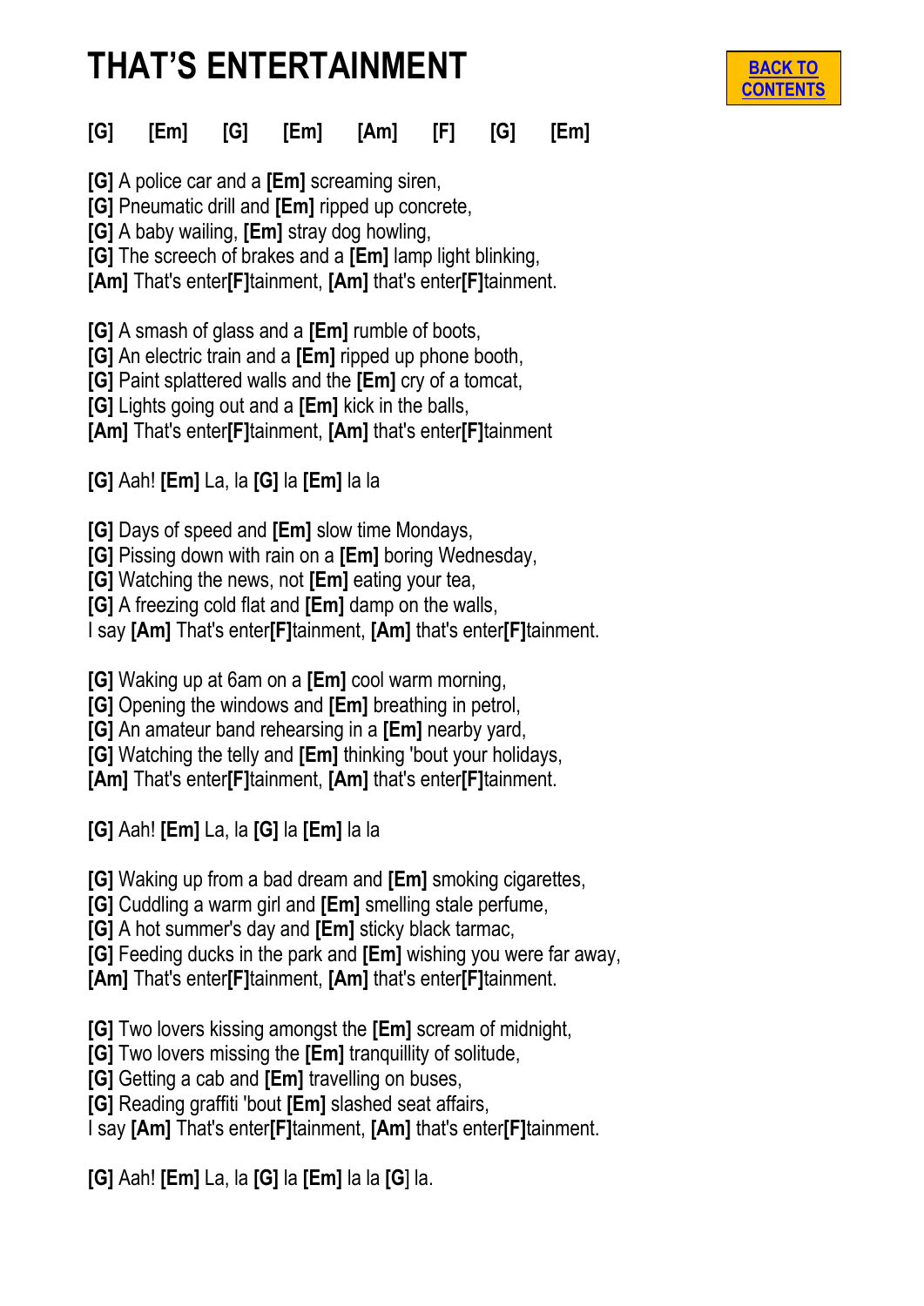# THAT'S ENTERTAINMENT

[BACK TO CONTENTS]

**[G]   [Em]   [G]   [Em]   [Am]   [F]   [G]   [Em]**

**[G]** A police car and a **[Em]** screaming siren,
**[G]** Pneumatic drill and **[Em]** ripped up concrete,
**[G]** A baby wailing, **[Em]** stray dog howling,
**[G]** The screech of brakes and a **[Em]** lamp light blinking,
**[Am]** That's enter**[F]**tainment, **[Am]** that's enter**[F]**tainment.

**[G]** A smash of glass and a **[Em]** rumble of boots,
**[G]** An electric train and a **[Em]** ripped up phone booth,
**[G]** Paint splattered walls and the **[Em]** cry of a tomcat,
**[G]** Lights going out and a **[Em]** kick in the balls,
**[Am]** That's enter**[F]**tainment, **[Am]** that's enter**[F]**tainment

**[G]** Aah! **[Em]** La, la **[G]** la **[Em]** la la

**[G]** Days of speed and **[Em]** slow time Mondays,
**[G]** Pissing down with rain on a **[Em]** boring Wednesday,
**[G]** Watching the news, not **[Em]** eating your tea,
**[G]** A freezing cold flat and **[Em]** damp on the walls,
I say **[Am]** That's enter**[F]**tainment, **[Am]** that's enter**[F]**tainment.

**[G]** Waking up at 6am on a **[Em]** cool warm morning,
**[G]** Opening the windows and **[Em]** breathing in petrol,
**[G]** An amateur band rehearsing in a **[Em]** nearby yard,
**[G]** Watching the telly and **[Em]** thinking 'bout your holidays,
**[Am]** That's enter**[F]**tainment, **[Am]** that's enter**[F]**tainment.

**[G]** Aah! **[Em]** La, la **[G]** la **[Em]** la la

**[G]** Waking up from a bad dream and **[Em]** smoking cigarettes,
**[G]** Cuddling a warm girl and **[Em]** smelling stale perfume,
**[G]** A hot summer's day and **[Em]** sticky black tarmac,
**[G]** Feeding ducks in the park and **[Em]** wishing you were far away,
**[Am]** That's enter**[F]**tainment, **[Am]** that's enter**[F]**tainment.

**[G]** Two lovers kissing amongst the **[Em]** scream of midnight,
**[G]** Two lovers missing the **[Em]** tranquillity of solitude,
**[G]** Getting a cab and **[Em]** travelling on buses,
**[G]** Reading graffiti 'bout **[Em]** slashed seat affairs,
I say **[Am]** That's enter**[F]**tainment, **[Am]** that's enter**[F]**tainment.

**[G]** Aah! **[Em]** La, la **[G]** la **[Em]** la la **[G]** la.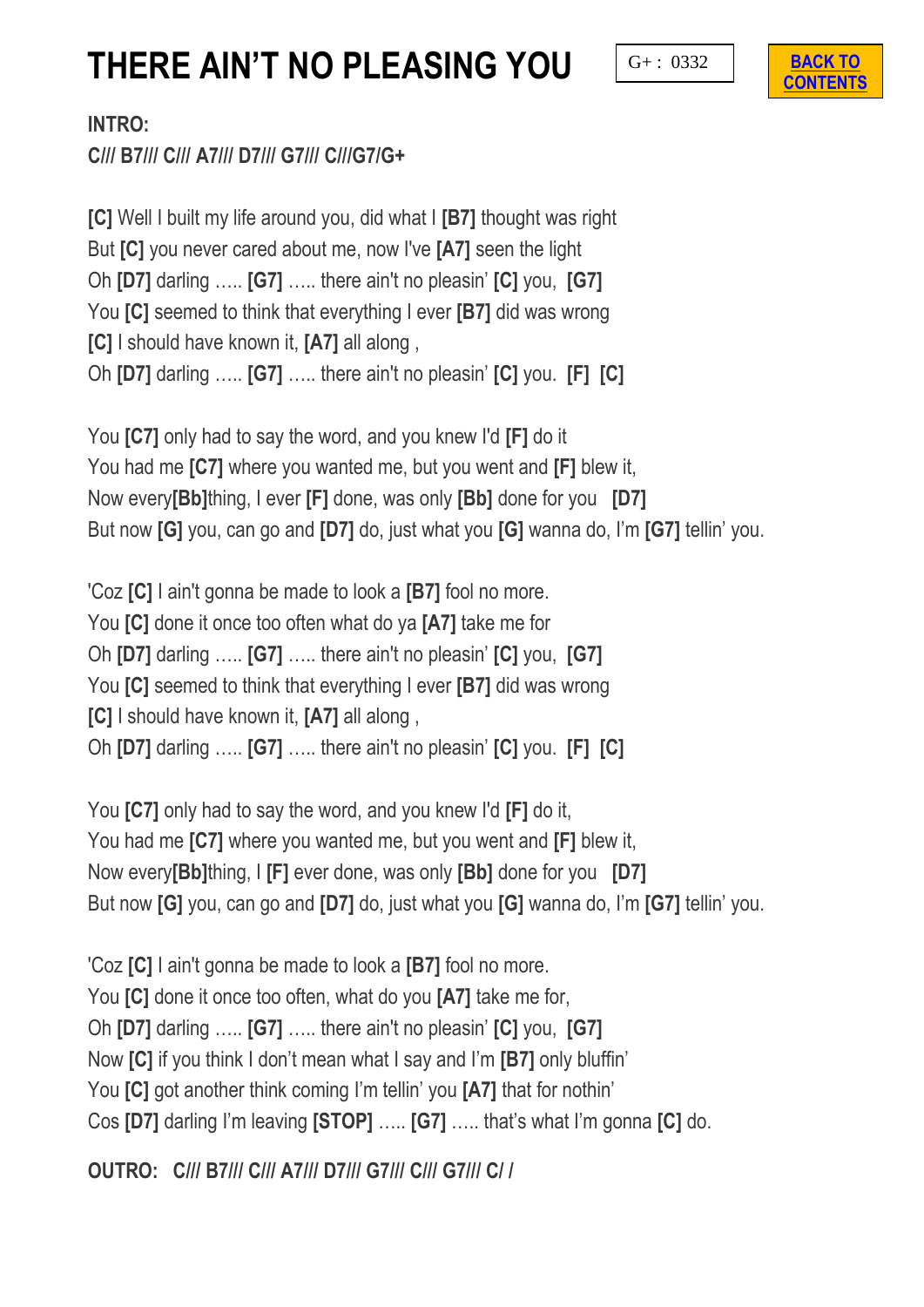# THERE AIN'T NO PLEASING YOU

G+ : 0332

BACK TO CONTENTS

**INTRO:**
**C/// B7/// C/// A7/// D7/// G7/// C///G7/G+**

**[C]** Well I built my life around you, did what I **[B7]** thought was right
But **[C]** you never cared about me, now I've **[A7]** seen the light
Oh **[D7]** darling ….. **[G7]** ….. there ain't no pleasin' **[C]** you, **[G7]**
You **[C]** seemed to think that everything I ever **[B7]** did was wrong
**[C]** I should have known it, **[A7]** all along ,
Oh **[D7]** darling ….. **[G7]** ….. there ain't no pleasin' **[C]** you. **[F]** **[C]**

You **[C7]** only had to say the word, and you knew I'd **[F]** do it
You had me **[C7]** where you wanted me, but you went and **[F]** blew it,
Now every**[Bb]**thing, I ever **[F]** done, was only **[Bb]** done for you **[D7]**
But now **[G]** you, can go and **[D7]** do, just what you **[G]** wanna do, I'm **[G7]** tellin' you.

'Coz **[C]** I ain't gonna be made to look a **[B7]** fool no more.
You **[C]** done it once too often what do ya **[A7]** take me for
Oh **[D7]** darling ….. **[G7]** ….. there ain't no pleasin' **[C]** you, **[G7]**
You **[C]** seemed to think that everything I ever **[B7]** did was wrong
**[C]** I should have known it, **[A7]** all along ,
Oh **[D7]** darling ….. **[G7]** ….. there ain't no pleasin' **[C]** you. **[F]** **[C]**

You **[C7]** only had to say the word, and you knew I'd **[F]** do it,
You had me **[C7]** where you wanted me, but you went and **[F]** blew it,
Now every**[Bb]**thing, I **[F]** ever done, was only **[Bb]** done for you **[D7]**
But now **[G]** you, can go and **[D7]** do, just what you **[G]** wanna do, I'm **[G7]** tellin' you.

'Coz **[C]** I ain't gonna be made to look a **[B7]** fool no more.
You **[C]** done it once too often, what do you **[A7]** take me for,
Oh **[D7]** darling ….. **[G7]** ….. there ain't no pleasin' **[C]** you, **[G7]**
Now **[C]** if you think I don't mean what I say and I'm **[B7]** only bluffin'
You **[C]** got another think coming I'm tellin' you **[A7]** that for nothin'
Cos **[D7]** darling I'm leaving **[STOP]** ….. **[G7]** ….. that's what I'm gonna **[C]** do.

**OUTRO: C/// B7/// C/// A7/// D7/// G7/// C/// G7/// C/ /**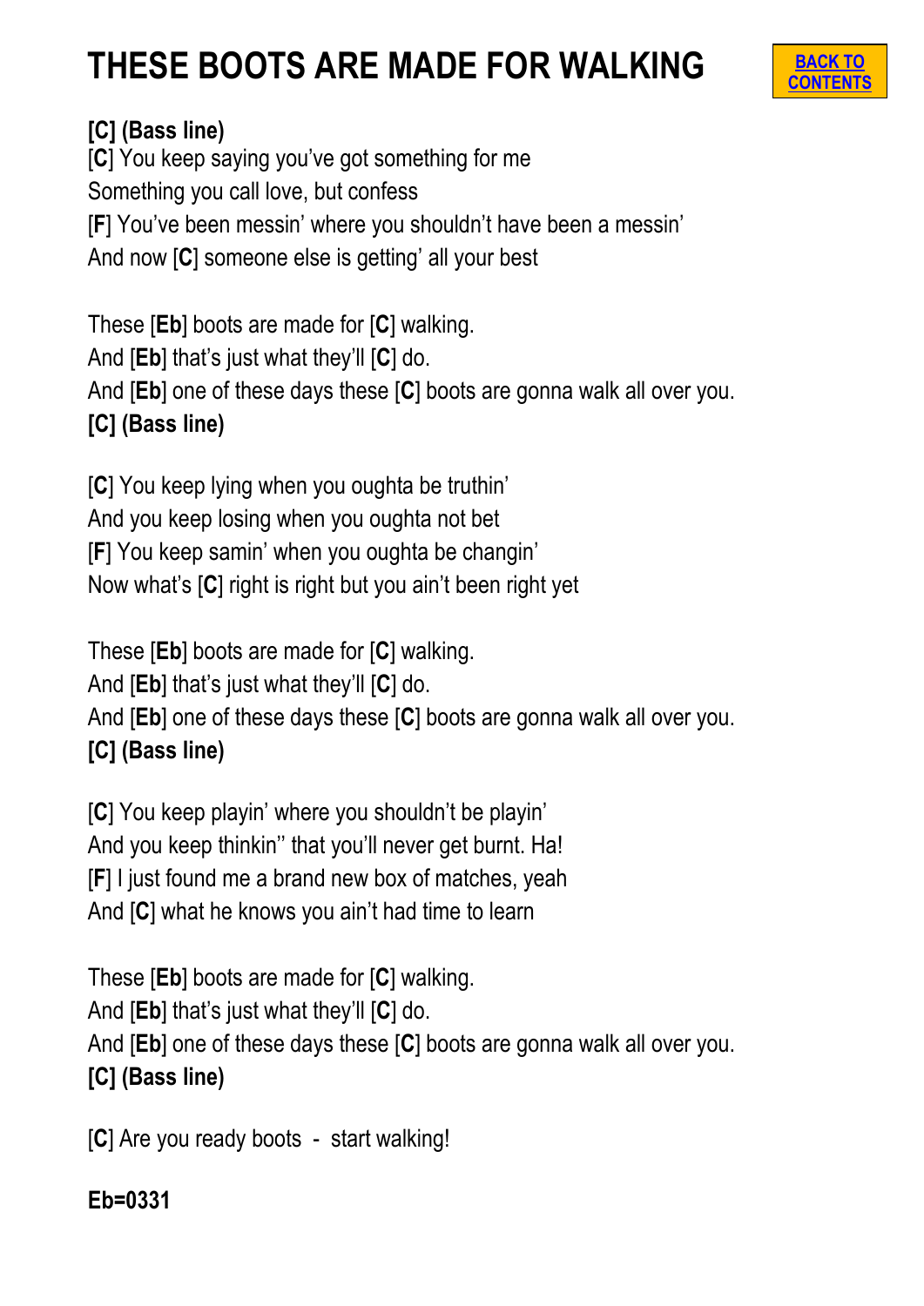# THESE BOOTS ARE MADE FOR WALKING

BACK TO CONTENTS

**[C] (Bass line)**
[**C**] You keep saying you've got something for me
Something you call love, but confess
[**F**] You've been messin' where you shouldn't have been a messin'
And now [**C**] someone else is getting' all your best

These [**Eb**] boots are made for [**C**] walking.
And [**Eb**] that's just what they'll [**C**] do.
And [**Eb**] one of these days these [**C**] boots are gonna walk all over you.
**[C] (Bass line)**

[**C**] You keep lying when you oughta be truthin'
And you keep losing when you oughta not bet
[**F**] You keep samin' when you oughta be changin'
Now what's [**C**] right is right but you ain't been right yet

These [**Eb**] boots are made for [**C**] walking.
And [**Eb**] that's just what they'll [**C**] do.
And [**Eb**] one of these days these [**C**] boots are gonna walk all over you.
**[C] (Bass line)**

[**C**] You keep playin' where you shouldn't be playin'
And you keep thinkin'' that you'll never get burnt. Ha!
[**F**] I just found me a brand new box of matches, yeah
And [**C**] what he knows you ain't had time to learn

These [**Eb**] boots are made for [**C**] walking.
And [**Eb**] that's just what they'll [**C**] do.
And [**Eb**] one of these days these [**C**] boots are gonna walk all over you.
**[C] (Bass line)**

[**C**] Are you ready boots - start walking!

**Eb=0331**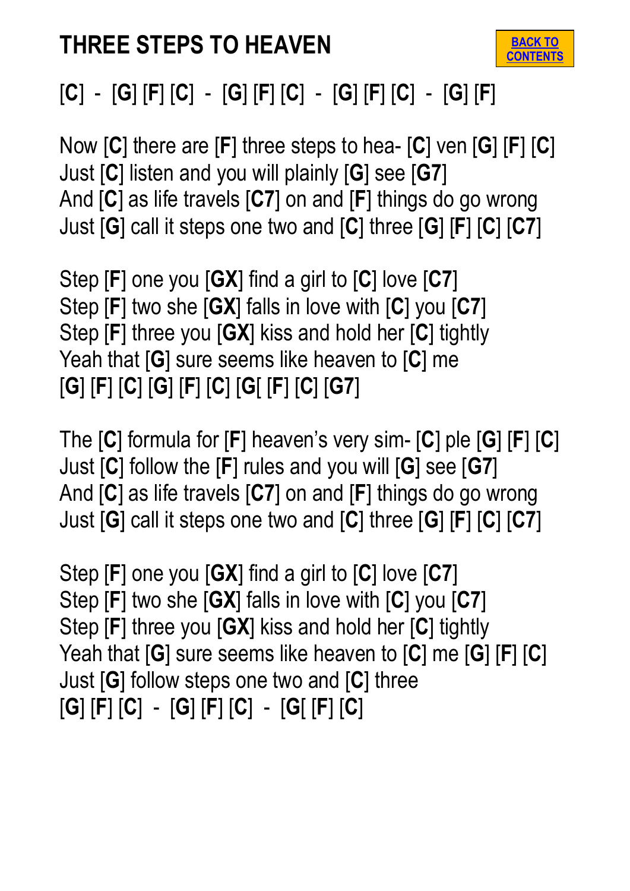# THREE STEPS TO HEAVEN

BACK TO CONTENTS

[**C**] - [**G**] [**F**] [**C**] - [**G**] [**F**] [**C**] - [**G**] [**F**] [**C**] - [**G**] [**F**]

Now [**C**] there are [**F**] three steps to hea- [**C**] ven [**G**] [**F**] [**C**]
Just [**C**] listen and you will plainly [**G**] see [**G7**]
And [**C**] as life travels [**C7**] on and [**F**] things do go wrong
Just [**G**] call it steps one two and [**C**] three [**G**] [**F**] [**C**] [**C7**]

Step [**F**] one you [**GX**] find a girl to [**C**] love [**C7**]
Step [**F**] two she [**GX**] falls in love with [**C**] you [**C7**]
Step [**F**] three you [**GX**] kiss and hold her [**C**] tightly
Yeah that [**G**] sure seems like heaven to [**C**] me
[**G**] [**F**] [**C**] [**G**] [**F**] [**C**] [**G**[ [**F**] [**C**] [**G7**]

The [**C**] formula for [**F**] heaven's very sim- [**C**] ple [**G**] [**F**] [**C**]
Just [**C**] follow the [**F**] rules and you will [**G**] see [**G7**]
And [**C**] as life travels [**C7**] on and [**F**] things do go wrong
Just [**G**] call it steps one two and [**C**] three [**G**] [**F**] [**C**] [**C7**]

Step [**F**] one you [**GX**] find a girl to [**C**] love [**C7**]
Step [**F**] two she [**GX**] falls in love with [**C**] you [**C7**]
Step [**F**] three you [**GX**] kiss and hold her [**C**] tightly
Yeah that [**G**] sure seems like heaven to [**C**] me [**G**] [**F**] [**C**]
Just [**G**] follow steps one two and [**C**] three
[**G**] [**F**] [**C**] - [**G**] [**F**] [**C**] - [**G**[ [**F**] [**C**]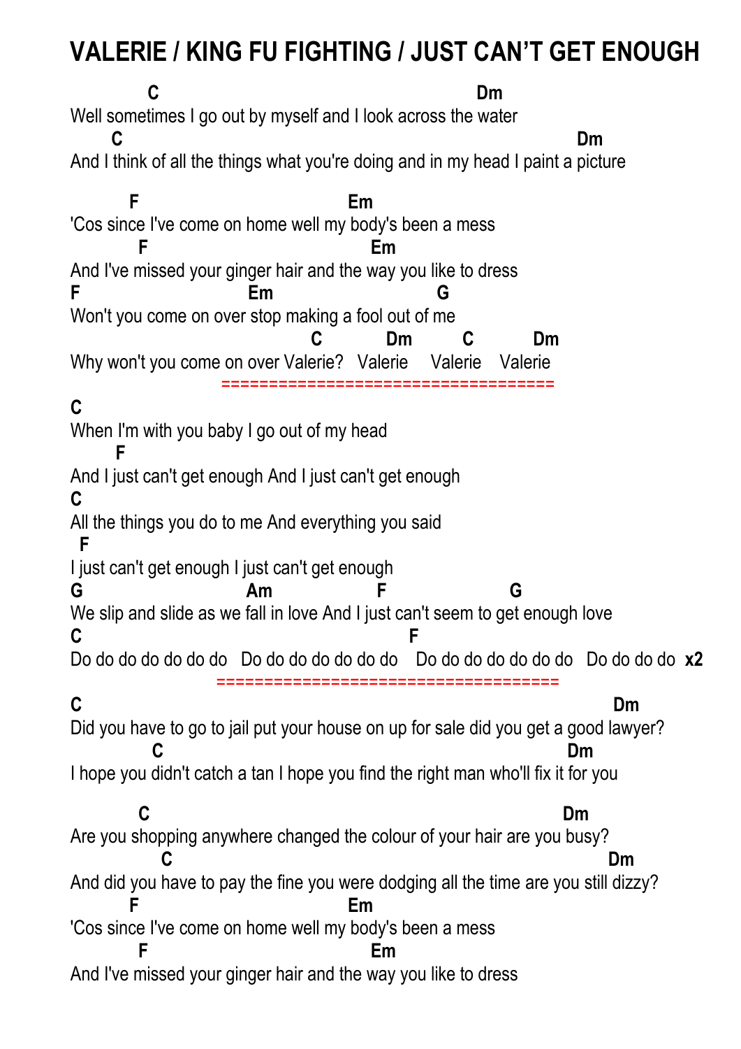# VALERIE / KING FU FIGHTING / JUST CAN'T GET ENOUGH

```
           C                                            Dm
Well sometimes I go out by myself and I look across the water
      C                                                                  Dm
And I think of all the things what you're doing and in my head I paint a picture

        F                            Em
'Cos since I've come on home well my body's been a mess
         F                               Em
And I've missed your ginger hair and the way you like to dress
F                      Em                    G
Won't you come on over stop making a fool out of me
                                 C          Dm         C          Dm
Why won't you come on over Valerie?  Valerie    Valerie    Valerie
```

====================================

```
C
When I'm with you baby I go out of my head
      F
And I just can't get enough And I just can't get enough
C
All the things you do to me And everything you said
 F
I just can't get enough I just can't get enough
G                     Am                F                 G
We slip and slide as we fall in love And I just can't seem to get enough love
C                                              F
Do do do do do do do   Do do do do do do do   Do do do do do do do   Do do do do  x2
```

=====================================

```
C                                                                             Dm
Did you have to go to jail put your house on up for sale did you get a good lawyer?
          C                                                        Dm
I hope you didn't catch a tan I hope you find the right man who'll fix it for you

         C                                                          Dm
Are you shopping anywhere changed the colour of your hair are you busy?
           C                                                              Dm
And did you have to pay the fine you were dodging all the time are you still dizzy?
        F                            Em
'Cos since I've come on home well my body's been a mess
         F                               Em
And I've missed your ginger hair and the way you like to dress
```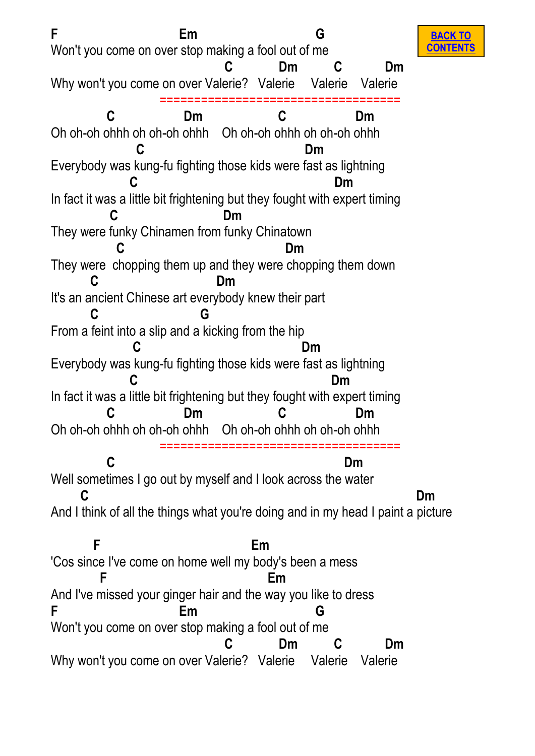```
F                          Em                           G
Won't you come on over stop making a fool out of me
                                  C          Dm          C          Dm
Why won't you come on over Valerie?  Valerie    Valerie    Valerie
                    ===================================
          C              Dm              C              Dm
Oh oh-oh ohhh oh oh-oh ohhh    Oh oh-oh ohhh oh oh-oh ohhh
                C                                  Dm
Everybody was kung-fu fighting those kids were fast as lightning
               C                                        Dm
In fact it was a little bit frightening but they fought with expert timing
          C                  Dm
They were funky Chinamen from funky Chinatown
           C                             Dm
They were  chopping them up and they were chopping them down
       C                   Dm
It's an ancient Chinese art everybody knew their part
       C                 G
From a feint into a slip and a kicking from the hip
                C                                  Dm
Everybody was kung-fu fighting those kids were fast as lightning
               C                                       Dm
In fact it was a little bit frightening but they fought with expert timing
          C              Dm              C              Dm
Oh oh-oh ohhh oh oh-oh ohhh    Oh oh-oh ohhh oh oh-oh ohhh
                    ===================================
          C                                          Dm
Well sometimes I go out by myself and I look across the water
      C                                                              Dm
And I think of all the things what you're doing and in my head I paint a picture

       F                        Em
'Cos since I've come on home well my body's been a mess
        F                          Em
And I've missed your ginger hair and the way you like to dress
F                          Em                           G
Won't you come on over stop making a fool out of me
                                  C          Dm          C          Dm
Why won't you come on over Valerie?  Valerie    Valerie    Valerie
```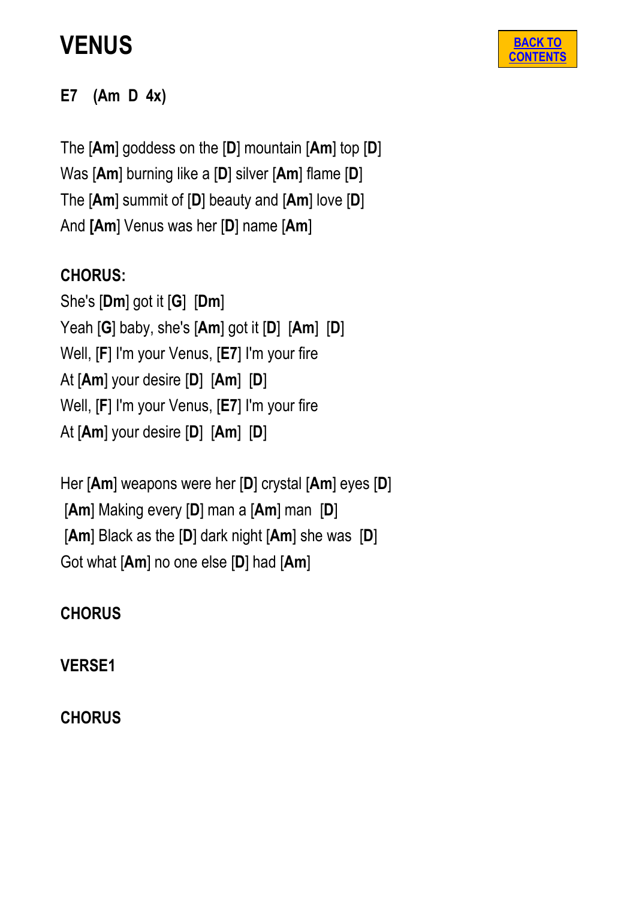# VENUS

BACK TO CONTENTS

**E7 (Am D 4x)**

The [**Am**] goddess on the [**D**] mountain [**Am**] top [**D**]
Was [**Am**] burning like a [**D**] silver [**Am**] flame [**D**]
The [**Am**] summit of [**D**] beauty and [**Am**] love [**D**]
And **[Am]** Venus was her [**D**] name [**Am**]

**CHORUS:**
She's [**Dm**] got it [**G**] [**Dm**]
Yeah [**G**] baby, she's [**Am**] got it [**D**] [**Am**] [**D**]
Well, [**F**] I'm your Venus, [**E7**] I'm your fire
At [**Am**] your desire [**D**] [**Am**] [**D**]
Well, [**F**] I'm your Venus, [**E7**] I'm your fire
At [**Am**] your desire [**D**] [**Am**] [**D**]

Her [**Am**] weapons were her [**D**] crystal [**Am**] eyes [**D**]
[**Am**] Making every [**D**] man a [**Am**] man [**D**]
[**Am**] Black as the [**D**] dark night [**Am**] she was [**D**]
Got what [**Am**] no one else [**D**] had [**Am**]

**CHORUS**

**VERSE1**

**CHORUS**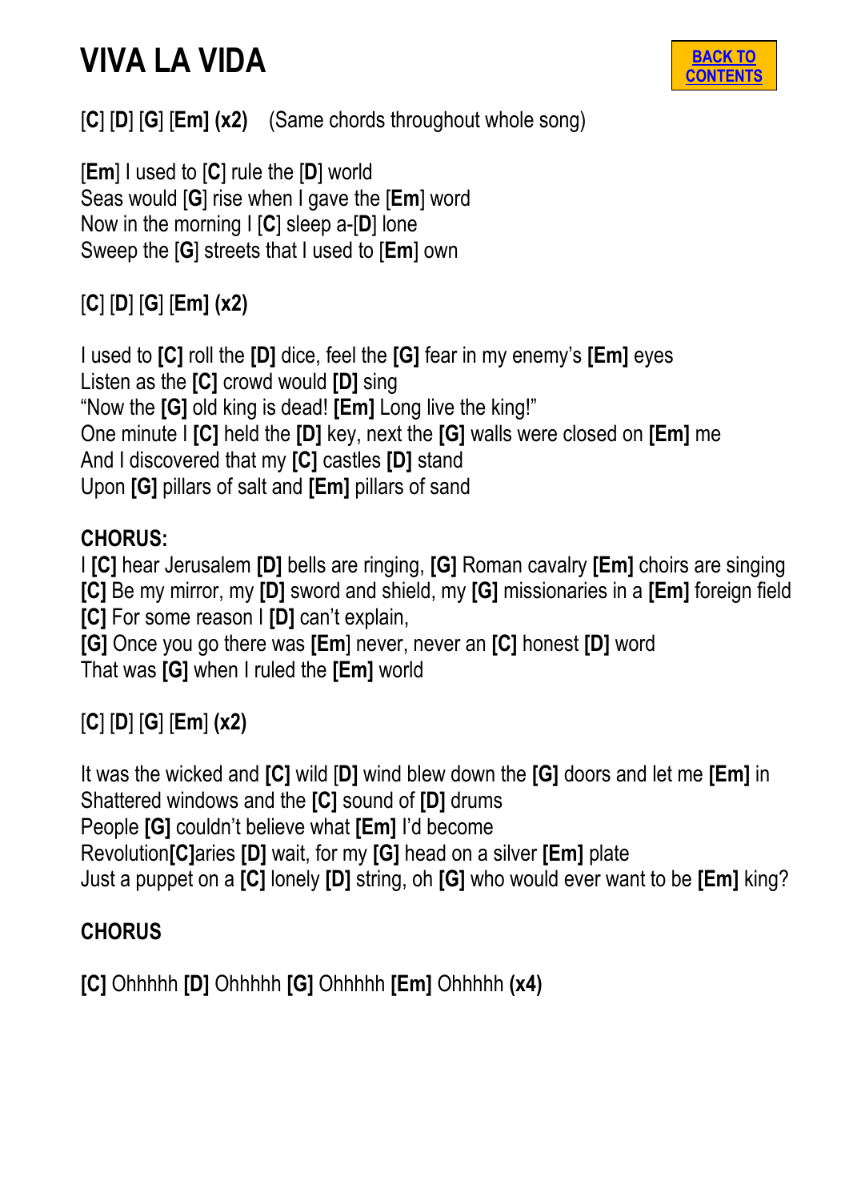# VIVA LA VIDA

BACK TO CONTENTS

[**C**] [**D**] [**G**] [**Em**] **(x2)** (Same chords throughout whole song)

[**Em**] I used to [**C**] rule the [**D**] world
Seas would [**G**] rise when I gave the [**Em**] word
Now in the morning I [**C**] sleep a-[**D**] lone
Sweep the [**G**] streets that I used to [**Em**] own

[**C**] [**D**] [**G**] [**Em**] **(x2)**

I used to **[C]** roll the **[D]** dice, feel the **[G]** fear in my enemy's **[Em]** eyes
Listen as the **[C]** crowd would **[D]** sing
"Now the **[G]** old king is dead! **[Em]** Long live the king!"
One minute I **[C]** held the **[D]** key, next the **[G]** walls were closed on **[Em]** me
And I discovered that my **[C]** castles **[D]** stand
Upon **[G]** pillars of salt and **[Em]** pillars of sand

**CHORUS:**
I **[C]** hear Jerusalem **[D]** bells are ringing, **[G]** Roman cavalry **[Em]** choirs are singing
**[C]** Be my mirror, my **[D]** sword and shield, my **[G]** missionaries in a **[Em]** foreign field
**[C]** For some reason I **[D]** can't explain,
**[G]** Once you go there was [**Em**] never, never an **[C]** honest **[D]** word
That was **[G]** when I ruled the **[Em]** world

[**C**] [**D**] [**G**] [**Em**] **(x2)**

It was the wicked and **[C]** wild [**D**] wind blew down the **[G]** doors and let me **[Em]** in
Shattered windows and the **[C]** sound of **[D]** drums
People **[G]** couldn't believe what **[Em]** I'd become
Revolution**[C]**aries **[D]** wait, for my **[G]** head on a silver **[Em]** plate
Just a puppet on a **[C]** lonely **[D]** string, oh **[G]** who would ever want to be **[Em]** king?

**CHORUS**

**[C]** Ohhhhh **[D]** Ohhhhh **[G]** Ohhhhh **[Em]** Ohhhhh **(x4)**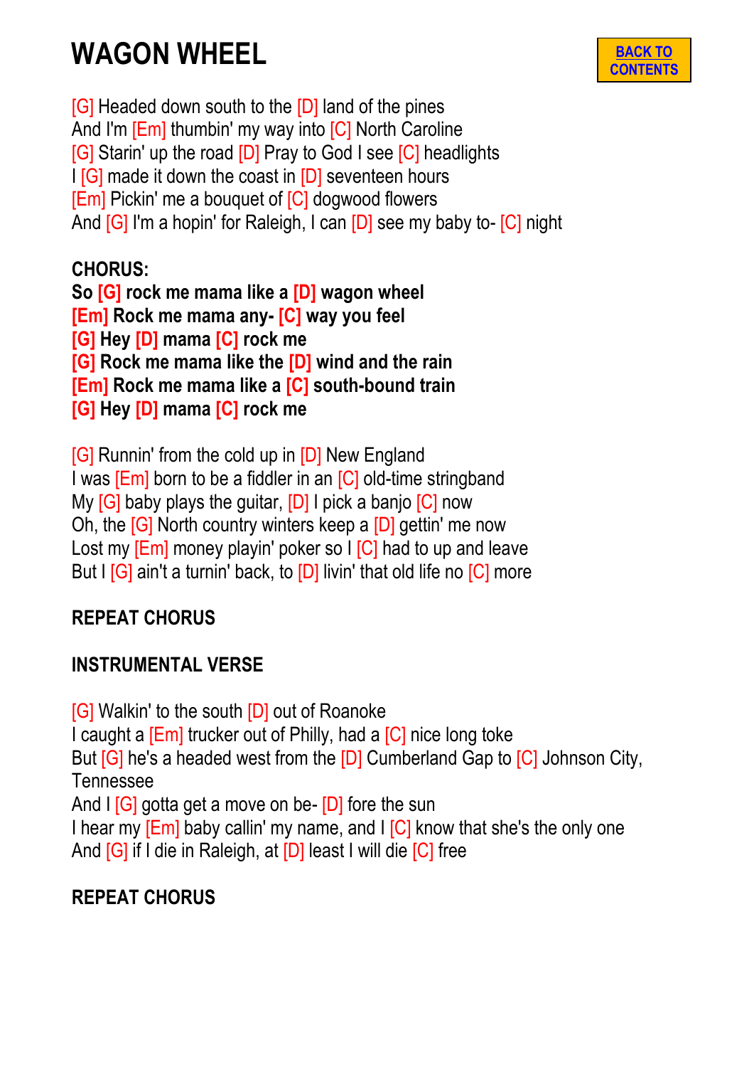# WAGON WHEEL

BACK TO CONTENTS

[G] Headed down south to the [D] land of the pines
And I'm [Em] thumbin' my way into [C] North Caroline
[G] Starin' up the road [D] Pray to God I see [C] headlights
I [G] made it down the coast in [D] seventeen hours
[Em] Pickin' me a bouquet of [C] dogwood flowers
And [G] I'm a hopin' for Raleigh, I can [D] see my baby to- [C] night

**CHORUS:**
**So [G] rock me mama like a [D] wagon wheel**
**[Em] Rock me mama any- [C] way you feel**
**[G] Hey [D] mama [C] rock me**
**[G] Rock me mama like the [D] wind and the rain**
**[Em] Rock me mama like a [C] south-bound train**
**[G] Hey [D] mama [C] rock me**

[G] Runnin' from the cold up in [D] New England
I was [Em] born to be a fiddler in an [C] old-time stringband
My [G] baby plays the guitar, [D] I pick a banjo [C] now
Oh, the [G] North country winters keep a [D] gettin' me now
Lost my [Em] money playin' poker so I [C] had to up and leave
But I [G] ain't a turnin' back, to [D] livin' that old life no [C] more

**REPEAT CHORUS**

**INSTRUMENTAL VERSE**

[G] Walkin' to the south [D] out of Roanoke
I caught a [Em] trucker out of Philly, had a [C] nice long toke
But [G] he's a headed west from the [D] Cumberland Gap to [C] Johnson City, Tennessee
And I [G] gotta get a move on be- [D] fore the sun
I hear my [Em] baby callin' my name, and I [C] know that she's the only one
And [G] if I die in Raleigh, at [D] least I will die [C] free

**REPEAT CHORUS**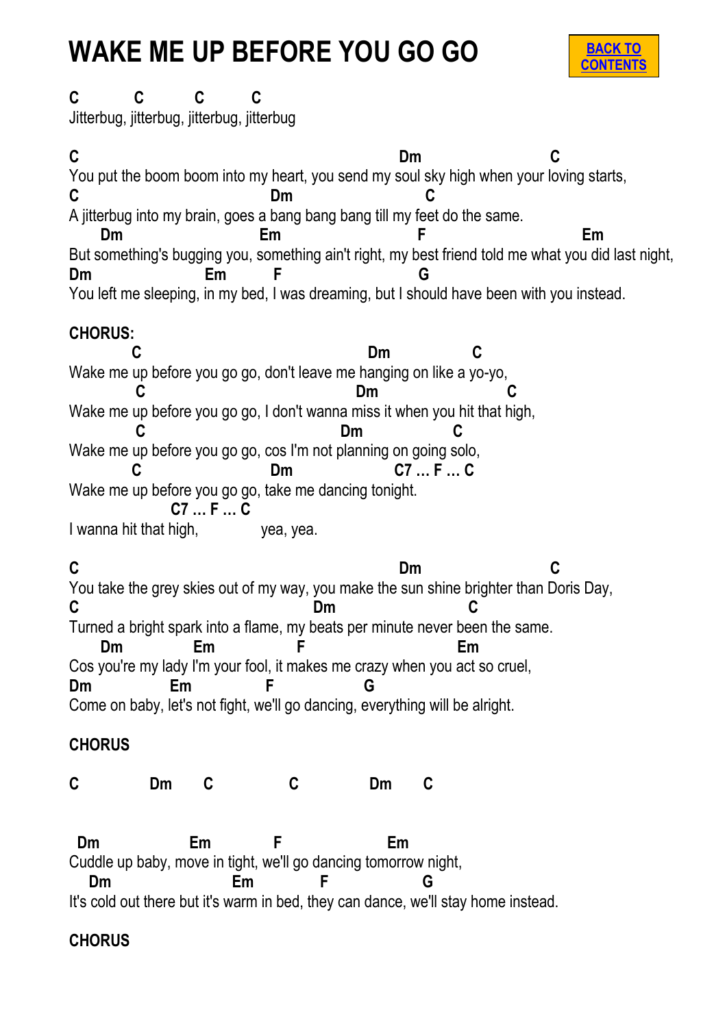# WAKE ME UP BEFORE YOU GO GO

BACK TO CONTENTS

```
C          C          C         C
Jitterbug, jitterbug, jitterbug, jitterbug

C                                                       Dm                   C
You put the boom boom into my heart, you send my soul sky high when your loving starts,
C                                  Dm                   C
A jitterbug into my brain, goes a bang bang bang till my feet do the same.
      Dm                      Em                         F                             Em
But something's bugging you, something ain't right, my best friend told me what you did last night,
Dm                       Em          F                     G
You left me sleeping, in my bed, I was dreaming, but I should have been with you instead.
```

**CHORUS:**

```
            C                                           Dm                C
Wake me up before you go go, don't leave me hanging on like a yo-yo,
             C                                        Dm                       C
Wake me up before you go go, I don't wanna miss it when you hit that high,
             C                                     Dm                C
Wake me up before you go go, cos I'm not planning on going solo,
            C                        Dm                   C7 … F … C
Wake me up before you go go, take me dancing tonight.
                   C7 … F … C
I wanna hit that high,            yea, yea.
```

```
C                                                       Dm                   C
You take the grey skies out of my way, you make the sun shine brighter than Doris Day,
C                                             Dm                      C
Turned a bright spark into a flame, my beats per minute never been the same.
      Dm               Em               F                            Em
Cos you're my lady I'm your fool, it makes me crazy when you act so cruel,
Dm                  Em               F                 G
Come on baby, let's not fight, we'll go dancing, everything will be alright.
```

**CHORUS**

```
C            Dm      C              C             Dm      C
```

```
  Dm                   Em              F                     Em
Cuddle up baby, move in tight, we'll go dancing tomorrow night,
   Dm                        Em            F                   G
It's cold out there but it's warm in bed, they can dance, we'll stay home instead.
```

**CHORUS**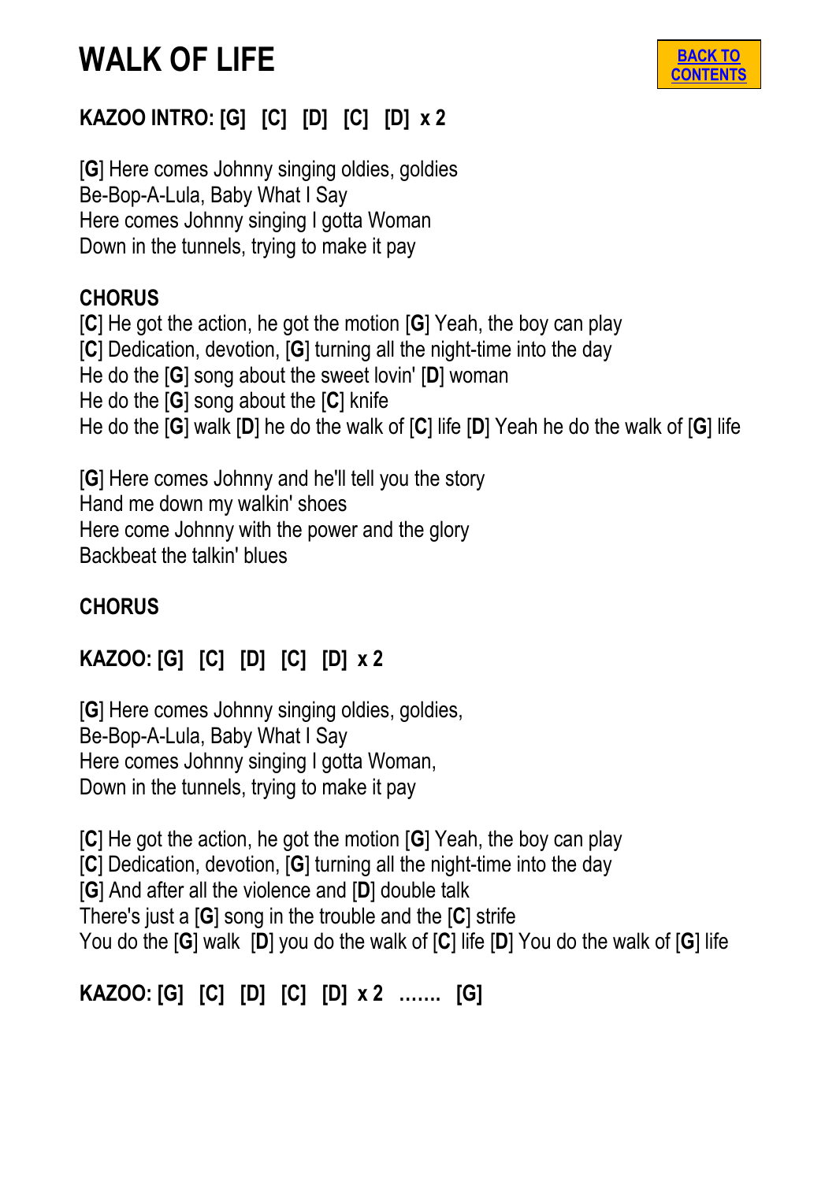# WALK OF LIFE

[BACK TO CONTENTS]

**KAZOO INTRO: [G] [C] [D] [C] [D] x 2**

[**G**] Here comes Johnny singing oldies, goldies
Be-Bop-A-Lula, Baby What I Say
Here comes Johnny singing I gotta Woman
Down in the tunnels, trying to make it pay

**CHORUS**
[**C**] He got the action, he got the motion [**G**] Yeah, the boy can play
[**C**] Dedication, devotion, [**G**] turning all the night-time into the day
He do the [**G**] song about the sweet lovin' [**D**] woman
He do the [**G**] song about the [**C**] knife
He do the [**G**] walk [**D**] he do the walk of [**C**] life [**D**] Yeah he do the walk of [**G**] life

[**G**] Here comes Johnny and he'll tell you the story
Hand me down my walkin' shoes
Here come Johnny with the power and the glory
Backbeat the talkin' blues

**CHORUS**

**KAZOO: [G] [C] [D] [C] [D] x 2**

[**G**] Here comes Johnny singing oldies, goldies,
Be-Bop-A-Lula, Baby What I Say
Here comes Johnny singing I gotta Woman,
Down in the tunnels, trying to make it pay

[**C**] He got the action, he got the motion [**G**] Yeah, the boy can play
[**C**] Dedication, devotion, [**G**] turning all the night-time into the day
[**G**] And after all the violence and [**D**] double talk
There's just a [**G**] song in the trouble and the [**C**] strife
You do the [**G**] walk [**D**] you do the walk of [**C**] life [**D**] You do the walk of [**G**] life

**KAZOO: [G] [C] [D] [C] [D] x 2 ....... [G]**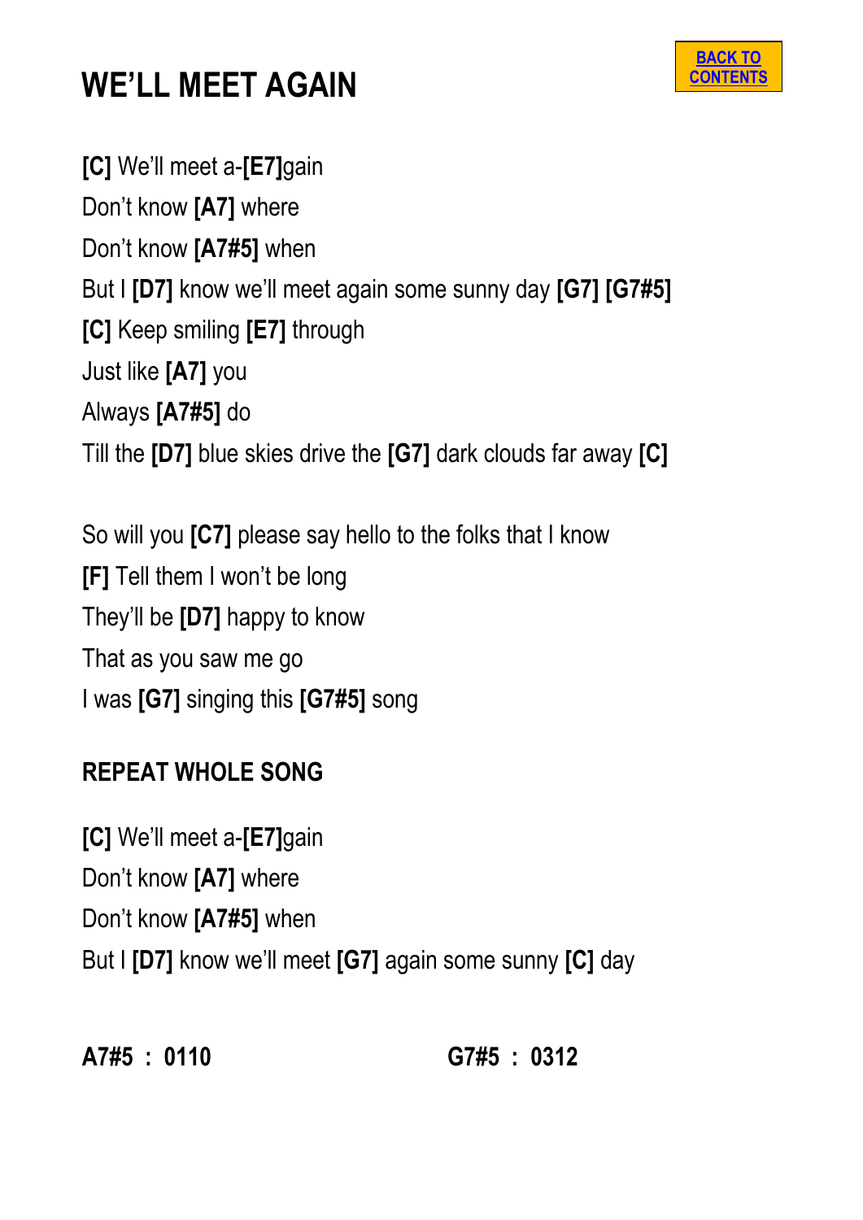# WE'LL MEET AGAIN

[BACK TO CONTENTS]

**[C]** We'll meet a-**[E7]**gain
Don't know **[A7]** where
Don't know **[A7#5]** when
But I **[D7]** know we'll meet again some sunny day **[G7]** **[G7#5]**
**[C]** Keep smiling **[E7]** through
Just like **[A7]** you
Always **[A7#5]** do
Till the **[D7]** blue skies drive the **[G7]** dark clouds far away **[C]**

So will you **[C7]** please say hello to the folks that I know
**[F]** Tell them I won't be long
They'll be **[D7]** happy to know
That as you saw me go
I was **[G7]** singing this **[G7#5]** song

**REPEAT WHOLE SONG**

**[C]** We'll meet a-**[E7]**gain
Don't know **[A7]** where
Don't know **[A7#5]** when
But I **[D7]** know we'll meet **[G7]** again some sunny **[C]** day

**A7#5 : 0110** **G7#5 : 0312**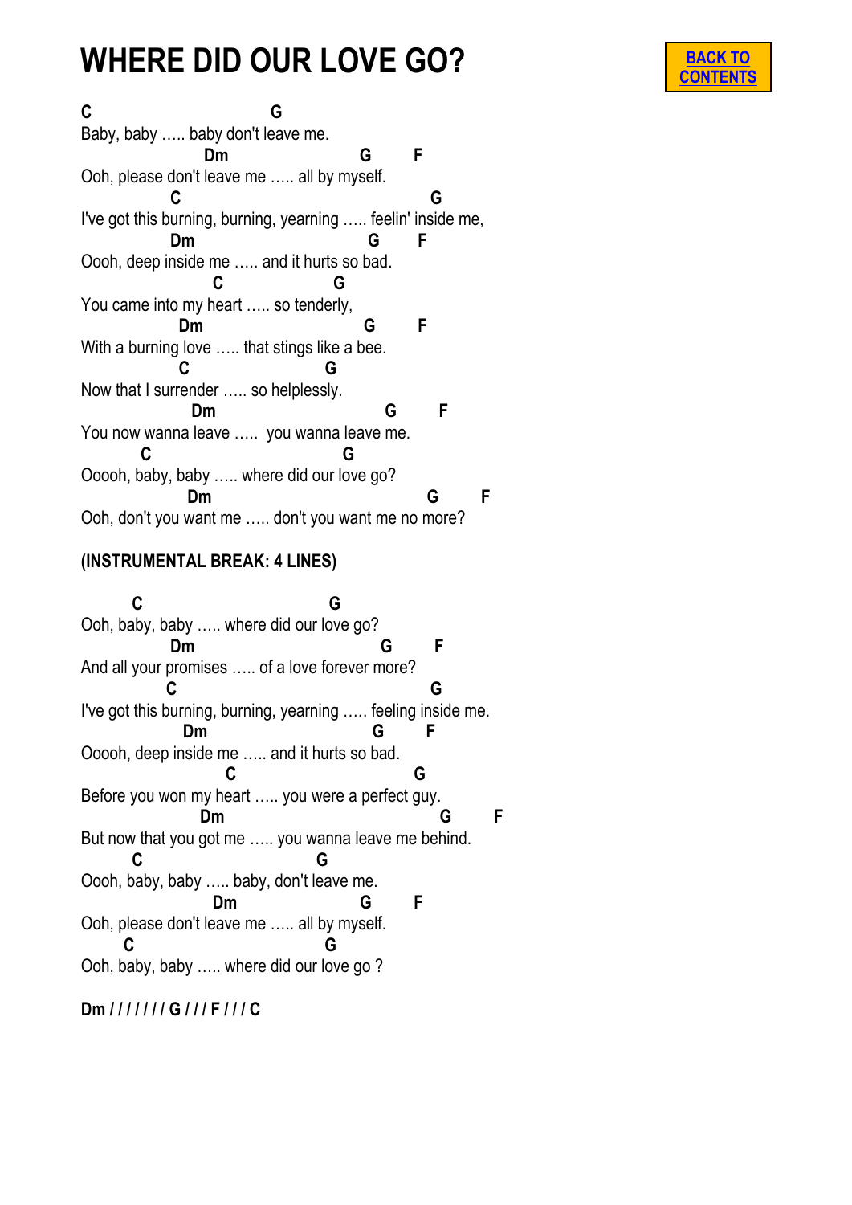# WHERE DID OUR LOVE GO?

BACK TO CONTENTS

```
C                               G
Baby, baby ….. baby don't leave me.
                    Dm                      G        F
Ooh, please don't leave me ….. all by myself.
               C                                        G
I've got this burning, burning, yearning ….. feelin' inside me,
               Dm                         G        F
Oooh, deep inside me ….. and it hurts so bad.
                      C                 G
You came into my heart ….. so tenderly,
                Dm                      G        F
With a burning love ….. that stings like a bee.
                C                       G
Now that I surrender ….. so helplessly.
                  Dm                        G        F
You now wanna leave …..  you wanna leave me.
         C                               G
Ooooh, baby, baby ….. where did our love go?
                   Dm                                 G        F
Ooh, don't you want me ….. don't you want me no more?
```

**(INSTRUMENTAL BREAK: 4 LINES)**

```
        C                              G
Ooh, baby, baby ….. where did our love go?
               Dm                          G        F
And all your promises ….. of a love forever more?
              C                                         G
I've got this burning, burning, yearning ….. feeling inside me.
                 Dm                         G        F
Ooooh, deep inside me ….. and it hurts so bad.
                       C                            G
Before you won my heart ….. you were a perfect guy.
                   Dm                                 G        F
But now that you got me ….. you wanna leave me behind.
        C                          G
Ooooh, baby, baby ….. baby, don't leave me.
                    Dm                      G        F
Ooh, please don't leave me ….. all by myself.
       C                               G
Ooh, baby, baby ….. where did our love go ?
```

**Dm / / / / / / / G / / / F / / / C**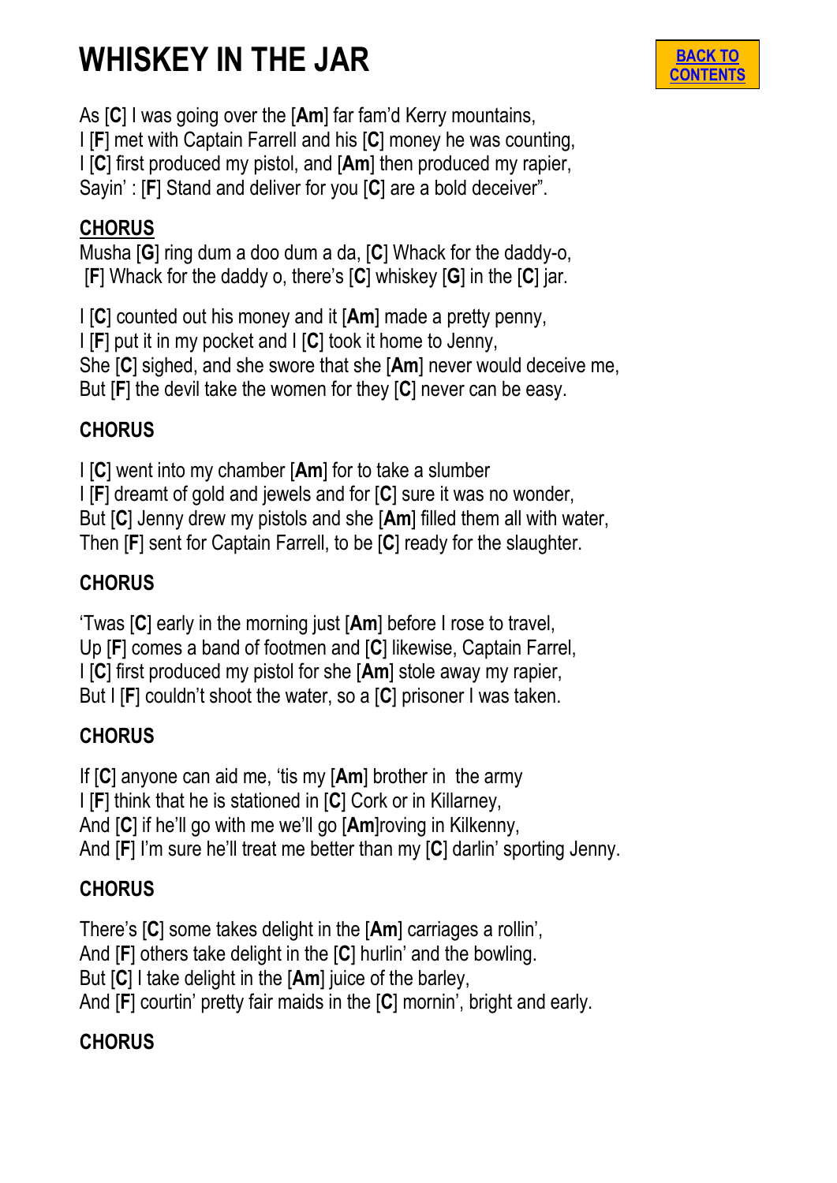# WHISKEY IN THE JAR

[BACK TO CONTENTS]

As [**C**] I was going over the [**Am**] far fam'd Kerry mountains,
I [**F**] met with Captain Farrell and his [**C**] money he was counting,
I [**C**] first produced my pistol, and [**Am**] then produced my rapier,
Sayin' : [**F**] Stand and deliver for you [**C**] are a bold deceiver".

**CHORUS**
Musha [**G**] ring dum a doo dum a da, [**C**] Whack for the daddy-o,
[**F**] Whack for the daddy o, there's [**C**] whiskey [**G**] in the [**C**] jar.

I [**C**] counted out his money and it [**Am**] made a pretty penny,
I [**F**] put it in my pocket and I [**C**] took it home to Jenny,
She [**C**] sighed, and she swore that she [**Am**] never would deceive me,
But [**F**] the devil take the women for they [**C**] never can be easy.

**CHORUS**

I [**C**] went into my chamber [**Am**] for to take a slumber
I [**F**] dreamt of gold and jewels and for [**C**] sure it was no wonder,
But [**C**] Jenny drew my pistols and she [**Am**] filled them all with water,
Then [**F**] sent for Captain Farrell, to be [**C**] ready for the slaughter.

**CHORUS**

'Twas [**C**] early in the morning just [**Am**] before I rose to travel,
Up [**F**] comes a band of footmen and [**C**] likewise, Captain Farrel,
I [**C**] first produced my pistol for she [**Am**] stole away my rapier,
But I [**F**] couldn't shoot the water, so a [**C**] prisoner I was taken.

**CHORUS**

If [**C**] anyone can aid me, 'tis my [**Am**] brother in the army
I [**F**] think that he is stationed in [**C**] Cork or in Killarney,
And [**C**] if he'll go with me we'll go [**Am**]roving in Kilkenny,
And [**F**] I'm sure he'll treat me better than my [**C**] darlin' sporting Jenny.

**CHORUS**

There's [**C**] some takes delight in the [**Am**] carriages a rollin',
And [**F**] others take delight in the [**C**] hurlin' and the bowling.
But [**C**] I take delight in the [**Am**] juice of the barley,
And [**F**] courtin' pretty fair maids in the [**C**] mornin', bright and early.

**CHORUS**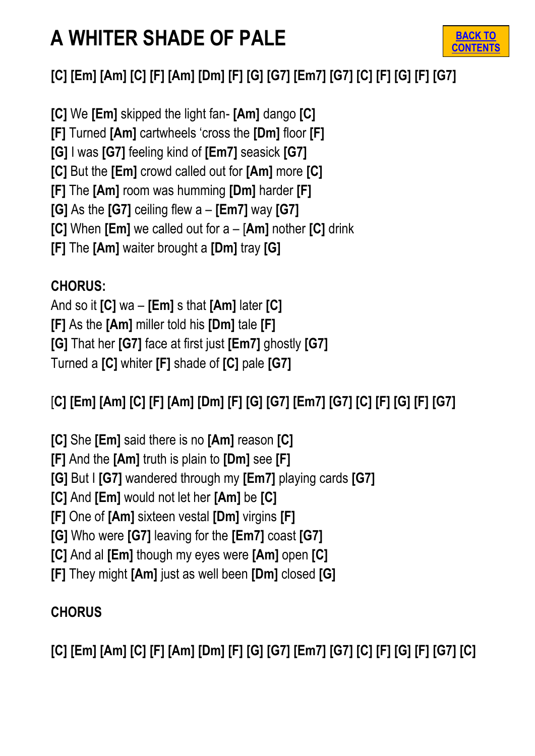# A WHITER SHADE OF PALE

BACK TO CONTENTS

**[C] [Em] [Am] [C] [F] [Am] [Dm] [F] [G] [G7] [Em7] [G7] [C] [F] [G] [F] [G7]**

**[C]** We **[Em]** skipped the light fan- **[Am]** dango **[C]**
**[F]** Turned **[Am]** cartwheels 'cross the **[Dm]** floor **[F]**
**[G]** I was **[G7]** feeling kind of **[Em7]** seasick **[G7]**
**[C]** But the **[Em]** crowd called out for **[Am]** more **[C]**
**[F]** The **[Am]** room was humming **[Dm]** harder **[F]**
**[G]** As the **[G7]** ceiling flew a – **[Em7]** way **[G7]**
**[C]** When **[Em]** we called out for a – [**Am]** nother **[C]** drink
**[F]** The **[Am]** waiter brought a **[Dm]** tray **[G]**

**CHORUS:**
And so it **[C]** wa – **[Em]** s that **[Am]** later **[C]**
**[F]** As the **[Am]** miller told his **[Dm]** tale **[F]**
**[G]** That her **[G7]** face at first just **[Em7]** ghostly **[G7]**
Turned a **[C]** whiter **[F]** shade of **[C]** pale **[G7]**

[**C] [Em] [Am] [C] [F] [Am] [Dm] [F] [G] [G7] [Em7] [G7] [C] [F] [G] [F] [G7]**

**[C]** She **[Em]** said there is no **[Am]** reason **[C]**
**[F]** And the **[Am]** truth is plain to **[Dm]** see **[F]**
**[G]** But I **[G7]** wandered through my **[Em7]** playing cards **[G7]**
**[C]** And **[Em]** would not let her **[Am]** be **[C]**
**[F]** One of **[Am]** sixteen vestal **[Dm]** virgins **[F]**
**[G]** Who were **[G7]** leaving for the **[Em7]** coast **[G7]**
**[C]** And al **[Em]** though my eyes were **[Am]** open **[C]**
**[F]** They might **[Am]** just as well been **[Dm]** closed **[G]**

**CHORUS**

**[C] [Em] [Am] [C] [F] [Am] [Dm] [F] [G] [G7] [Em7] [G7] [C] [F] [G] [F] [G7] [C]**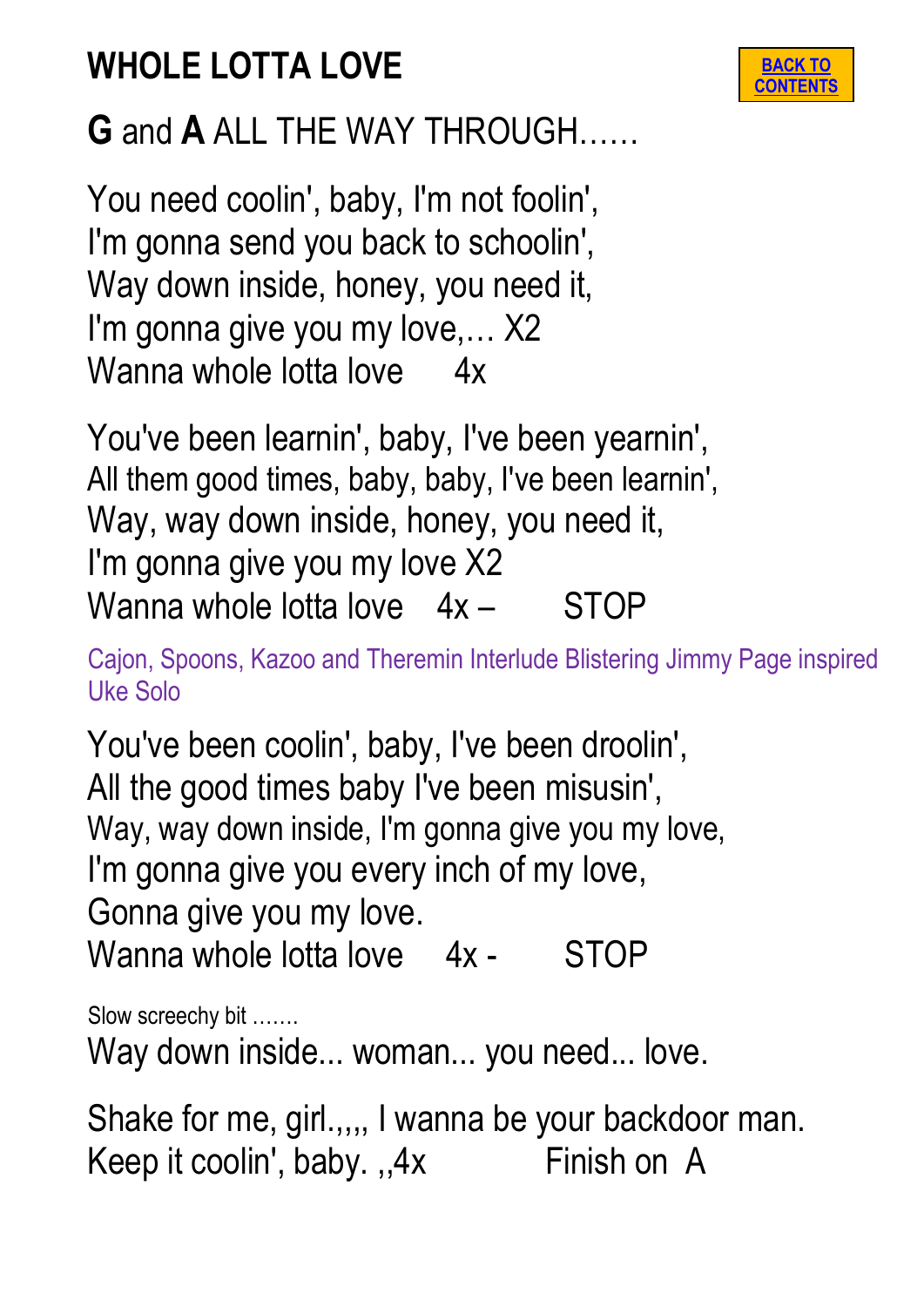# WHOLE LOTTA LOVE

BACK TO CONTENTS

## **G** and **A** ALL THE WAY THROUGH……

You need coolin', baby, I'm not foolin',
I'm gonna send you back to schoolin',
Way down inside, honey, you need it,
I'm gonna give you my love,… X2
Wanna whole lotta love 4x

You've been learnin', baby, I've been yearnin',
All them good times, baby, baby, I've been learnin',
Way, way down inside, honey, you need it,
I'm gonna give you my love X2
Wanna whole lotta love 4x – STOP

Cajon, Spoons, Kazoo and Theremin Interlude Blistering Jimmy Page inspired Uke Solo

You've been coolin', baby, I've been droolin',
All the good times baby I've been misusin',
Way, way down inside, I'm gonna give you my love,
I'm gonna give you every inch of my love,
Gonna give you my love.
Wanna whole lotta love 4x - STOP

Slow screechy bit …….
Way down inside... woman... you need... love.

Shake for me, girl.,,,, I wanna be your backdoor man.
Keep it coolin', baby. ,,4x Finish on A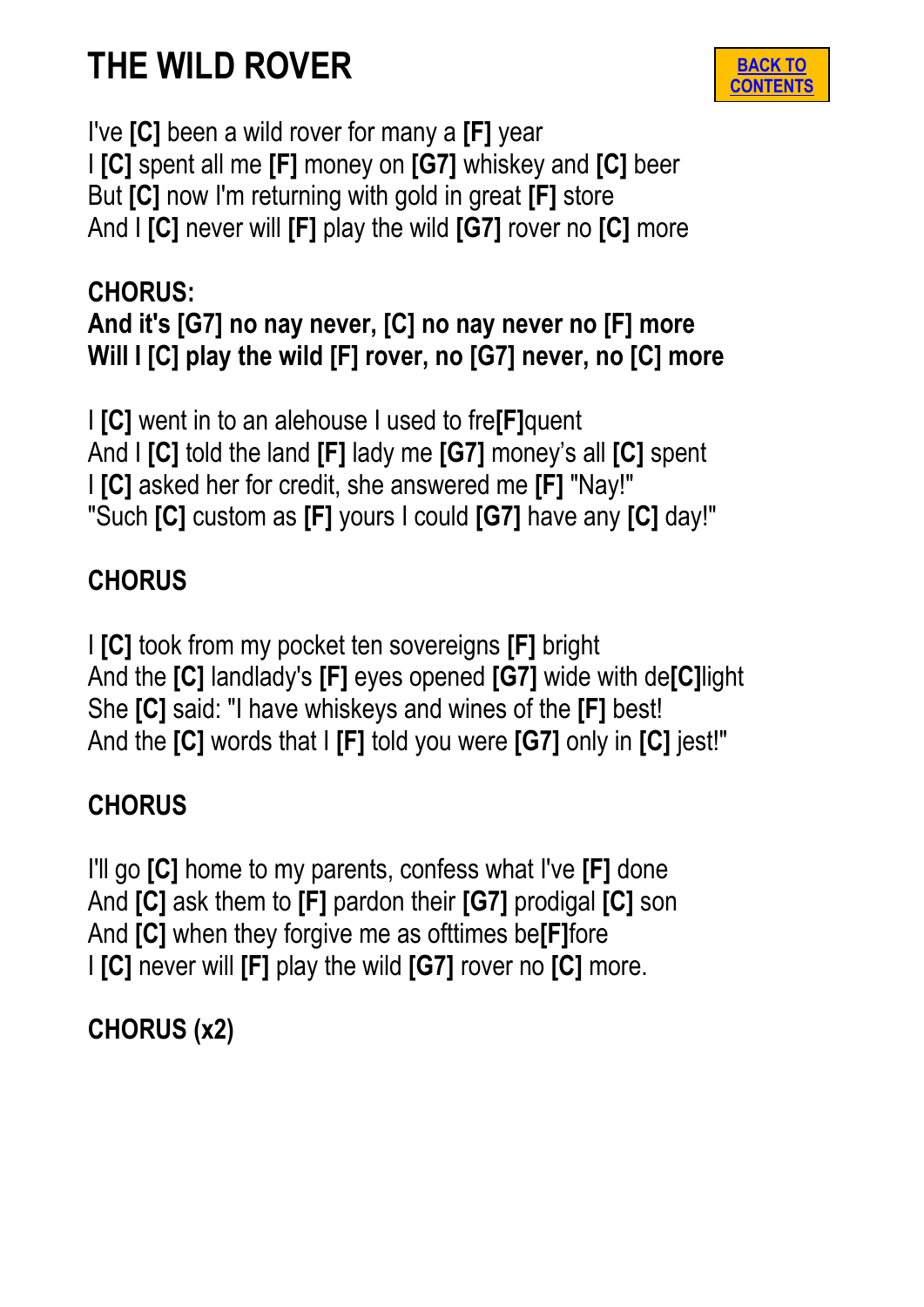# THE WILD ROVER

[BACK TO CONTENTS]

I've **[C]** been a wild rover for many a **[F]** year
I **[C]** spent all me **[F]** money on **[G7]** whiskey and **[C]** beer
But **[C]** now I'm returning with gold in great **[F]** store
And I **[C]** never will **[F]** play the wild **[G7]** rover no **[C]** more

**CHORUS:**
**And it's [G7] no nay never, [C] no nay never no [F] more**
**Will I [C] play the wild [F] rover, no [G7] never, no [C] more**

I **[C]** went in to an alehouse I used to fre**[F]**quent
And I **[C]** told the land **[F]** lady me **[G7]** money's all **[C]** spent
I **[C]** asked her for credit, she answered me **[F]** "Nay!"
"Such **[C]** custom as **[F]** yours I could **[G7]** have any **[C]** day!"

**CHORUS**

I **[C]** took from my pocket ten sovereigns **[F]** bright
And the **[C]** landlady's **[F]** eyes opened **[G7]** wide with de**[C]**light
She **[C]** said: "I have whiskeys and wines of the **[F]** best!
And the **[C]** words that I **[F]** told you were **[G7]** only in **[C]** jest!"

**CHORUS**

I'll go **[C]** home to my parents, confess what I've **[F]** done
And **[C]** ask them to **[F]** pardon their **[G7]** prodigal **[C]** son
And **[C]** when they forgive me as ofttimes be**[F]**fore
I **[C]** never will **[F]** play the wild **[G7]** rover no **[C]** more.

**CHORUS (x2)**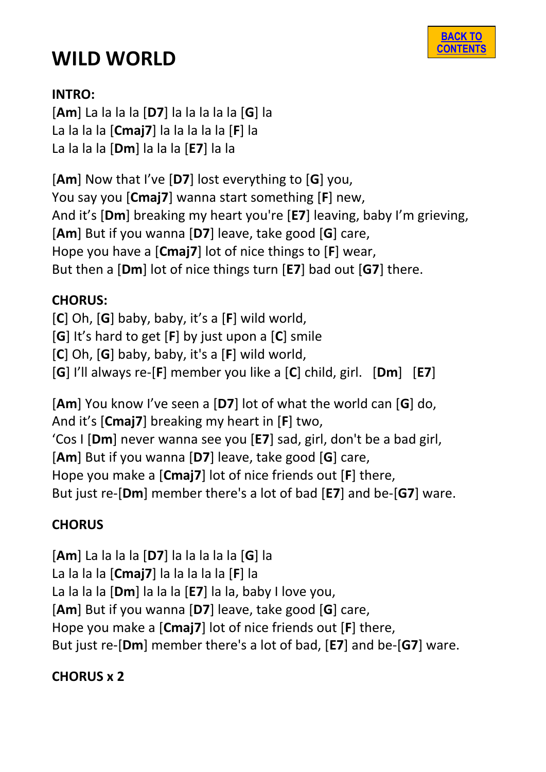# WILD WORLD

BACK TO CONTENTS

**INTRO:**
[**Am**] La la la la [**D7**] la la la la la [**G**] la
La la la la [**Cmaj7**] la la la la la [**F**] la
La la la la [**Dm**] la la la [**E7**] la la

[**Am**] Now that I've [**D7**] lost everything to [**G**] you,
You say you [**Cmaj7**] wanna start something [**F**] new,
And it's [**Dm**] breaking my heart you're [**E7**] leaving, baby I'm grieving,
[**Am**] But if you wanna [**D7**] leave, take good [**G**] care,
Hope you have a [**Cmaj7**] lot of nice things to [**F**] wear,
But then a [**Dm**] lot of nice things turn [**E7**] bad out [**G7**] there.

**CHORUS:**
[**C**] Oh, [**G**] baby, baby, it's a [**F**] wild world,
[**G**] It's hard to get [**F**] by just upon a [**C**] smile
[**C**] Oh, [**G**] baby, baby, it's a [**F**] wild world,
[**G**] I'll always re-[**F**] member you like a [**C**] child, girl. [**Dm**] [**E7**]

[**Am**] You know I've seen a [**D7**] lot of what the world can [**G**] do,
And it's [**Cmaj7**] breaking my heart in [**F**] two,
'Cos I [**Dm**] never wanna see you [**E7**] sad, girl, don't be a bad girl,
[**Am**] But if you wanna [**D7**] leave, take good [**G**] care,
Hope you make a [**Cmaj7**] lot of nice friends out [**F**] there,
But just re-[**Dm**] member there's a lot of bad [**E7**] and be-[**G7**] ware.

**CHORUS**

[**Am**] La la la la [**D7**] la la la la la [**G**] la
La la la la [**Cmaj7**] la la la la la [**F**] la
La la la la [**Dm**] la la la [**E7**] la la, baby I love you,
[**Am**] But if you wanna [**D7**] leave, take good [**G**] care,
Hope you make a [**Cmaj7**] lot of nice friends out [**F**] there,
But just re-[**Dm**] member there's a lot of bad, [**E7**] and be-[**G7**] ware.

**CHORUS x 2**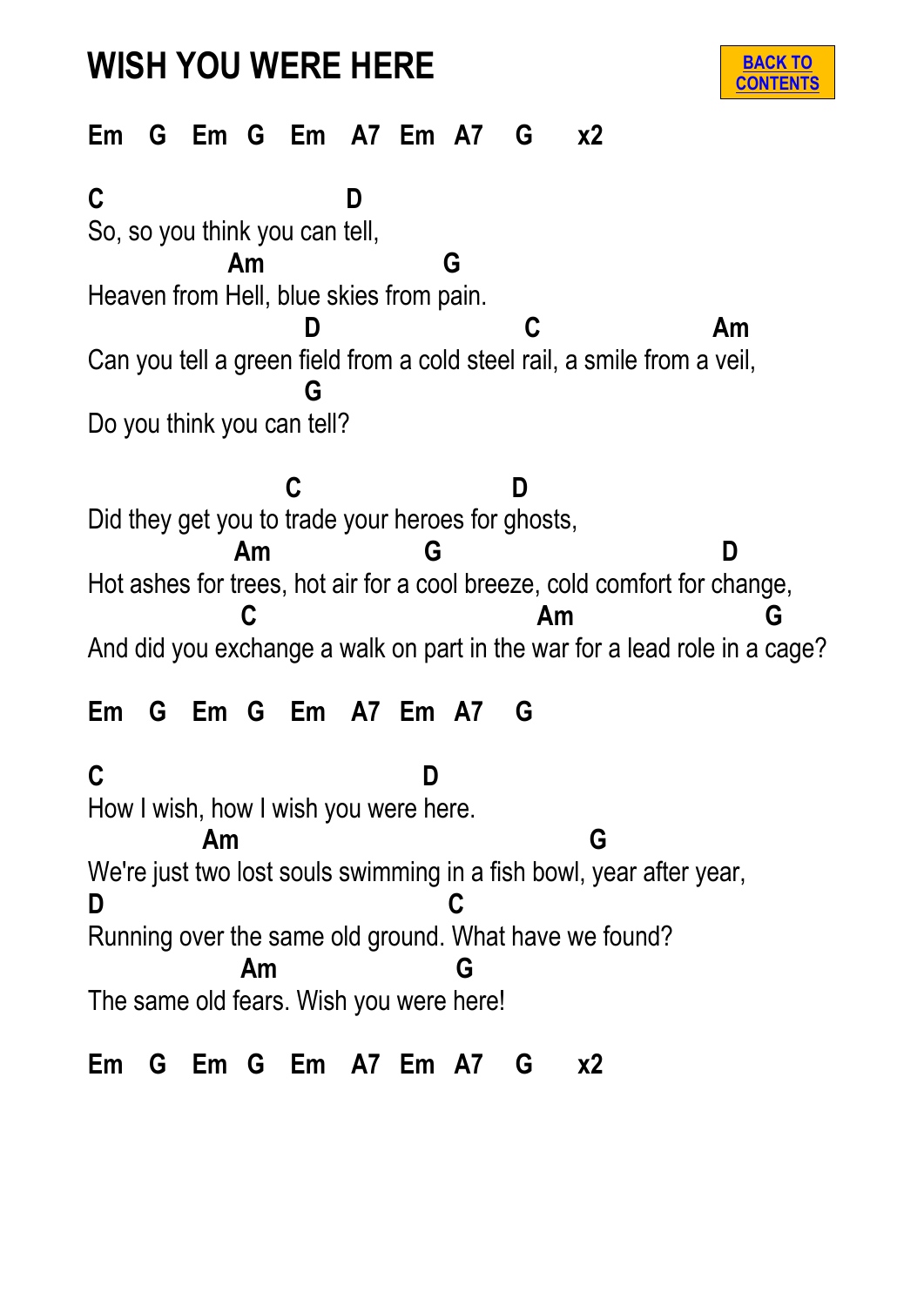# WISH YOU WERE HERE

BACK TO CONTENTS

```
Em   G   Em  G   Em   A7  Em  A7   G    x2

C                          D
So, so you think you can tell,
              Am                  G
Heaven from Hell, blue skies from pain.
                          D                   C                 Am
Can you tell a green field from a cold steel rail, a smile from a veil,
                          G
Do you think you can tell?

                       C                     D
Did they get you to trade your heroes for ghosts,
               Am                G                            D
Hot ashes for trees, hot air for a cool breeze, cold comfort for change,
                C                                  Am                  G
And did you exchange a walk on part in the war for a lead role in a cage?

Em   G   Em  G   Em   A7  Em  A7   G

C                                 D
How I wish, how I wish you were here.
            Am                                 G
We're just two lost souls swimming in a fish bowl, year after year,
D                                    C
Running over the same old ground. What have we found?
                Am                  G
The same old fears. Wish you were here!

Em   G   Em  G   Em   A7  Em  A7   G    x2
```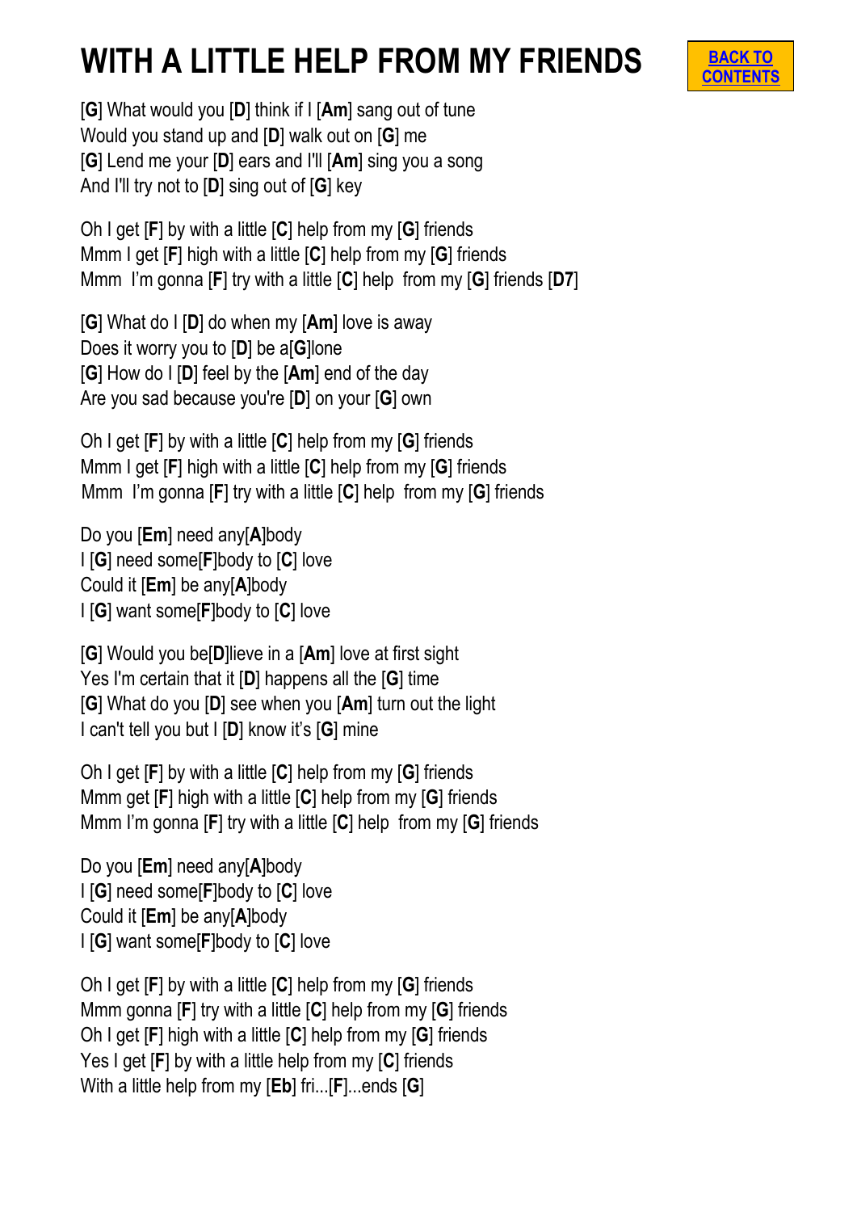# WITH A LITTLE HELP FROM MY FRIENDS

BACK TO CONTENTS

[**G**] What would you [**D**] think if I [**Am**] sang out of tune
Would you stand up and [**D**] walk out on [**G**] me
[**G**] Lend me your [**D**] ears and I'll [**Am**] sing you a song
And I'll try not to [**D**] sing out of [**G**] key

Oh I get [**F**] by with a little [**C**] help from my [**G**] friends
Mmm I get [**F**] high with a little [**C**] help from my [**G**] friends
Mmm  I'm gonna [**F**] try with a little [**C**] help  from my [**G**] friends [**D7**]

[**G**] What do I [**D**] do when my [**Am**] love is away
Does it worry you to [**D**] be a[**G**]lone
[**G**] How do I [**D**] feel by the [**Am**] end of the day
Are you sad because you're [**D**] on your [**G**] own

Oh I get [**F**] by with a little [**C**] help from my [**G**] friends
Mmm I get [**F**] high with a little [**C**] help from my [**G**] friends
Mmm  I'm gonna [**F**] try with a little [**C**] help  from my [**G**] friends

Do you [**Em**] need any[**A**]body
I [**G**] need some[**F**]body to [**C**] love
Could it [**Em**] be any[**A**]body
I [**G**] want some[**F**]body to [**C**] love

[**G**] Would you be[**D**]lieve in a [**Am**] love at first sight
Yes I'm certain that it [**D**] happens all the [**G**] time
[**G**] What do you [**D**] see when you [**Am**] turn out the light
I can't tell you but I [**D**] know it's [**G**] mine

Oh I get [**F**] by with a little [**C**] help from my [**G**] friends
Mmm get [**F**] high with a little [**C**] help from my [**G**] friends
Mmm I'm gonna [**F**] try with a little [**C**] help  from my [**G**] friends

Do you [**Em**] need any[**A**]body
I [**G**] need some[**F**]body to [**C**] love
Could it [**Em**] be any[**A**]body
I [**G**] want some[**F**]body to [**C**] love

Oh I get [**F**] by with a little [**C**] help from my [**G**] friends
Mmm gonna [**F**] try with a little [**C**] help from my [**G**] friends
Oh I get [**F**] high with a little [**C**] help from my [**G**] friends
Yes I get [**F**] by with a little help from my [**C**] friends
With a little help from my [**Eb**] fri...[**F**]...ends [**G**]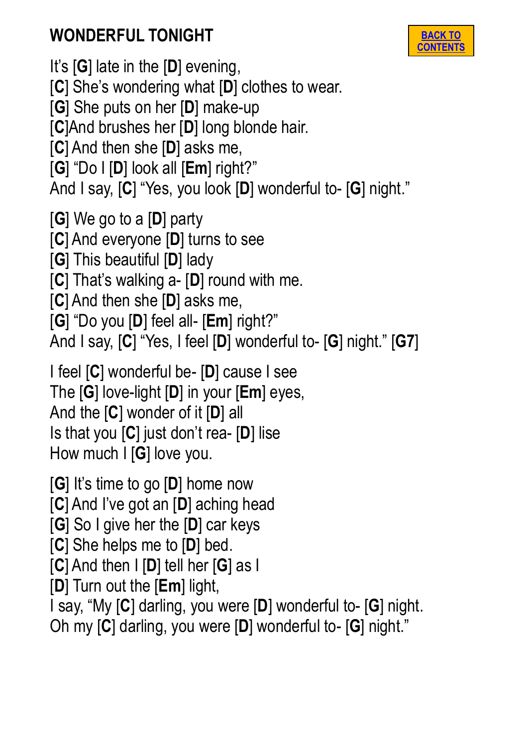# WONDERFUL TONIGHT

BACK TO CONTENTS

It's [**G**] late in the [**D**] evening,
[**C**] She's wondering what [**D**] clothes to wear.
[**G**] She puts on her [**D**] make-up
[**C**]And brushes her [**D**] long blonde hair.
[**C**] And then she [**D**] asks me,
[**G**] "Do I [**D**] look all [**Em**] right?"
And I say, [**C**] "Yes, you look [**D**] wonderful to- [**G**] night."

[**G**] We go to a [**D**] party
[**C**] And everyone [**D**] turns to see
[**G**] This beautiful [**D**] lady
[**C**] That's walking a- [**D**] round with me.
[**C**] And then she [**D**] asks me,
[**G**] "Do you [**D**] feel all- [**Em**] right?"
And I say, [**C**] "Yes, I feel [**D**] wonderful to- [**G**] night." [**G7**]

I feel [**C**] wonderful be- [**D**] cause I see
The [**G**] love-light [**D**] in your [**Em**] eyes,
And the [**C**] wonder of it [**D**] all
Is that you [**C**] just don't rea- [**D**] lise
How much I [**G**] love you.

[**G**] It's time to go [**D**] home now
[**C**] And I've got an [**D**] aching head
[**G**] So I give her the [**D**] car keys
[**C**] She helps me to [**D**] bed.
[**C**] And then I [**D**] tell her [**G**] as I
[**D**] Turn out the [**Em**] light,
I say, "My [**C**] darling, you were [**D**] wonderful to- [**G**] night.
Oh my [**C**] darling, you were [**D**] wonderful to- [**G**] night."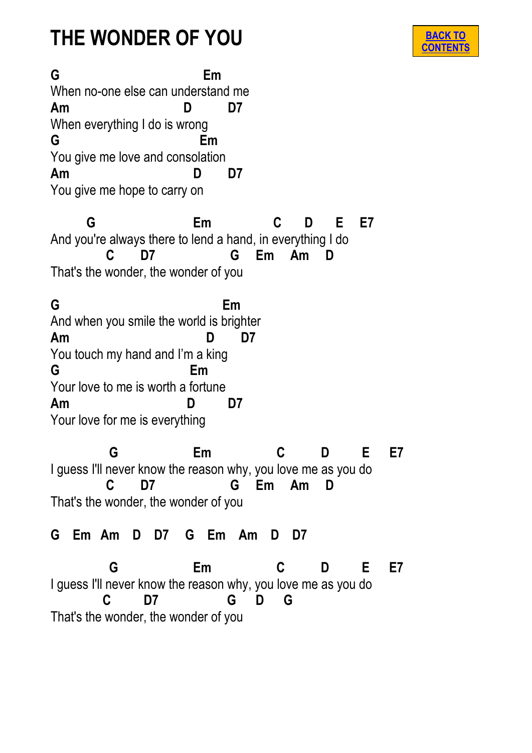# THE WONDER OF YOU

[BACK TO CONTENTS]

```
G                              Em
When no-one else can understand me
Am                       D        D7
When everything I do is wrong
G                            Em
You give me love and consolation
Am                         D       D7
You give me hope to carry on

       G                  Em             C      D      E     E7
And you're always there to lend a hand, in everything I do
           C      D7              G    Em    Am    D
That's the wonder, the wonder of you

G                                 Em
And when you smile the world is brighter
Am                             D       D7
You touch my hand and I'm a king
G                          Em
Your love to me is worth a fortune
Am                        D        D7
Your love for me is everything

           G              Em             C        D       E      E7
I guess I'll never know the reason why, you love me as you do
           C      D7              G    Em    Am    D
That's the wonder, the wonder of you

G   Em  Am   D   D7    G   Em   Am   D   D7

           G              Em             C        D       E      E7
I guess I'll never know the reason why, you love me as you do
          C       D7              G     D    G
That's the wonder, the wonder of you
```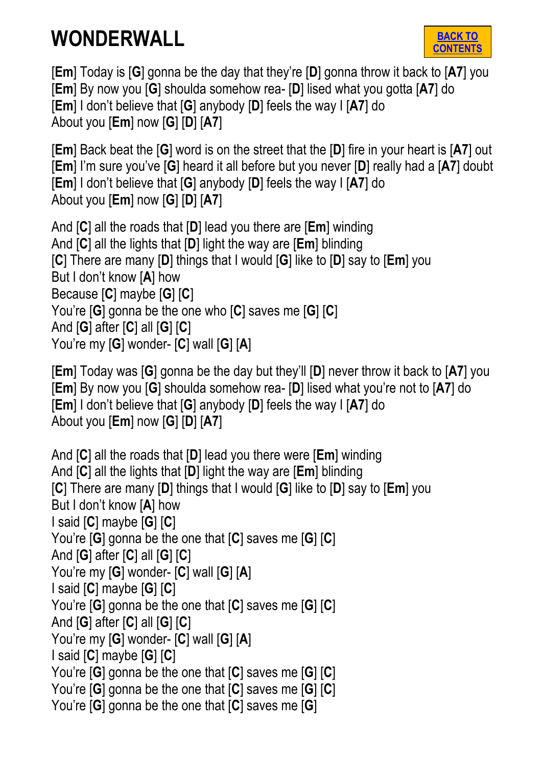# WONDERWALL

BACK TO CONTENTS

[**Em**] Today is [**G**] gonna be the day that they're [**D**] gonna throw it back to [**A7**] you
[**Em**] By now you [**G**] shoulda somehow rea- [**D**] lised what you gotta [**A7**] do
[**Em**] I don't believe that [**G**] anybody [**D**] feels the way I [**A7**] do
About you [**Em**] now [**G**] [**D**] [**A7**]

[**Em**] Back beat the [**G**] word is on the street that the [**D**] fire in your heart is [**A7**] out
[**Em**] I'm sure you've [**G**] heard it all before but you never [**D**] really had a [**A7**] doubt
[**Em**] I don't believe that [**G**] anybody [**D**] feels the way I [**A7**] do
About you [**Em**] now [**G**] [**D**] [**A7**]

And [**C**] all the roads that [**D**] lead you there are [**Em**] winding
And [**C**] all the lights that [**D**] light the way are [**Em**] blinding
[**C**] There are many [**D**] things that I would [**G**] like to [**D**] say to [**Em**] you
But I don't know [**A**] how
Because [**C**] maybe [**G**] [**C**]
You're [**G**] gonna be the one who [**C**] saves me [**G**] [**C**]
And [**G**] after [**C**] all [**G**] [**C**]
You're my [**G**] wonder- [**C**] wall [**G**] [**A**]

[**Em**] Today was [**G**] gonna be the day but they'll [**D**] never throw it back to [**A7**] you
[**Em**] By now you [**G**] shoulda somehow rea- [**D**] lised what you're not to [**A7**] do
[**Em**] I don't believe that [**G**] anybody [**D**] feels the way I [**A7**] do
About you [**Em**] now [**G**] [**D**] [**A7**]

And [**C**] all the roads that [**D**] lead you there were [**Em**] winding
And [**C**] all the lights that [**D**] light the way are [**Em**] blinding
[**C**] There are many [**D**] things that I would [**G**] like to [**D**] say to [**Em**] you
But I don't know [**A**] how
I said [**C**] maybe [**G**] [**C**]
You're [**G**] gonna be the one that [**C**] saves me [**G**] [**C**]
And [**G**] after [**C**] all [**G**] [**C**]
You're my [**G**] wonder- [**C**] wall [**G**] [**A**]
I said [**C**] maybe [**G**] [**C**]
You're [**G**] gonna be the one that [**C**] saves me [**G**] [**C**]
And [**G**] after [**C**] all [**G**] [**C**]
You're my [**G**] wonder- [**C**] wall [**G**] [**A**]
I said [**C**] maybe [**G**] [**C**]
You're [**G**] gonna be the one that [**C**] saves me [**G**] [**C**]
You're [**G**] gonna be the one that [**C**] saves me [**G**] [**C**]
You're [**G**] gonna be the one that [**C**] saves me [**G**]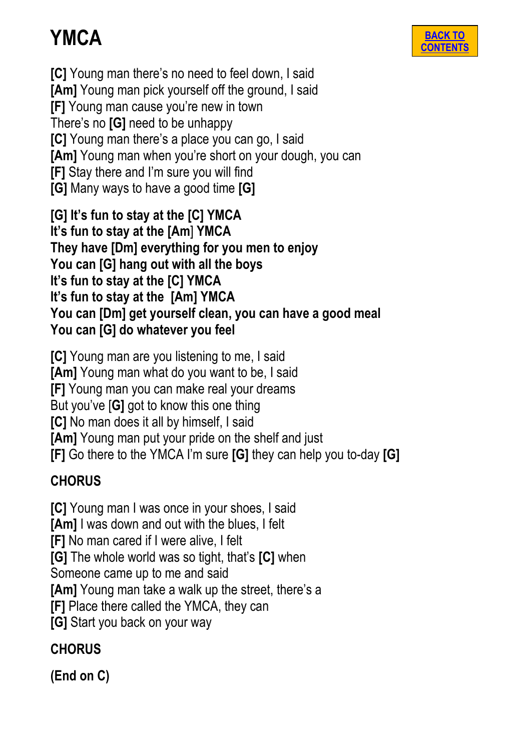# YMCA

BACK TO CONTENTS

**[C]** Young man there's no need to feel down, I said
**[Am]** Young man pick yourself off the ground, I said
**[F]** Young man cause you're new in town
There's no **[G]** need to be unhappy
**[C]** Young man there's a place you can go, I said
**[Am]** Young man when you're short on your dough, you can
**[F]** Stay there and I'm sure you will find
**[G]** Many ways to have a good time **[G]**

**[G] It's fun to stay at the [C] YMCA**
**It's fun to stay at the [Am] YMCA**
**They have [Dm] everything for you men to enjoy**
**You can [G] hang out with all the boys**
**It's fun to stay at the [C] YMCA**
**It's fun to stay at the [Am] YMCA**
**You can [Dm] get yourself clean, you can have a good meal**
**You can [G] do whatever you feel**

**[C]** Young man are you listening to me, I said
**[Am]** Young man what do you want to be, I said
**[F]** Young man you can make real your dreams
But you've [**G]** got to know this one thing
**[C]** No man does it all by himself, I said
**[Am]** Young man put your pride on the shelf and just
**[F]** Go there to the YMCA I'm sure **[G]** they can help you to-day **[G]**

**CHORUS**

**[C]** Young man I was once in your shoes, I said
**[Am]** I was down and out with the blues, I felt
**[F]** No man cared if I were alive, I felt
**[G]** The whole world was so tight, that's **[C]** when
Someone came up to me and said
**[Am]** Young man take a walk up the street, there's a
**[F]** Place there called the YMCA, they can
**[G]** Start you back on your way

**CHORUS**

**(End on C)**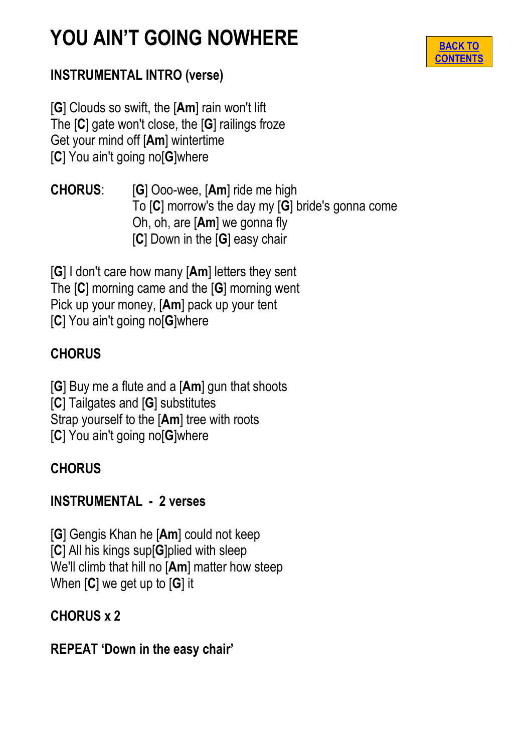# YOU AIN'T GOING NOWHERE

BACK TO CONTENTS

**INSTRUMENTAL INTRO (verse)**

[**G**] Clouds so swift, the [**Am**] rain won't lift
The [**C**] gate won't close, the [**G**] railings froze
Get your mind off [**Am**] wintertime
[**C**] You ain't going no[**G**]where

**CHORUS**: [**G**] Ooo-wee, [**Am**] ride me high
To [**C**] morrow's the day my [**G**] bride's gonna come
Oh, oh, are [**Am**] we gonna fly
[**C**] Down in the [**G**] easy chair

[**G**] I don't care how many [**Am**] letters they sent
The [**C**] morning came and the [**G**] morning went
Pick up your money, [**Am**] pack up your tent
[**C**] You ain't going no[**G**]where

**CHORUS**

[**G**] Buy me a flute and a [**Am**] gun that shoots
[**C**] Tailgates and [**G**] substitutes
Strap yourself to the [**Am**] tree with roots
[**C**] You ain't going no[**G**]where

**CHORUS**

**INSTRUMENTAL - 2 verses**

[**G**] Gengis Khan he [**Am**] could not keep
[**C**] All his kings sup[**G**]plied with sleep
We'll climb that hill no [**Am**] matter how steep
When [**C**] we get up to [**G**] it

**CHORUS x 2**

**REPEAT 'Down in the easy chair'**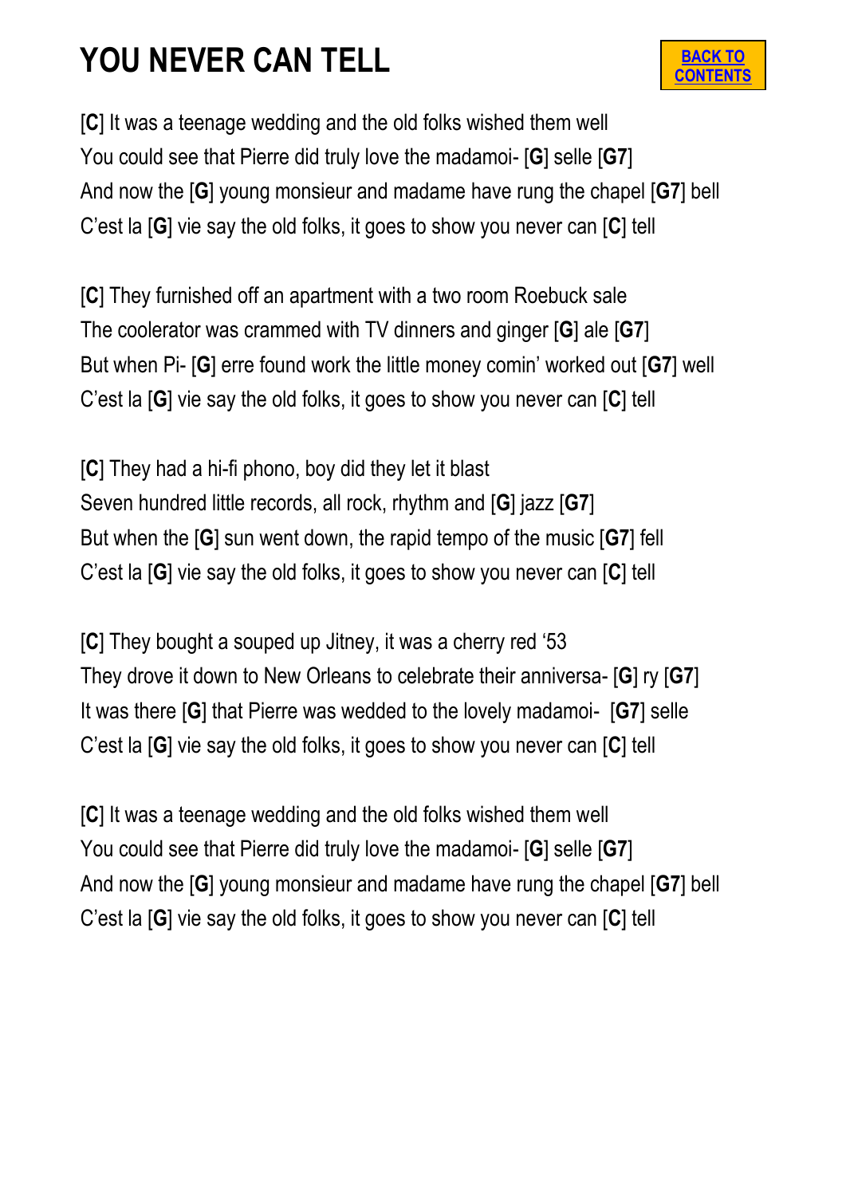# YOU NEVER CAN TELL

BACK TO CONTENTS

[**C**] It was a teenage wedding and the old folks wished them well
You could see that Pierre did truly love the madamoi- [**G**] selle [**G7**]
And now the [**G**] young monsieur and madame have rung the chapel [**G7**] bell
C'est la [**G**] vie say the old folks, it goes to show you never can [**C**] tell

[**C**] They furnished off an apartment with a two room Roebuck sale
The coolerator was crammed with TV dinners and ginger [**G**] ale [**G7**]
But when Pi- [**G**] erre found work the little money comin' worked out [**G7**] well
C'est la [**G**] vie say the old folks, it goes to show you never can [**C**] tell

[**C**] They had a hi-fi phono, boy did they let it blast
Seven hundred little records, all rock, rhythm and [**G**] jazz [**G7**]
But when the [**G**] sun went down, the rapid tempo of the music [**G7**] fell
C'est la [**G**] vie say the old folks, it goes to show you never can [**C**] tell

[**C**] They bought a souped up Jitney, it was a cherry red '53
They drove it down to New Orleans to celebrate their anniversa- [**G**] ry [**G7**]
It was there [**G**] that Pierre was wedded to the lovely madamoi- [**G7**] selle
C'est la [**G**] vie say the old folks, it goes to show you never can [**C**] tell

[**C**] It was a teenage wedding and the old folks wished them well
You could see that Pierre did truly love the madamoi- [**G**] selle [**G7**]
And now the [**G**] young monsieur and madame have rung the chapel [**G7**] bell
C'est la [**G**] vie say the old folks, it goes to show you never can [**C**] tell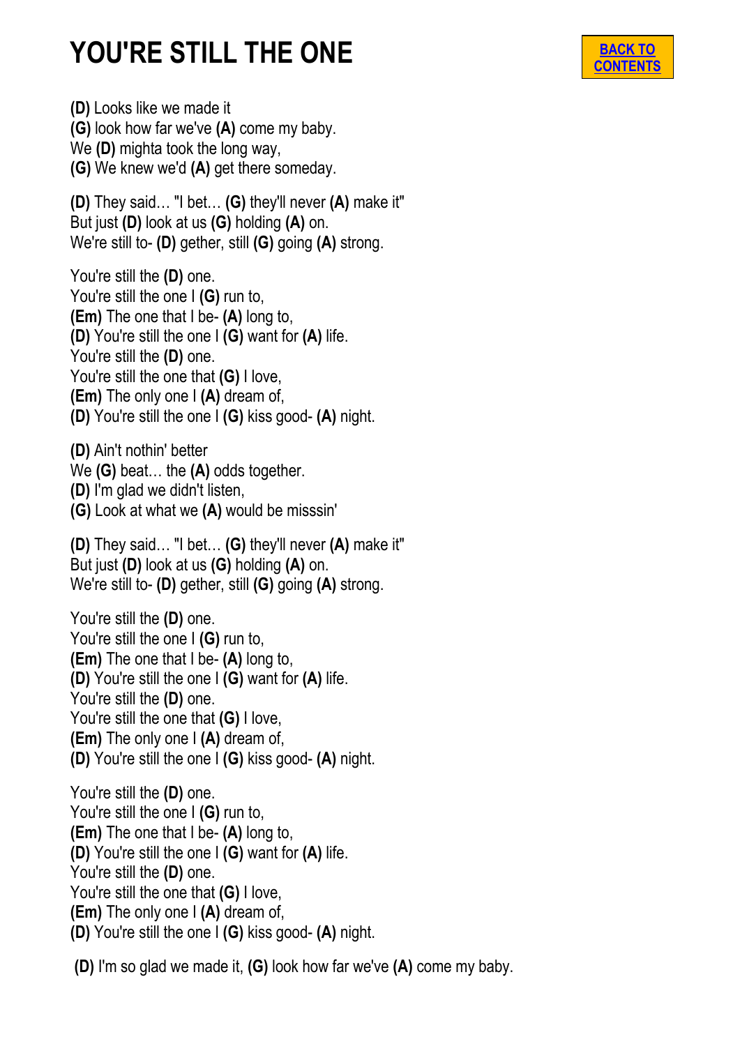# YOU'RE STILL THE ONE

BACK TO CONTENTS

**(D)** Looks like we made it
**(G)** look how far we've **(A)** come my baby.
We **(D)** mighta took the long way,
**(G)** We knew we'd **(A)** get there someday.

**(D)** They said… "I bet… **(G)** they'll never **(A)** make it"
But just **(D)** look at us **(G)** holding **(A)** on.
We're still to- **(D)** gether, still **(G)** going **(A)** strong.

You're still the **(D)** one.
You're still the one I **(G)** run to,
**(Em)** The one that I be- **(A)** long to,
**(D)** You're still the one I **(G)** want for **(A)** life.
You're still the **(D)** one.
You're still the one that **(G)** I love,
**(Em)** The only one I **(A)** dream of,
**(D)** You're still the one I **(G)** kiss good- **(A)** night.

**(D)** Ain't nothin' better
We **(G)** beat… the **(A)** odds together.
**(D)** I'm glad we didn't listen,
**(G)** Look at what we **(A)** would be misssin'

**(D)** They said… "I bet… **(G)** they'll never **(A)** make it"
But just **(D)** look at us **(G)** holding **(A)** on.
We're still to- **(D)** gether, still **(G)** going **(A)** strong.

You're still the **(D)** one.
You're still the one I **(G)** run to,
**(Em)** The one that I be- **(A)** long to,
**(D)** You're still the one I **(G)** want for **(A)** life.
You're still the **(D)** one.
You're still the one that **(G)** I love,
**(Em)** The only one I **(A)** dream of,
**(D)** You're still the one I **(G)** kiss good- **(A)** night.

You're still the **(D)** one.
You're still the one I **(G)** run to,
**(Em)** The one that I be- **(A)** long to,
**(D)** You're still the one I **(G)** want for **(A)** life.
You're still the **(D)** one.
You're still the one that **(G)** I love,
**(Em)** The only one I **(A)** dream of,
**(D)** You're still the one I **(G)** kiss good- **(A)** night.

**(D)** I'm so glad we made it, **(G)** look how far we've **(A)** come my baby.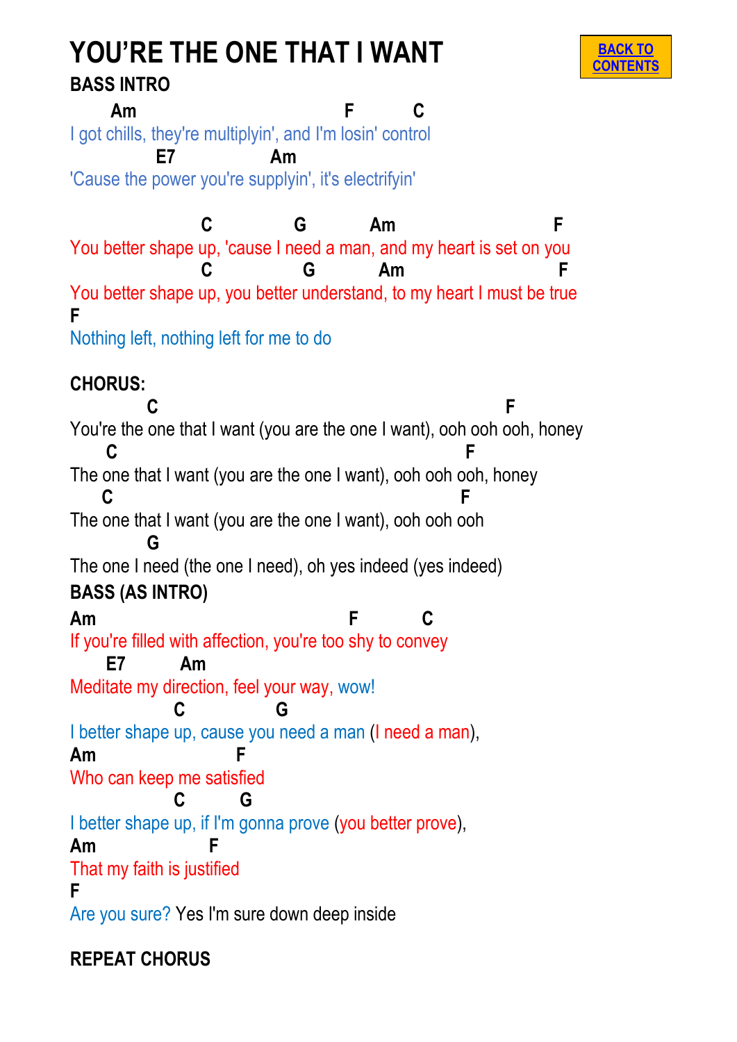# YOU'RE THE ONE THAT I WANT

[BACK TO CONTENTS]

**BASS INTRO**

```
        Am                                F          C
I got chills, they're multiplyin', and I'm losin' control
              E7               Am
'Cause the power you're supplyin', it's electrifyin'

                      C              G          Am                        F
You better shape up, 'cause I need a man, and my heart is set on you
                      C               G          Am                        F
You better shape up, you better understand, to my heart I must be true
F
Nothing left, nothing left for me to do
```

**CHORUS:**

```
              C                                                  F
You're the one that I want (you are the one I want), ooh ooh ooh, honey
       C                                                 F
The one that I want (you are the one I want), ooh ooh ooh, honey
      C                                                  F
The one that I want (you are the one I want), ooh ooh ooh
              G
The one I need (the one I need), oh yes indeed (yes indeed)
```

**BASS (AS INTRO)**

```
Am                                      F           C
If you're filled with affection, you're too shy to convey
       E7          Am
Meditate my direction, feel your way, wow!
                    C               G
I better shape up, cause you need a man (I need a man),
Am                          F
Who can keep me satisfied
                    C         G
I better shape up, if I'm gonna prove (you better prove),
Am                     F
That my faith is justified
F
Are you sure? Yes I'm sure down deep inside
```

**REPEAT CHORUS**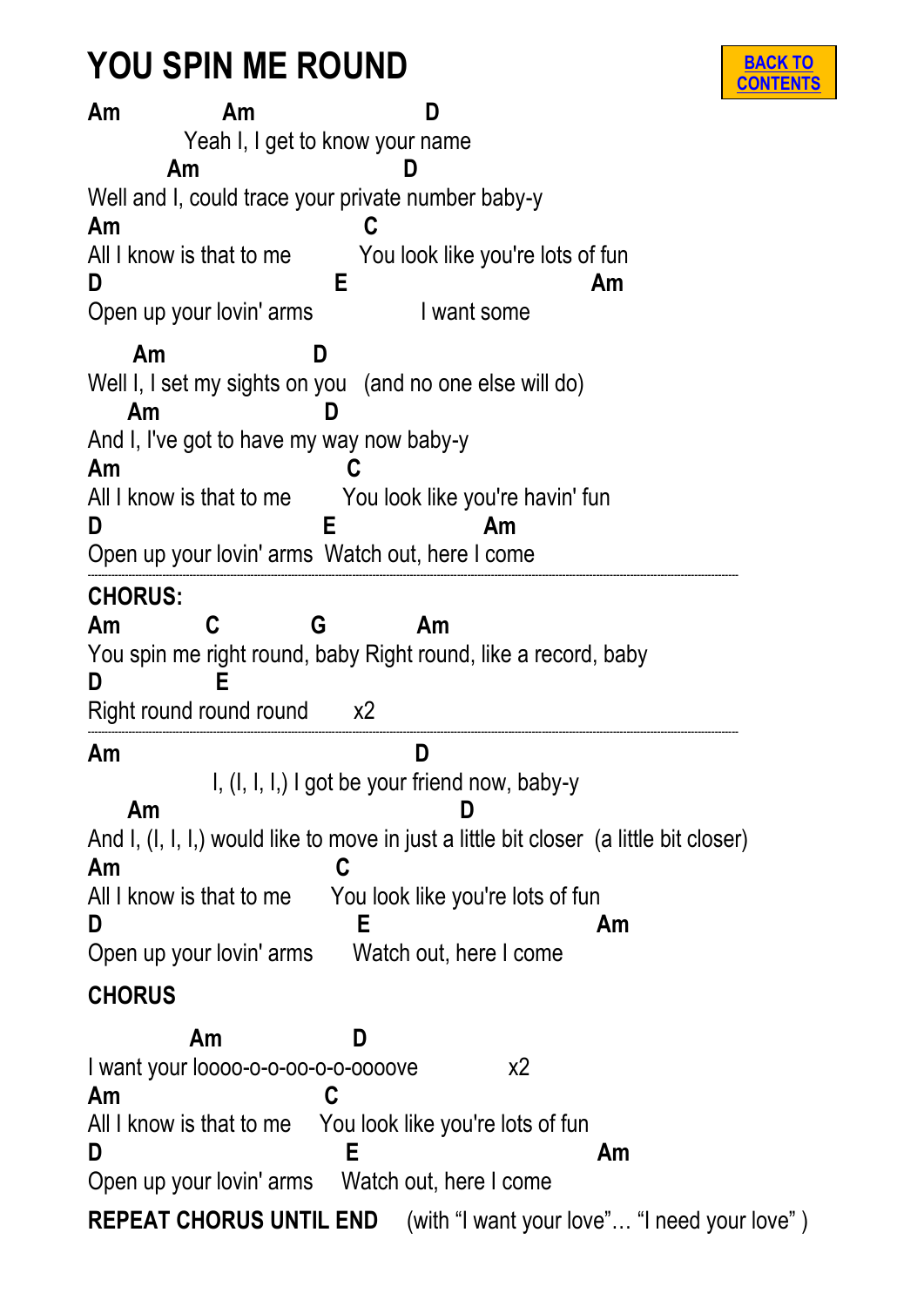# YOU SPIN ME ROUND

BACK TO CONTENTS

```
Am            Am                      D
              Yeah I, I get to know your name
           Am                      D
Well and I, could trace your private number baby-y
Am                              C
All I know is that to me         You look like you're lots of fun
D                              E                              Am
Open up your lovin' arms                I want some

      Am                  D
Well I, I set my sights on you   (and no one else will do)
     Am                   D
And I, I've got to have my way now baby-y
Am                            C
All I know is that to me       You look like you're havin' fun
D                            E               Am
Open up your lovin' arms  Watch out, here I come
```

**CHORUS:**

```
Am          C            G          Am
You spin me right round, baby Right round, like a record, baby
D            E
Right round round round       x2
```

```
Am                                D
                  I, (I, I, I,) I got be your friend now, baby-y
     Am                                       D
And I, (I, I, I,) would like to move in just a little bit closer  (a little bit closer)
Am                            C
All I know is that to me       You look like you're lots of fun
D                               E                    Am
Open up your lovin' arms      Watch out, here I come
```

**CHORUS**

```
              Am                  D
I want your loooo-o-o-oo-o-o-oooove             x2
Am                           C
All I know is that to me     You look like you're lots of fun
D                             E                      Am
Open up your lovin' arms     Watch out, here I come
```

**REPEAT CHORUS UNTIL END** (with “I want your love”… “I need your love” )